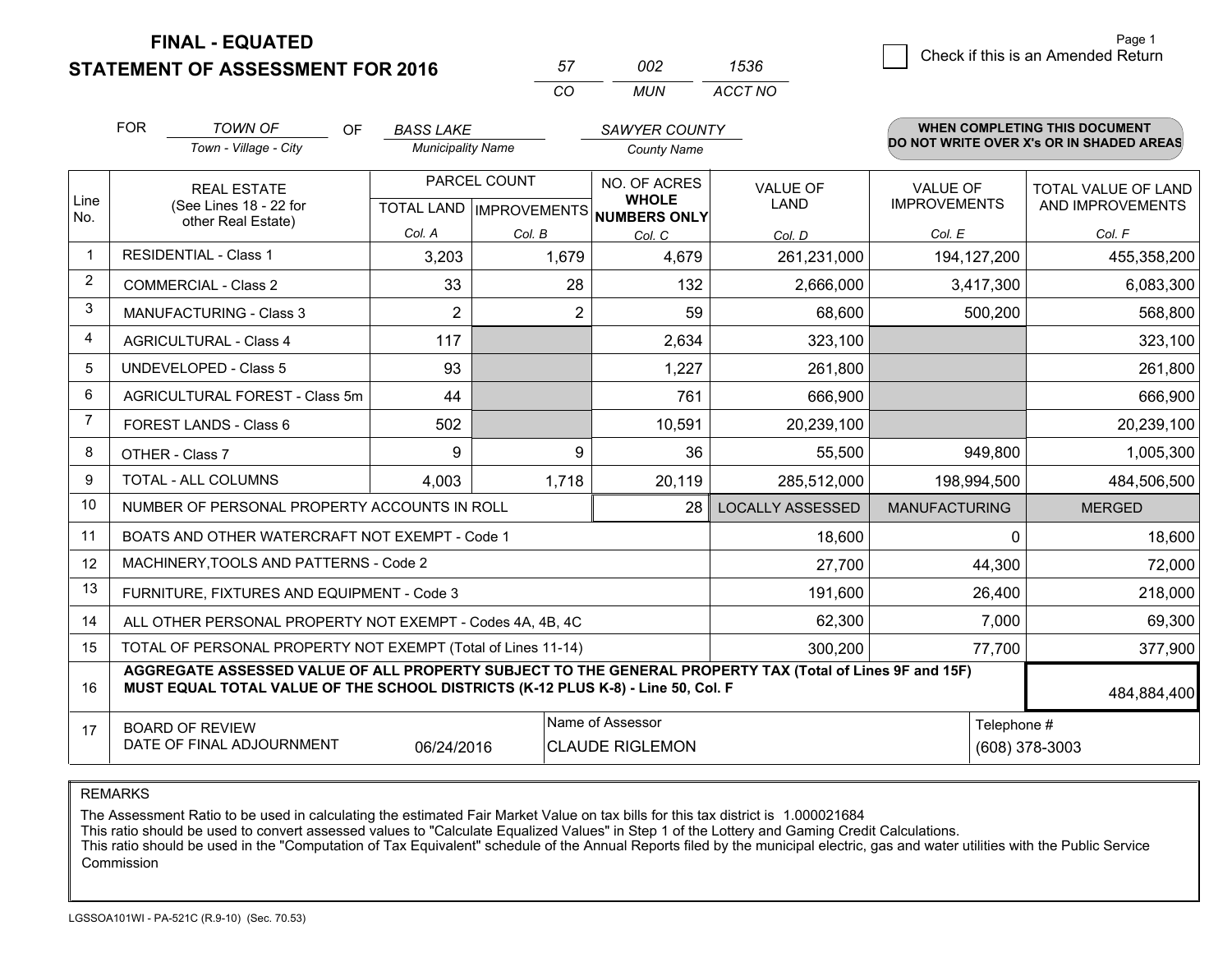# FINAL - EQUATED
## STATEMENT OF ASSESSMENT FOR 2016

| 57 | 002 | 1536 |
|---|---|---|
| CO | MUN | ACCT NO |

Check if this is an Amended Return

FOR *TOWN OF* (Town - Village - City) OF *BASS LAKE* (Municipality Name) *SAWYER COUNTY* (County Name)

**WHEN COMPLETING THIS DOCUMENT DO NOT WRITE OVER X's OR IN SHADED AREAS**

| Line No. | REAL ESTATE (See Lines 18 - 22 for other Real Estate) | PARCEL COUNT | | NO. OF ACRES WHOLE NUMBERS ONLY | VALUE OF LAND | VALUE OF IMPROVEMENTS | TOTAL VALUE OF LAND AND IMPROVEMENTS |
|---|---|---|---|---|---|---|---|
| | | TOTAL LAND | IMPROVEMENTS | | | | |
| | | Col. A | Col. B | Col. C | Col. D | Col. E | Col. F |
| 1 | RESIDENTIAL - Class 1 | 3,203 | 1,679 | 4,679 | 261,231,000 | 194,127,200 | 455,358,200 |
| 2 | COMMERCIAL - Class 2 | 33 | 28 | 132 | 2,666,000 | 3,417,300 | 6,083,300 |
| 3 | MANUFACTURING - Class 3 | 2 | 2 | 59 | 68,600 | 500,200 | 568,800 |
| 4 | AGRICULTURAL - Class 4 | 117 | | 2,634 | 323,100 | | 323,100 |
| 5 | UNDEVELOPED - Class 5 | 93 | | 1,227 | 261,800 | | 261,800 |
| 6 | AGRICULTURAL FOREST - Class 5m | 44 | | 761 | 666,900 | | 666,900 |
| 7 | FOREST LANDS - Class 6 | 502 | | 10,591 | 20,239,100 | | 20,239,100 |
| 8 | OTHER - Class 7 | 9 | 9 | 36 | 55,500 | 949,800 | 1,005,300 |
| 9 | TOTAL - ALL COLUMNS | 4,003 | 1,718 | 20,119 | 285,512,000 | 198,994,500 | 484,506,500 |
| 10 | NUMBER OF PERSONAL PROPERTY ACCOUNTS IN ROLL | | | 28 | LOCALLY ASSESSED | MANUFACTURING | MERGED |
| 11 | BOATS AND OTHER WATERCRAFT NOT EXEMPT - Code 1 | | | | 18,600 | 0 | 18,600 |
| 12 | MACHINERY,TOOLS AND PATTERNS - Code 2 | | | | 27,700 | 44,300 | 72,000 |
| 13 | FURNITURE, FIXTURES AND EQUIPMENT - Code 3 | | | | 191,600 | 26,400 | 218,000 |
| 14 | ALL OTHER PERSONAL PROPERTY NOT EXEMPT - Codes 4A, 4B, 4C | | | | 62,300 | 7,000 | 69,300 |
| 15 | TOTAL OF PERSONAL PROPERTY NOT EXEMPT (Total of Lines 11-14) | | | | 300,200 | 77,700 | 377,900 |
| 16 | **AGGREGATE ASSESSED VALUE OF ALL PROPERTY SUBJECT TO THE GENERAL PROPERTY TAX (Total of Lines 9F and 15F) MUST EQUAL TOTAL VALUE OF THE SCHOOL DISTRICTS (K-12 PLUS K-8) - Line 50, Col. F** | | | | | | 484,884,400 |
| 17 | BOARD OF REVIEW DATE OF FINAL ADJOURNMENT | 06/24/2016 | | Name of Assessor: CLAUDE RIGLEMON | | | Telephone #: (608) 378-3003 |

REMARKS

The Assessment Ratio to be used in calculating the estimated Fair Market Value on tax bills for this tax district is 1.000021684
This ratio should be used to convert assessed values to "Calculate Equalized Values" in Step 1 of the Lottery and Gaming Credit Calculations.
This ratio should be used in the "Computation of Tax Equivalent" schedule of the Annual Reports filed by the municipal electric, gas and water utilities with the Public Service Commission

LGSSOA101WI - PA-521C (R.9-10) (Sec. 70.53)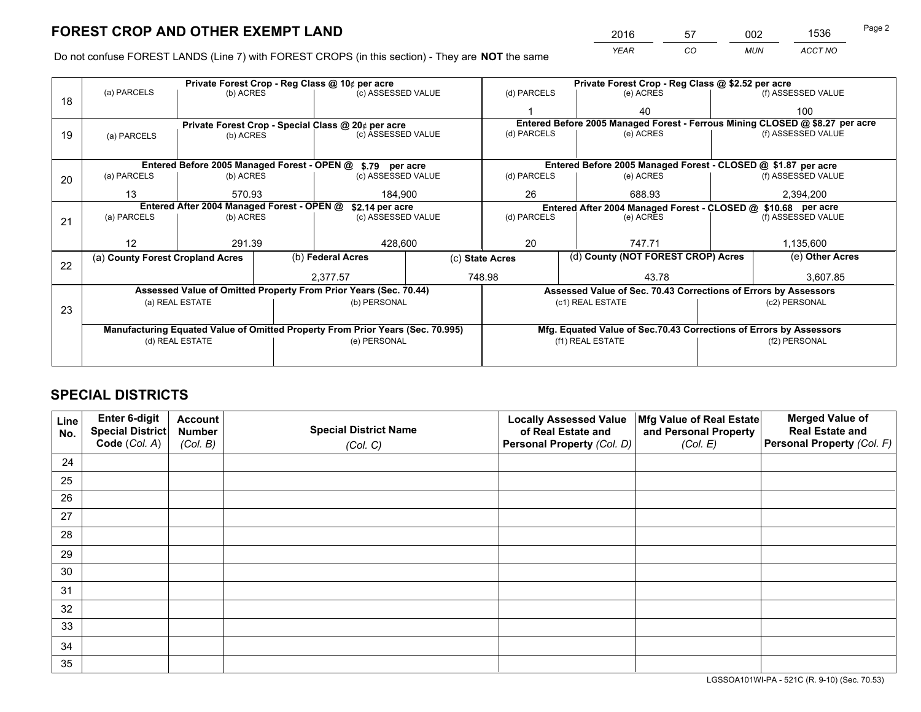# FOREST CROP AND OTHER EXEMPT LAND

| 2016 | 57 | 002 | 1536 |
|---|---|---|---|
| YEAR | CO | MUN | ACCT NO |

Do not confuse FOREST LANDS (Line 7) with FOREST CROPS (in this section) - They are **NOT** the same

| Line | | | | | | |
|---|---|---|---|---|---|---|
| 18 | Private Forest Crop - Reg Class @ 10¢ per acre | | | Private Forest Crop - Reg Class @ $2.52 per acre | | |
| | (a) PARCELS | (b) ACRES | (c) ASSESSED VALUE | (d) PARCELS | (e) ACRES | (f) ASSESSED VALUE |
| | | | | 1 | 40 | 100 |
| 19 | Private Forest Crop - Special Class @ 20¢ per acre | | | Entered Before 2005 Managed Forest - Ferrous Mining CLOSED @ $8.27 per acre | | |
| | (a) PARCELS | (b) ACRES | (c) ASSESSED VALUE | (d) PARCELS | (e) ACRES | (f) ASSESSED VALUE |
| | | | | | | |
| 20 | Entered Before 2005 Managed Forest - OPEN @ $.79 per acre | | | Entered Before 2005 Managed Forest - CLOSED @ $1.87 per acre | | |
| | (a) PARCELS | (b) ACRES | (c) ASSESSED VALUE | (d) PARCELS | (e) ACRES | (f) ASSESSED VALUE |
| | 13 | 570.93 | 184,900 | 26 | 688.93 | 2,394,200 |
| 21 | Entered After 2004 Managed Forest - OPEN @ $2.14 per acre | | | Entered After 2004 Managed Forest - CLOSED @ $10.68 per acre | | |
| | (a) PARCELS | (b) ACRES | (c) ASSESSED VALUE | (d) PARCELS | (e) ACRES | (f) ASSESSED VALUE |
| | 12 | 291.39 | 428,600 | 20 | 747.71 | 1,135,600 |

| Line | (a) County Forest Cropland Acres | (b) Federal Acres | (c) State Acres | (d) County (NOT FOREST CROP) Acres | (e) Other Acres |
|---|---|---|---|---|---|
| 22 | | 2,377.57 | 748.98 | 43.78 | 3,607.85 |

| Line | Assessed Value of Omitted Property From Prior Years (Sec. 70.44) | | Assessed Value of Sec. 70.43 Corrections of Errors by Assessors | |
|---|---|---|---|---|
| 23 | (a) REAL ESTATE | (b) PERSONAL | (c1) REAL ESTATE | (c2) PERSONAL |
| | | | | |
| | **Manufacturing Equated Value of Omitted Property From Prior Years (Sec. 70.995)** | | **Mfg. Equated Value of Sec.70.43 Corrections of Errors by Assessors** | |
| | (d) REAL ESTATE | (e) PERSONAL | (f1) REAL ESTATE | (f2) PERSONAL |
| | | | | |

# SPECIAL DISTRICTS

| Line No. | Enter 6-digit Special District Code (Col. A) | Account Number (Col. B) | Special District Name (Col. C) | Locally Assessed Value of Real Estate and Personal Property (Col. D) | Mfg Value of Real Estate and Personal Property (Col. E) | Merged Value of Real Estate and Personal Property (Col. F) |
|---|---|---|---|---|---|---|
| 24 | | | | | | |
| 25 | | | | | | |
| 26 | | | | | | |
| 27 | | | | | | |
| 28 | | | | | | |
| 29 | | | | | | |
| 30 | | | | | | |
| 31 | | | | | | |
| 32 | | | | | | |
| 33 | | | | | | |
| 34 | | | | | | |
| 35 | | | | | | |

LGSSOA101WI-PA - 521C (R. 9-10) (Sec. 70.53)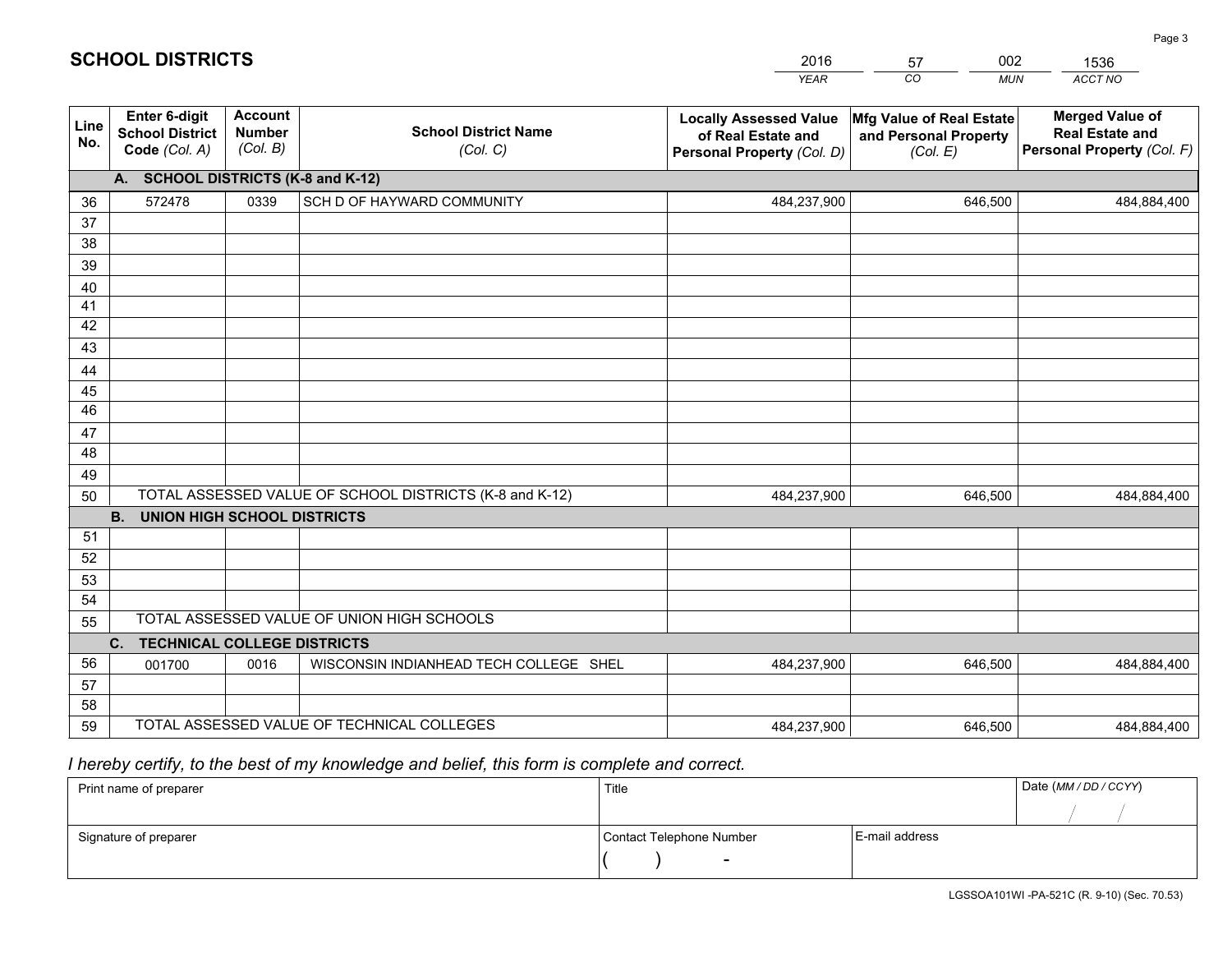## SCHOOL DISTRICTS

| 2016 | 57 | 002 | 1536 |
|---|---|---|---|
| YEAR | CO | MUN | ACCT NO |

| Line No. | Enter 6-digit School District Code (Col. A) | Account Number (Col. B) | School District Name (Col. C) | Locally Assessed Value of Real Estate and Personal Property (Col. D) | Mfg Value of Real Estate and Personal Property (Col. E) | Merged Value of Real Estate and Personal Property (Col. F) |
|---|---|---|---|---|---|---|
| **A. SCHOOL DISTRICTS (K-8 and K-12)** | | | | | | |
| 36 | 572478 | 0339 | SCH D OF HAYWARD COMMUNITY | 484,237,900 | 646,500 | 484,884,400 |
| 37 | | | | | | |
| 38 | | | | | | |
| 39 | | | | | | |
| 40 | | | | | | |
| 41 | | | | | | |
| 42 | | | | | | |
| 43 | | | | | | |
| 44 | | | | | | |
| 45 | | | | | | |
| 46 | | | | | | |
| 47 | | | | | | |
| 48 | | | | | | |
| 49 | | | | | | |
| 50 | TOTAL ASSESSED VALUE OF SCHOOL DISTRICTS (K-8 and K-12) | | | 484,237,900 | 646,500 | 484,884,400 |
| **B. UNION HIGH SCHOOL DISTRICTS** | | | | | | |
| 51 | | | | | | |
| 52 | | | | | | |
| 53 | | | | | | |
| 54 | | | | | | |
| 55 | TOTAL ASSESSED VALUE OF UNION HIGH SCHOOLS | | | | | |
| **C. TECHNICAL COLLEGE DISTRICTS** | | | | | | |
| 56 | 001700 | 0016 | WISCONSIN INDIANHEAD TECH COLLEGE SHEL | 484,237,900 | 646,500 | 484,884,400 |
| 57 | | | | | | |
| 58 | | | | | | |
| 59 | TOTAL ASSESSED VALUE OF TECHNICAL COLLEGES | | | 484,237,900 | 646,500 | 484,884,400 |

*I hereby certify, to the best of my knowledge and belief, this form is complete and correct.*

| Print name of preparer | Title | | Date (MM / DD / CCYY) |
|---|---|---|---|
| | | | / / |
| Signature of preparer | Contact Telephone Number | E-mail address | |
| | ( ) - | | |

LGSSOA101WI -PA-521C (R. 9-10) (Sec. 70.53)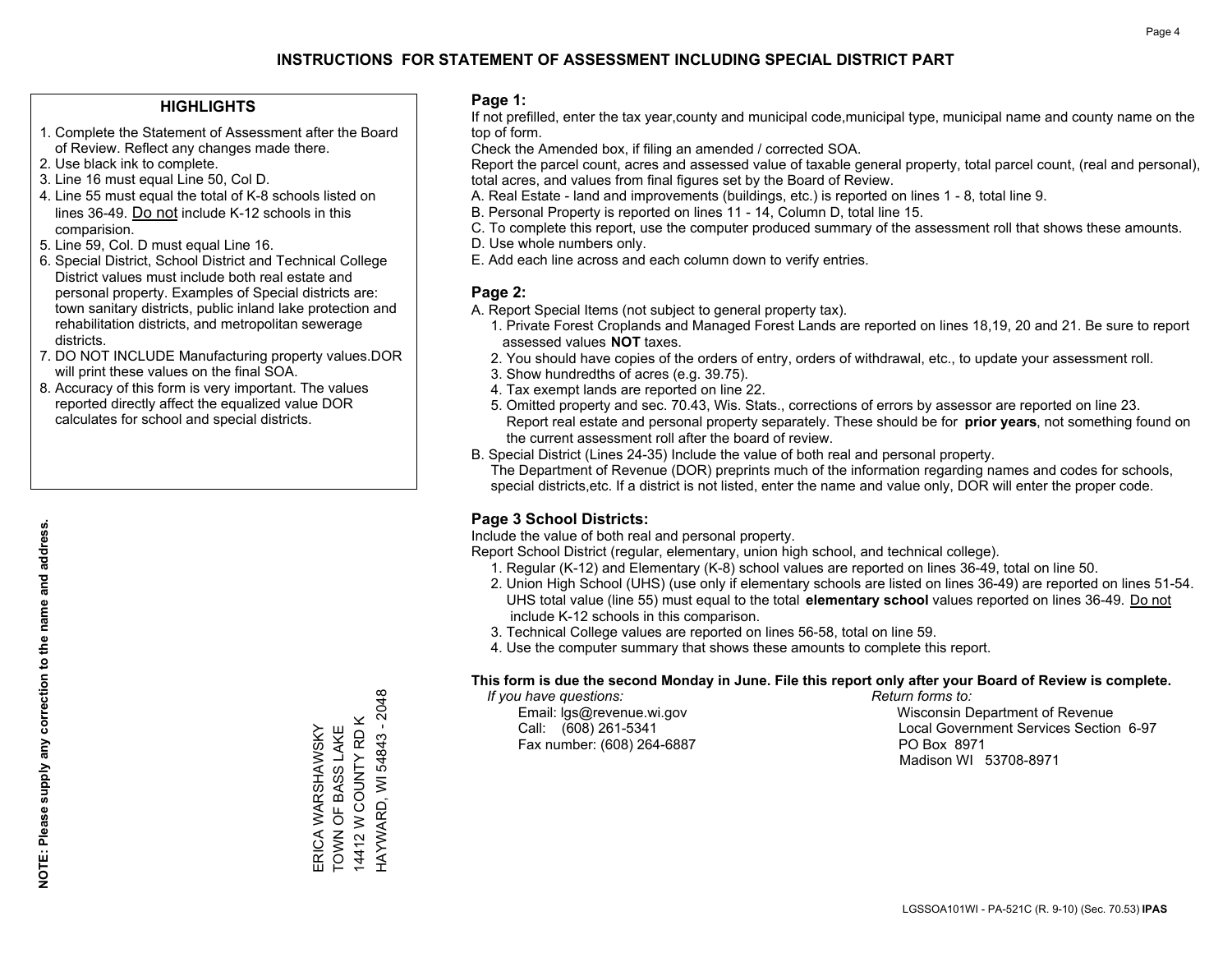# INSTRUCTIONS FOR STATEMENT OF ASSESSMENT INCLUDING SPECIAL DISTRICT PART

## HIGHLIGHTS

1. Complete the Statement of Assessment after the Board of Review. Reflect any changes made there.
2. Use black ink to complete.
3. Line 16 must equal Line 50, Col D.
4. Line 55 must equal the total of K-8 schools listed on lines 36-49. Do not include K-12 schools in this comparision.
5. Line 59, Col. D must equal Line 16.
6. Special District, School District and Technical College District values must include both real estate and personal property. Examples of Special districts are: town sanitary districts, public inland lake protection and rehabilitation districts, and metropolitan sewerage districts.
7. DO NOT INCLUDE Manufacturing property values.DOR will print these values on the final SOA.
8. Accuracy of this form is very important. The values reported directly affect the equalized value DOR calculates for school and special districts.

**NOTE: Please supply any correction to the name and address.**

ERICA WARSHAWSKY
TOWN OF BASS LAKE
14412 W COUNTY RD K
HAYWARD, WI 54843 - 2048

## Page 1:

If not prefilled, enter the tax year,county and municipal code,municipal type, municipal name and county name on the top of form.

Check the Amended box, if filing an amended / corrected SOA.

Report the parcel count, acres and assessed value of taxable general property, total parcel count, (real and personal), total acres, and values from final figures set by the Board of Review.

A. Real Estate - land and improvements (buildings, etc.) is reported on lines 1 - 8, total line 9.
B. Personal Property is reported on lines 11 - 14, Column D, total line 15.
C. To complete this report, use the computer produced summary of the assessment roll that shows these amounts.
D. Use whole numbers only.
E. Add each line across and each column down to verify entries.

## Page 2:

A. Report Special Items (not subject to general property tax).
   1. Private Forest Croplands and Managed Forest Lands are reported on lines 18,19, 20 and 21. Be sure to report assessed values **NOT** taxes.
   2. You should have copies of the orders of entry, orders of withdrawal, etc., to update your assessment roll.
   3. Show hundredths of acres (e.g. 39.75).
   4. Tax exempt lands are reported on line 22.
   5. Omitted property and sec. 70.43, Wis. Stats., corrections of errors by assessor are reported on line 23. Report real estate and personal property separately. These should be for **prior years**, not something found on the current assessment roll after the board of review.
B. Special District (Lines 24-35) Include the value of both real and personal property.
   The Department of Revenue (DOR) preprints much of the information regarding names and codes for schools, special districts,etc. If a district is not listed, enter the name and value only, DOR will enter the proper code.

## Page 3 School Districts:

Include the value of both real and personal property.

Report School District (regular, elementary, union high school, and technical college).

1. Regular (K-12) and Elementary (K-8) school values are reported on lines 36-49, total on line 50.
2. Union High School (UHS) (use only if elementary schools are listed on lines 36-49) are reported on lines 51-54. UHS total value (line 55) must equal to the total **elementary school** values reported on lines 36-49. Do not include K-12 schools in this comparison.
3. Technical College values are reported on lines 56-58, total on line 59.
4. Use the computer summary that shows these amounts to complete this report.

**This form is due the second Monday in June. File this report only after your Board of Review is complete.**

*If you have questions:*
Email: lgs@revenue.wi.gov
Call: (608) 261-5341
Fax number: (608) 264-6887

*Return forms to:*
Wisconsin Department of Revenue
Local Government Services Section 6-97
PO Box 8971
Madison WI 53708-8971

LGSSOA101WI - PA-521C (R. 9-10) (Sec. 70.53) **IPAS**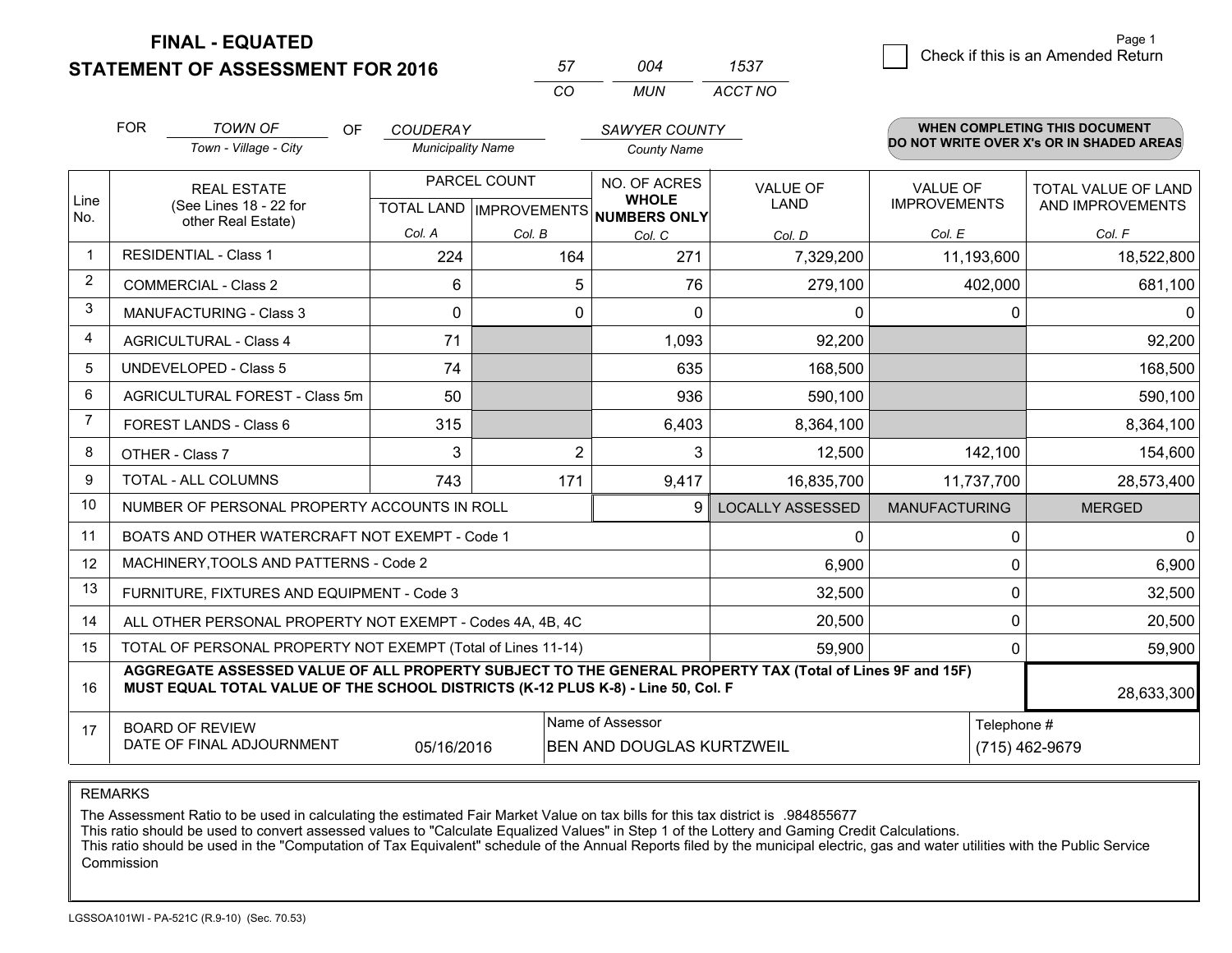**FINAL - EQUATED**

**STATEMENT OF ASSESSMENT FOR 2016**

| 57 | 004 | 1537 |
|---|---|---|
| CO | MUN | ACCT NO |

Page 1

☐ Check if this is an Amended Return

FOR *TOWN OF* (Town - Village - City) OF *COUDERAY* (Municipality Name) *SAWYER COUNTY* (County Name)

**WHEN COMPLETING THIS DOCUMENT DO NOT WRITE OVER X's OR IN SHADED AREAS**

| Line No. | REAL ESTATE (See Lines 18 - 22 for other Real Estate) | PARCEL COUNT | | NO. OF ACRES **WHOLE NUMBERS ONLY** | VALUE OF LAND | VALUE OF IMPROVEMENTS | TOTAL VALUE OF LAND AND IMPROVEMENTS |
|---|---|---|---|---|---|---|---|
| | | TOTAL LAND | IMPROVEMENTS | | | | |
| | | Col. A | Col. B | Col. C | Col. D | Col. E | Col. F |
| 1 | RESIDENTIAL - Class 1 | 224 | 164 | 271 | 7,329,200 | 11,193,600 | 18,522,800 |
| 2 | COMMERCIAL - Class 2 | 6 | 5 | 76 | 279,100 | 402,000 | 681,100 |
| 3 | MANUFACTURING - Class 3 | 0 | 0 | 0 | 0 | 0 | 0 |
| 4 | AGRICULTURAL - Class 4 | 71 | | 1,093 | 92,200 | | 92,200 |
| 5 | UNDEVELOPED - Class 5 | 74 | | 635 | 168,500 | | 168,500 |
| 6 | AGRICULTURAL FOREST - Class 5m | 50 | | 936 | 590,100 | | 590,100 |
| 7 | FOREST LANDS - Class 6 | 315 | | 6,403 | 8,364,100 | | 8,364,100 |
| 8 | OTHER - Class 7 | 3 | 2 | 3 | 12,500 | 142,100 | 154,600 |
| 9 | TOTAL - ALL COLUMNS | 743 | 171 | 9,417 | 16,835,700 | 11,737,700 | 28,573,400 |
| 10 | NUMBER OF PERSONAL PROPERTY ACCOUNTS IN ROLL | | | 9 | LOCALLY ASSESSED | MANUFACTURING | MERGED |
| 11 | BOATS AND OTHER WATERCRAFT NOT EXEMPT - Code 1 | | | | 0 | 0 | 0 |
| 12 | MACHINERY,TOOLS AND PATTERNS - Code 2 | | | | 6,900 | 0 | 6,900 |
| 13 | FURNITURE, FIXTURES AND EQUIPMENT - Code 3 | | | | 32,500 | 0 | 32,500 |
| 14 | ALL OTHER PERSONAL PROPERTY NOT EXEMPT - Codes 4A, 4B, 4C | | | | 20,500 | 0 | 20,500 |
| 15 | TOTAL OF PERSONAL PROPERTY NOT EXEMPT (Total of Lines 11-14) | | | | 59,900 | 0 | 59,900 |
| 16 | **AGGREGATE ASSESSED VALUE OF ALL PROPERTY SUBJECT TO THE GENERAL PROPERTY TAX (Total of Lines 9F and 15F) MUST EQUAL TOTAL VALUE OF THE SCHOOL DISTRICTS (K-12 PLUS K-8) - Line 50, Col. F** | | | | | | 28,633,300 |
| 17 | BOARD OF REVIEW DATE OF FINAL ADJOURNMENT | 05/16/2016 | | Name of Assessor: BEN AND DOUGLAS KURTZWEIL | | | Telephone #: (715) 462-9679 |

REMARKS

The Assessment Ratio to be used in calculating the estimated Fair Market Value on tax bills for this tax district is .984855677
This ratio should be used to convert assessed values to "Calculate Equalized Values" in Step 1 of the Lottery and Gaming Credit Calculations.
This ratio should be used in the "Computation of Tax Equivalent" schedule of the Annual Reports filed by the municipal electric, gas and water utilities with the Public Service Commission

LGSSOA101WI - PA-521C (R.9-10) (Sec. 70.53)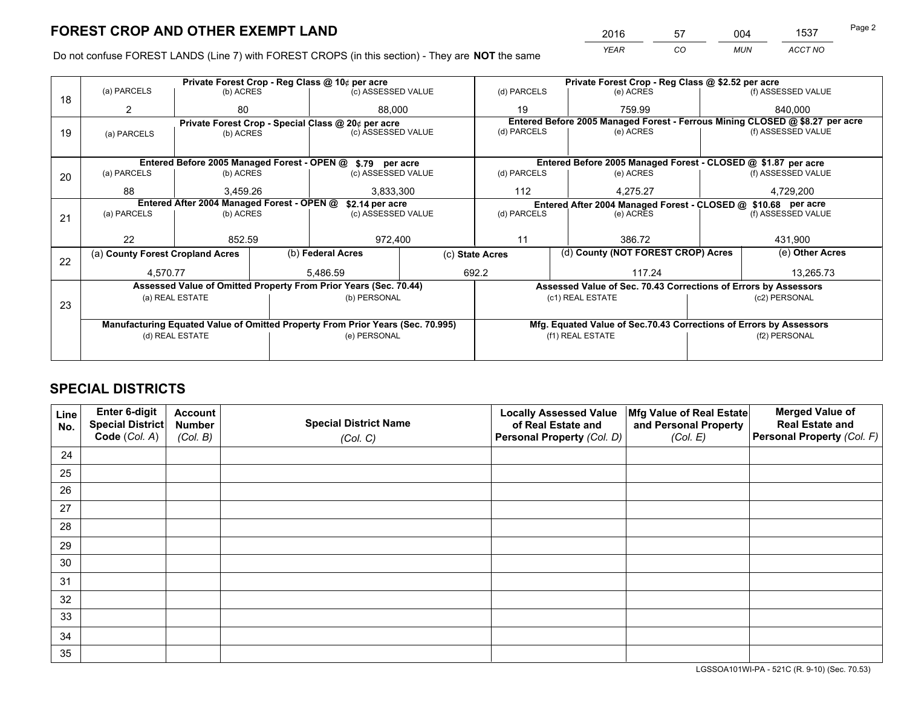# FOREST CROP AND OTHER EXEMPT LAND

| 2016 | 57 | 004 | 1537 |
|---|---|---|---|
| *YEAR* | *CO* | *MUN* | *ACCT NO* |

Do not confuse FOREST LANDS (Line 7) with FOREST CROPS (in this section) - They are **NOT** the same

| Line | Private Forest Crop - Reg Class @ 10¢ per acre | | | Private Forest Crop - Reg Class @ $2.52 per acre | | |
|---|---|---|---|---|---|---|
| | (a) PARCELS | (b) ACRES | (c) ASSESSED VALUE | (d) PARCELS | (e) ACRES | (f) ASSESSED VALUE |
| 18 | 2 | 80 | 88,000 | 19 | 759.99 | 840,000 |
| | **Private Forest Crop - Special Class @ 20¢ per acre** | | | **Entered Before 2005 Managed Forest - Ferrous Mining CLOSED @ $8.27 per acre** | | |
| | (a) PARCELS | (b) ACRES | (c) ASSESSED VALUE | (d) PARCELS | (e) ACRES | (f) ASSESSED VALUE |
| 19 | | | | | | |
| | **Entered Before 2005 Managed Forest - OPEN @ $.79 per acre** | | | **Entered Before 2005 Managed Forest - CLOSED @ $1.87 per acre** | | |
| | (a) PARCELS | (b) ACRES | (c) ASSESSED VALUE | (d) PARCELS | (e) ACRES | (f) ASSESSED VALUE |
| 20 | 88 | 3,459.26 | 3,833,300 | 112 | 4,275.27 | 4,729,200 |
| | **Entered After 2004 Managed Forest - OPEN @ $2.14 per acre** | | | **Entered After 2004 Managed Forest - CLOSED @ $10.68 per acre** | | |
| | (a) PARCELS | (b) ACRES | (c) ASSESSED VALUE | (d) PARCELS | (e) ACRES | (f) ASSESSED VALUE |
| 21 | 22 | 852.59 | 972,400 | 11 | 386.72 | 431,900 |

| Line | (a) County Forest Cropland Acres | (b) Federal Acres | (c) State Acres | (d) County (NOT FOREST CROP) Acres | (e) Other Acres |
|---|---|---|---|---|---|
| 22 | 4,570.77 | 5,486.59 | 692.2 | 117.24 | 13,265.73 |

| Line | Assessed Value of Omitted Property From Prior Years (Sec. 70.44) | | Assessed Value of Sec. 70.43 Corrections of Errors by Assessors | |
|---|---|---|---|---|
| | (a) REAL ESTATE | (b) PERSONAL | (c1) REAL ESTATE | (c2) PERSONAL |
| 23 | | | | |
| | **Manufacturing Equated Value of Omitted Property From Prior Years (Sec. 70.995)** | | **Mfg. Equated Value of Sec.70.43 Corrections of Errors by Assessors** | |
| | (d) REAL ESTATE | (e) PERSONAL | (f1) REAL ESTATE | (f2) PERSONAL |
| | | | | |

# SPECIAL DISTRICTS

| Line No. | Enter 6-digit Special District Code (*Col. A*) | Account Number (*Col. B*) | Special District Name (*Col. C*) | Locally Assessed Value of Real Estate and Personal Property (*Col. D*) | Mfg Value of Real Estate and Personal Property (*Col. E*) | Merged Value of Real Estate and Personal Property (*Col. F*) |
|---|---|---|---|---|---|---|
| 24 | | | | | | |
| 25 | | | | | | |
| 26 | | | | | | |
| 27 | | | | | | |
| 28 | | | | | | |
| 29 | | | | | | |
| 30 | | | | | | |
| 31 | | | | | | |
| 32 | | | | | | |
| 33 | | | | | | |
| 34 | | | | | | |
| 35 | | | | | | |

LGSSOA101WI-PA - 521C (R. 9-10) (Sec. 70.53)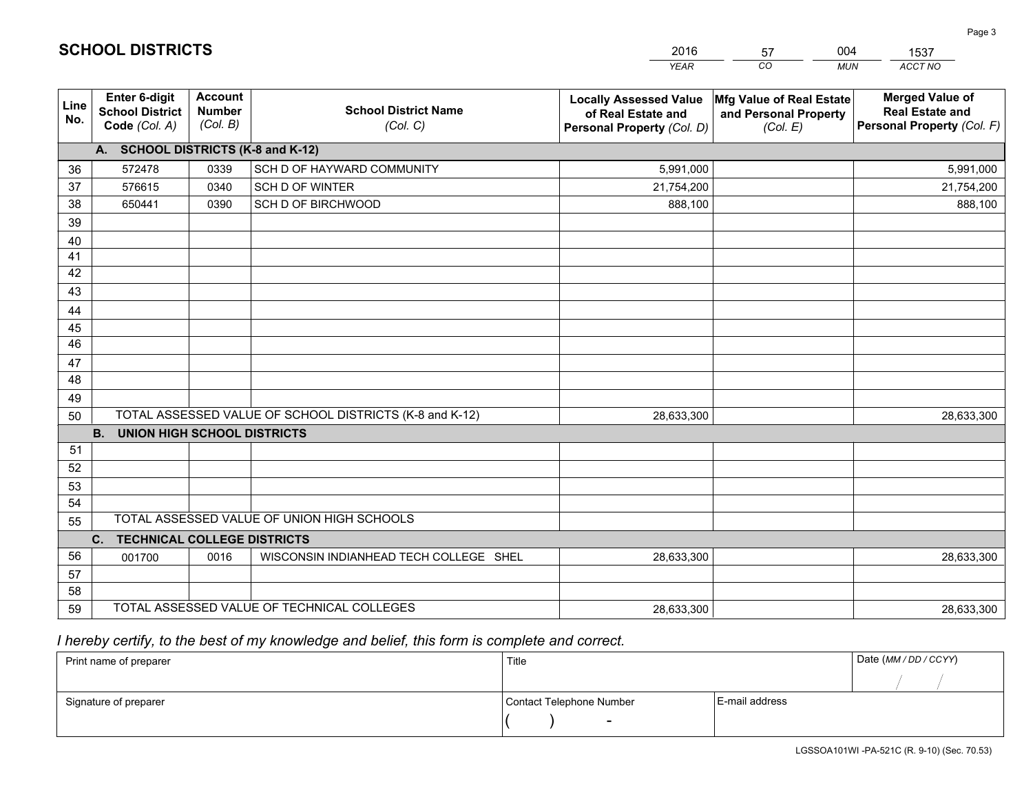# SCHOOL DISTRICTS

| 2016 | 57 | 004 | 1537 |
|---|---|---|---|
| *YEAR* | *CO* | *MUN* | *ACCT NO* |

| Line No. | Enter 6-digit School District Code *(Col. A)* | Account Number *(Col. B)* | School District Name *(Col. C)* | Locally Assessed Value of Real Estate and Personal Property *(Col. D)* | Mfg Value of Real Estate and Personal Property *(Col. E)* | Merged Value of Real Estate and Personal Property *(Col. F)* |
|---|---|---|---|---|---|---|
| | **A. SCHOOL DISTRICTS (K-8 and K-12)** | | | | | |
| 36 | 572478 | 0339 | SCH D OF HAYWARD COMMUNITY | 5,991,000 | | 5,991,000 |
| 37 | 576615 | 0340 | SCH D OF WINTER | 21,754,200 | | 21,754,200 |
| 38 | 650441 | 0390 | SCH D OF BIRCHWOOD | 888,100 | | 888,100 |
| 39 | | | | | | |
| 40 | | | | | | |
| 41 | | | | | | |
| 42 | | | | | | |
| 43 | | | | | | |
| 44 | | | | | | |
| 45 | | | | | | |
| 46 | | | | | | |
| 47 | | | | | | |
| 48 | | | | | | |
| 49 | | | | | | |
| 50 | TOTAL ASSESSED VALUE OF SCHOOL DISTRICTS (K-8 and K-12) | | | 28,633,300 | | 28,633,300 |
| | **B. UNION HIGH SCHOOL DISTRICTS** | | | | | |
| 51 | | | | | | |
| 52 | | | | | | |
| 53 | | | | | | |
| 54 | | | | | | |
| 55 | TOTAL ASSESSED VALUE OF UNION HIGH SCHOOLS | | | | | |
| | **C. TECHNICAL COLLEGE DISTRICTS** | | | | | |
| 56 | 001700 | 0016 | WISCONSIN INDIANHEAD TECH COLLEGE SHEL | 28,633,300 | | 28,633,300 |
| 57 | | | | | | |
| 58 | | | | | | |
| 59 | TOTAL ASSESSED VALUE OF TECHNICAL COLLEGES | | | 28,633,300 | | 28,633,300 |

*I hereby certify, to the best of my knowledge and belief, this form is complete and correct.*

| Print name of preparer | Title | | Date *(MM / DD / CCYY)* |
|---|---|---|---|
| | | | / / |
| Signature of preparer | Contact Telephone Number | E-mail address | |
| | ( ) - | | |

LGSSOA101WI -PA-521C (R. 9-10) (Sec. 70.53)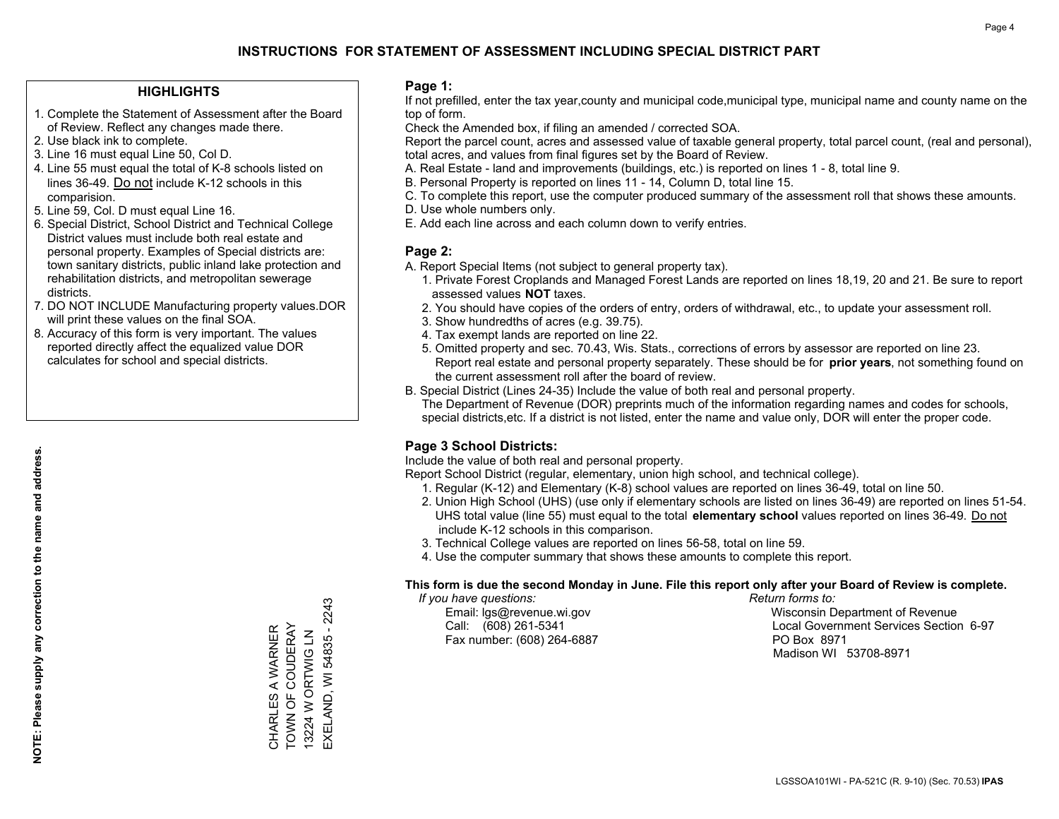# INSTRUCTIONS FOR STATEMENT OF ASSESSMENT INCLUDING SPECIAL DISTRICT PART

## HIGHLIGHTS

1. Complete the Statement of Assessment after the Board of Review. Reflect any changes made there.
2. Use black ink to complete.
3. Line 16 must equal Line 50, Col D.
4. Line 55 must equal the total of K-8 schools listed on lines 36-49. Do not include K-12 schools in this comparision.
5. Line 59, Col. D must equal Line 16.
6. Special District, School District and Technical College District values must include both real estate and personal property. Examples of Special districts are: town sanitary districts, public inland lake protection and rehabilitation districts, and metropolitan sewerage districts.
7. DO NOT INCLUDE Manufacturing property values.DOR will print these values on the final SOA.
8. Accuracy of this form is very important. The values reported directly affect the equalized value DOR calculates for school and special districts.

**NOTE: Please supply any correction to the name and address.**

CHARLES A WARNER
TOWN OF COUDERAY
13224 W ORTWIG LN
EXELAND, WI 54835 - 2243

## Page 1:

If not prefilled, enter the tax year,county and municipal code,municipal type, municipal name and county name on the top of form.

Check the Amended box, if filing an amended / corrected SOA.

Report the parcel count, acres and assessed value of taxable general property, total parcel count, (real and personal), total acres, and values from final figures set by the Board of Review.

A. Real Estate - land and improvements (buildings, etc.) is reported on lines 1 - 8, total line 9.
B. Personal Property is reported on lines 11 - 14, Column D, total line 15.
C. To complete this report, use the computer produced summary of the assessment roll that shows these amounts.
D. Use whole numbers only.
E. Add each line across and each column down to verify entries.

## Page 2:

A. Report Special Items (not subject to general property tax).
   1. Private Forest Croplands and Managed Forest Lands are reported on lines 18,19, 20 and 21. Be sure to report assessed values **NOT** taxes.
   2. You should have copies of the orders of entry, orders of withdrawal, etc., to update your assessment roll.
   3. Show hundredths of acres (e.g. 39.75).
   4. Tax exempt lands are reported on line 22.
   5. Omitted property and sec. 70.43, Wis. Stats., corrections of errors by assessor are reported on line 23. Report real estate and personal property separately. These should be for **prior years**, not something found on the current assessment roll after the board of review.
B. Special District (Lines 24-35) Include the value of both real and personal property.
   The Department of Revenue (DOR) preprints much of the information regarding names and codes for schools, special districts,etc. If a district is not listed, enter the name and value only, DOR will enter the proper code.

## Page 3 School Districts:

Include the value of both real and personal property.

Report School District (regular, elementary, union high school, and technical college).

1. Regular (K-12) and Elementary (K-8) school values are reported on lines 36-49, total on line 50.
2. Union High School (UHS) (use only if elementary schools are listed on lines 36-49) are reported on lines 51-54. UHS total value (line 55) must equal to the total **elementary school** values reported on lines 36-49. Do not include K-12 schools in this comparison.
3. Technical College values are reported on lines 56-58, total on line 59.
4. Use the computer summary that shows these amounts to complete this report.

**This form is due the second Monday in June. File this report only after your Board of Review is complete.**

*If you have questions:*
Email: lgs@revenue.wi.gov
Call: (608) 261-5341
Fax number: (608) 264-6887

*Return forms to:*
Wisconsin Department of Revenue
Local Government Services Section 6-97
PO Box 8971
Madison WI 53708-8971

LGSSOA101WI - PA-521C (R. 9-10) (Sec. 70.53) **IPAS**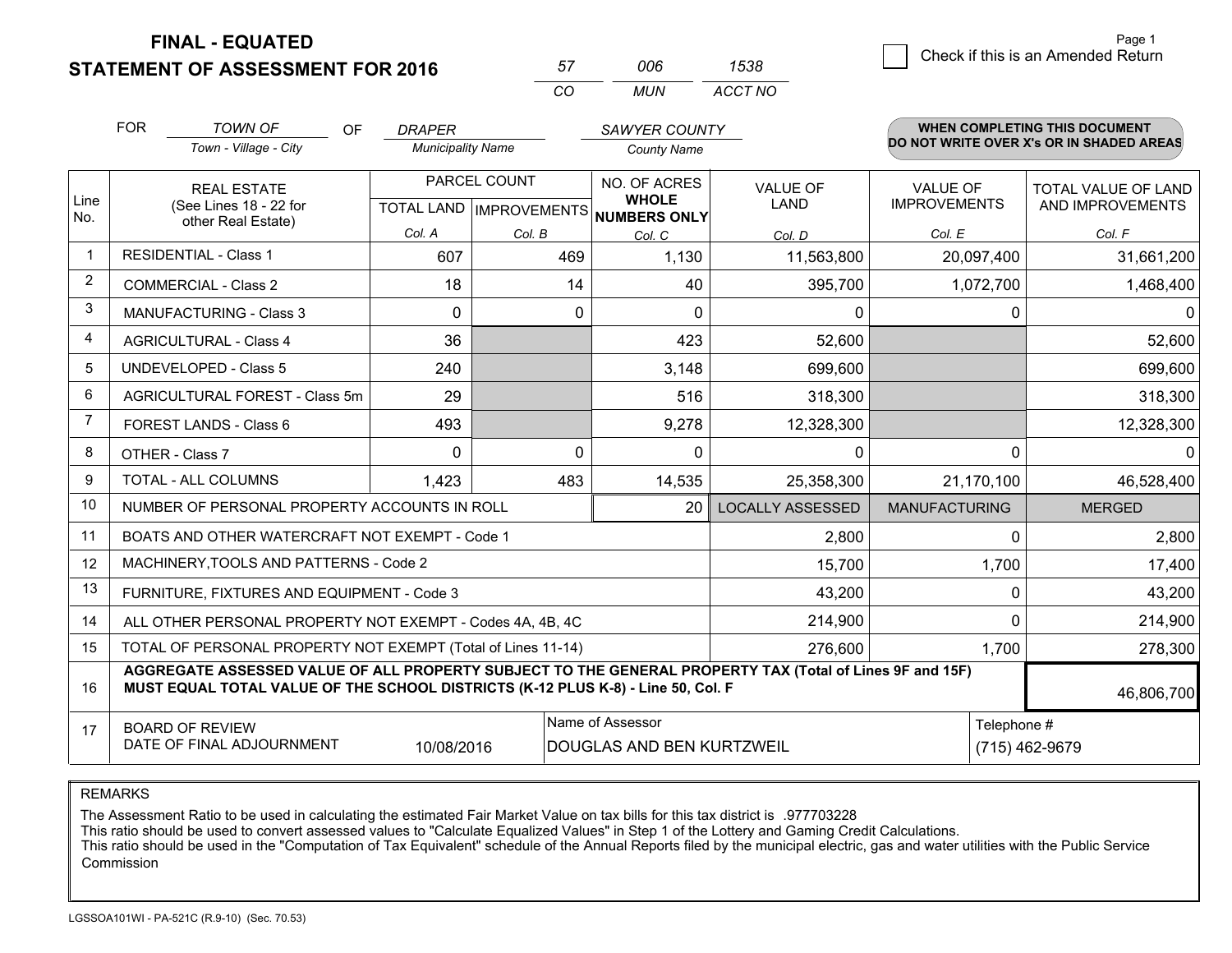# FINAL - EQUATED
## STATEMENT OF ASSESSMENT FOR 2016

| 57 | 006 | 1538 |
|---|---|---|
| CO | MUN | ACCT NO |

Page 1

☐ Check if this is an Amended Return

FOR *TOWN OF* (Town - Village - City) OF *DRAPER* (Municipality Name) *SAWYER COUNTY* (County Name)

**WHEN COMPLETING THIS DOCUMENT DO NOT WRITE OVER X's OR IN SHADED AREAS**

| Line No. | REAL ESTATE (See Lines 18 - 22 for other Real Estate) | PARCEL COUNT TOTAL LAND Col. A | PARCEL COUNT IMPROVEMENTS Col. B | NO. OF ACRES WHOLE NUMBERS ONLY Col. C | VALUE OF LAND Col. D | VALUE OF IMPROVEMENTS Col. E | TOTAL VALUE OF LAND AND IMPROVEMENTS Col. F |
|---|---|---|---|---|---|---|---|
| 1 | RESIDENTIAL - Class 1 | 607 | 469 | 1,130 | 11,563,800 | 20,097,400 | 31,661,200 |
| 2 | COMMERCIAL - Class 2 | 18 | 14 | 40 | 395,700 | 1,072,700 | 1,468,400 |
| 3 | MANUFACTURING - Class 3 | 0 | 0 | 0 | 0 | 0 | 0 |
| 4 | AGRICULTURAL - Class 4 | 36 | | 423 | 52,600 | | 52,600 |
| 5 | UNDEVELOPED - Class 5 | 240 | | 3,148 | 699,600 | | 699,600 |
| 6 | AGRICULTURAL FOREST - Class 5m | 29 | | 516 | 318,300 | | 318,300 |
| 7 | FOREST LANDS - Class 6 | 493 | | 9,278 | 12,328,300 | | 12,328,300 |
| 8 | OTHER - Class 7 | 0 | 0 | 0 | 0 | 0 | 0 |
| 9 | TOTAL - ALL COLUMNS | 1,423 | 483 | 14,535 | 25,358,300 | 21,170,100 | 46,528,400 |
| 10 | NUMBER OF PERSONAL PROPERTY ACCOUNTS IN ROLL | | | 20 | LOCALLY ASSESSED | MANUFACTURING | MERGED |
| 11 | BOATS AND OTHER WATERCRAFT NOT EXEMPT - Code 1 | | | | 2,800 | 0 | 2,800 |
| 12 | MACHINERY,TOOLS AND PATTERNS - Code 2 | | | | 15,700 | 1,700 | 17,400 |
| 13 | FURNITURE, FIXTURES AND EQUIPMENT - Code 3 | | | | 43,200 | 0 | 43,200 |
| 14 | ALL OTHER PERSONAL PROPERTY NOT EXEMPT - Codes 4A, 4B, 4C | | | | 214,900 | 0 | 214,900 |
| 15 | TOTAL OF PERSONAL PROPERTY NOT EXEMPT (Total of Lines 11-14) | | | | 276,600 | 1,700 | 278,300 |
| 16 | **AGGREGATE ASSESSED VALUE OF ALL PROPERTY SUBJECT TO THE GENERAL PROPERTY TAX (Total of Lines 9F and 15F) MUST EQUAL TOTAL VALUE OF THE SCHOOL DISTRICTS (K-12 PLUS K-8) - Line 50, Col. F** | | | | | | 46,806,700 |
| 17 | BOARD OF REVIEW DATE OF FINAL ADJOURNMENT | 10/08/2016 | | Name of Assessor: DOUGLAS AND BEN KURTZWEIL | | Telephone #: (715) 462-9679 | |

REMARKS

The Assessment Ratio to be used in calculating the estimated Fair Market Value on tax bills for this tax district is .977703228
This ratio should be used to convert assessed values to "Calculate Equalized Values" in Step 1 of the Lottery and Gaming Credit Calculations.
This ratio should be used in the "Computation of Tax Equivalent" schedule of the Annual Reports filed by the municipal electric, gas and water utilities with the Public Service Commission

LGSSOA101WI - PA-521C (R.9-10) (Sec. 70.53)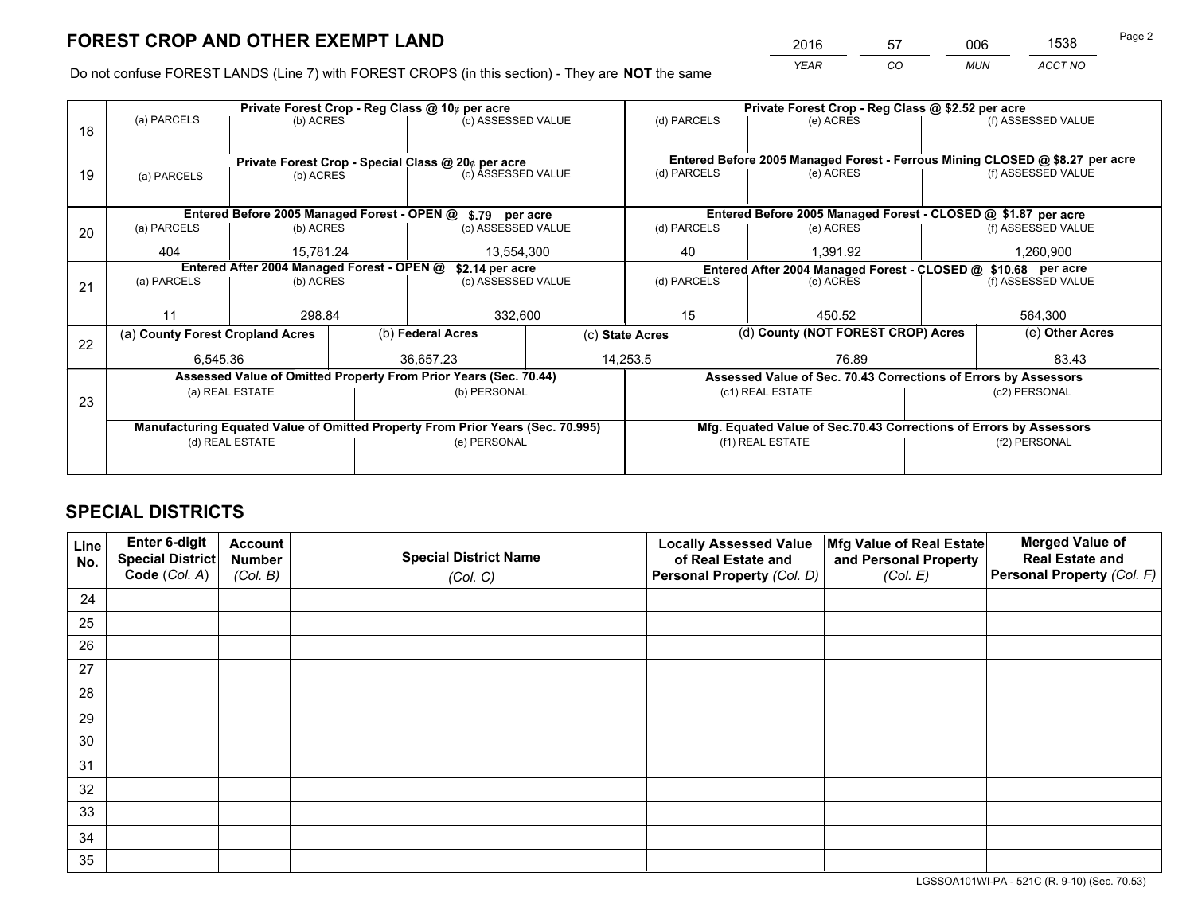# FOREST CROP AND OTHER EXEMPT LAND

| 2016 | 57 | 006 | 1538 |
|---|---|---|---|
| *YEAR* | *CO* | *MUN* | *ACCT NO* |

Do not confuse FOREST LANDS (Line 7) with FOREST CROPS (in this section) - They are **NOT** the same

| | Private Forest Crop - Reg Class @ 10¢ per acre | | | Private Forest Crop - Reg Class @ $2.52 per acre | | |
|---|---|---|---|---|---|---|
| 18 | (a) PARCELS | (b) ACRES | (c) ASSESSED VALUE | (d) PARCELS | (e) ACRES | (f) ASSESSED VALUE |
| | | | | | | |
| | Private Forest Crop - Special Class @ 20¢ per acre | | | Entered Before 2005 Managed Forest - Ferrous Mining CLOSED @ $8.27 per acre | | |
| 19 | (a) PARCELS | (b) ACRES | (c) ASSESSED VALUE | (d) PARCELS | (e) ACRES | (f) ASSESSED VALUE |
| | | | | | | |
| | Entered Before 2005 Managed Forest - OPEN @ $.79 per acre | | | Entered Before 2005 Managed Forest - CLOSED @ $1.87 per acre | | |
| 20 | (a) PARCELS | (b) ACRES | (c) ASSESSED VALUE | (d) PARCELS | (e) ACRES | (f) ASSESSED VALUE |
| | 404 | 15,781.24 | 13,554,300 | 40 | 1,391.92 | 1,260,900 |
| | Entered After 2004 Managed Forest - OPEN @ $2.14 per acre | | | Entered After 2004 Managed Forest - CLOSED @ $10.68 per acre | | |
| 21 | (a) PARCELS | (b) ACRES | (c) ASSESSED VALUE | (d) PARCELS | (e) ACRES | (f) ASSESSED VALUE |
| | 11 | 298.84 | 332,600 | 15 | 450.52 | 564,300 |

| | (a) County Forest Cropland Acres | (b) Federal Acres | (c) State Acres | (d) County (NOT FOREST CROP) Acres | (e) Other Acres |
|---|---|---|---|---|---|
| 22 | 6,545.36 | 36,657.23 | 14,253.5 | 76.89 | 83.43 |

| | Assessed Value of Omitted Property From Prior Years (Sec. 70.44) | | Assessed Value of Sec. 70.43 Corrections of Errors by Assessors | |
|---|---|---|---|---|
| 23 | (a) REAL ESTATE | (b) PERSONAL | (c1) REAL ESTATE | (c2) PERSONAL |
| | | | | |
| | Manufacturing Equated Value of Omitted Property From Prior Years (Sec. 70.995) | | Mfg. Equated Value of Sec.70.43 Corrections of Errors by Assessors | |
| | (d) REAL ESTATE | (e) PERSONAL | (f1) REAL ESTATE | (f2) PERSONAL |
| | | | | |

# SPECIAL DISTRICTS

| Line No. | Enter 6-digit Special District Code (*Col. A*) | Account Number (*Col. B*) | Special District Name (*Col. C*) | Locally Assessed Value of Real Estate and Personal Property (*Col. D*) | Mfg Value of Real Estate and Personal Property (*Col. E*) | Merged Value of Real Estate and Personal Property (*Col. F*) |
|---|---|---|---|---|---|---|
| 24 | | | | | | |
| 25 | | | | | | |
| 26 | | | | | | |
| 27 | | | | | | |
| 28 | | | | | | |
| 29 | | | | | | |
| 30 | | | | | | |
| 31 | | | | | | |
| 32 | | | | | | |
| 33 | | | | | | |
| 34 | | | | | | |
| 35 | | | | | | |

LGSSOA101WI-PA - 521C (R. 9-10) (Sec. 70.53)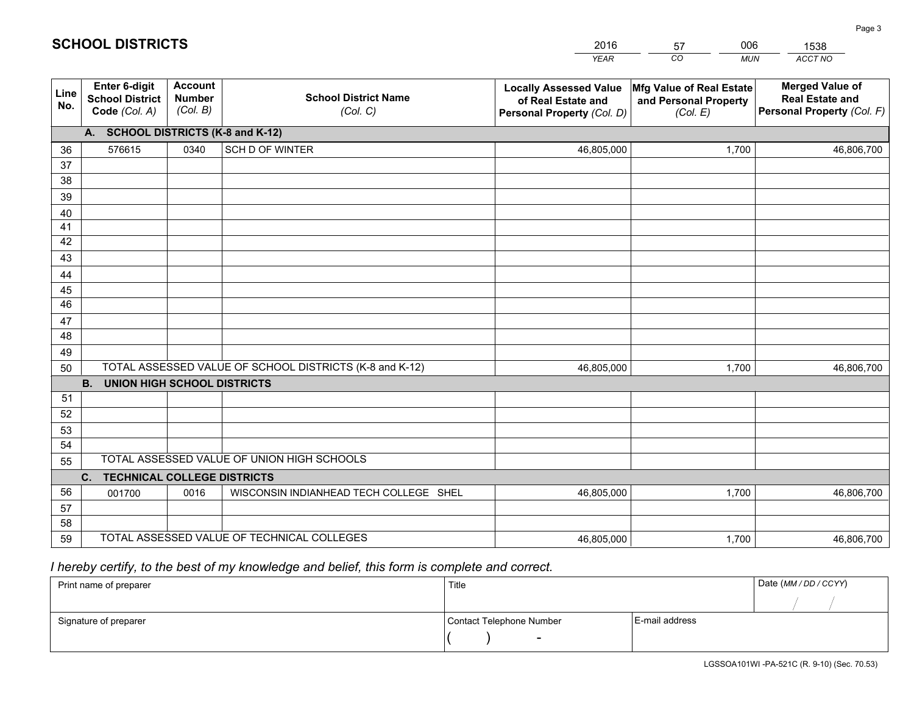# SCHOOL DISTRICTS

| 2016 | 57 | 006 | 1538 |
|---|---|---|---|
| *YEAR* | *CO* | *MUN* | *ACCT NO* |

| Line No. | Enter 6-digit School District Code *(Col. A)* | Account Number *(Col. B)* | School District Name *(Col. C)* | Locally Assessed Value of Real Estate and Personal Property *(Col. D)* | Mfg Value of Real Estate and Personal Property *(Col. E)* | Merged Value of Real Estate and Personal Property *(Col. F)* |
|---|---|---|---|---|---|---|
| **A. SCHOOL DISTRICTS (K-8 and K-12)** | | | | | | |
| 36 | 576615 | 0340 | SCH D OF WINTER | 46,805,000 | 1,700 | 46,806,700 |
| 37 | | | | | | |
| 38 | | | | | | |
| 39 | | | | | | |
| 40 | | | | | | |
| 41 | | | | | | |
| 42 | | | | | | |
| 43 | | | | | | |
| 44 | | | | | | |
| 45 | | | | | | |
| 46 | | | | | | |
| 47 | | | | | | |
| 48 | | | | | | |
| 49 | | | | | | |
| 50 | TOTAL ASSESSED VALUE OF SCHOOL DISTRICTS (K-8 and K-12) | | | 46,805,000 | 1,700 | 46,806,700 |
| **B. UNION HIGH SCHOOL DISTRICTS** | | | | | | |
| 51 | | | | | | |
| 52 | | | | | | |
| 53 | | | | | | |
| 54 | | | | | | |
| 55 | TOTAL ASSESSED VALUE OF UNION HIGH SCHOOLS | | | | | |
| **C. TECHNICAL COLLEGE DISTRICTS** | | | | | | |
| 56 | 001700 | 0016 | WISCONSIN INDIANHEAD TECH COLLEGE SHEL | 46,805,000 | 1,700 | 46,806,700 |
| 57 | | | | | | |
| 58 | | | | | | |
| 59 | TOTAL ASSESSED VALUE OF TECHNICAL COLLEGES | | | 46,805,000 | 1,700 | 46,806,700 |

*I hereby certify, to the best of my knowledge and belief, this form is complete and correct.*

| Print name of preparer | Title | | Date *(MM / DD / CCYY)* |
|---|---|---|---|
| | | | / / |
| Signature of preparer | Contact Telephone Number | E-mail address | |
| | ( ) - | | |

LGSSOA101WI -PA-521C (R. 9-10) (Sec. 70.53)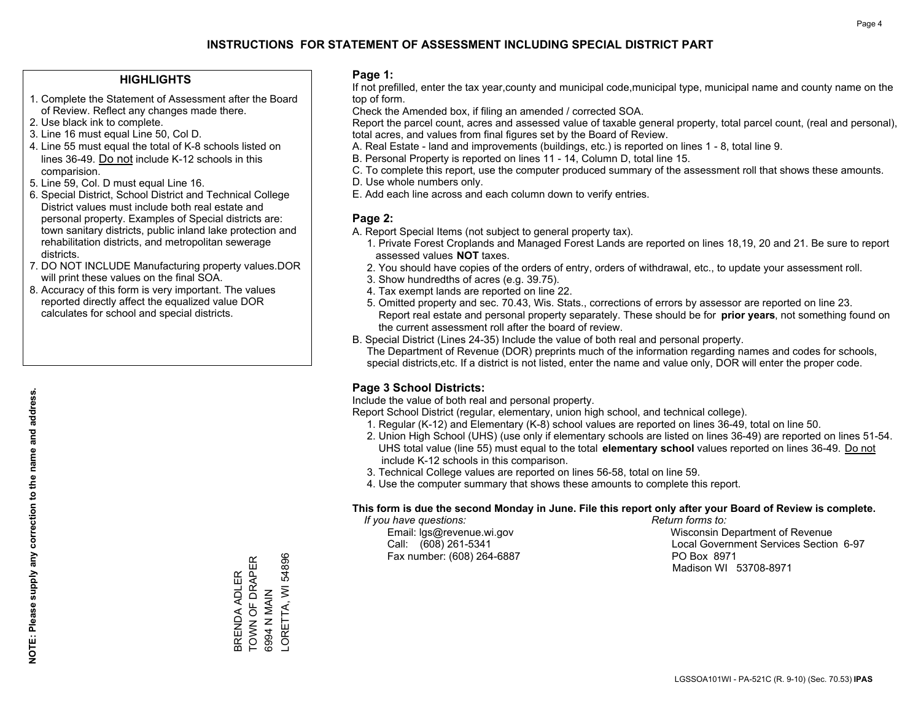# INSTRUCTIONS FOR STATEMENT OF ASSESSMENT INCLUDING SPECIAL DISTRICT PART

## HIGHLIGHTS

1. Complete the Statement of Assessment after the Board of Review. Reflect any changes made there.
2. Use black ink to complete.
3. Line 16 must equal Line 50, Col D.
4. Line 55 must equal the total of K-8 schools listed on lines 36-49. Do not include K-12 schools in this comparision.
5. Line 59, Col. D must equal Line 16.
6. Special District, School District and Technical College District values must include both real estate and personal property. Examples of Special districts are: town sanitary districts, public inland lake protection and rehabilitation districts, and metropolitan sewerage districts.
7. DO NOT INCLUDE Manufacturing property values.DOR will print these values on the final SOA.
8. Accuracy of this form is very important. The values reported directly affect the equalized value DOR calculates for school and special districts.

**NOTE: Please supply any correction to the name and address.**

BRENDA ADLER
TOWN OF DRAPER
6994 N MAIN
LORETTA, WI 54896

## Page 1:

If not prefilled, enter the tax year,county and municipal code,municipal type, municipal name and county name on the top of form.

Check the Amended box, if filing an amended / corrected SOA.

Report the parcel count, acres and assessed value of taxable general property, total parcel count, (real and personal), total acres, and values from final figures set by the Board of Review.

A. Real Estate - land and improvements (buildings, etc.) is reported on lines 1 - 8, total line 9.
B. Personal Property is reported on lines 11 - 14, Column D, total line 15.
C. To complete this report, use the computer produced summary of the assessment roll that shows these amounts.
D. Use whole numbers only.
E. Add each line across and each column down to verify entries.

## Page 2:

A. Report Special Items (not subject to general property tax).
   1. Private Forest Croplands and Managed Forest Lands are reported on lines 18,19, 20 and 21. Be sure to report assessed values **NOT** taxes.
   2. You should have copies of the orders of entry, orders of withdrawal, etc., to update your assessment roll.
   3. Show hundredths of acres (e.g. 39.75).
   4. Tax exempt lands are reported on line 22.
   5. Omitted property and sec. 70.43, Wis. Stats., corrections of errors by assessor are reported on line 23. Report real estate and personal property separately. These should be for **prior years**, not something found on the current assessment roll after the board of review.

B. Special District (Lines 24-35) Include the value of both real and personal property.
   The Department of Revenue (DOR) preprints much of the information regarding names and codes for schools, special districts,etc. If a district is not listed, enter the name and value only, DOR will enter the proper code.

## Page 3 School Districts:

Include the value of both real and personal property.

Report School District (regular, elementary, union high school, and technical college).

1. Regular (K-12) and Elementary (K-8) school values are reported on lines 36-49, total on line 50.
2. Union High School (UHS) (use only if elementary schools are listed on lines 36-49) are reported on lines 51-54. UHS total value (line 55) must equal to the total **elementary school** values reported on lines 36-49. Do not include K-12 schools in this comparison.
3. Technical College values are reported on lines 56-58, total on line 59.
4. Use the computer summary that shows these amounts to complete this report.

**This form is due the second Monday in June. File this report only after your Board of Review is complete.**

*If you have questions:*
Email: lgs@revenue.wi.gov
Call: (608) 261-5341
Fax number: (608) 264-6887

*Return forms to:*
Wisconsin Department of Revenue
Local Government Services Section 6-97
PO Box 8971
Madison WI 53708-8971

LGSSOA101WI - PA-521C (R. 9-10) (Sec. 70.53) **IPAS**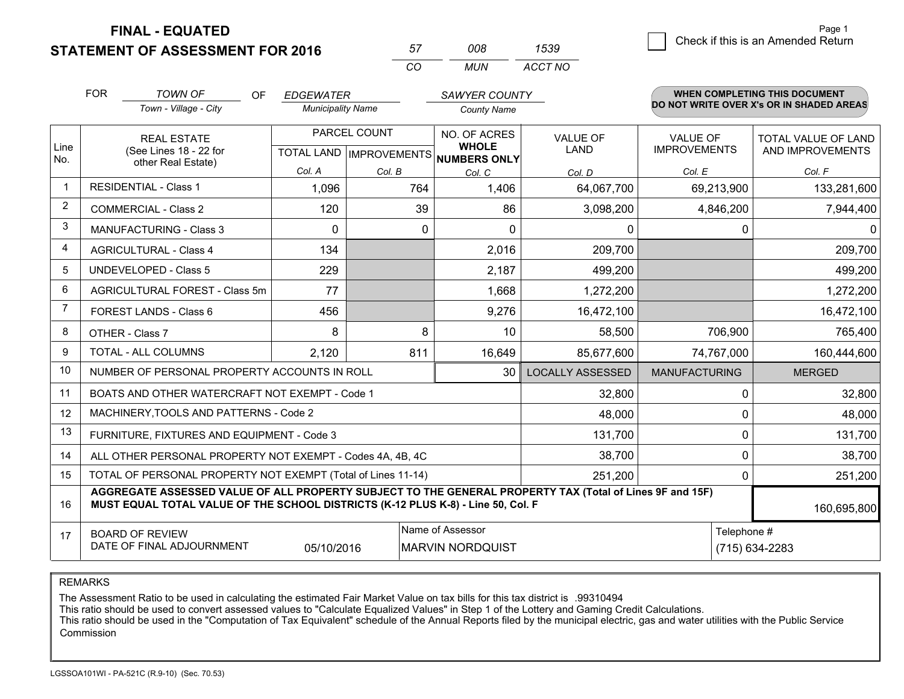# FINAL - EQUATED
## STATEMENT OF ASSESSMENT FOR 2016

| 57 | 008 | 1539 |
|---|---|---|
| CO | MUN | ACCT NO |

Check if this is an Amended Return

Page 1

FOR *TOWN OF* (Town - Village - City) OF *EDGEWATER* (Municipality Name) *SAWYER COUNTY* (County Name)

**WHEN COMPLETING THIS DOCUMENT DO NOT WRITE OVER X's OR IN SHADED AREAS**

| Line No. | REAL ESTATE (See Lines 18 - 22 for other Real Estate) | PARCEL COUNT TOTAL LAND Col. A | PARCEL COUNT IMPROVEMENTS Col. B | NO. OF ACRES WHOLE NUMBERS ONLY Col. C | VALUE OF LAND Col. D | VALUE OF IMPROVEMENTS Col. E | TOTAL VALUE OF LAND AND IMPROVEMENTS Col. F |
|---|---|---|---|---|---|---|---|
| 1 | RESIDENTIAL - Class 1 | 1,096 | 764 | 1,406 | 64,067,700 | 69,213,900 | 133,281,600 |
| 2 | COMMERCIAL - Class 2 | 120 | 39 | 86 | 3,098,200 | 4,846,200 | 7,944,400 |
| 3 | MANUFACTURING - Class 3 | 0 | 0 | 0 | 0 | 0 | 0 |
| 4 | AGRICULTURAL - Class 4 | 134 | | 2,016 | 209,700 | | 209,700 |
| 5 | UNDEVELOPED - Class 5 | 229 | | 2,187 | 499,200 | | 499,200 |
| 6 | AGRICULTURAL FOREST - Class 5m | 77 | | 1,668 | 1,272,200 | | 1,272,200 |
| 7 | FOREST LANDS - Class 6 | 456 | | 9,276 | 16,472,100 | | 16,472,100 |
| 8 | OTHER - Class 7 | 8 | 8 | 10 | 58,500 | 706,900 | 765,400 |
| 9 | TOTAL - ALL COLUMNS | 2,120 | 811 | 16,649 | 85,677,600 | 74,767,000 | 160,444,600 |
| 10 | NUMBER OF PERSONAL PROPERTY ACCOUNTS IN ROLL | | | 30 | LOCALLY ASSESSED | MANUFACTURING | MERGED |
| 11 | BOATS AND OTHER WATERCRAFT NOT EXEMPT - Code 1 | | | | 32,800 | 0 | 32,800 |
| 12 | MACHINERY,TOOLS AND PATTERNS - Code 2 | | | | 48,000 | 0 | 48,000 |
| 13 | FURNITURE, FIXTURES AND EQUIPMENT - Code 3 | | | | 131,700 | 0 | 131,700 |
| 14 | ALL OTHER PERSONAL PROPERTY NOT EXEMPT - Codes 4A, 4B, 4C | | | | 38,700 | 0 | 38,700 |
| 15 | TOTAL OF PERSONAL PROPERTY NOT EXEMPT (Total of Lines 11-14) | | | | 251,200 | 0 | 251,200 |
| 16 | **AGGREGATE ASSESSED VALUE OF ALL PROPERTY SUBJECT TO THE GENERAL PROPERTY TAX (Total of Lines 9F and 15F) MUST EQUAL TOTAL VALUE OF THE SCHOOL DISTRICTS (K-12 PLUS K-8) - Line 50, Col. F** | | | | | | 160,695,800 |
| 17 | BOARD OF REVIEW DATE OF FINAL ADJOURNMENT | 05/10/2016 | | Name of Assessor: MARVIN NORDQUIST | | Telephone #: (715) 634-2283 | |

REMARKS

The Assessment Ratio to be used in calculating the estimated Fair Market Value on tax bills for this tax district is .99310494
This ratio should be used to convert assessed values to "Calculate Equalized Values" in Step 1 of the Lottery and Gaming Credit Calculations.
This ratio should be used in the "Computation of Tax Equivalent" schedule of the Annual Reports filed by the municipal electric, gas and water utilities with the Public Service Commission

LGSSOA101WI - PA-521C (R.9-10) (Sec. 70.53)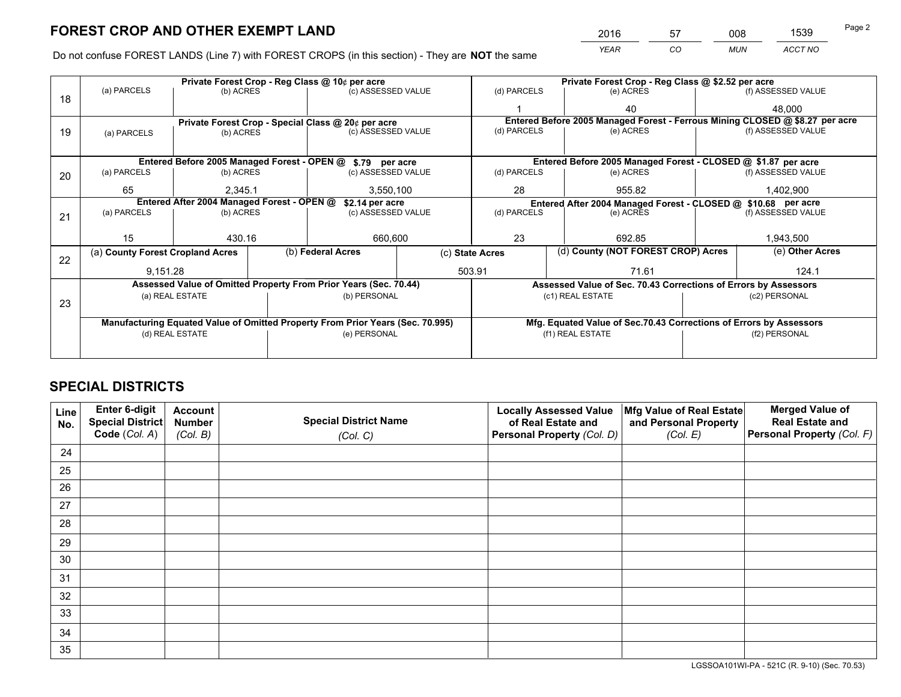# FOREST CROP AND OTHER EXEMPT LAND

| 2016 | 57 | 008 | 1539 |
|---|---|---|---|
| *YEAR* | *CO* | *MUN* | *ACCT NO* |

Do not confuse FOREST LANDS (Line 7) with FOREST CROPS (in this section) - They are **NOT** the same

| Line | Private Forest Crop - Reg Class @ 10¢ per acre | | | Private Forest Crop - Reg Class @ $2.52 per acre | | |
|---|---|---|---|---|---|---|
| 18 | (a) PARCELS | (b) ACRES | (c) ASSESSED VALUE | (d) PARCELS | (e) ACRES | (f) ASSESSED VALUE |
| | | | | 1 | 40 | 48,000 |
| | **Private Forest Crop - Special Class @ 20¢ per acre** | | | **Entered Before 2005 Managed Forest - Ferrous Mining CLOSED @ $8.27 per acre** | | |
| 19 | (a) PARCELS | (b) ACRES | (c) ASSESSED VALUE | (d) PARCELS | (e) ACRES | (f) ASSESSED VALUE |
| | | | | | | |
| | **Entered Before 2005 Managed Forest - OPEN @ $.79 per acre** | | | **Entered Before 2005 Managed Forest - CLOSED @ $1.87 per acre** | | |
| 20 | (a) PARCELS | (b) ACRES | (c) ASSESSED VALUE | (d) PARCELS | (e) ACRES | (f) ASSESSED VALUE |
| | 65 | 2,345.1 | 3,550,100 | 28 | 955.82 | 1,402,900 |
| | **Entered After 2004 Managed Forest - OPEN @ $2.14 per acre** | | | **Entered After 2004 Managed Forest - CLOSED @ $10.68 per acre** | | |
| 21 | (a) PARCELS | (b) ACRES | (c) ASSESSED VALUE | (d) PARCELS | (e) ACRES | (f) ASSESSED VALUE |
| | 15 | 430.16 | 660,600 | 23 | 692.85 | 1,943,500 |

| Line | (a) County Forest Cropland Acres | (b) Federal Acres | (c) State Acres | (d) County (NOT FOREST CROP) Acres | (e) Other Acres |
|---|---|---|---|---|---|
| 22 | 9,151.28 | | 503.91 | 71.61 | 124.1 |

| Line | Assessed Value of Omitted Property From Prior Years (Sec. 70.44) | | Assessed Value of Sec. 70.43 Corrections of Errors by Assessors | |
|---|---|---|---|---|
| 23 | (a) REAL ESTATE | (b) PERSONAL | (c1) REAL ESTATE | (c2) PERSONAL |
| | | | | |
| | **Manufacturing Equated Value of Omitted Property From Prior Years (Sec. 70.995)** | | **Mfg. Equated Value of Sec.70.43 Corrections of Errors by Assessors** | |
| | (d) REAL ESTATE | (e) PERSONAL | (f1) REAL ESTATE | (f2) PERSONAL |
| | | | | |

# SPECIAL DISTRICTS

| Line No. | Enter 6-digit Special District Code (*Col. A*) | Account Number (*Col. B*) | Special District Name (*Col. C*) | Locally Assessed Value of Real Estate and Personal Property (*Col. D*) | Mfg Value of Real Estate and Personal Property (*Col. E*) | Merged Value of Real Estate and Personal Property (*Col. F*) |
|---|---|---|---|---|---|---|
| 24 | | | | | | |
| 25 | | | | | | |
| 26 | | | | | | |
| 27 | | | | | | |
| 28 | | | | | | |
| 29 | | | | | | |
| 30 | | | | | | |
| 31 | | | | | | |
| 32 | | | | | | |
| 33 | | | | | | |
| 34 | | | | | | |
| 35 | | | | | | |

LGSSOA101WI-PA - 521C (R. 9-10) (Sec. 70.53)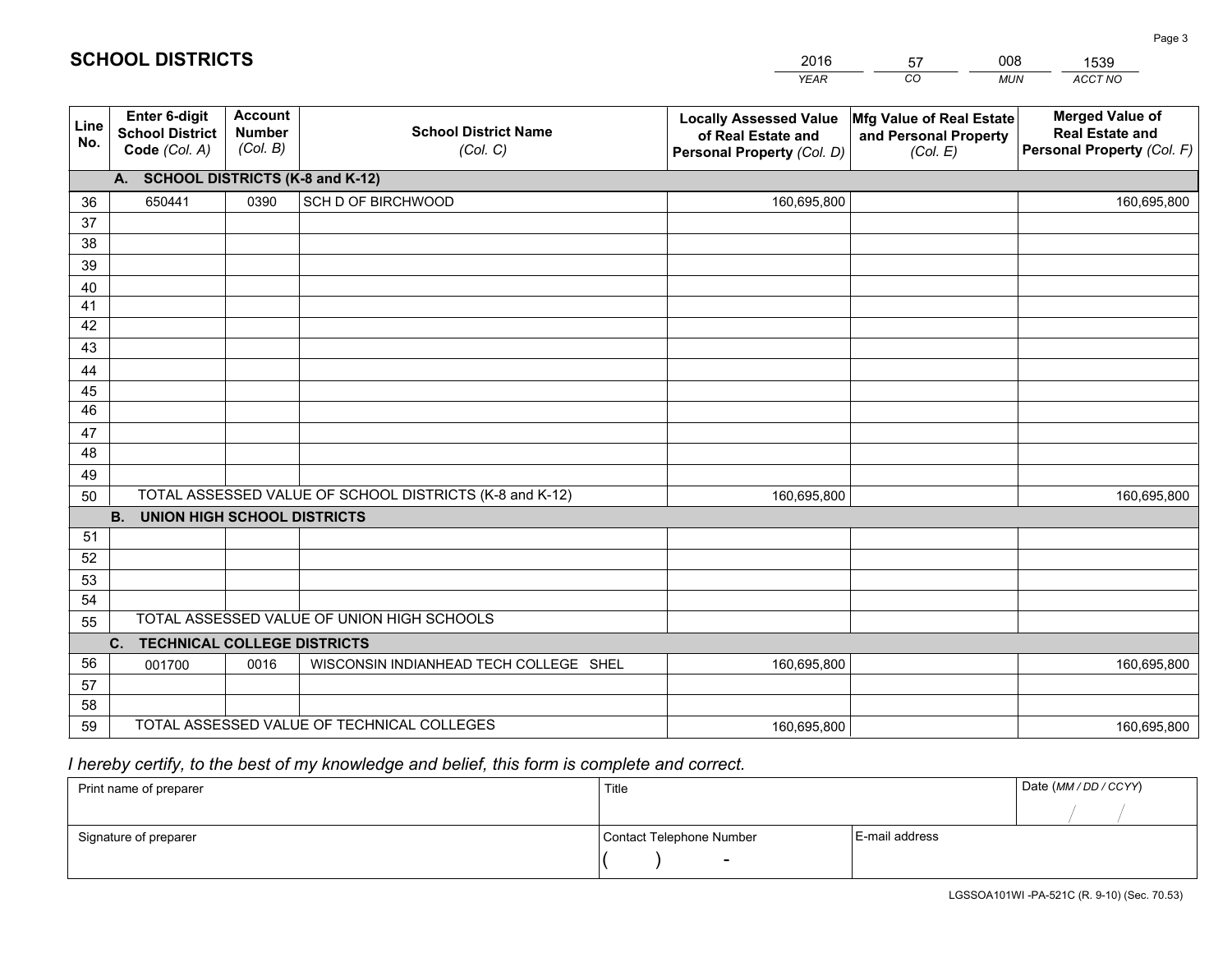# SCHOOL DISTRICTS

| 2016 | 57 | 008 | 1539 |
|---|---|---|---|
| *YEAR* | *CO* | *MUN* | *ACCT NO* |

| Line No. | Enter 6-digit School District Code *(Col. A)* | Account Number *(Col. B)* | School District Name *(Col. C)* | Locally Assessed Value of Real Estate and Personal Property *(Col. D)* | Mfg Value of Real Estate and Personal Property *(Col. E)* | Merged Value of Real Estate and Personal Property *(Col. F)* |
|---|---|---|---|---|---|---|
| | **A. SCHOOL DISTRICTS (K-8 and K-12)** | | | | | |
| 36 | 650441 | 0390 | SCH D OF BIRCHWOOD | 160,695,800 | | 160,695,800 |
| 37 | | | | | | |
| 38 | | | | | | |
| 39 | | | | | | |
| 40 | | | | | | |
| 41 | | | | | | |
| 42 | | | | | | |
| 43 | | | | | | |
| 44 | | | | | | |
| 45 | | | | | | |
| 46 | | | | | | |
| 47 | | | | | | |
| 48 | | | | | | |
| 49 | | | | | | |
| 50 | TOTAL ASSESSED VALUE OF SCHOOL DISTRICTS (K-8 and K-12) | | | 160,695,800 | | 160,695,800 |
| | **B. UNION HIGH SCHOOL DISTRICTS** | | | | | |
| 51 | | | | | | |
| 52 | | | | | | |
| 53 | | | | | | |
| 54 | | | | | | |
| 55 | TOTAL ASSESSED VALUE OF UNION HIGH SCHOOLS | | | | | |
| | **C. TECHNICAL COLLEGE DISTRICTS** | | | | | |
| 56 | 001700 | 0016 | WISCONSIN INDIANHEAD TECH COLLEGE SHEL | 160,695,800 | | 160,695,800 |
| 57 | | | | | | |
| 58 | | | | | | |
| 59 | TOTAL ASSESSED VALUE OF TECHNICAL COLLEGES | | | 160,695,800 | | 160,695,800 |

*I hereby certify, to the best of my knowledge and belief, this form is complete and correct.*

| Print name of preparer | Title | | Date *(MM / DD / CCYY)* |
|---|---|---|---|
| | | | / / |
| Signature of preparer | Contact Telephone Number | E-mail address | |
| | ( ) - | | |

LGSSOA101WI -PA-521C (R. 9-10) (Sec. 70.53)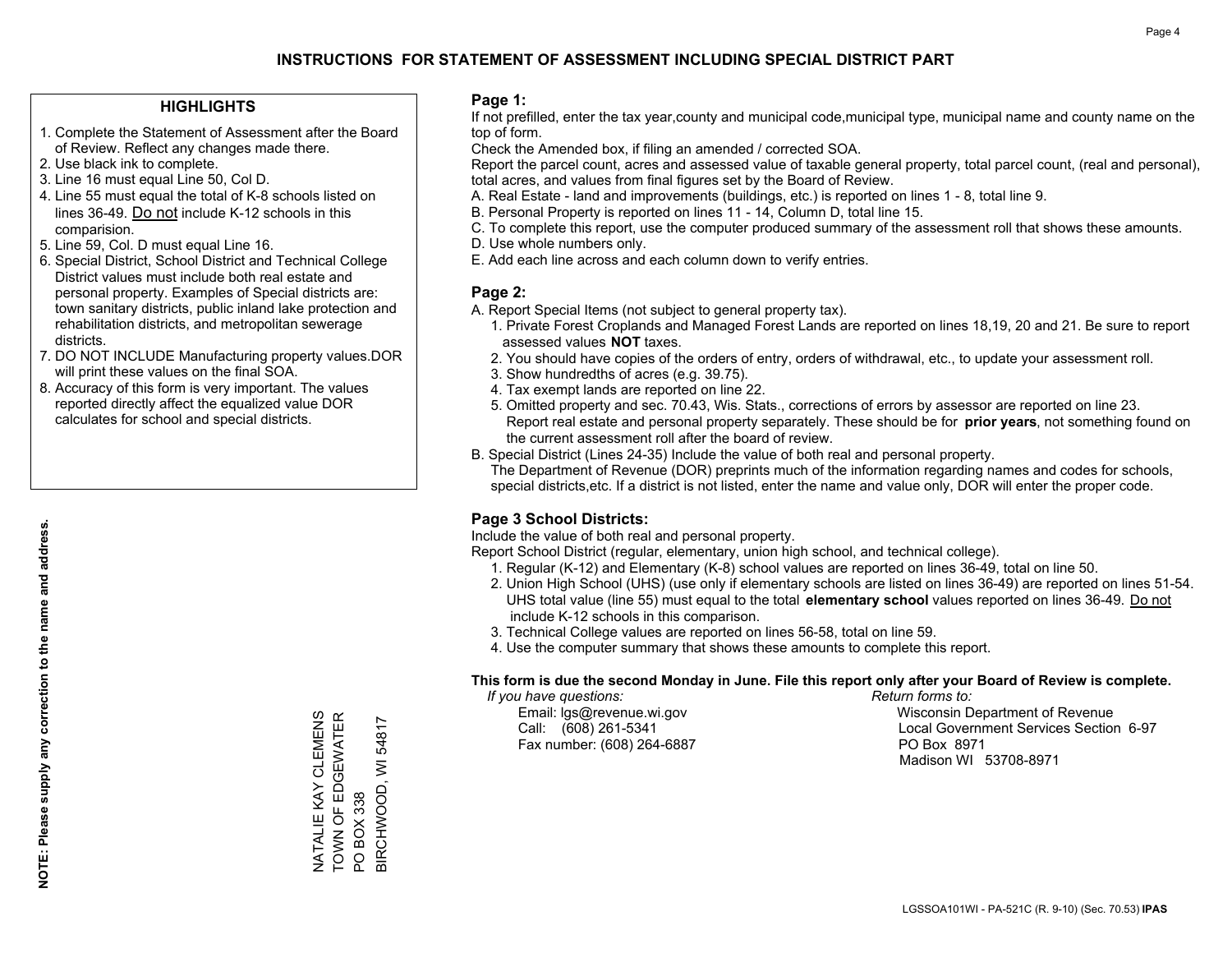# INSTRUCTIONS FOR STATEMENT OF ASSESSMENT INCLUDING SPECIAL DISTRICT PART

## HIGHLIGHTS

1. Complete the Statement of Assessment after the Board of Review. Reflect any changes made there.
2. Use black ink to complete.
3. Line 16 must equal Line 50, Col D.
4. Line 55 must equal the total of K-8 schools listed on lines 36-49. Do not include K-12 schools in this comparision.
5. Line 59, Col. D must equal Line 16.
6. Special District, School District and Technical College District values must include both real estate and personal property. Examples of Special districts are: town sanitary districts, public inland lake protection and rehabilitation districts, and metropolitan sewerage districts.
7. DO NOT INCLUDE Manufacturing property values.DOR will print these values on the final SOA.
8. Accuracy of this form is very important. The values reported directly affect the equalized value DOR calculates for school and special districts.

**NOTE: Please supply any correction to the name and address.**

NATALIE KAY CLEMENS
TOWN OF EDGEWATER
PO BOX 338
BIRCHWOOD, WI 54817

## Page 1:

If not prefilled, enter the tax year,county and municipal code,municipal type, municipal name and county name on the top of form.

Check the Amended box, if filing an amended / corrected SOA.

Report the parcel count, acres and assessed value of taxable general property, total parcel count, (real and personal), total acres, and values from final figures set by the Board of Review.

A. Real Estate - land and improvements (buildings, etc.) is reported on lines 1 - 8, total line 9.
B. Personal Property is reported on lines 11 - 14, Column D, total line 15.
C. To complete this report, use the computer produced summary of the assessment roll that shows these amounts.
D. Use whole numbers only.
E. Add each line across and each column down to verify entries.

## Page 2:

A. Report Special Items (not subject to general property tax).
   1. Private Forest Croplands and Managed Forest Lands are reported on lines 18,19, 20 and 21. Be sure to report assessed values **NOT** taxes.
   2. You should have copies of the orders of entry, orders of withdrawal, etc., to update your assessment roll.
   3. Show hundredths of acres (e.g. 39.75).
   4. Tax exempt lands are reported on line 22.
   5. Omitted property and sec. 70.43, Wis. Stats., corrections of errors by assessor are reported on line 23. Report real estate and personal property separately. These should be for **prior years**, not something found on the current assessment roll after the board of review.
B. Special District (Lines 24-35) Include the value of both real and personal property.
   The Department of Revenue (DOR) preprints much of the information regarding names and codes for schools, special districts,etc. If a district is not listed, enter the name and value only, DOR will enter the proper code.

## Page 3 School Districts:

Include the value of both real and personal property.

Report School District (regular, elementary, union high school, and technical college).

1. Regular (K-12) and Elementary (K-8) school values are reported on lines 36-49, total on line 50.
2. Union High School (UHS) (use only if elementary schools are listed on lines 36-49) are reported on lines 51-54. UHS total value (line 55) must equal to the total **elementary school** values reported on lines 36-49. Do not include K-12 schools in this comparison.
3. Technical College values are reported on lines 56-58, total on line 59.
4. Use the computer summary that shows these amounts to complete this report.

**This form is due the second Monday in June. File this report only after your Board of Review is complete.**

*If you have questions:*
Email: lgs@revenue.wi.gov
Call: (608) 261-5341
Fax number: (608) 264-6887

*Return forms to:*
Wisconsin Department of Revenue
Local Government Services Section 6-97
PO Box 8971
Madison WI 53708-8971

LGSSOA101WI - PA-521C (R. 9-10) (Sec. 70.53) **IPAS**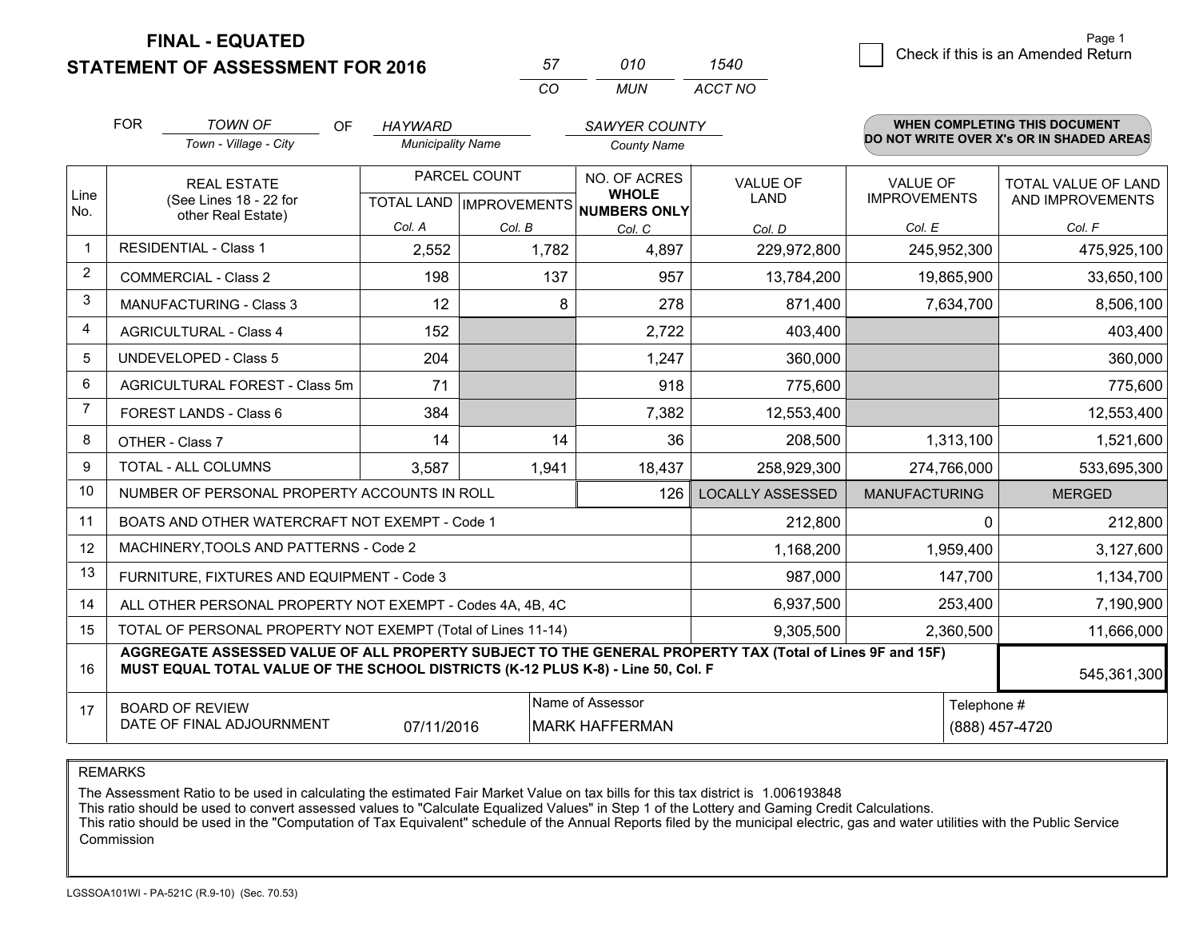**FINAL - EQUATED**
**STATEMENT OF ASSESSMENT FOR 2016**

| 57 | 010 | 1540 |
|---|---|---|
| CO | MUN | ACCT NO |

☐ Check if this is an Amended Return

FOR *TOWN OF* (Town - Village - City) OF *HAYWARD* (Municipality Name) *SAWYER COUNTY* (County Name)

**WHEN COMPLETING THIS DOCUMENT DO NOT WRITE OVER X's OR IN SHADED AREAS**

| Line No. | REAL ESTATE (See Lines 18 - 22 for other Real Estate) | PARCEL COUNT TOTAL LAND Col. A | IMPROVEMENTS Col. B | NO. OF ACRES WHOLE NUMBERS ONLY Col. C | VALUE OF LAND Col. D | VALUE OF IMPROVEMENTS Col. E | TOTAL VALUE OF LAND AND IMPROVEMENTS Col. F |
|---|---|---|---|---|---|---|---|
| 1 | RESIDENTIAL - Class 1 | 2,552 | 1,782 | 4,897 | 229,972,800 | 245,952,300 | 475,925,100 |
| 2 | COMMERCIAL - Class 2 | 198 | 137 | 957 | 13,784,200 | 19,865,900 | 33,650,100 |
| 3 | MANUFACTURING - Class 3 | 12 | 8 | 278 | 871,400 | 7,634,700 | 8,506,100 |
| 4 | AGRICULTURAL - Class 4 | 152 | | 2,722 | 403,400 | | 403,400 |
| 5 | UNDEVELOPED - Class 5 | 204 | | 1,247 | 360,000 | | 360,000 |
| 6 | AGRICULTURAL FOREST - Class 5m | 71 | | 918 | 775,600 | | 775,600 |
| 7 | FOREST LANDS - Class 6 | 384 | | 7,382 | 12,553,400 | | 12,553,400 |
| 8 | OTHER - Class 7 | 14 | 14 | 36 | 208,500 | 1,313,100 | 1,521,600 |
| 9 | TOTAL - ALL COLUMNS | 3,587 | 1,941 | 18,437 | 258,929,300 | 274,766,000 | 533,695,300 |
| 10 | NUMBER OF PERSONAL PROPERTY ACCOUNTS IN ROLL | | | 126 | LOCALLY ASSESSED | MANUFACTURING | MERGED |
| 11 | BOATS AND OTHER WATERCRAFT NOT EXEMPT - Code 1 | | | | 212,800 | 0 | 212,800 |
| 12 | MACHINERY,TOOLS AND PATTERNS - Code 2 | | | | 1,168,200 | 1,959,400 | 3,127,600 |
| 13 | FURNITURE, FIXTURES AND EQUIPMENT - Code 3 | | | | 987,000 | 147,700 | 1,134,700 |
| 14 | ALL OTHER PERSONAL PROPERTY NOT EXEMPT - Codes 4A, 4B, 4C | | | | 6,937,500 | 253,400 | 7,190,900 |
| 15 | TOTAL OF PERSONAL PROPERTY NOT EXEMPT (Total of Lines 11-14) | | | | 9,305,500 | 2,360,500 | 11,666,000 |
| 16 | **AGGREGATE ASSESSED VALUE OF ALL PROPERTY SUBJECT TO THE GENERAL PROPERTY TAX (Total of Lines 9F and 15F) MUST EQUAL TOTAL VALUE OF THE SCHOOL DISTRICTS (K-12 PLUS K-8) - Line 50, Col. F** | | | | | | 545,361,300 |
| 17 | BOARD OF REVIEW DATE OF FINAL ADJOURNMENT | 07/11/2016 | Name of Assessor | MARK HAFFERMAN | | Telephone # | (888) 457-4720 |

REMARKS

The Assessment Ratio to be used in calculating the estimated Fair Market Value on tax bills for this tax district is 1.006193848
This ratio should be used to convert assessed values to "Calculate Equalized Values" in Step 1 of the Lottery and Gaming Credit Calculations.
This ratio should be used in the "Computation of Tax Equivalent" schedule of the Annual Reports filed by the municipal electric, gas and water utilities with the Public Service Commission

LGSSOA101WI - PA-521C (R.9-10) (Sec. 70.53)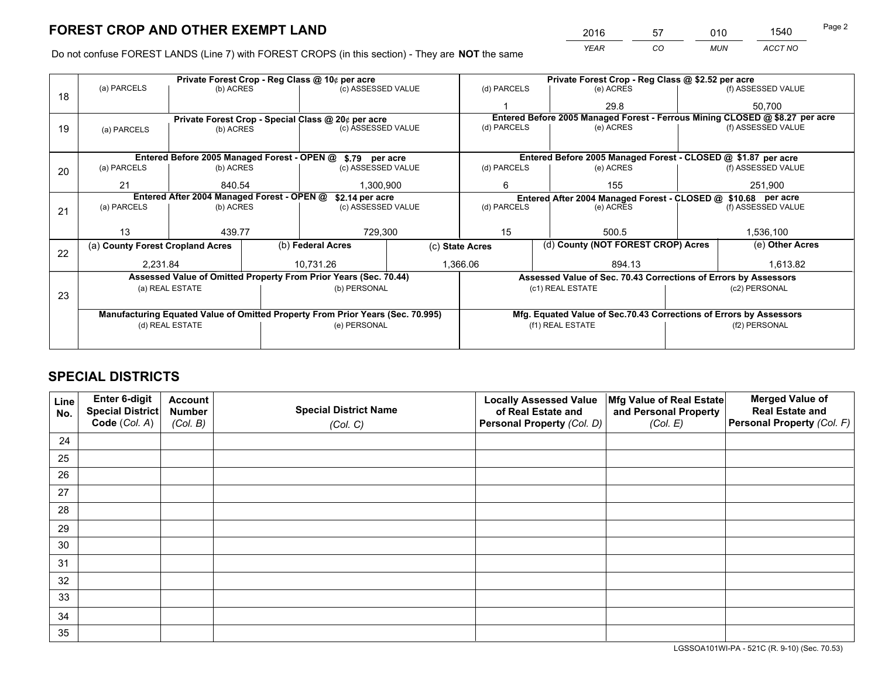# FOREST CROP AND OTHER EXEMPT LAND

| YEAR | CO | MUN | ACCT NO |
|---|---|---|---|
| 2016 | 57 | 010 | 1540 |

Do not confuse FOREST LANDS (Line 7) with FOREST CROPS (in this section) - They are **NOT** the same

| Line | | | | | | |
|---|---|---|---|---|---|---|
| 18 | Private Forest Crop - Reg Class @ 10¢ per acre | | | Private Forest Crop - Reg Class @ $2.52 per acre | | |
| | (a) PARCELS | (b) ACRES | (c) ASSESSED VALUE | (d) PARCELS | (e) ACRES | (f) ASSESSED VALUE |
| | | | | 1 | 29.8 | 50,700 |
| 19 | Private Forest Crop - Special Class @ 20¢ per acre | | | Entered Before 2005 Managed Forest - Ferrous Mining CLOSED @ $8.27 per acre | | |
| | (a) PARCELS | (b) ACRES | (c) ASSESSED VALUE | (d) PARCELS | (e) ACRES | (f) ASSESSED VALUE |
| | | | | | | |
| 20 | Entered Before 2005 Managed Forest - OPEN @ $.79 per acre | | | Entered Before 2005 Managed Forest - CLOSED @ $1.87 per acre | | |
| | (a) PARCELS | (b) ACRES | (c) ASSESSED VALUE | (d) PARCELS | (e) ACRES | (f) ASSESSED VALUE |
| | 21 | 840.54 | 1,300,900 | 6 | 155 | 251,900 |
| 21 | Entered After 2004 Managed Forest - OPEN @ $2.14 per acre | | | Entered After 2004 Managed Forest - CLOSED @ $10.68 per acre | | |
| | (a) PARCELS | (b) ACRES | (c) ASSESSED VALUE | (d) PARCELS | (e) ACRES | (f) ASSESSED VALUE |
| | 13 | 439.77 | 729,300 | 15 | 500.5 | 1,536,100 |

| Line | (a) County Forest Cropland Acres | (b) Federal Acres | (c) State Acres | (d) County (NOT FOREST CROP) Acres | (e) Other Acres |
|---|---|---|---|---|---|
| 22 | 2,231.84 | 10,731.26 | 1,366.06 | 894.13 | 1,613.82 |

| Line | Assessed Value of Omitted Property From Prior Years (Sec. 70.44) | | Assessed Value of Sec. 70.43 Corrections of Errors by Assessors | |
|---|---|---|---|---|
| 23 | (a) REAL ESTATE | (b) PERSONAL | (c1) REAL ESTATE | (c2) PERSONAL |
| | | | | |
| | Manufacturing Equated Value of Omitted Property From Prior Years (Sec. 70.995) | | Mfg. Equated Value of Sec.70.43 Corrections of Errors by Assessors | |
| | (d) REAL ESTATE | (e) PERSONAL | (f1) REAL ESTATE | (f2) PERSONAL |
| | | | | |

# SPECIAL DISTRICTS

| Line No. | Enter 6-digit Special District Code (Col. A) | Account Number (Col. B) | Special District Name (Col. C) | Locally Assessed Value of Real Estate and Personal Property (Col. D) | Mfg Value of Real Estate and Personal Property (Col. E) | Merged Value of Real Estate and Personal Property (Col. F) |
|---|---|---|---|---|---|---|
| 24 | | | | | | |
| 25 | | | | | | |
| 26 | | | | | | |
| 27 | | | | | | |
| 28 | | | | | | |
| 29 | | | | | | |
| 30 | | | | | | |
| 31 | | | | | | |
| 32 | | | | | | |
| 33 | | | | | | |
| 34 | | | | | | |
| 35 | | | | | | |

LGSSOA101WI-PA - 521C (R. 9-10) (Sec. 70.53)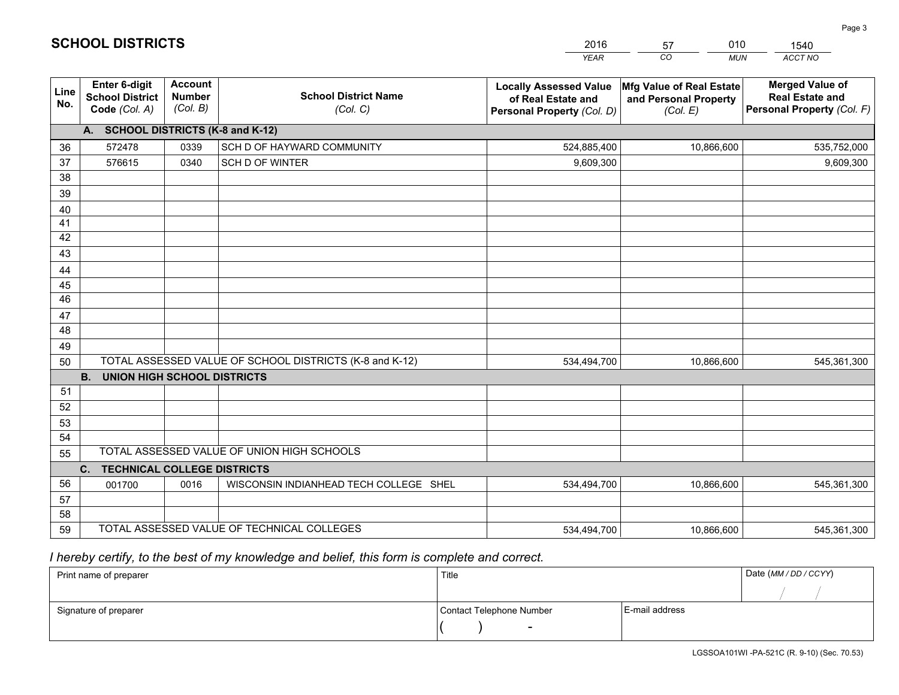# SCHOOL DISTRICTS

| 2016 | 57 | 010 | 1540 |
|---|---|---|---|
| *YEAR* | *CO* | *MUN* | *ACCT NO* |

| Line No. | Enter 6-digit School District Code *(Col. A)* | Account Number *(Col. B)* | School District Name *(Col. C)* | Locally Assessed Value of Real Estate and Personal Property *(Col. D)* | Mfg Value of Real Estate and Personal Property *(Col. E)* | Merged Value of Real Estate and Personal Property *(Col. F)* |
|---|---|---|---|---|---|---|
| | **A. SCHOOL DISTRICTS (K-8 and K-12)** | | | | | |
| 36 | 572478 | 0339 | SCH D OF HAYWARD COMMUNITY | 524,885,400 | 10,866,600 | 535,752,000 |
| 37 | 576615 | 0340 | SCH D OF WINTER | 9,609,300 | | 9,609,300 |
| 38 | | | | | | |
| 39 | | | | | | |
| 40 | | | | | | |
| 41 | | | | | | |
| 42 | | | | | | |
| 43 | | | | | | |
| 44 | | | | | | |
| 45 | | | | | | |
| 46 | | | | | | |
| 47 | | | | | | |
| 48 | | | | | | |
| 49 | | | | | | |
| 50 | TOTAL ASSESSED VALUE OF SCHOOL DISTRICTS (K-8 and K-12) | | | 534,494,700 | 10,866,600 | 545,361,300 |
| | **B. UNION HIGH SCHOOL DISTRICTS** | | | | | |
| 51 | | | | | | |
| 52 | | | | | | |
| 53 | | | | | | |
| 54 | | | | | | |
| 55 | TOTAL ASSESSED VALUE OF UNION HIGH SCHOOLS | | | | | |
| | **C. TECHNICAL COLLEGE DISTRICTS** | | | | | |
| 56 | 001700 | 0016 | WISCONSIN INDIANHEAD TECH COLLEGE SHEL | 534,494,700 | 10,866,600 | 545,361,300 |
| 57 | | | | | | |
| 58 | | | | | | |
| 59 | TOTAL ASSESSED VALUE OF TECHNICAL COLLEGES | | | 534,494,700 | 10,866,600 | 545,361,300 |

*I hereby certify, to the best of my knowledge and belief, this form is complete and correct.*

| Print name of preparer | Title | | Date *(MM / DD / CCYY)* |
|---|---|---|---|
| | | | / / |
| Signature of preparer | Contact Telephone Number | E-mail address | |
| | ( ) - | | |

LGSSOA101WI -PA-521C (R. 9-10) (Sec. 70.53)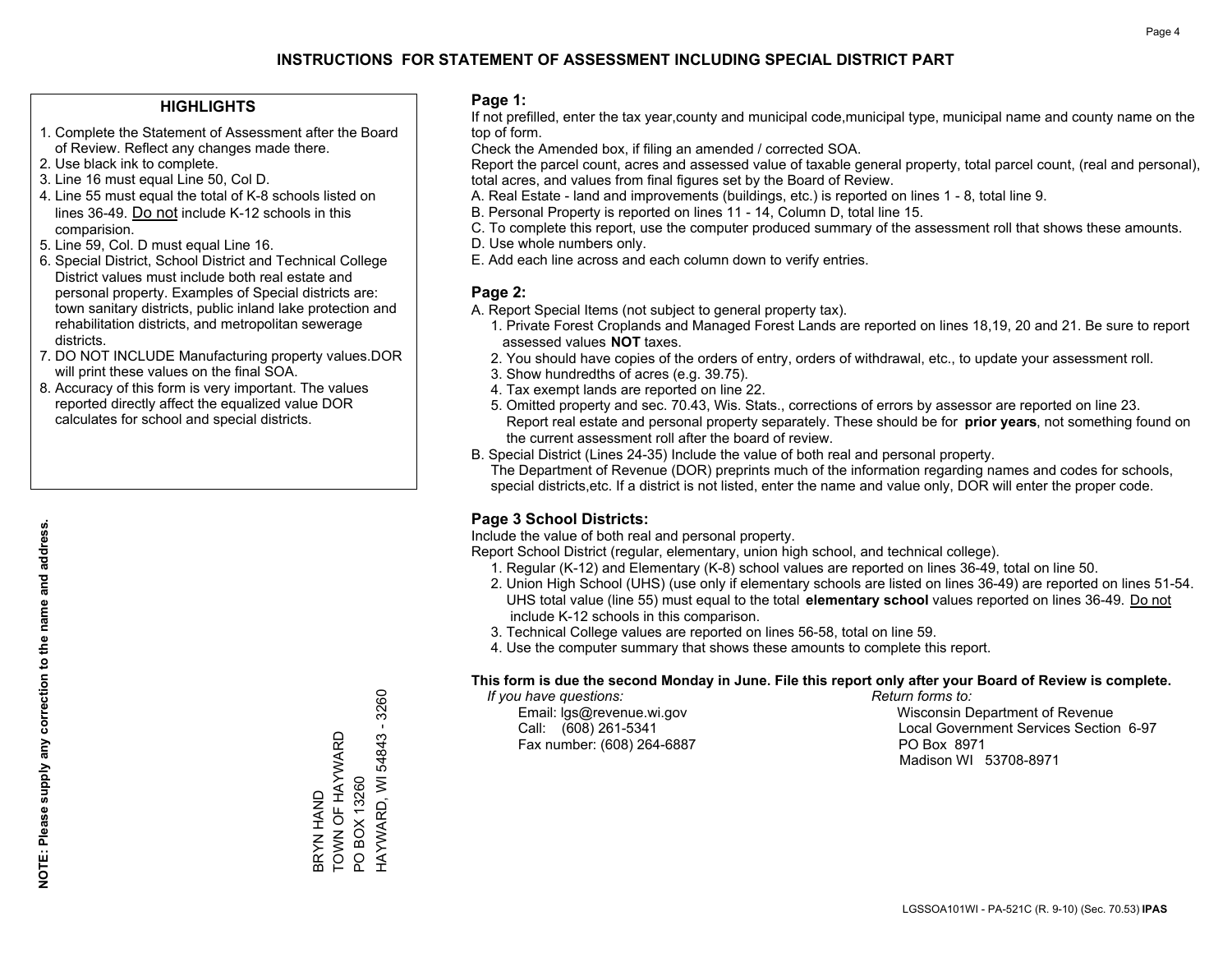# INSTRUCTIONS FOR STATEMENT OF ASSESSMENT INCLUDING SPECIAL DISTRICT PART

## HIGHLIGHTS

1. Complete the Statement of Assessment after the Board of Review. Reflect any changes made there.
2. Use black ink to complete.
3. Line 16 must equal Line 50, Col D.
4. Line 55 must equal the total of K-8 schools listed on lines 36-49. Do not include K-12 schools in this comparision.
5. Line 59, Col. D must equal Line 16.
6. Special District, School District and Technical College District values must include both real estate and personal property. Examples of Special districts are: town sanitary districts, public inland lake protection and rehabilitation districts, and metropolitan sewerage districts.
7. DO NOT INCLUDE Manufacturing property values.DOR will print these values on the final SOA.
8. Accuracy of this form is very important. The values reported directly affect the equalized value DOR calculates for school and special districts.

**NOTE: Please supply any correction to the name and address.**

BRYN HAND
TOWN OF HAYWARD
PO BOX 13260
HAYWARD, WI 54843 - 3260

## Page 1:

If not prefilled, enter the tax year,county and municipal code,municipal type, municipal name and county name on the top of form.

Check the Amended box, if filing an amended / corrected SOA.

Report the parcel count, acres and assessed value of taxable general property, total parcel count, (real and personal), total acres, and values from final figures set by the Board of Review.

A. Real Estate - land and improvements (buildings, etc.) is reported on lines 1 - 8, total line 9.
B. Personal Property is reported on lines 11 - 14, Column D, total line 15.
C. To complete this report, use the computer produced summary of the assessment roll that shows these amounts.
D. Use whole numbers only.
E. Add each line across and each column down to verify entries.

## Page 2:

A. Report Special Items (not subject to general property tax).
   1. Private Forest Croplands and Managed Forest Lands are reported on lines 18,19, 20 and 21. Be sure to report assessed values **NOT** taxes.
   2. You should have copies of the orders of entry, orders of withdrawal, etc., to update your assessment roll.
   3. Show hundredths of acres (e.g. 39.75).
   4. Tax exempt lands are reported on line 22.
   5. Omitted property and sec. 70.43, Wis. Stats., corrections of errors by assessor are reported on line 23. Report real estate and personal property separately. These should be for **prior years**, not something found on the current assessment roll after the board of review.

B. Special District (Lines 24-35) Include the value of both real and personal property. The Department of Revenue (DOR) preprints much of the information regarding names and codes for schools, special districts,etc. If a district is not listed, enter the name and value only, DOR will enter the proper code.

## Page 3 School Districts:

Include the value of both real and personal property.

Report School District (regular, elementary, union high school, and technical college).

1. Regular (K-12) and Elementary (K-8) school values are reported on lines 36-49, total on line 50.
2. Union High School (UHS) (use only if elementary schools are listed on lines 36-49) are reported on lines 51-54. UHS total value (line 55) must equal to the total **elementary school** values reported on lines 36-49. Do not include K-12 schools in this comparison.
3. Technical College values are reported on lines 56-58, total on line 59.
4. Use the computer summary that shows these amounts to complete this report.

**This form is due the second Monday in June. File this report only after your Board of Review is complete.**

*If you have questions:*
Email: lgs@revenue.wi.gov
Call: (608) 261-5341
Fax number: (608) 264-6887

*Return forms to:*
Wisconsin Department of Revenue
Local Government Services Section 6-97
PO Box 8971
Madison WI 53708-8971

LGSSOA101WI - PA-521C (R. 9-10) (Sec. 70.53) **IPAS**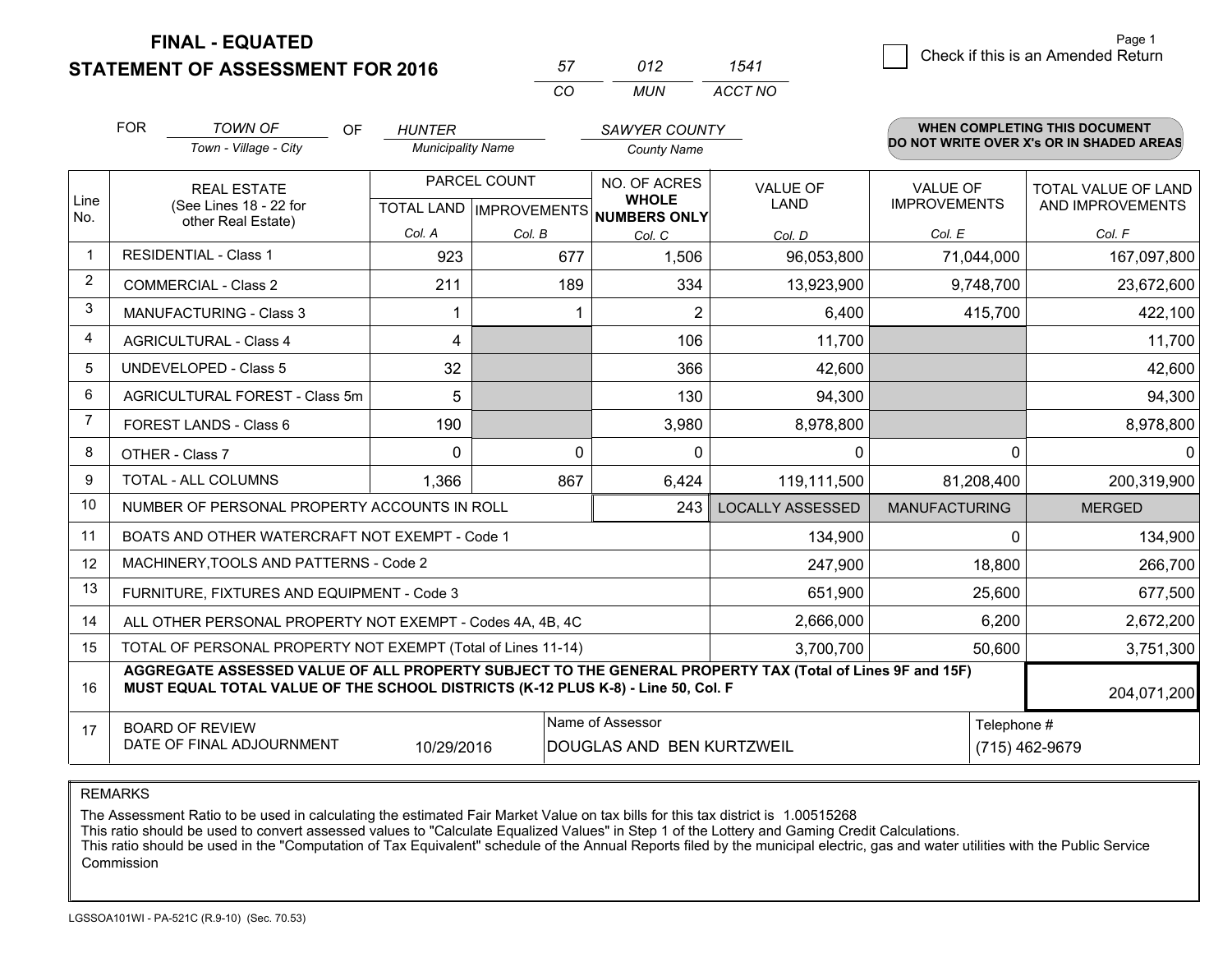**FINAL - EQUATED**
**STATEMENT OF ASSESSMENT FOR 2016**

| 57 | 012 | 1541 |
|---|---|---|
| CO | MUN | ACCT NO |

☐ Check if this is an Amended Return

FOR *TOWN OF* (Town - Village - City) OF *HUNTER* (Municipality Name) *SAWYER COUNTY* (County Name)

**WHEN COMPLETING THIS DOCUMENT DO NOT WRITE OVER X's OR IN SHADED AREAS**

| Line No. | REAL ESTATE (See Lines 18 - 22 for other Real Estate) | PARCEL COUNT TOTAL LAND Col. A | PARCEL COUNT IMPROVEMENTS Col. B | NO. OF ACRES WHOLE NUMBERS ONLY Col. C | VALUE OF LAND Col. D | VALUE OF IMPROVEMENTS Col. E | TOTAL VALUE OF LAND AND IMPROVEMENTS Col. F |
|---|---|---|---|---|---|---|---|
| 1 | RESIDENTIAL - Class 1 | 923 | 677 | 1,506 | 96,053,800 | 71,044,000 | 167,097,800 |
| 2 | COMMERCIAL - Class 2 | 211 | 189 | 334 | 13,923,900 | 9,748,700 | 23,672,600 |
| 3 | MANUFACTURING - Class 3 | 1 | 1 | 2 | 6,400 | 415,700 | 422,100 |
| 4 | AGRICULTURAL - Class 4 | 4 | | 106 | 11,700 | | 11,700 |
| 5 | UNDEVELOPED - Class 5 | 32 | | 366 | 42,600 | | 42,600 |
| 6 | AGRICULTURAL FOREST - Class 5m | 5 | | 130 | 94,300 | | 94,300 |
| 7 | FOREST LANDS - Class 6 | 190 | | 3,980 | 8,978,800 | | 8,978,800 |
| 8 | OTHER - Class 7 | 0 | 0 | 0 | 0 | 0 | 0 |
| 9 | TOTAL - ALL COLUMNS | 1,366 | 867 | 6,424 | 119,111,500 | 81,208,400 | 200,319,900 |
| 10 | NUMBER OF PERSONAL PROPERTY ACCOUNTS IN ROLL | | | 243 | LOCALLY ASSESSED | MANUFACTURING | MERGED |
| 11 | BOATS AND OTHER WATERCRAFT NOT EXEMPT - Code 1 | | | | 134,900 | 0 | 134,900 |
| 12 | MACHINERY,TOOLS AND PATTERNS - Code 2 | | | | 247,900 | 18,800 | 266,700 |
| 13 | FURNITURE, FIXTURES AND EQUIPMENT - Code 3 | | | | 651,900 | 25,600 | 677,500 |
| 14 | ALL OTHER PERSONAL PROPERTY NOT EXEMPT - Codes 4A, 4B, 4C | | | | 2,666,000 | 6,200 | 2,672,200 |
| 15 | TOTAL OF PERSONAL PROPERTY NOT EXEMPT (Total of Lines 11-14) | | | | 3,700,700 | 50,600 | 3,751,300 |
| 16 | **AGGREGATE ASSESSED VALUE OF ALL PROPERTY SUBJECT TO THE GENERAL PROPERTY TAX (Total of Lines 9F and 15F) MUST EQUAL TOTAL VALUE OF THE SCHOOL DISTRICTS (K-12 PLUS K-8) - Line 50, Col. F** | | | | | | 204,071,200 |
| 17 | BOARD OF REVIEW DATE OF FINAL ADJOURNMENT | 10/29/2016 | | Name of Assessor: DOUGLAS AND BEN KURTZWEIL | | | Telephone #: (715) 462-9679 |

REMARKS

The Assessment Ratio to be used in calculating the estimated Fair Market Value on tax bills for this tax district is 1.00515268
This ratio should be used to convert assessed values to "Calculate Equalized Values" in Step 1 of the Lottery and Gaming Credit Calculations.
This ratio should be used in the "Computation of Tax Equivalent" schedule of the Annual Reports filed by the municipal electric, gas and water utilities with the Public Service Commission

LGSSOA101WI - PA-521C (R.9-10) (Sec. 70.53)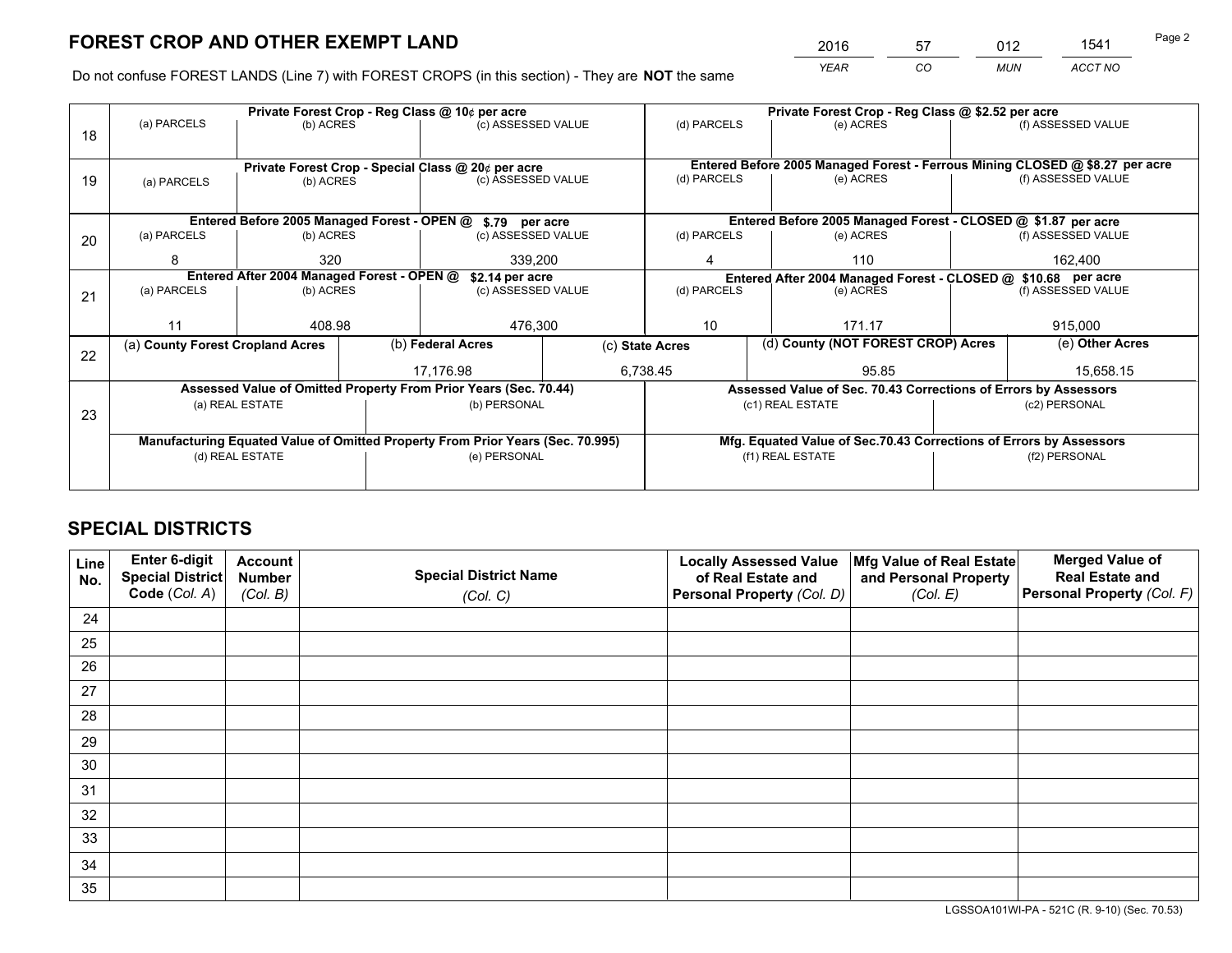# FOREST CROP AND OTHER EXEMPT LAND

| 2016 | 57 | 012 | 1541 |
|---|---|---|---|
| *YEAR* | *CO* | *MUN* | *ACCT NO* |

Do not confuse FOREST LANDS (Line 7) with FOREST CROPS (in this section) - They are **NOT** the same

| Line | | | | | | |
|---|---|---|---|---|---|---|
| 18 | Private Forest Crop - Reg Class @ 10¢ per acre | | | Private Forest Crop - Reg Class @ $2.52 per acre | | |
| | (a) PARCELS | (b) ACRES | (c) ASSESSED VALUE | (d) PARCELS | (e) ACRES | (f) ASSESSED VALUE |
| | | | | | | |
| 19 | Private Forest Crop - Special Class @ 20¢ per acre | | | Entered Before 2005 Managed Forest - Ferrous Mining CLOSED @ $8.27 per acre | | |
| | (a) PARCELS | (b) ACRES | (c) ASSESSED VALUE | (d) PARCELS | (e) ACRES | (f) ASSESSED VALUE |
| | | | | | | |
| 20 | Entered Before 2005 Managed Forest - OPEN @ $.79 per acre | | | Entered Before 2005 Managed Forest - CLOSED @ $1.87 per acre | | |
| | (a) PARCELS | (b) ACRES | (c) ASSESSED VALUE | (d) PARCELS | (e) ACRES | (f) ASSESSED VALUE |
| | 8 | 320 | 339,200 | 4 | 110 | 162,400 |
| 21 | Entered After 2004 Managed Forest - OPEN @ $2.14 per acre | | | Entered After 2004 Managed Forest - CLOSED @ $10.68 per acre | | |
| | (a) PARCELS | (b) ACRES | (c) ASSESSED VALUE | (d) PARCELS | (e) ACRES | (f) ASSESSED VALUE |
| | 11 | 408.98 | 476,300 | 10 | 171.17 | 915,000 |

| Line | (a) County Forest Cropland Acres | (b) Federal Acres | (c) State Acres | (d) County (NOT FOREST CROP) Acres | (e) Other Acres |
|---|---|---|---|---|---|
| 22 | | 17,176.98 | 6,738.45 | 95.85 | 15,658.15 |

| Line | Assessed Value of Omitted Property From Prior Years (Sec. 70.44) | | Assessed Value of Sec. 70.43 Corrections of Errors by Assessors | |
|---|---|---|---|---|
| 23 | (a) REAL ESTATE | (b) PERSONAL | (c1) REAL ESTATE | (c2) PERSONAL |
| | | | | |
| | **Manufacturing Equated Value of Omitted Property From Prior Years (Sec. 70.995)** | | **Mfg. Equated Value of Sec.70.43 Corrections of Errors by Assessors** | |
| | (d) REAL ESTATE | (e) PERSONAL | (f1) REAL ESTATE | (f2) PERSONAL |
| | | | | |

# SPECIAL DISTRICTS

| Line No. | Enter 6-digit Special District Code (*Col. A*) | Account Number (*Col. B*) | Special District Name (*Col. C*) | Locally Assessed Value of Real Estate and Personal Property (*Col. D*) | Mfg Value of Real Estate and Personal Property (*Col. E*) | Merged Value of Real Estate and Personal Property (*Col. F*) |
|---|---|---|---|---|---|---|
| 24 | | | | | | |
| 25 | | | | | | |
| 26 | | | | | | |
| 27 | | | | | | |
| 28 | | | | | | |
| 29 | | | | | | |
| 30 | | | | | | |
| 31 | | | | | | |
| 32 | | | | | | |
| 33 | | | | | | |
| 34 | | | | | | |
| 35 | | | | | | |

LGSSOA101WI-PA - 521C (R. 9-10) (Sec. 70.53)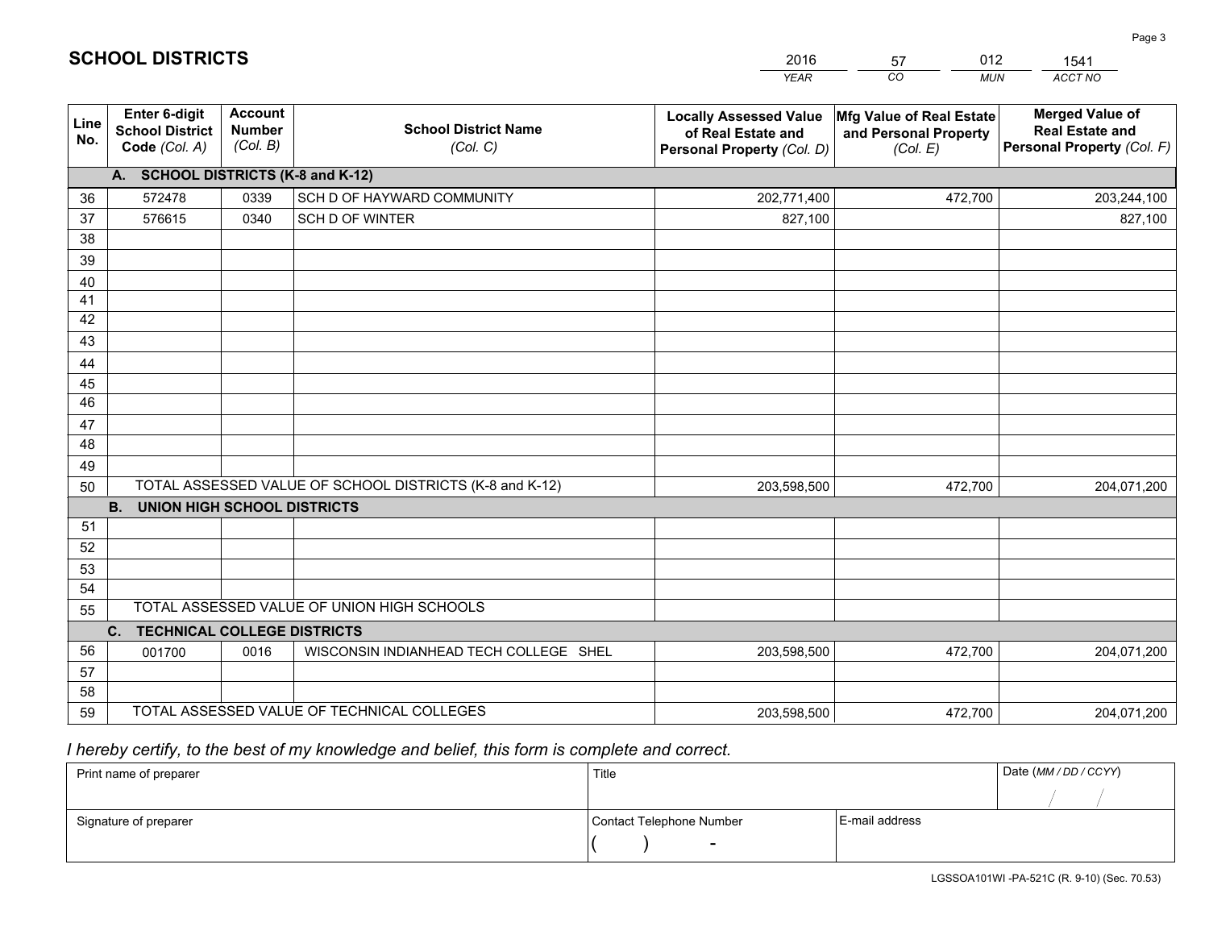## SCHOOL DISTRICTS

| 2016 | 57 | 012 | 1541 |
|---|---|---|---|
| *YEAR* | *CO* | *MUN* | *ACCT NO* |

| Line No. | Enter 6-digit School District Code *(Col. A)* | Account Number *(Col. B)* | School District Name *(Col. C)* | Locally Assessed Value of Real Estate and Personal Property *(Col. D)* | Mfg Value of Real Estate and Personal Property *(Col. E)* | Merged Value of Real Estate and Personal Property *(Col. F)* |
|---|---|---|---|---|---|---|
| | **A. SCHOOL DISTRICTS (K-8 and K-12)** | | | | | |
| 36 | 572478 | 0339 | SCH D OF HAYWARD COMMUNITY | 202,771,400 | 472,700 | 203,244,100 |
| 37 | 576615 | 0340 | SCH D OF WINTER | 827,100 | | 827,100 |
| 38 | | | | | | |
| 39 | | | | | | |
| 40 | | | | | | |
| 41 | | | | | | |
| 42 | | | | | | |
| 43 | | | | | | |
| 44 | | | | | | |
| 45 | | | | | | |
| 46 | | | | | | |
| 47 | | | | | | |
| 48 | | | | | | |
| 49 | | | | | | |
| 50 | TOTAL ASSESSED VALUE OF SCHOOL DISTRICTS (K-8 and K-12) | | | 203,598,500 | 472,700 | 204,071,200 |
| | **B. UNION HIGH SCHOOL DISTRICTS** | | | | | |
| 51 | | | | | | |
| 52 | | | | | | |
| 53 | | | | | | |
| 54 | | | | | | |
| 55 | TOTAL ASSESSED VALUE OF UNION HIGH SCHOOLS | | | | | |
| | **C. TECHNICAL COLLEGE DISTRICTS** | | | | | |
| 56 | 001700 | 0016 | WISCONSIN INDIANHEAD TECH COLLEGE SHEL | 203,598,500 | 472,700 | 204,071,200 |
| 57 | | | | | | |
| 58 | | | | | | |
| 59 | TOTAL ASSESSED VALUE OF TECHNICAL COLLEGES | | | 203,598,500 | 472,700 | 204,071,200 |

*I hereby certify, to the best of my knowledge and belief, this form is complete and correct.*

| Print name of preparer | Title | | Date *(MM / DD / CCYY)* |
|---|---|---|---|
| | | | / / |
| Signature of preparer | Contact Telephone Number | E-mail address | |
| | ( ) - | | |

LGSSOA101WI -PA-521C (R. 9-10) (Sec. 70.53)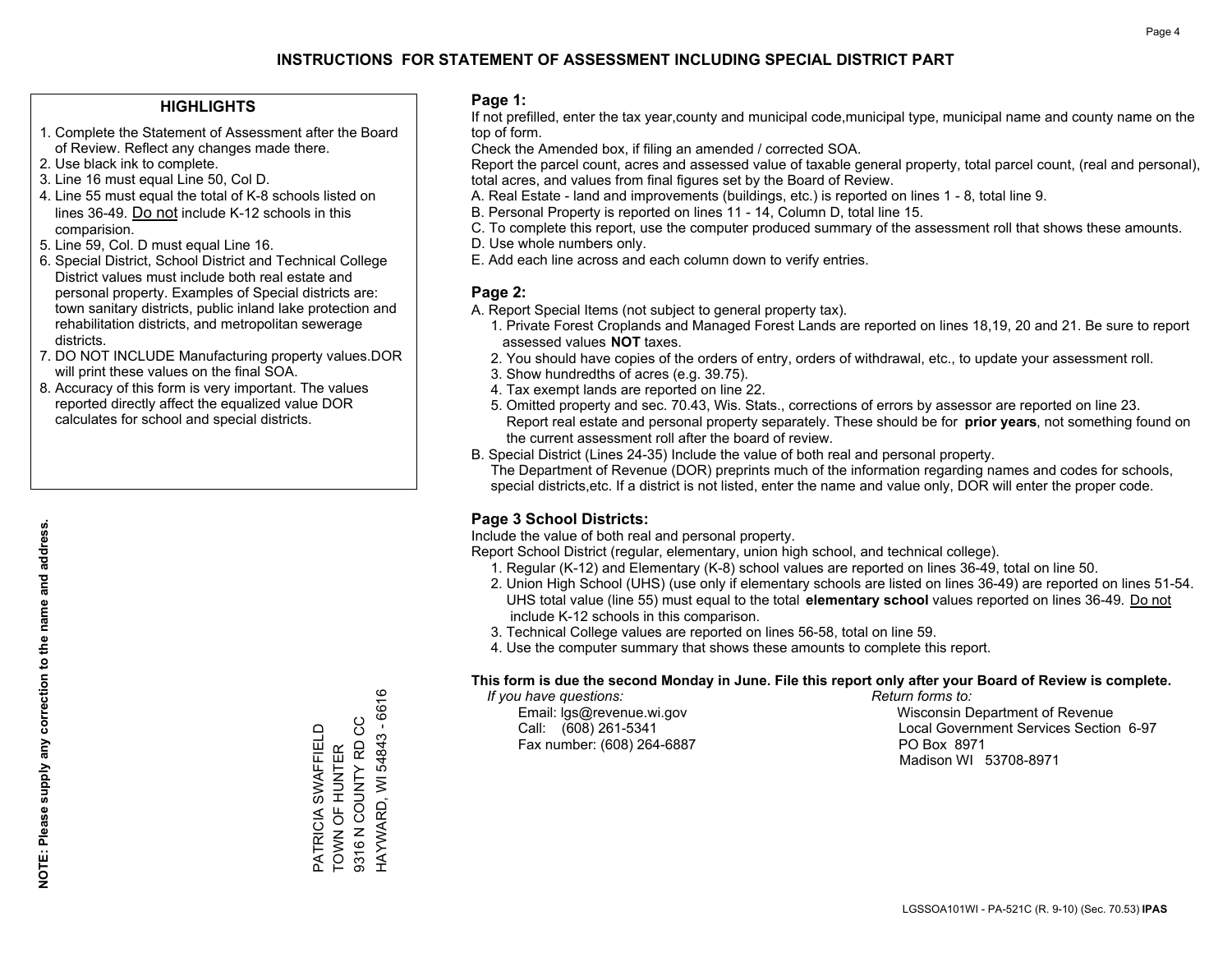# INSTRUCTIONS FOR STATEMENT OF ASSESSMENT INCLUDING SPECIAL DISTRICT PART

## HIGHLIGHTS

1. Complete the Statement of Assessment after the Board of Review. Reflect any changes made there.
2. Use black ink to complete.
3. Line 16 must equal Line 50, Col D.
4. Line 55 must equal the total of K-8 schools listed on lines 36-49. Do not include K-12 schools in this comparision.
5. Line 59, Col. D must equal Line 16.
6. Special District, School District and Technical College District values must include both real estate and personal property. Examples of Special districts are: town sanitary districts, public inland lake protection and rehabilitation districts, and metropolitan sewerage districts.
7. DO NOT INCLUDE Manufacturing property values.DOR will print these values on the final SOA.
8. Accuracy of this form is very important. The values reported directly affect the equalized value DOR calculates for school and special districts.

**NOTE: Please supply any correction to the name and address.**

PATRICIA SWAFFIELD
TOWN OF HUNTER
9316 N COUNTY RD CC
HAYWARD, WI 54843 - 6616

## Page 1:

If not prefilled, enter the tax year,county and municipal code,municipal type, municipal name and county name on the top of form.

Check the Amended box, if filing an amended / corrected SOA.

Report the parcel count, acres and assessed value of taxable general property, total parcel count, (real and personal), total acres, and values from final figures set by the Board of Review.

A. Real Estate - land and improvements (buildings, etc.) is reported on lines 1 - 8, total line 9.
B. Personal Property is reported on lines 11 - 14, Column D, total line 15.
C. To complete this report, use the computer produced summary of the assessment roll that shows these amounts.
D. Use whole numbers only.
E. Add each line across and each column down to verify entries.

## Page 2:

A. Report Special Items (not subject to general property tax).
   1. Private Forest Croplands and Managed Forest Lands are reported on lines 18,19, 20 and 21. Be sure to report assessed values **NOT** taxes.
   2. You should have copies of the orders of entry, orders of withdrawal, etc., to update your assessment roll.
   3. Show hundredths of acres (e.g. 39.75).
   4. Tax exempt lands are reported on line 22.
   5. Omitted property and sec. 70.43, Wis. Stats., corrections of errors by assessor are reported on line 23. Report real estate and personal property separately. These should be for **prior years**, not something found on the current assessment roll after the board of review.
B. Special District (Lines 24-35) Include the value of both real and personal property. The Department of Revenue (DOR) preprints much of the information regarding names and codes for schools, special districts,etc. If a district is not listed, enter the name and value only, DOR will enter the proper code.

## Page 3 School Districts:

Include the value of both real and personal property.

Report School District (regular, elementary, union high school, and technical college).

1. Regular (K-12) and Elementary (K-8) school values are reported on lines 36-49, total on line 50.
2. Union High School (UHS) (use only if elementary schools are listed on lines 36-49) are reported on lines 51-54. UHS total value (line 55) must equal to the total **elementary school** values reported on lines 36-49. Do not include K-12 schools in this comparison.
3. Technical College values are reported on lines 56-58, total on line 59.
4. Use the computer summary that shows these amounts to complete this report.

**This form is due the second Monday in June. File this report only after your Board of Review is complete.**

*If you have questions:*
Email: lgs@revenue.wi.gov
Call: (608) 261-5341
Fax number: (608) 264-6887

*Return forms to:*
Wisconsin Department of Revenue
Local Government Services Section 6-97
PO Box 8971
Madison WI 53708-8971

LGSSOA101WI - PA-521C (R. 9-10) (Sec. 70.53) **IPAS**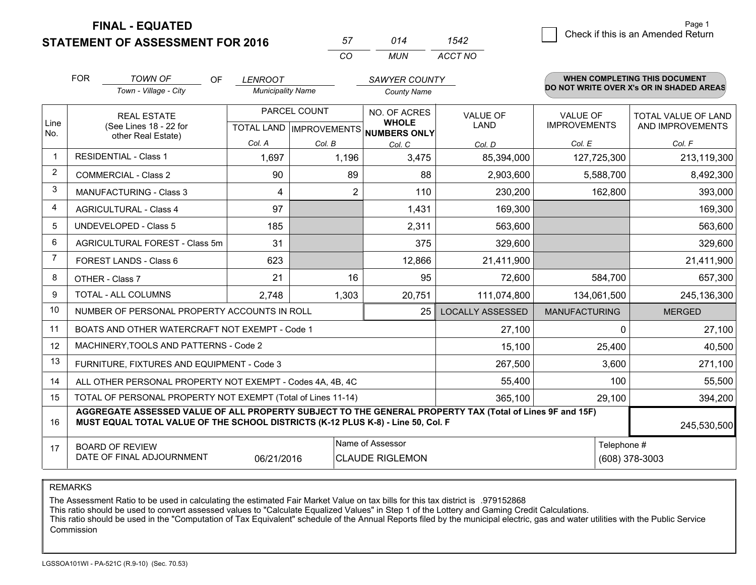**FINAL - EQUATED**
**STATEMENT OF ASSESSMENT FOR 2016**

| 57 | 014 | 1542 |
|---|---|---|
| CO | MUN | ACCT NO |

Page 1

☐ Check if this is an Amended Return

FOR *TOWN OF* (Town - Village - City) OF *LENROOT* (Municipality Name) *SAWYER COUNTY* (County Name)

**WHEN COMPLETING THIS DOCUMENT DO NOT WRITE OVER X's OR IN SHADED AREAS**

| Line No. | REAL ESTATE (See Lines 18 - 22 for other Real Estate) | PARCEL COUNT | | NO. OF ACRES **WHOLE NUMBERS ONLY** | VALUE OF LAND | VALUE OF IMPROVEMENTS | TOTAL VALUE OF LAND AND IMPROVEMENTS |
|---|---|---|---|---|---|---|---|
| | | TOTAL LAND | IMPROVEMENTS | | | | |
| | | Col. A | Col. B | Col. C | Col. D | Col. E | Col. F |
| 1 | RESIDENTIAL - Class 1 | 1,697 | 1,196 | 3,475 | 85,394,000 | 127,725,300 | 213,119,300 |
| 2 | COMMERCIAL - Class 2 | 90 | 89 | 88 | 2,903,600 | 5,588,700 | 8,492,300 |
| 3 | MANUFACTURING - Class 3 | 4 | 2 | 110 | 230,200 | 162,800 | 393,000 |
| 4 | AGRICULTURAL - Class 4 | 97 | | 1,431 | 169,300 | | 169,300 |
| 5 | UNDEVELOPED - Class 5 | 185 | | 2,311 | 563,600 | | 563,600 |
| 6 | AGRICULTURAL FOREST - Class 5m | 31 | | 375 | 329,600 | | 329,600 |
| 7 | FOREST LANDS - Class 6 | 623 | | 12,866 | 21,411,900 | | 21,411,900 |
| 8 | OTHER - Class 7 | 21 | 16 | 95 | 72,600 | 584,700 | 657,300 |
| 9 | TOTAL - ALL COLUMNS | 2,748 | 1,303 | 20,751 | 111,074,800 | 134,061,500 | 245,136,300 |
| 10 | NUMBER OF PERSONAL PROPERTY ACCOUNTS IN ROLL | | | 25 | LOCALLY ASSESSED | MANUFACTURING | MERGED |
| 11 | BOATS AND OTHER WATERCRAFT NOT EXEMPT - Code 1 | | | | 27,100 | 0 | 27,100 |
| 12 | MACHINERY,TOOLS AND PATTERNS - Code 2 | | | | 15,100 | 25,400 | 40,500 |
| 13 | FURNITURE, FIXTURES AND EQUIPMENT - Code 3 | | | | 267,500 | 3,600 | 271,100 |
| 14 | ALL OTHER PERSONAL PROPERTY NOT EXEMPT - Codes 4A, 4B, 4C | | | | 55,400 | 100 | 55,500 |
| 15 | TOTAL OF PERSONAL PROPERTY NOT EXEMPT (Total of Lines 11-14) | | | | 365,100 | 29,100 | 394,200 |
| 16 | **AGGREGATE ASSESSED VALUE OF ALL PROPERTY SUBJECT TO THE GENERAL PROPERTY TAX (Total of Lines 9F and 15F) MUST EQUAL TOTAL VALUE OF THE SCHOOL DISTRICTS (K-12 PLUS K-8) - Line 50, Col. F** | | | | | | 245,530,500 |
| 17 | BOARD OF REVIEW DATE OF FINAL ADJOURNMENT | 06/21/2016 | | Name of Assessor: CLAUDE RIGLEMON | | Telephone #: (608) 378-3003 | |

REMARKS

The Assessment Ratio to be used in calculating the estimated Fair Market Value on tax bills for this tax district is .979152868
This ratio should be used to convert assessed values to "Calculate Equalized Values" in Step 1 of the Lottery and Gaming Credit Calculations.
This ratio should be used in the "Computation of Tax Equivalent" schedule of the Annual Reports filed by the municipal electric, gas and water utilities with the Public Service Commission

LGSSOA101WI - PA-521C (R.9-10) (Sec. 70.53)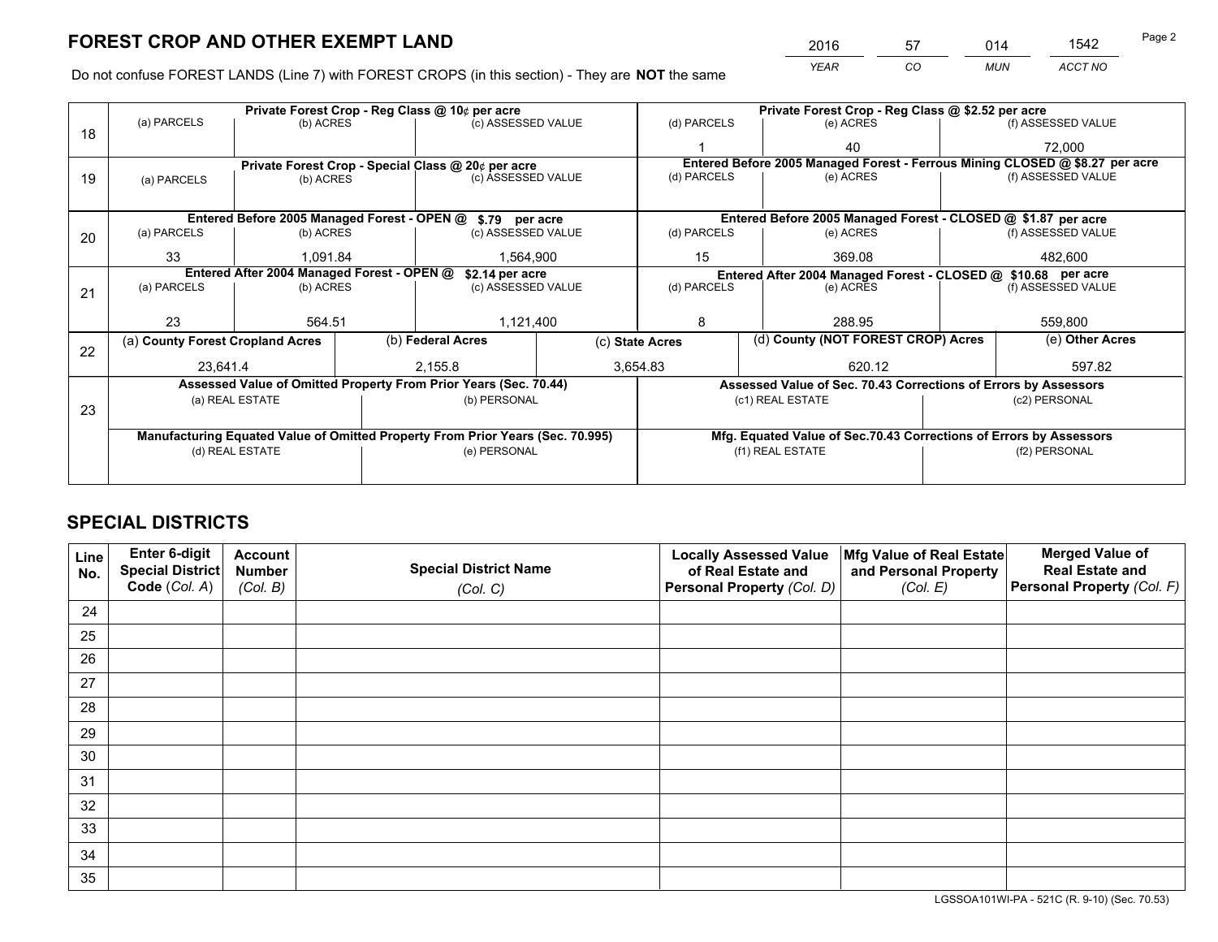# FOREST CROP AND OTHER EXEMPT LAND

| 2016 | 57 | 014 | 1542 |
|---|---|---|---|
| *YEAR* | *CO* | *MUN* | *ACCT NO* |

Do not confuse FOREST LANDS (Line 7) with FOREST CROPS (in this section) - They are **NOT** the same

| Line | Private Forest Crop - Reg Class @ 10¢ per acre | | | Private Forest Crop - Reg Class @ $2.52 per acre | | |
|---|---|---|---|---|---|---|
| 18 | (a) PARCELS | (b) ACRES | (c) ASSESSED VALUE | (d) PARCELS | (e) ACRES | (f) ASSESSED VALUE |
| | | | | 1 | 40 | 72,000 |
| | **Private Forest Crop - Special Class @ 20¢ per acre** | | | **Entered Before 2005 Managed Forest - Ferrous Mining CLOSED @ $8.27 per acre** | | |
| 19 | (a) PARCELS | (b) ACRES | (c) ASSESSED VALUE | (d) PARCELS | (e) ACRES | (f) ASSESSED VALUE |
| | | | | | | |
| | **Entered Before 2005 Managed Forest - OPEN @ $.79 per acre** | | | **Entered Before 2005 Managed Forest - CLOSED @ $1.87 per acre** | | |
| 20 | (a) PARCELS | (b) ACRES | (c) ASSESSED VALUE | (d) PARCELS | (e) ACRES | (f) ASSESSED VALUE |
| | 33 | 1,091.84 | 1,564,900 | 15 | 369.08 | 482,600 |
| | **Entered After 2004 Managed Forest - OPEN @ $2.14 per acre** | | | **Entered After 2004 Managed Forest - CLOSED @ $10.68 per acre** | | |
| 21 | (a) PARCELS | (b) ACRES | (c) ASSESSED VALUE | (d) PARCELS | (e) ACRES | (f) ASSESSED VALUE |
| | 23 | 564.51 | 1,121,400 | 8 | 288.95 | 559,800 |

| Line | (a) County Forest Cropland Acres | (b) Federal Acres | (c) State Acres | (d) County (NOT FOREST CROP) Acres | (e) Other Acres |
|---|---|---|---|---|---|
| 22 | 23,641.4 | 2,155.8 | 3,654.83 | 620.12 | 597.82 |

| Line | Assessed Value of Omitted Property From Prior Years (Sec. 70.44) | | Assessed Value of Sec. 70.43 Corrections of Errors by Assessors | |
|---|---|---|---|---|
| 23 | (a) REAL ESTATE | (b) PERSONAL | (c1) REAL ESTATE | (c2) PERSONAL |
| | | | | |
| | **Manufacturing Equated Value of Omitted Property From Prior Years (Sec. 70.995)** | | **Mfg. Equated Value of Sec.70.43 Corrections of Errors by Assessors** | |
| | (d) REAL ESTATE | (e) PERSONAL | (f1) REAL ESTATE | (f2) PERSONAL |
| | | | | |

# SPECIAL DISTRICTS

| Line No. | Enter 6-digit Special District Code (*Col. A*) | Account Number (*Col. B*) | Special District Name (*Col. C*) | Locally Assessed Value of Real Estate and Personal Property (*Col. D*) | Mfg Value of Real Estate and Personal Property (*Col. E*) | Merged Value of Real Estate and Personal Property (*Col. F*) |
|---|---|---|---|---|---|---|
| 24 | | | | | | |
| 25 | | | | | | |
| 26 | | | | | | |
| 27 | | | | | | |
| 28 | | | | | | |
| 29 | | | | | | |
| 30 | | | | | | |
| 31 | | | | | | |
| 32 | | | | | | |
| 33 | | | | | | |
| 34 | | | | | | |
| 35 | | | | | | |

LGSSOA101WI-PA - 521C (R. 9-10) (Sec. 70.53)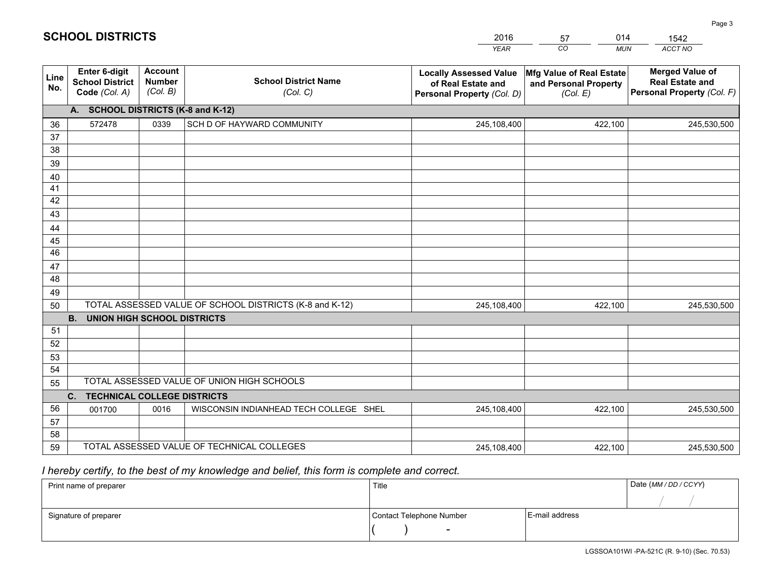## SCHOOL DISTRICTS

| 2016 | 57 | 014 | 1542 |
|---|---|---|---|
| YEAR | CO | MUN | ACCT NO |

| Line No. | Enter 6-digit School District Code (Col. A) | Account Number (Col. B) | School District Name (Col. C) | Locally Assessed Value of Real Estate and Personal Property (Col. D) | Mfg Value of Real Estate and Personal Property (Col. E) | Merged Value of Real Estate and Personal Property (Col. F) |
|---|---|---|---|---|---|---|
| | **A. SCHOOL DISTRICTS (K-8 and K-12)** | | | | | |
| 36 | 572478 | 0339 | SCH D OF HAYWARD COMMUNITY | 245,108,400 | 422,100 | 245,530,500 |
| 37 | | | | | | |
| 38 | | | | | | |
| 39 | | | | | | |
| 40 | | | | | | |
| 41 | | | | | | |
| 42 | | | | | | |
| 43 | | | | | | |
| 44 | | | | | | |
| 45 | | | | | | |
| 46 | | | | | | |
| 47 | | | | | | |
| 48 | | | | | | |
| 49 | | | | | | |
| 50 | TOTAL ASSESSED VALUE OF SCHOOL DISTRICTS (K-8 and K-12) | | | 245,108,400 | 422,100 | 245,530,500 |
| | **B. UNION HIGH SCHOOL DISTRICTS** | | | | | |
| 51 | | | | | | |
| 52 | | | | | | |
| 53 | | | | | | |
| 54 | | | | | | |
| 55 | TOTAL ASSESSED VALUE OF UNION HIGH SCHOOLS | | | | | |
| | **C. TECHNICAL COLLEGE DISTRICTS** | | | | | |
| 56 | 001700 | 0016 | WISCONSIN INDIANHEAD TECH COLLEGE SHEL | 245,108,400 | 422,100 | 245,530,500 |
| 57 | | | | | | |
| 58 | | | | | | |
| 59 | TOTAL ASSESSED VALUE OF TECHNICAL COLLEGES | | | 245,108,400 | 422,100 | 245,530,500 |

*I hereby certify, to the best of my knowledge and belief, this form is complete and correct.*

| Print name of preparer | Title | | Date (MM / DD / CCYY) |
|---|---|---|---|
| | | | / / |
| Signature of preparer | Contact Telephone Number | E-mail address | |
| | ( ) - | | |

LGSSOA101WI -PA-521C (R. 9-10) (Sec. 70.53)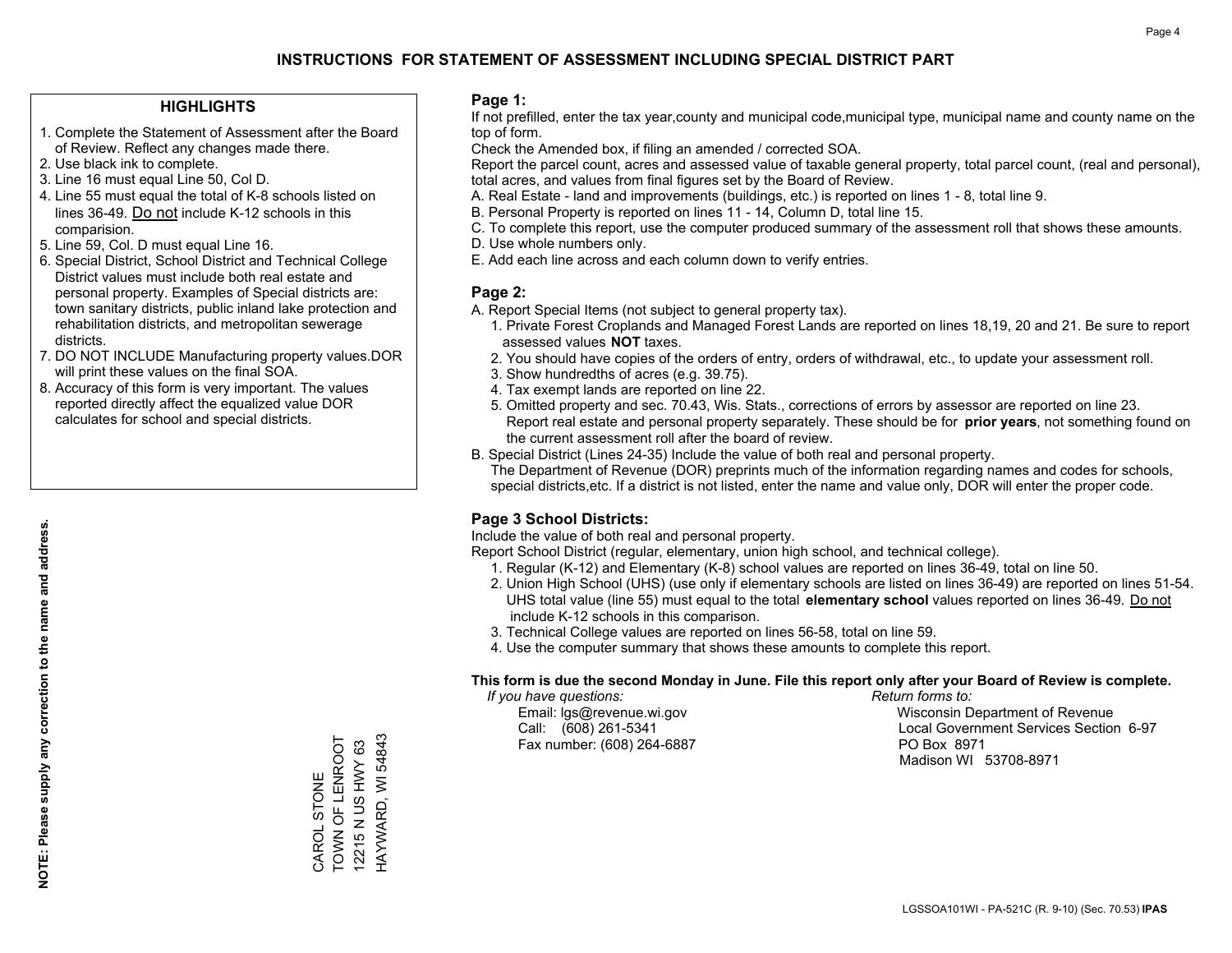# INSTRUCTIONS FOR STATEMENT OF ASSESSMENT INCLUDING SPECIAL DISTRICT PART

## HIGHLIGHTS

1. Complete the Statement of Assessment after the Board of Review. Reflect any changes made there.
2. Use black ink to complete.
3. Line 16 must equal Line 50, Col D.
4. Line 55 must equal the total of K-8 schools listed on lines 36-49. Do not include K-12 schools in this comparision.
5. Line 59, Col. D must equal Line 16.
6. Special District, School District and Technical College District values must include both real estate and personal property. Examples of Special districts are: town sanitary districts, public inland lake protection and rehabilitation districts, and metropolitan sewerage districts.
7. DO NOT INCLUDE Manufacturing property values.DOR will print these values on the final SOA.
8. Accuracy of this form is very important. The values reported directly affect the equalized value DOR calculates for school and special districts.

**NOTE: Please supply any correction to the name and address.**

CAROL STONE
TOWN OF LENROOT
12215 N US HWY 63
HAYWARD, WI 54843

## Page 1:

If not prefilled, enter the tax year,county and municipal code,municipal type, municipal name and county name on the top of form.

Check the Amended box, if filing an amended / corrected SOA.

Report the parcel count, acres and assessed value of taxable general property, total parcel count, (real and personal), total acres, and values from final figures set by the Board of Review.

A. Real Estate - land and improvements (buildings, etc.) is reported on lines 1 - 8, total line 9.
B. Personal Property is reported on lines 11 - 14, Column D, total line 15.
C. To complete this report, use the computer produced summary of the assessment roll that shows these amounts.
D. Use whole numbers only.
E. Add each line across and each column down to verify entries.

## Page 2:

A. Report Special Items (not subject to general property tax).
   1. Private Forest Croplands and Managed Forest Lands are reported on lines 18,19, 20 and 21. Be sure to report assessed values **NOT** taxes.
   2. You should have copies of the orders of entry, orders of withdrawal, etc., to update your assessment roll.
   3. Show hundredths of acres (e.g. 39.75).
   4. Tax exempt lands are reported on line 22.
   5. Omitted property and sec. 70.43, Wis. Stats., corrections of errors by assessor are reported on line 23. Report real estate and personal property separately. These should be for **prior years**, not something found on the current assessment roll after the board of review.
B. Special District (Lines 24-35) Include the value of both real and personal property.
   The Department of Revenue (DOR) preprints much of the information regarding names and codes for schools, special districts,etc. If a district is not listed, enter the name and value only, DOR will enter the proper code.

## Page 3 School Districts:

Include the value of both real and personal property.

Report School District (regular, elementary, union high school, and technical college).

1. Regular (K-12) and Elementary (K-8) school values are reported on lines 36-49, total on line 50.
2. Union High School (UHS) (use only if elementary schools are listed on lines 36-49) are reported on lines 51-54. UHS total value (line 55) must equal to the total **elementary school** values reported on lines 36-49. Do not include K-12 schools in this comparison.
3. Technical College values are reported on lines 56-58, total on line 59.
4. Use the computer summary that shows these amounts to complete this report.

**This form is due the second Monday in June. File this report only after your Board of Review is complete.**

*If you have questions:*
Email: lgs@revenue.wi.gov
Call: (608) 261-5341
Fax number: (608) 264-6887

*Return forms to:*
Wisconsin Department of Revenue
Local Government Services Section 6-97
PO Box 8971
Madison WI 53708-8971

LGSSOA101WI - PA-521C (R. 9-10) (Sec. 70.53) **IPAS**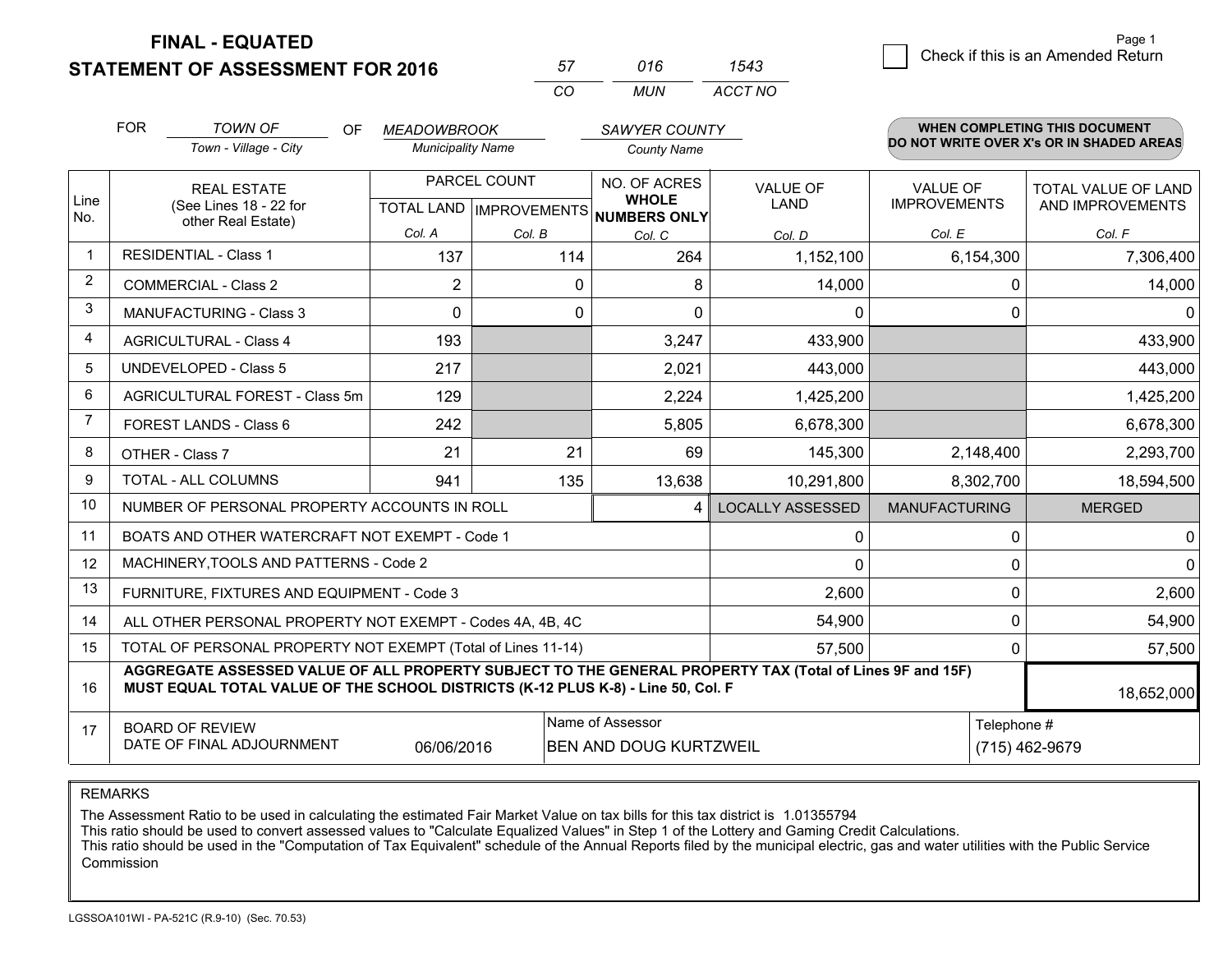# FINAL - EQUATED
## STATEMENT OF ASSESSMENT FOR 2016

| 57 | 016 | 1543 |
|---|---|---|
| CO | MUN | ACCT NO |

Page 1

☐ Check if this is an Amended Return

FOR *TOWN OF* (Town - Village - City) OF *MEADOWBROOK* (Municipality Name) *SAWYER COUNTY* (County Name)

**WHEN COMPLETING THIS DOCUMENT DO NOT WRITE OVER X's OR IN SHADED AREAS**

| Line No. | REAL ESTATE (See Lines 18 - 22 for other Real Estate) | PARCEL COUNT TOTAL LAND Col. A | PARCEL COUNT IMPROVEMENTS Col. B | NO. OF ACRES WHOLE NUMBERS ONLY Col. C | VALUE OF LAND Col. D | VALUE OF IMPROVEMENTS Col. E | TOTAL VALUE OF LAND AND IMPROVEMENTS Col. F |
|---|---|---|---|---|---|---|---|
| 1 | RESIDENTIAL - Class 1 | 137 | 114 | 264 | 1,152,100 | 6,154,300 | 7,306,400 |
| 2 | COMMERCIAL - Class 2 | 2 | 0 | 8 | 14,000 | 0 | 14,000 |
| 3 | MANUFACTURING - Class 3 | 0 | 0 | 0 | 0 | 0 | 0 |
| 4 | AGRICULTURAL - Class 4 | 193 | | 3,247 | 433,900 | | 433,900 |
| 5 | UNDEVELOPED - Class 5 | 217 | | 2,021 | 443,000 | | 443,000 |
| 6 | AGRICULTURAL FOREST - Class 5m | 129 | | 2,224 | 1,425,200 | | 1,425,200 |
| 7 | FOREST LANDS - Class 6 | 242 | | 5,805 | 6,678,300 | | 6,678,300 |
| 8 | OTHER - Class 7 | 21 | 21 | 69 | 145,300 | 2,148,400 | 2,293,700 |
| 9 | TOTAL - ALL COLUMNS | 941 | 135 | 13,638 | 10,291,800 | 8,302,700 | 18,594,500 |
| 10 | NUMBER OF PERSONAL PROPERTY ACCOUNTS IN ROLL | | | 4 | LOCALLY ASSESSED | MANUFACTURING | MERGED |
| 11 | BOATS AND OTHER WATERCRAFT NOT EXEMPT - Code 1 | | | | 0 | 0 | 0 |
| 12 | MACHINERY,TOOLS AND PATTERNS - Code 2 | | | | 0 | 0 | 0 |
| 13 | FURNITURE, FIXTURES AND EQUIPMENT - Code 3 | | | | 2,600 | 0 | 2,600 |
| 14 | ALL OTHER PERSONAL PROPERTY NOT EXEMPT - Codes 4A, 4B, 4C | | | | 54,900 | 0 | 54,900 |
| 15 | TOTAL OF PERSONAL PROPERTY NOT EXEMPT (Total of Lines 11-14) | | | | 57,500 | 0 | 57,500 |
| 16 | **AGGREGATE ASSESSED VALUE OF ALL PROPERTY SUBJECT TO THE GENERAL PROPERTY TAX (Total of Lines 9F and 15F) MUST EQUAL TOTAL VALUE OF THE SCHOOL DISTRICTS (K-12 PLUS K-8) - Line 50, Col. F** | | | | | | 18,652,000 |
| 17 | BOARD OF REVIEW DATE OF FINAL ADJOURNMENT | 06/06/2016 | | Name of Assessor: BEN AND DOUG KURTZWEIL | | Telephone #: (715) 462-9679 | |

REMARKS

The Assessment Ratio to be used in calculating the estimated Fair Market Value on tax bills for this tax district is 1.01355794
This ratio should be used to convert assessed values to "Calculate Equalized Values" in Step 1 of the Lottery and Gaming Credit Calculations.
This ratio should be used in the "Computation of Tax Equivalent" schedule of the Annual Reports filed by the municipal electric, gas and water utilities with the Public Service Commission

LGSSOA101WI - PA-521C (R.9-10) (Sec. 70.53)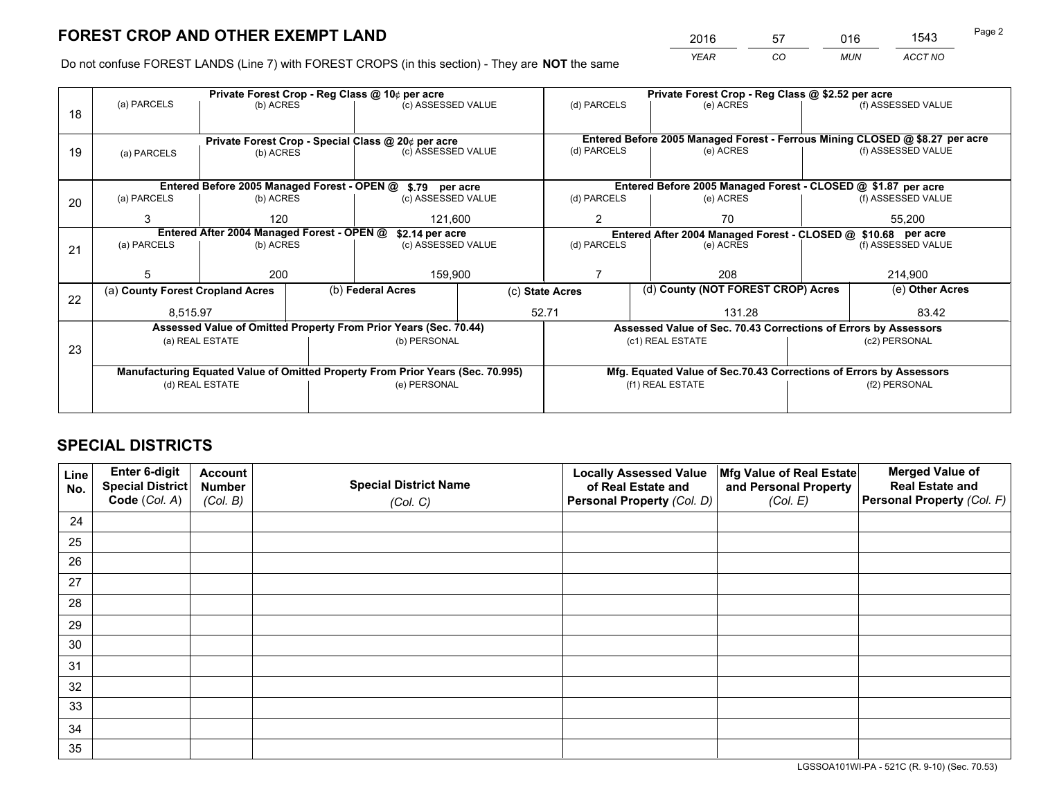# FOREST CROP AND OTHER EXEMPT LAND

| 2016 | 57 | 016 | 1543 |
|---|---|---|---|
| *YEAR* | *CO* | *MUN* | *ACCT NO* |

Do not confuse FOREST LANDS (Line 7) with FOREST CROPS (in this section) - They are **NOT** the same

| Line | Private Forest Crop - Reg Class @ 10¢ per acre | | | Private Forest Crop - Reg Class @ $2.52 per acre | | |
|---|---|---|---|---|---|---|
| 18 | (a) PARCELS | (b) ACRES | (c) ASSESSED VALUE | (d) PARCELS | (e) ACRES | (f) ASSESSED VALUE |
| | | | | | | |
| | **Private Forest Crop - Special Class @ 20¢ per acre** | | | **Entered Before 2005 Managed Forest - Ferrous Mining CLOSED @ $8.27 per acre** | | |
| 19 | (a) PARCELS | (b) ACRES | (c) ASSESSED VALUE | (d) PARCELS | (e) ACRES | (f) ASSESSED VALUE |
| | | | | | | |
| | **Entered Before 2005 Managed Forest - OPEN @ $.79 per acre** | | | **Entered Before 2005 Managed Forest - CLOSED @ $1.87 per acre** | | |
| 20 | (a) PARCELS | (b) ACRES | (c) ASSESSED VALUE | (d) PARCELS | (e) ACRES | (f) ASSESSED VALUE |
| | 3 | 120 | 121,600 | 2 | 70 | 55,200 |
| | **Entered After 2004 Managed Forest - OPEN @ $2.14 per acre** | | | **Entered After 2004 Managed Forest - CLOSED @ $10.68 per acre** | | |
| 21 | (a) PARCELS | (b) ACRES | (c) ASSESSED VALUE | (d) PARCELS | (e) ACRES | (f) ASSESSED VALUE |
| | 5 | 200 | 159,900 | 7 | 208 | 214,900 |

| Line | (a) County Forest Cropland Acres | (b) Federal Acres | (c) State Acres | (d) County (NOT FOREST CROP) Acres | (e) Other Acres |
|---|---|---|---|---|---|
| 22 | 8,515.97 | | 52.71 | 131.28 | 83.42 |

| Line | Assessed Value of Omitted Property From Prior Years (Sec. 70.44) | | Assessed Value of Sec. 70.43 Corrections of Errors by Assessors | |
|---|---|---|---|---|
| 23 | (a) REAL ESTATE | (b) PERSONAL | (c1) REAL ESTATE | (c2) PERSONAL |
| | | | | |
| | **Manufacturing Equated Value of Omitted Property From Prior Years (Sec. 70.995)** | | **Mfg. Equated Value of Sec.70.43 Corrections of Errors by Assessors** | |
| | (d) REAL ESTATE | (e) PERSONAL | (f1) REAL ESTATE | (f2) PERSONAL |
| | | | | |

# SPECIAL DISTRICTS

| Line No. | Enter 6-digit Special District Code (Col. A) | Account Number (Col. B) | Special District Name (Col. C) | Locally Assessed Value of Real Estate and Personal Property (Col. D) | Mfg Value of Real Estate and Personal Property (Col. E) | Merged Value of Real Estate and Personal Property (Col. F) |
|---|---|---|---|---|---|---|
| 24 | | | | | | |
| 25 | | | | | | |
| 26 | | | | | | |
| 27 | | | | | | |
| 28 | | | | | | |
| 29 | | | | | | |
| 30 | | | | | | |
| 31 | | | | | | |
| 32 | | | | | | |
| 33 | | | | | | |
| 34 | | | | | | |
| 35 | | | | | | |

LGSSOA101WI-PA - 521C (R. 9-10) (Sec. 70.53)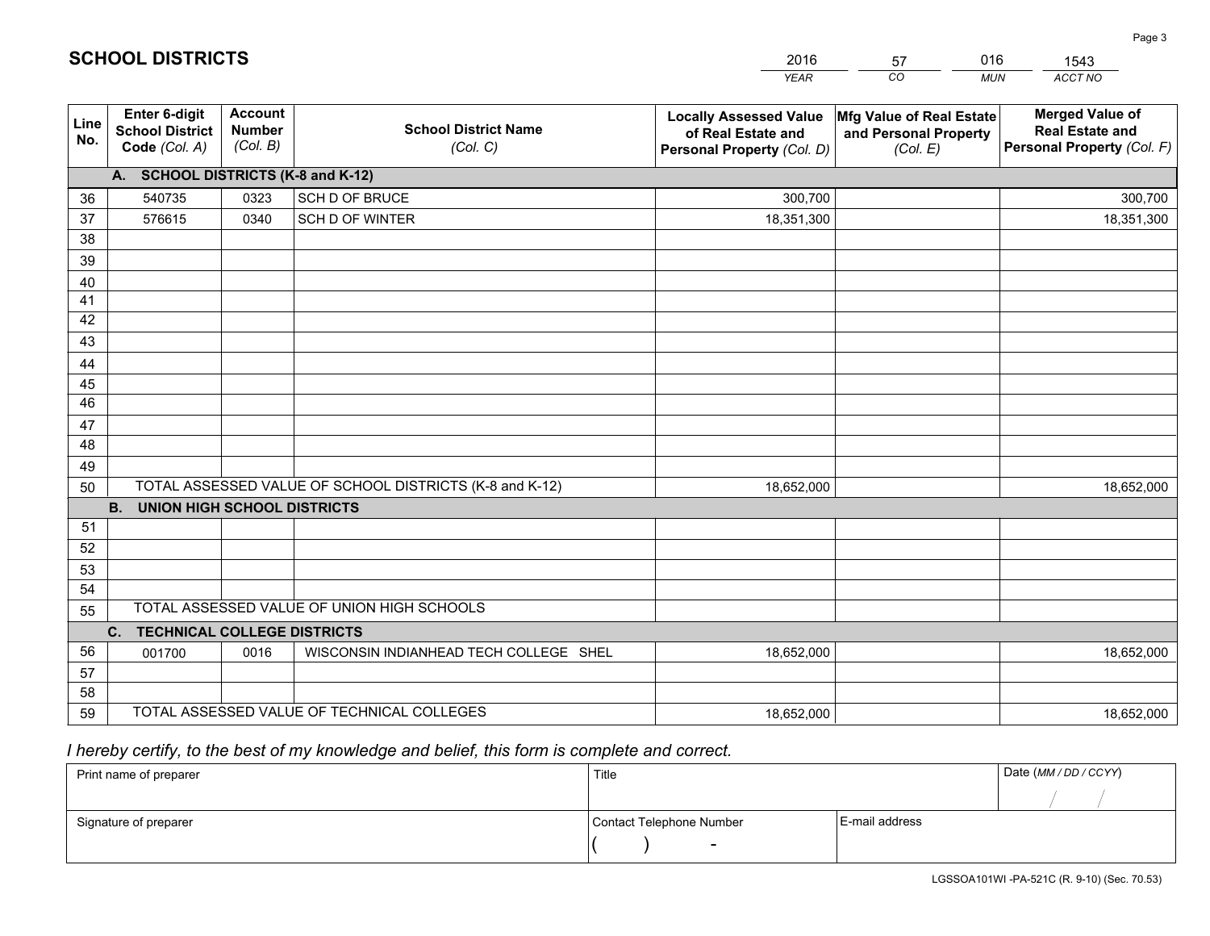# SCHOOL DISTRICTS

| 2016 | 57 | 016 | 1543 |
|---|---|---|---|
| *YEAR* | *CO* | *MUN* | *ACCT NO* |

| Line No. | Enter 6-digit School District Code *(Col. A)* | Account Number *(Col. B)* | School District Name *(Col. C)* | Locally Assessed Value of Real Estate and Personal Property *(Col. D)* | Mfg Value of Real Estate and Personal Property *(Col. E)* | Merged Value of Real Estate and Personal Property *(Col. F)* |
|---|---|---|---|---|---|---|
| | **A. SCHOOL DISTRICTS (K-8 and K-12)** | | | | | |
| 36 | 540735 | 0323 | SCH D OF BRUCE | 300,700 | | 300,700 |
| 37 | 576615 | 0340 | SCH D OF WINTER | 18,351,300 | | 18,351,300 |
| 38 | | | | | | |
| 39 | | | | | | |
| 40 | | | | | | |
| 41 | | | | | | |
| 42 | | | | | | |
| 43 | | | | | | |
| 44 | | | | | | |
| 45 | | | | | | |
| 46 | | | | | | |
| 47 | | | | | | |
| 48 | | | | | | |
| 49 | | | | | | |
| 50 | TOTAL ASSESSED VALUE OF SCHOOL DISTRICTS (K-8 and K-12) | | | 18,652,000 | | 18,652,000 |
| | **B. UNION HIGH SCHOOL DISTRICTS** | | | | | |
| 51 | | | | | | |
| 52 | | | | | | |
| 53 | | | | | | |
| 54 | | | | | | |
| 55 | TOTAL ASSESSED VALUE OF UNION HIGH SCHOOLS | | | | | |
| | **C. TECHNICAL COLLEGE DISTRICTS** | | | | | |
| 56 | 001700 | 0016 | WISCONSIN INDIANHEAD TECH COLLEGE SHEL | 18,652,000 | | 18,652,000 |
| 57 | | | | | | |
| 58 | | | | | | |
| 59 | TOTAL ASSESSED VALUE OF TECHNICAL COLLEGES | | | 18,652,000 | | 18,652,000 |

*I hereby certify, to the best of my knowledge and belief, this form is complete and correct.*

| Print name of preparer | Title | | Date *(MM / DD / CCYY)* |
|---|---|---|---|
| | | | / / |
| Signature of preparer | Contact Telephone Number | E-mail address | |
| | ( ) - | | |

LGSSOA101WI -PA-521C (R. 9-10) (Sec. 70.53)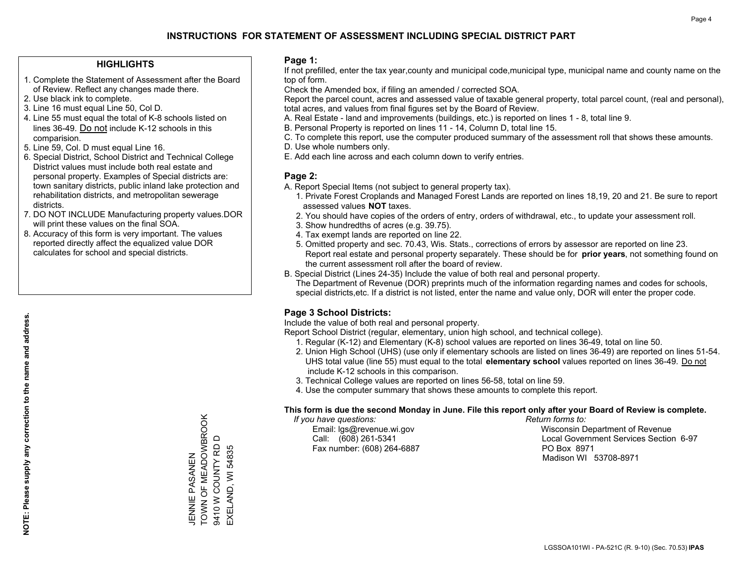# INSTRUCTIONS FOR STATEMENT OF ASSESSMENT INCLUDING SPECIAL DISTRICT PART

## HIGHLIGHTS

1. Complete the Statement of Assessment after the Board of Review. Reflect any changes made there.
2. Use black ink to complete.
3. Line 16 must equal Line 50, Col D.
4. Line 55 must equal the total of K-8 schools listed on lines 36-49. Do not include K-12 schools in this comparision.
5. Line 59, Col. D must equal Line 16.
6. Special District, School District and Technical College District values must include both real estate and personal property. Examples of Special districts are: town sanitary districts, public inland lake protection and rehabilitation districts, and metropolitan sewerage districts.
7. DO NOT INCLUDE Manufacturing property values.DOR will print these values on the final SOA.
8. Accuracy of this form is very important. The values reported directly affect the equalized value DOR calculates for school and special districts.

**NOTE: Please supply any correction to the name and address.**

JENNIE PASANEN
TOWN OF MEADOWBROOK
9410 W COUNTY RD D
EXELAND, WI 54835

## Page 1:

If not prefilled, enter the tax year,county and municipal code,municipal type, municipal name and county name on the top of form.

Check the Amended box, if filing an amended / corrected SOA.

Report the parcel count, acres and assessed value of taxable general property, total parcel count, (real and personal), total acres, and values from final figures set by the Board of Review.

A. Real Estate - land and improvements (buildings, etc.) is reported on lines 1 - 8, total line 9.
B. Personal Property is reported on lines 11 - 14, Column D, total line 15.
C. To complete this report, use the computer produced summary of the assessment roll that shows these amounts.
D. Use whole numbers only.
E. Add each line across and each column down to verify entries.

## Page 2:

A. Report Special Items (not subject to general property tax).
   1. Private Forest Croplands and Managed Forest Lands are reported on lines 18,19, 20 and 21. Be sure to report assessed values **NOT** taxes.
   2. You should have copies of the orders of entry, orders of withdrawal, etc., to update your assessment roll.
   3. Show hundredths of acres (e.g. 39.75).
   4. Tax exempt lands are reported on line 22.
   5. Omitted property and sec. 70.43, Wis. Stats., corrections of errors by assessor are reported on line 23. Report real estate and personal property separately. These should be for **prior years**, not something found on the current assessment roll after the board of review.
B. Special District (Lines 24-35) Include the value of both real and personal property.
   The Department of Revenue (DOR) preprints much of the information regarding names and codes for schools, special districts,etc. If a district is not listed, enter the name and value only, DOR will enter the proper code.

## Page 3 School Districts:

Include the value of both real and personal property.

Report School District (regular, elementary, union high school, and technical college).

1. Regular (K-12) and Elementary (K-8) school values are reported on lines 36-49, total on line 50.
2. Union High School (UHS) (use only if elementary schools are listed on lines 36-49) are reported on lines 51-54. UHS total value (line 55) must equal to the total **elementary school** values reported on lines 36-49. Do not include K-12 schools in this comparison.
3. Technical College values are reported on lines 56-58, total on line 59.
4. Use the computer summary that shows these amounts to complete this report.

**This form is due the second Monday in June. File this report only after your Board of Review is complete.**

*If you have questions:*
Email: lgs@revenue.wi.gov
Call: (608) 261-5341
Fax number: (608) 264-6887

*Return forms to:*
Wisconsin Department of Revenue
Local Government Services Section 6-97
PO Box 8971
Madison WI 53708-8971

LGSSOA101WI - PA-521C (R. 9-10) (Sec. 70.53) **IPAS**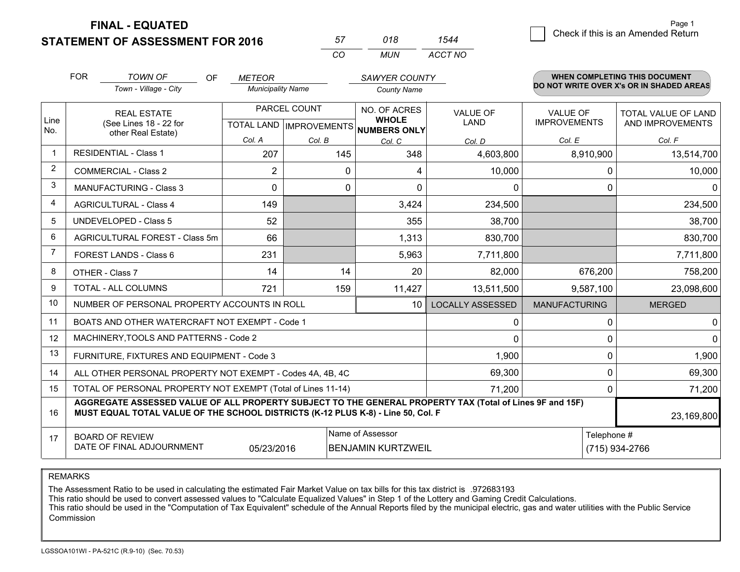# FINAL - EQUATED
## STATEMENT OF ASSESSMENT FOR 2016

| 57 | 018 | 1544 |
|---|---|---|
| CO | MUN | ACCT NO |

Page 1

☐ Check if this is an Amended Return

FOR *TOWN OF* (Town - Village - City) OF *METEOR* (Municipality Name) *SAWYER COUNTY* (County Name)

**WHEN COMPLETING THIS DOCUMENT DO NOT WRITE OVER X's OR IN SHADED AREAS**

| Line No. | REAL ESTATE (See Lines 18 - 22 for other Real Estate) | PARCEL COUNT TOTAL LAND Col. A | PARCEL COUNT IMPROVEMENTS Col. B | NO. OF ACRES WHOLE NUMBERS ONLY Col. C | VALUE OF LAND Col. D | VALUE OF IMPROVEMENTS Col. E | TOTAL VALUE OF LAND AND IMPROVEMENTS Col. F |
|---|---|---|---|---|---|---|---|
| 1 | RESIDENTIAL - Class 1 | 207 | 145 | 348 | 4,603,800 | 8,910,900 | 13,514,700 |
| 2 | COMMERCIAL - Class 2 | 2 | 0 | 4 | 10,000 | 0 | 10,000 |
| 3 | MANUFACTURING - Class 3 | 0 | 0 | 0 | 0 | 0 | 0 |
| 4 | AGRICULTURAL - Class 4 | 149 | | 3,424 | 234,500 | | 234,500 |
| 5 | UNDEVELOPED - Class 5 | 52 | | 355 | 38,700 | | 38,700 |
| 6 | AGRICULTURAL FOREST - Class 5m | 66 | | 1,313 | 830,700 | | 830,700 |
| 7 | FOREST LANDS - Class 6 | 231 | | 5,963 | 7,711,800 | | 7,711,800 |
| 8 | OTHER - Class 7 | 14 | 14 | 20 | 82,000 | 676,200 | 758,200 |
| 9 | TOTAL - ALL COLUMNS | 721 | 159 | 11,427 | 13,511,500 | 9,587,100 | 23,098,600 |
| 10 | NUMBER OF PERSONAL PROPERTY ACCOUNTS IN ROLL | | | 10 | LOCALLY ASSESSED | MANUFACTURING | MERGED |
| 11 | BOATS AND OTHER WATERCRAFT NOT EXEMPT - Code 1 | | | | 0 | 0 | 0 |
| 12 | MACHINERY,TOOLS AND PATTERNS - Code 2 | | | | 0 | 0 | 0 |
| 13 | FURNITURE, FIXTURES AND EQUIPMENT - Code 3 | | | | 1,900 | 0 | 1,900 |
| 14 | ALL OTHER PERSONAL PROPERTY NOT EXEMPT - Codes 4A, 4B, 4C | | | | 69,300 | 0 | 69,300 |
| 15 | TOTAL OF PERSONAL PROPERTY NOT EXEMPT (Total of Lines 11-14) | | | | 71,200 | 0 | 71,200 |
| 16 | **AGGREGATE ASSESSED VALUE OF ALL PROPERTY SUBJECT TO THE GENERAL PROPERTY TAX (Total of Lines 9F and 15F) MUST EQUAL TOTAL VALUE OF THE SCHOOL DISTRICTS (K-12 PLUS K-8) - Line 50, Col. F** | | | | | | 23,169,800 |
| 17 | BOARD OF REVIEW DATE OF FINAL ADJOURNMENT | 05/23/2016 | Name of Assessor | BENJAMIN KURTZWEIL | | Telephone # | (715) 934-2766 |

REMARKS

The Assessment Ratio to be used in calculating the estimated Fair Market Value on tax bills for this tax district is .972683193
This ratio should be used to convert assessed values to "Calculate Equalized Values" in Step 1 of the Lottery and Gaming Credit Calculations.
This ratio should be used in the "Computation of Tax Equivalent" schedule of the Annual Reports filed by the municipal electric, gas and water utilities with the Public Service Commission

LGSSOA101WI - PA-521C (R.9-10) (Sec. 70.53)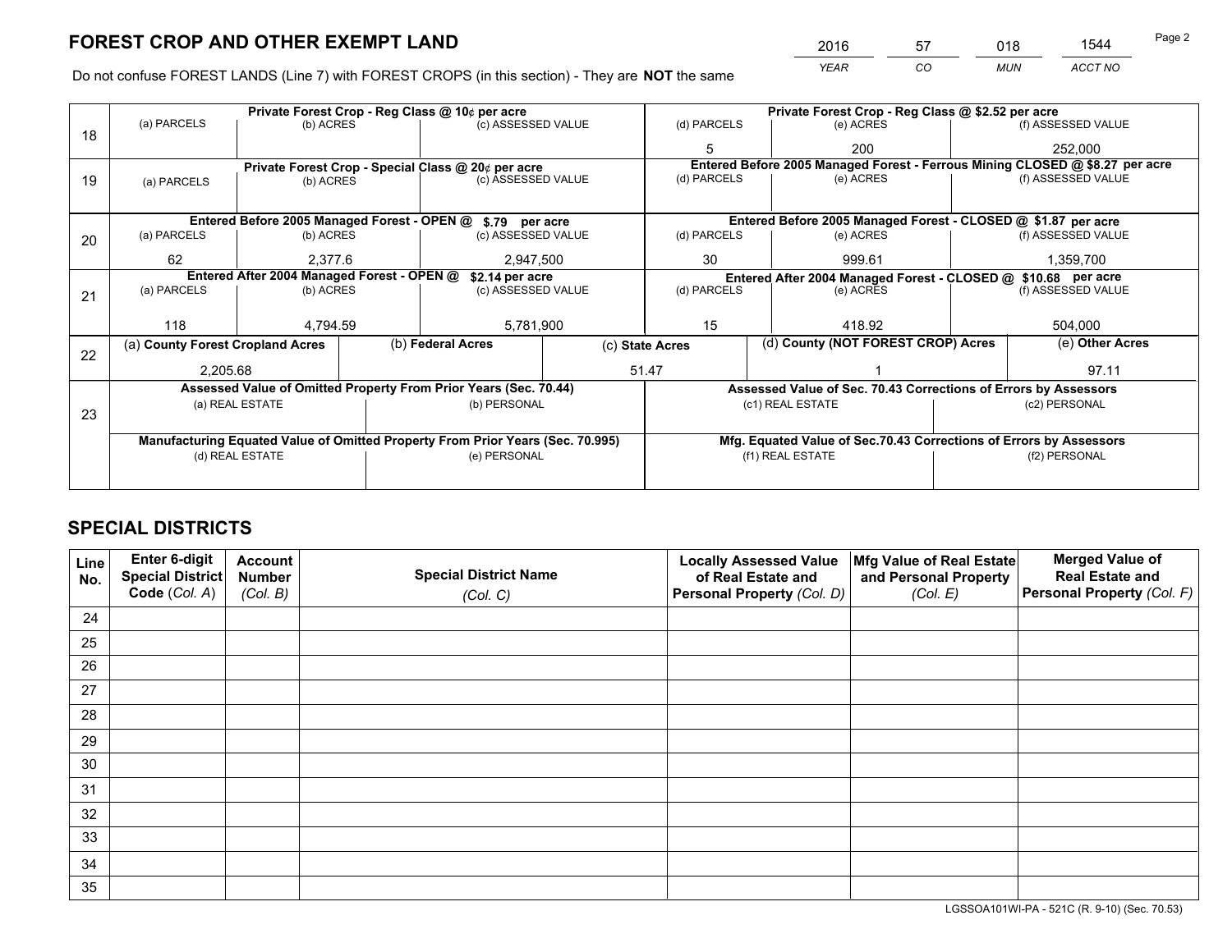# FOREST CROP AND OTHER EXEMPT LAND

| 2016 | 57 | 018 | 1544 |
|---|---|---|---|
| *YEAR* | *CO* | *MUN* | *ACCT NO* |

Page 2

Do not confuse FOREST LANDS (Line 7) with FOREST CROPS (in this section) - They are **NOT** the same

| Line | Private Forest Crop - Reg Class @ 10¢ per acre | | | Private Forest Crop - Reg Class @ $2.52 per acre | | |
|---|---|---|---|---|---|---|
| 18 | (a) PARCELS | (b) ACRES | (c) ASSESSED VALUE | (d) PARCELS | (e) ACRES | (f) ASSESSED VALUE |
| | | | | 5 | 200 | 252,000 |
| | **Private Forest Crop - Special Class @ 20¢ per acre** | | | **Entered Before 2005 Managed Forest - Ferrous Mining CLOSED @ $8.27 per acre** | | |
| 19 | (a) PARCELS | (b) ACRES | (c) ASSESSED VALUE | (d) PARCELS | (e) ACRES | (f) ASSESSED VALUE |
| | | | | | | |
| | **Entered Before 2005 Managed Forest - OPEN @ $.79 per acre** | | | **Entered Before 2005 Managed Forest - CLOSED @ $1.87 per acre** | | |
| 20 | (a) PARCELS | (b) ACRES | (c) ASSESSED VALUE | (d) PARCELS | (e) ACRES | (f) ASSESSED VALUE |
| | 62 | 2,377.6 | 2,947,500 | 30 | 999.61 | 1,359,700 |
| | **Entered After 2004 Managed Forest - OPEN @ $2.14 per acre** | | | **Entered After 2004 Managed Forest - CLOSED @ $10.68 per acre** | | |
| 21 | (a) PARCELS | (b) ACRES | (c) ASSESSED VALUE | (d) PARCELS | (e) ACRES | (f) ASSESSED VALUE |
| | 118 | 4,794.59 | 5,781,900 | 15 | 418.92 | 504,000 |

| Line | (a) County Forest Cropland Acres | (b) Federal Acres | (c) State Acres | (d) County (NOT FOREST CROP) Acres | (e) Other Acres |
|---|---|---|---|---|---|
| 22 | 2,205.68 | | 51.47 | 1 | 97.11 |

| Line | Assessed Value of Omitted Property From Prior Years (Sec. 70.44) | | Assessed Value of Sec. 70.43 Corrections of Errors by Assessors | |
|---|---|---|---|---|
| 23 | (a) REAL ESTATE | (b) PERSONAL | (c1) REAL ESTATE | (c2) PERSONAL |
| | | | | |
| | **Manufacturing Equated Value of Omitted Property From Prior Years (Sec. 70.995)** | | **Mfg. Equated Value of Sec.70.43 Corrections of Errors by Assessors** | |
| | (d) REAL ESTATE | (e) PERSONAL | (f1) REAL ESTATE | (f2) PERSONAL |
| | | | | |

# SPECIAL DISTRICTS

| Line No. | Enter 6-digit Special District Code (*Col. A*) | Account Number (*Col. B*) | Special District Name (*Col. C*) | Locally Assessed Value of Real Estate and Personal Property (*Col. D*) | Mfg Value of Real Estate and Personal Property (*Col. E*) | Merged Value of Real Estate and Personal Property (*Col. F*) |
|---|---|---|---|---|---|---|
| 24 | | | | | | |
| 25 | | | | | | |
| 26 | | | | | | |
| 27 | | | | | | |
| 28 | | | | | | |
| 29 | | | | | | |
| 30 | | | | | | |
| 31 | | | | | | |
| 32 | | | | | | |
| 33 | | | | | | |
| 34 | | | | | | |
| 35 | | | | | | |

LGSSOA101WI-PA - 521C (R. 9-10) (Sec. 70.53)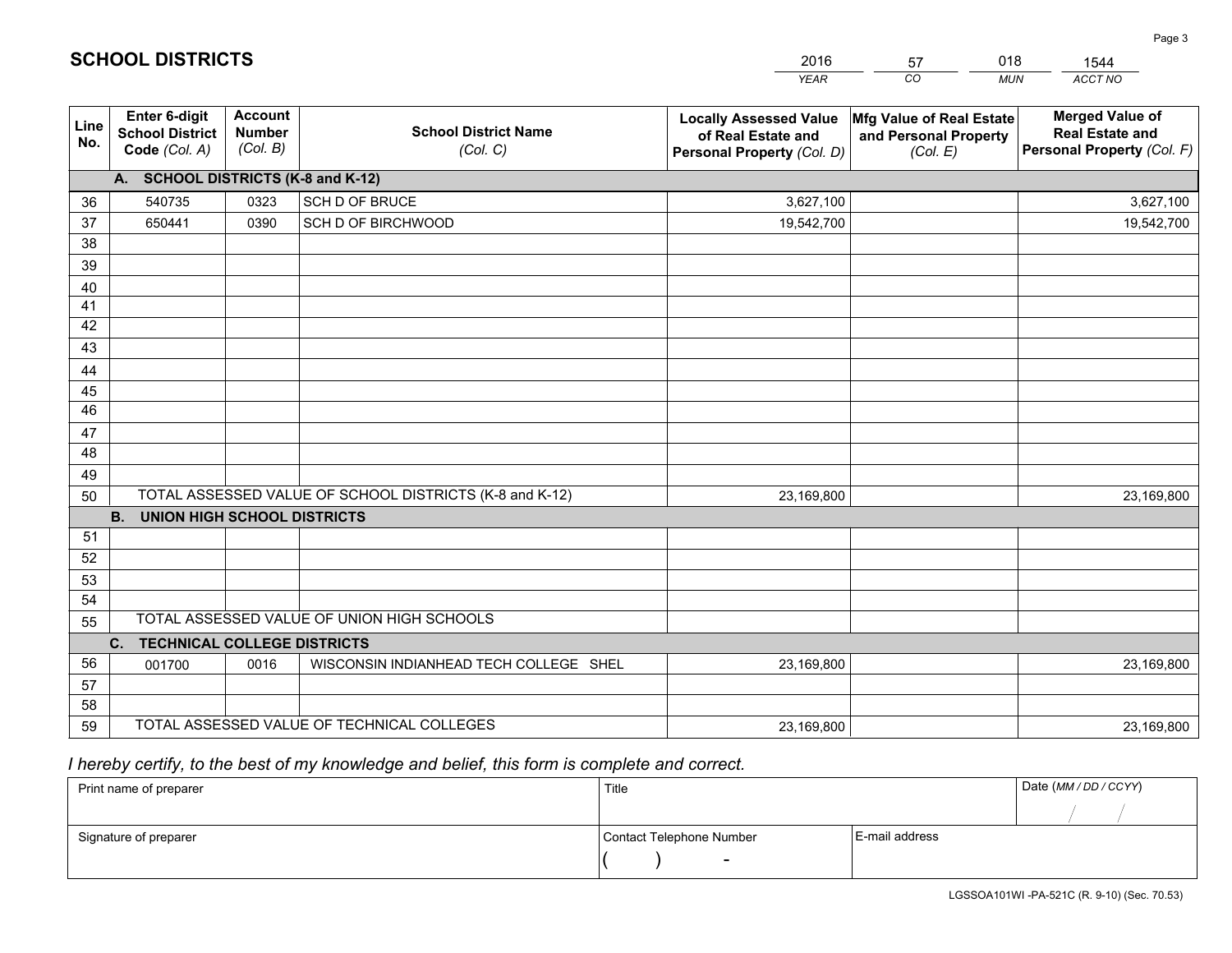# SCHOOL DISTRICTS

| 2016 | 57 | 018 | 1544 |
|---|---|---|---|
| *YEAR* | *CO* | *MUN* | *ACCT NO* |

| Line No. | Enter 6-digit School District Code *(Col. A)* | Account Number *(Col. B)* | School District Name *(Col. C)* | Locally Assessed Value of Real Estate and Personal Property *(Col. D)* | Mfg Value of Real Estate and Personal Property *(Col. E)* | Merged Value of Real Estate and Personal Property *(Col. F)* |
|---|---|---|---|---|---|---|
| **A. SCHOOL DISTRICTS (K-8 and K-12)** | | | | | | |
| 36 | 540735 | 0323 | SCH D OF BRUCE | 3,627,100 | | 3,627,100 |
| 37 | 650441 | 0390 | SCH D OF BIRCHWOOD | 19,542,700 | | 19,542,700 |
| 38 | | | | | | |
| 39 | | | | | | |
| 40 | | | | | | |
| 41 | | | | | | |
| 42 | | | | | | |
| 43 | | | | | | |
| 44 | | | | | | |
| 45 | | | | | | |
| 46 | | | | | | |
| 47 | | | | | | |
| 48 | | | | | | |
| 49 | | | | | | |
| 50 | TOTAL ASSESSED VALUE OF SCHOOL DISTRICTS (K-8 and K-12) | | | 23,169,800 | | 23,169,800 |
| **B. UNION HIGH SCHOOL DISTRICTS** | | | | | | |
| 51 | | | | | | |
| 52 | | | | | | |
| 53 | | | | | | |
| 54 | | | | | | |
| 55 | TOTAL ASSESSED VALUE OF UNION HIGH SCHOOLS | | | | | |
| **C. TECHNICAL COLLEGE DISTRICTS** | | | | | | |
| 56 | 001700 | 0016 | WISCONSIN INDIANHEAD TECH COLLEGE SHEL | 23,169,800 | | 23,169,800 |
| 57 | | | | | | |
| 58 | | | | | | |
| 59 | TOTAL ASSESSED VALUE OF TECHNICAL COLLEGES | | | 23,169,800 | | 23,169,800 |

*I hereby certify, to the best of my knowledge and belief, this form is complete and correct.*

| Print name of preparer | Title | | Date *(MM / DD / CCYY)* |
|---|---|---|---|
| | | | / / |
| Signature of preparer | Contact Telephone Number | E-mail address | |
| | ( ) - | | |

LGSSOA101WI -PA-521C (R. 9-10) (Sec. 70.53)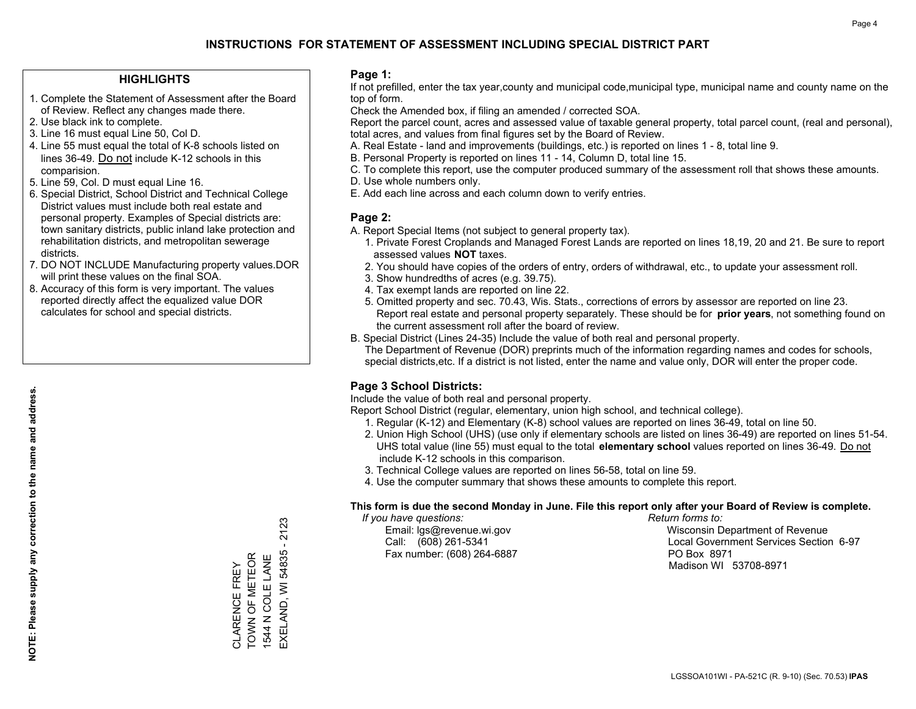# INSTRUCTIONS FOR STATEMENT OF ASSESSMENT INCLUDING SPECIAL DISTRICT PART

## HIGHLIGHTS

1. Complete the Statement of Assessment after the Board of Review. Reflect any changes made there.
2. Use black ink to complete.
3. Line 16 must equal Line 50, Col D.
4. Line 55 must equal the total of K-8 schools listed on lines 36-49. Do not include K-12 schools in this comparision.
5. Line 59, Col. D must equal Line 16.
6. Special District, School District and Technical College District values must include both real estate and personal property. Examples of Special districts are: town sanitary districts, public inland lake protection and rehabilitation districts, and metropolitan sewerage districts.
7. DO NOT INCLUDE Manufacturing property values.DOR will print these values on the final SOA.
8. Accuracy of this form is very important. The values reported directly affect the equalized value DOR calculates for school and special districts.

**NOTE: Please supply any correction to the name and address.**

CLARENCE FREY
TOWN OF METEOR
1544 N COLE LANE
EXELAND, WI 54835 - 2123

## Page 1:

If not prefilled, enter the tax year,county and municipal code,municipal type, municipal name and county name on the top of form.

Check the Amended box, if filing an amended / corrected SOA.

Report the parcel count, acres and assessed value of taxable general property, total parcel count, (real and personal), total acres, and values from final figures set by the Board of Review.

A. Real Estate - land and improvements (buildings, etc.) is reported on lines 1 - 8, total line 9.
B. Personal Property is reported on lines 11 - 14, Column D, total line 15.
C. To complete this report, use the computer produced summary of the assessment roll that shows these amounts.
D. Use whole numbers only.
E. Add each line across and each column down to verify entries.

## Page 2:

A. Report Special Items (not subject to general property tax).
   1. Private Forest Croplands and Managed Forest Lands are reported on lines 18,19, 20 and 21. Be sure to report assessed values **NOT** taxes.
   2. You should have copies of the orders of entry, orders of withdrawal, etc., to update your assessment roll.
   3. Show hundredths of acres (e.g. 39.75).
   4. Tax exempt lands are reported on line 22.
   5. Omitted property and sec. 70.43, Wis. Stats., corrections of errors by assessor are reported on line 23. Report real estate and personal property separately. These should be for **prior years**, not something found on the current assessment roll after the board of review.
B. Special District (Lines 24-35) Include the value of both real and personal property.
   The Department of Revenue (DOR) preprints much of the information regarding names and codes for schools, special districts,etc. If a district is not listed, enter the name and value only, DOR will enter the proper code.

## Page 3 School Districts:

Include the value of both real and personal property.

Report School District (regular, elementary, union high school, and technical college).

1. Regular (K-12) and Elementary (K-8) school values are reported on lines 36-49, total on line 50.
2. Union High School (UHS) (use only if elementary schools are listed on lines 36-49) are reported on lines 51-54. UHS total value (line 55) must equal to the total **elementary school** values reported on lines 36-49. Do not include K-12 schools in this comparison.
3. Technical College values are reported on lines 56-58, total on line 59.
4. Use the computer summary that shows these amounts to complete this report.

**This form is due the second Monday in June. File this report only after your Board of Review is complete.**

*If you have questions:*
Email: lgs@revenue.wi.gov
Call: (608) 261-5341
Fax number: (608) 264-6887

*Return forms to:*
Wisconsin Department of Revenue
Local Government Services Section 6-97
PO Box 8971
Madison WI 53708-8971

LGSSOA101WI - PA-521C (R. 9-10) (Sec. 70.53) **IPAS**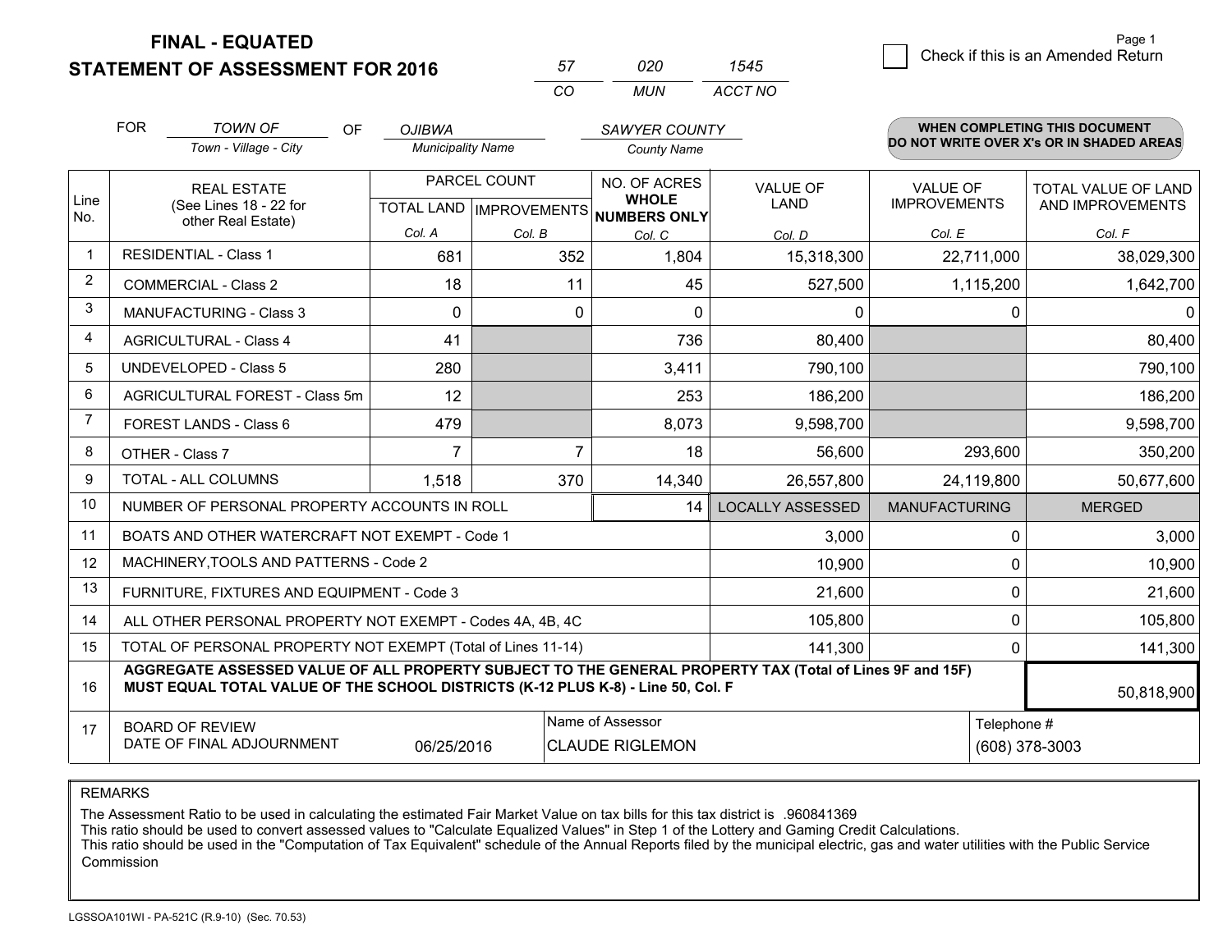**FINAL - EQUATED**

**STATEMENT OF ASSESSMENT FOR 2016**

| 57 | 020 | 1545 |
|---|---|---|
| CO | MUN | ACCT NO |

Page 1

☐ Check if this is an Amended Return

FOR *TOWN OF* (Town - Village - City) OF *OJIBWA* (Municipality Name) *SAWYER COUNTY* (County Name)

**WHEN COMPLETING THIS DOCUMENT DO NOT WRITE OVER X's OR IN SHADED AREAS**

| Line No. | REAL ESTATE (See Lines 18 - 22 for other Real Estate) | PARCEL COUNT TOTAL LAND Col. A | PARCEL COUNT IMPROVEMENTS Col. B | NO. OF ACRES WHOLE NUMBERS ONLY Col. C | VALUE OF LAND Col. D | VALUE OF IMPROVEMENTS Col. E | TOTAL VALUE OF LAND AND IMPROVEMENTS Col. F |
|---|---|---|---|---|---|---|---|
| 1 | RESIDENTIAL - Class 1 | 681 | 352 | 1,804 | 15,318,300 | 22,711,000 | 38,029,300 |
| 2 | COMMERCIAL - Class 2 | 18 | 11 | 45 | 527,500 | 1,115,200 | 1,642,700 |
| 3 | MANUFACTURING - Class 3 | 0 | 0 | 0 | 0 | 0 | 0 |
| 4 | AGRICULTURAL - Class 4 | 41 | | 736 | 80,400 | | 80,400 |
| 5 | UNDEVELOPED - Class 5 | 280 | | 3,411 | 790,100 | | 790,100 |
| 6 | AGRICULTURAL FOREST - Class 5m | 12 | | 253 | 186,200 | | 186,200 |
| 7 | FOREST LANDS - Class 6 | 479 | | 8,073 | 9,598,700 | | 9,598,700 |
| 8 | OTHER - Class 7 | 7 | 7 | 18 | 56,600 | 293,600 | 350,200 |
| 9 | TOTAL - ALL COLUMNS | 1,518 | 370 | 14,340 | 26,557,800 | 24,119,800 | 50,677,600 |
| 10 | NUMBER OF PERSONAL PROPERTY ACCOUNTS IN ROLL | | | 14 | LOCALLY ASSESSED | MANUFACTURING | MERGED |
| 11 | BOATS AND OTHER WATERCRAFT NOT EXEMPT - Code 1 | | | | 3,000 | 0 | 3,000 |
| 12 | MACHINERY,TOOLS AND PATTERNS - Code 2 | | | | 10,900 | 0 | 10,900 |
| 13 | FURNITURE, FIXTURES AND EQUIPMENT - Code 3 | | | | 21,600 | 0 | 21,600 |
| 14 | ALL OTHER PERSONAL PROPERTY NOT EXEMPT - Codes 4A, 4B, 4C | | | | 105,800 | 0 | 105,800 |
| 15 | TOTAL OF PERSONAL PROPERTY NOT EXEMPT (Total of Lines 11-14) | | | | 141,300 | 0 | 141,300 |
| 16 | **AGGREGATE ASSESSED VALUE OF ALL PROPERTY SUBJECT TO THE GENERAL PROPERTY TAX (Total of Lines 9F and 15F) MUST EQUAL TOTAL VALUE OF THE SCHOOL DISTRICTS (K-12 PLUS K-8) - Line 50, Col. F** | | | | | | 50,818,900 |
| 17 | BOARD OF REVIEW DATE OF FINAL ADJOURNMENT | 06/25/2016 | Name of Assessor: CLAUDE RIGLEMON | | | Telephone #: (608) 378-3003 | |

REMARKS

The Assessment Ratio to be used in calculating the estimated Fair Market Value on tax bills for this tax district is .960841369
This ratio should be used to convert assessed values to "Calculate Equalized Values" in Step 1 of the Lottery and Gaming Credit Calculations.
This ratio should be used in the "Computation of Tax Equivalent" schedule of the Annual Reports filed by the municipal electric, gas and water utilities with the Public Service Commission

LGSSOA101WI - PA-521C (R.9-10) (Sec. 70.53)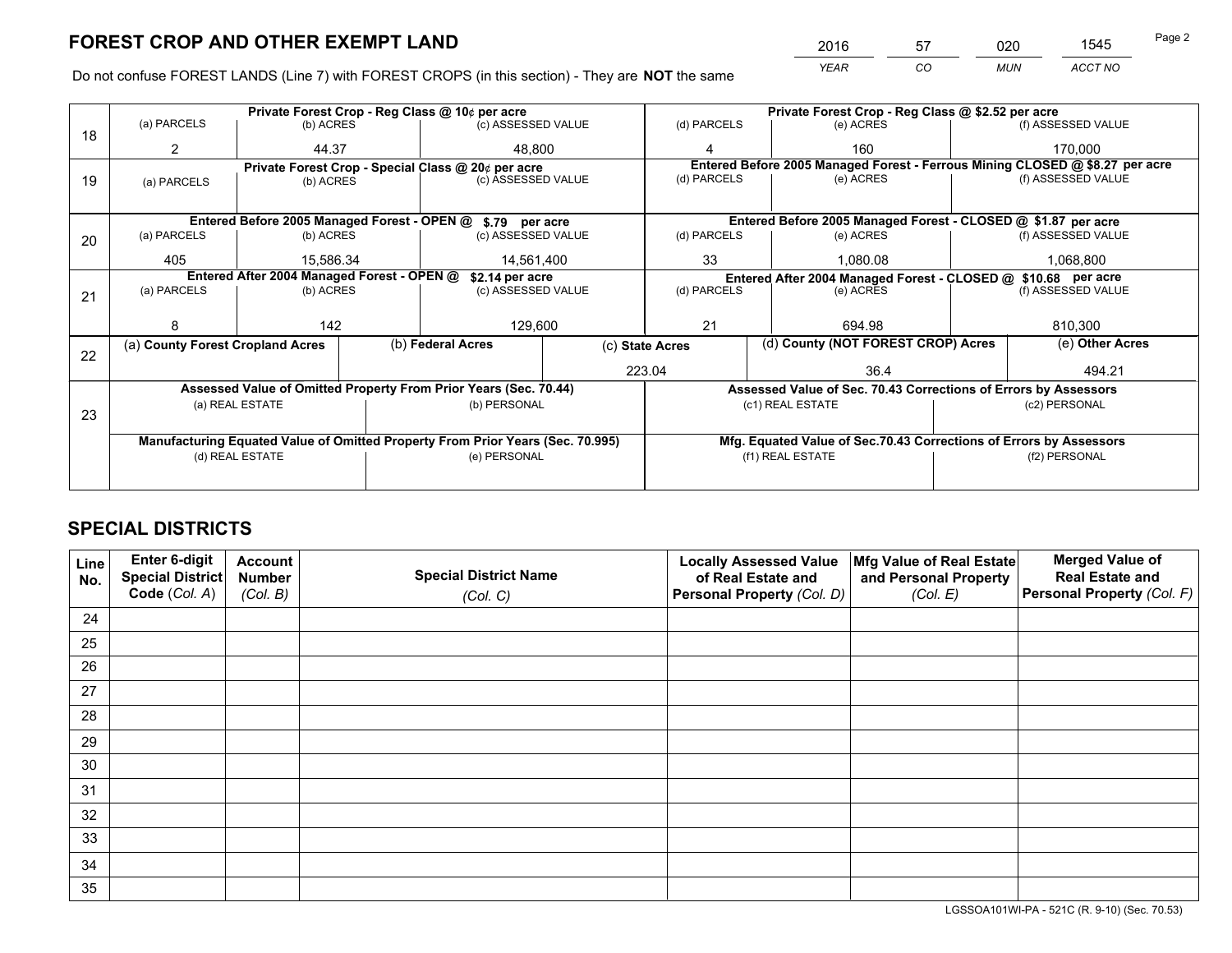# FOREST CROP AND OTHER EXEMPT LAND

| 2016 | 57 | 020 | 1545 |
|---|---|---|---|
| *YEAR* | *CO* | *MUN* | *ACCT NO* |

Do not confuse FOREST LANDS (Line 7) with FOREST CROPS (in this section) - They are **NOT** the same

| Line | | | | | | |
|---|---|---|---|---|---|---|
| 18 | **Private Forest Crop - Reg Class @ 10¢ per acre** | | | **Private Forest Crop - Reg Class @ $2.52 per acre** | | |
| | (a) PARCELS | (b) ACRES | (c) ASSESSED VALUE | (d) PARCELS | (e) ACRES | (f) ASSESSED VALUE |
| | 2 | 44.37 | 48,800 | 4 | 160 | 170,000 |
| 19 | **Private Forest Crop - Special Class @ 20¢ per acre** | | | **Entered Before 2005 Managed Forest - Ferrous Mining CLOSED @ $8.27 per acre** | | |
| | (a) PARCELS | (b) ACRES | (c) ASSESSED VALUE | (d) PARCELS | (e) ACRES | (f) ASSESSED VALUE |
| | | | | | | |
| 20 | **Entered Before 2005 Managed Forest - OPEN @ $.79 per acre** | | | **Entered Before 2005 Managed Forest - CLOSED @ $1.87 per acre** | | |
| | (a) PARCELS | (b) ACRES | (c) ASSESSED VALUE | (d) PARCELS | (e) ACRES | (f) ASSESSED VALUE |
| | 405 | 15,586.34 | 14,561,400 | 33 | 1,080.08 | 1,068,800 |
| 21 | **Entered After 2004 Managed Forest - OPEN @ $2.14 per acre** | | | **Entered After 2004 Managed Forest - CLOSED @ $10.68 per acre** | | |
| | (a) PARCELS | (b) ACRES | (c) ASSESSED VALUE | (d) PARCELS | (e) ACRES | (f) ASSESSED VALUE |
| | 8 | 142 | 129,600 | 21 | 694.98 | 810,300 |

| Line | (a) County Forest Cropland Acres | (b) Federal Acres | (c) State Acres | (d) County (NOT FOREST CROP) Acres | (e) Other Acres |
|---|---|---|---|---|---|
| 22 | | | 223.04 | 36.4 | 494.21 |

| Line | | | | |
|---|---|---|---|---|
| 23 | **Assessed Value of Omitted Property From Prior Years (Sec. 70.44)** | | **Assessed Value of Sec. 70.43 Corrections of Errors by Assessors** | |
| | (a) REAL ESTATE | (b) PERSONAL | (c1) REAL ESTATE | (c2) PERSONAL |
| | | | | |
| | **Manufacturing Equated Value of Omitted Property From Prior Years (Sec. 70.995)** | | **Mfg. Equated Value of Sec.70.43 Corrections of Errors by Assessors** | |
| | (d) REAL ESTATE | (e) PERSONAL | (f1) REAL ESTATE | (f2) PERSONAL |
| | | | | |

# SPECIAL DISTRICTS

| Line No. | Enter 6-digit Special District Code (*Col. A*) | Account Number (*Col. B*) | Special District Name (*Col. C*) | Locally Assessed Value of Real Estate and Personal Property (*Col. D*) | Mfg Value of Real Estate and Personal Property (*Col. E*) | Merged Value of Real Estate and Personal Property (*Col. F*) |
|---|---|---|---|---|---|---|
| 24 | | | | | | |
| 25 | | | | | | |
| 26 | | | | | | |
| 27 | | | | | | |
| 28 | | | | | | |
| 29 | | | | | | |
| 30 | | | | | | |
| 31 | | | | | | |
| 32 | | | | | | |
| 33 | | | | | | |
| 34 | | | | | | |
| 35 | | | | | | |

LGSSOA101WI-PA - 521C (R. 9-10) (Sec. 70.53)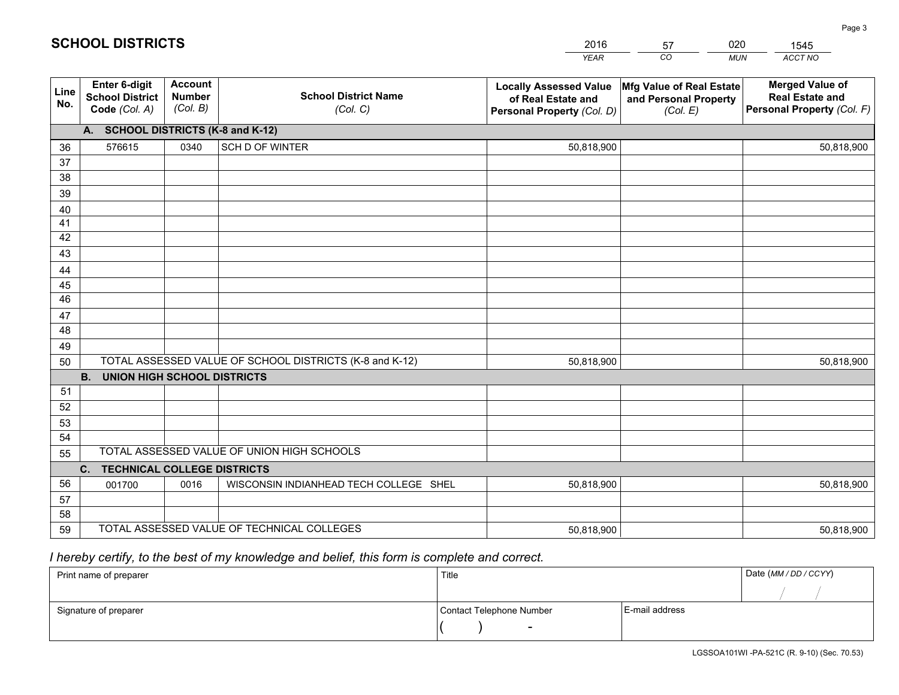# SCHOOL DISTRICTS

| 2016 | 57 | 020 | 1545 |
|---|---|---|---|
| YEAR | CO | MUN | ACCT NO |

| Line No. | Enter 6-digit School District Code (Col. A) | Account Number (Col. B) | School District Name (Col. C) | Locally Assessed Value of Real Estate and Personal Property (Col. D) | Mfg Value of Real Estate and Personal Property (Col. E) | Merged Value of Real Estate and Personal Property (Col. F) |
|---|---|---|---|---|---|---|
| | **A. SCHOOL DISTRICTS (K-8 and K-12)** | | | | | |
| 36 | 576615 | 0340 | SCH D OF WINTER | 50,818,900 | | 50,818,900 |
| 37 | | | | | | |
| 38 | | | | | | |
| 39 | | | | | | |
| 40 | | | | | | |
| 41 | | | | | | |
| 42 | | | | | | |
| 43 | | | | | | |
| 44 | | | | | | |
| 45 | | | | | | |
| 46 | | | | | | |
| 47 | | | | | | |
| 48 | | | | | | |
| 49 | | | | | | |
| 50 | TOTAL ASSESSED VALUE OF SCHOOL DISTRICTS (K-8 and K-12) | | | 50,818,900 | | 50,818,900 |
| | **B. UNION HIGH SCHOOL DISTRICTS** | | | | | |
| 51 | | | | | | |
| 52 | | | | | | |
| 53 | | | | | | |
| 54 | | | | | | |
| 55 | TOTAL ASSESSED VALUE OF UNION HIGH SCHOOLS | | | | | |
| | **C. TECHNICAL COLLEGE DISTRICTS** | | | | | |
| 56 | 001700 | 0016 | WISCONSIN INDIANHEAD TECH COLLEGE SHEL | 50,818,900 | | 50,818,900 |
| 57 | | | | | | |
| 58 | | | | | | |
| 59 | TOTAL ASSESSED VALUE OF TECHNICAL COLLEGES | | | 50,818,900 | | 50,818,900 |

*I hereby certify, to the best of my knowledge and belief, this form is complete and correct.*

| Print name of preparer | Title | | Date (MM / DD / CCYY) |
|---|---|---|---|
| | | | / / |
| Signature of preparer | Contact Telephone Number | E-mail address | |
| | ( ) - | | |

LGSSOA101WI -PA-521C (R. 9-10) (Sec. 70.53)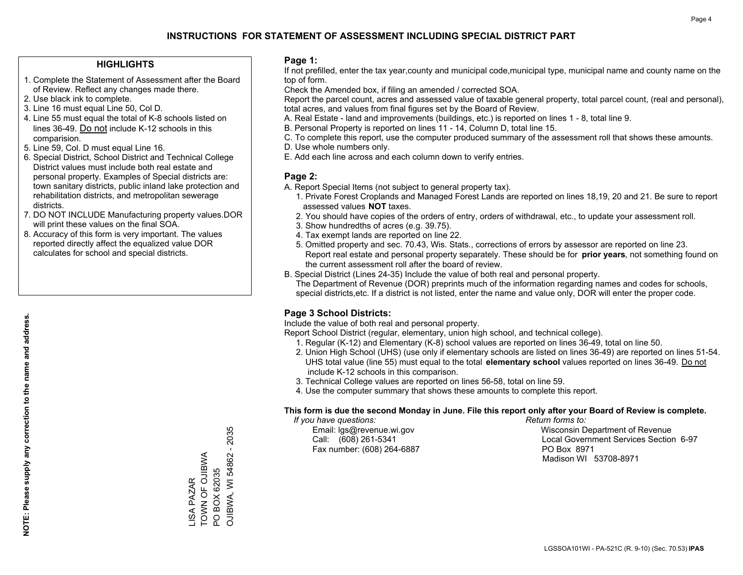# INSTRUCTIONS FOR STATEMENT OF ASSESSMENT INCLUDING SPECIAL DISTRICT PART

## HIGHLIGHTS

1. Complete the Statement of Assessment after the Board of Review. Reflect any changes made there.
2. Use black ink to complete.
3. Line 16 must equal Line 50, Col D.
4. Line 55 must equal the total of K-8 schools listed on lines 36-49. Do not include K-12 schools in this comparision.
5. Line 59, Col. D must equal Line 16.
6. Special District, School District and Technical College District values must include both real estate and personal property. Examples of Special districts are: town sanitary districts, public inland lake protection and rehabilitation districts, and metropolitan sewerage districts.
7. DO NOT INCLUDE Manufacturing property values.DOR will print these values on the final SOA.
8. Accuracy of this form is very important. The values reported directly affect the equalized value DOR calculates for school and special districts.

**NOTE: Please supply any correction to the name and address.**

LISA PAZAR
TOWN OF OJIBWA
PO BOX 62035
OJIBWA, WI 54862 - 2035

## Page 1:

If not prefilled, enter the tax year,county and municipal code,municipal type, municipal name and county name on the top of form.

Check the Amended box, if filing an amended / corrected SOA.

Report the parcel count, acres and assessed value of taxable general property, total parcel count, (real and personal), total acres, and values from final figures set by the Board of Review.

A. Real Estate - land and improvements (buildings, etc.) is reported on lines 1 - 8, total line 9.
B. Personal Property is reported on lines 11 - 14, Column D, total line 15.
C. To complete this report, use the computer produced summary of the assessment roll that shows these amounts.
D. Use whole numbers only.
E. Add each line across and each column down to verify entries.

## Page 2:

A. Report Special Items (not subject to general property tax).
   1. Private Forest Croplands and Managed Forest Lands are reported on lines 18,19, 20 and 21. Be sure to report assessed values **NOT** taxes.
   2. You should have copies of the orders of entry, orders of withdrawal, etc., to update your assessment roll.
   3. Show hundredths of acres (e.g. 39.75).
   4. Tax exempt lands are reported on line 22.
   5. Omitted property and sec. 70.43, Wis. Stats., corrections of errors by assessor are reported on line 23. Report real estate and personal property separately. These should be for **prior years**, not something found on the current assessment roll after the board of review.

B. Special District (Lines 24-35) Include the value of both real and personal property.
   The Department of Revenue (DOR) preprints much of the information regarding names and codes for schools, special districts,etc. If a district is not listed, enter the name and value only, DOR will enter the proper code.

## Page 3 School Districts:

Include the value of both real and personal property.

Report School District (regular, elementary, union high school, and technical college).

1. Regular (K-12) and Elementary (K-8) school values are reported on lines 36-49, total on line 50.
2. Union High School (UHS) (use only if elementary schools are listed on lines 36-49) are reported on lines 51-54. UHS total value (line 55) must equal to the total **elementary school** values reported on lines 36-49. Do not include K-12 schools in this comparison.
3. Technical College values are reported on lines 56-58, total on line 59.
4. Use the computer summary that shows these amounts to complete this report.

**This form is due the second Monday in June. File this report only after your Board of Review is complete.**

*If you have questions:*
Email: lgs@revenue.wi.gov
Call: (608) 261-5341
Fax number: (608) 264-6887

*Return forms to:*
Wisconsin Department of Revenue
Local Government Services Section 6-97
PO Box 8971
Madison WI 53708-8971

LGSSOA101WI - PA-521C (R. 9-10) (Sec. 70.53) **IPAS**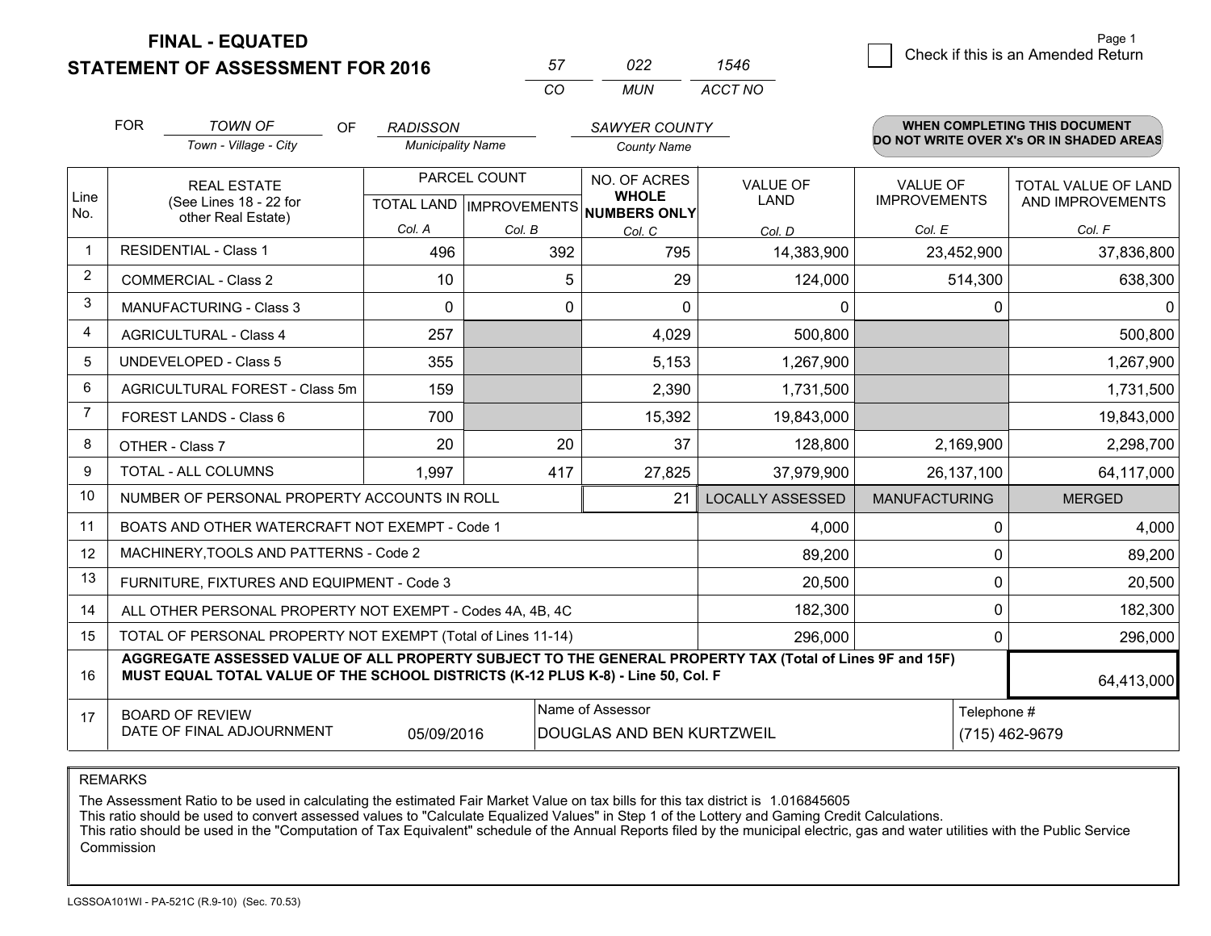# FINAL - EQUATED
## STATEMENT OF ASSESSMENT FOR 2016

| 57 | 022 | 1546 |
|---|---|---|
| CO | MUN | ACCT NO |

Page 1

☐ Check if this is an Amended Return

FOR *TOWN OF* (Town - Village - City) OF *RADISSON* (Municipality Name) *SAWYER COUNTY* (County Name)

**WHEN COMPLETING THIS DOCUMENT DO NOT WRITE OVER X's OR IN SHADED AREAS**

| Line No. | REAL ESTATE (See Lines 18 - 22 for other Real Estate) | PARCEL COUNT TOTAL LAND Col. A | PARCEL COUNT IMPROVEMENTS Col. B | NO. OF ACRES WHOLE NUMBERS ONLY Col. C | VALUE OF LAND Col. D | VALUE OF IMPROVEMENTS Col. E | TOTAL VALUE OF LAND AND IMPROVEMENTS Col. F |
|---|---|---|---|---|---|---|---|
| 1 | RESIDENTIAL - Class 1 | 496 | 392 | 795 | 14,383,900 | 23,452,900 | 37,836,800 |
| 2 | COMMERCIAL - Class 2 | 10 | 5 | 29 | 124,000 | 514,300 | 638,300 |
| 3 | MANUFACTURING - Class 3 | 0 | 0 | 0 | 0 | 0 | 0 |
| 4 | AGRICULTURAL - Class 4 | 257 | | 4,029 | 500,800 | | 500,800 |
| 5 | UNDEVELOPED - Class 5 | 355 | | 5,153 | 1,267,900 | | 1,267,900 |
| 6 | AGRICULTURAL FOREST - Class 5m | 159 | | 2,390 | 1,731,500 | | 1,731,500 |
| 7 | FOREST LANDS - Class 6 | 700 | | 15,392 | 19,843,000 | | 19,843,000 |
| 8 | OTHER - Class 7 | 20 | 20 | 37 | 128,800 | 2,169,900 | 2,298,700 |
| 9 | TOTAL - ALL COLUMNS | 1,997 | 417 | 27,825 | 37,979,900 | 26,137,100 | 64,117,000 |
| 10 | NUMBER OF PERSONAL PROPERTY ACCOUNTS IN ROLL | | | 21 | LOCALLY ASSESSED | MANUFACTURING | MERGED |
| 11 | BOATS AND OTHER WATERCRAFT NOT EXEMPT - Code 1 | | | | 4,000 | 0 | 4,000 |
| 12 | MACHINERY,TOOLS AND PATTERNS - Code 2 | | | | 89,200 | 0 | 89,200 |
| 13 | FURNITURE, FIXTURES AND EQUIPMENT - Code 3 | | | | 20,500 | 0 | 20,500 |
| 14 | ALL OTHER PERSONAL PROPERTY NOT EXEMPT - Codes 4A, 4B, 4C | | | | 182,300 | 0 | 182,300 |
| 15 | TOTAL OF PERSONAL PROPERTY NOT EXEMPT (Total of Lines 11-14) | | | | 296,000 | 0 | 296,000 |
| 16 | **AGGREGATE ASSESSED VALUE OF ALL PROPERTY SUBJECT TO THE GENERAL PROPERTY TAX (Total of Lines 9F and 15F) MUST EQUAL TOTAL VALUE OF THE SCHOOL DISTRICTS (K-12 PLUS K-8) - Line 50, Col. F** | | | | | | 64,413,000 |
| 17 | BOARD OF REVIEW DATE OF FINAL ADJOURNMENT | 05/09/2016 | | Name of Assessor: DOUGLAS AND BEN KURTZWEIL | | | Telephone #: (715) 462-9679 |

REMARKS

The Assessment Ratio to be used in calculating the estimated Fair Market Value on tax bills for this tax district is 1.016845605
This ratio should be used to convert assessed values to "Calculate Equalized Values" in Step 1 of the Lottery and Gaming Credit Calculations.
This ratio should be used in the "Computation of Tax Equivalent" schedule of the Annual Reports filed by the municipal electric, gas and water utilities with the Public Service Commission

LGSSOA101WI - PA-521C (R.9-10) (Sec. 70.53)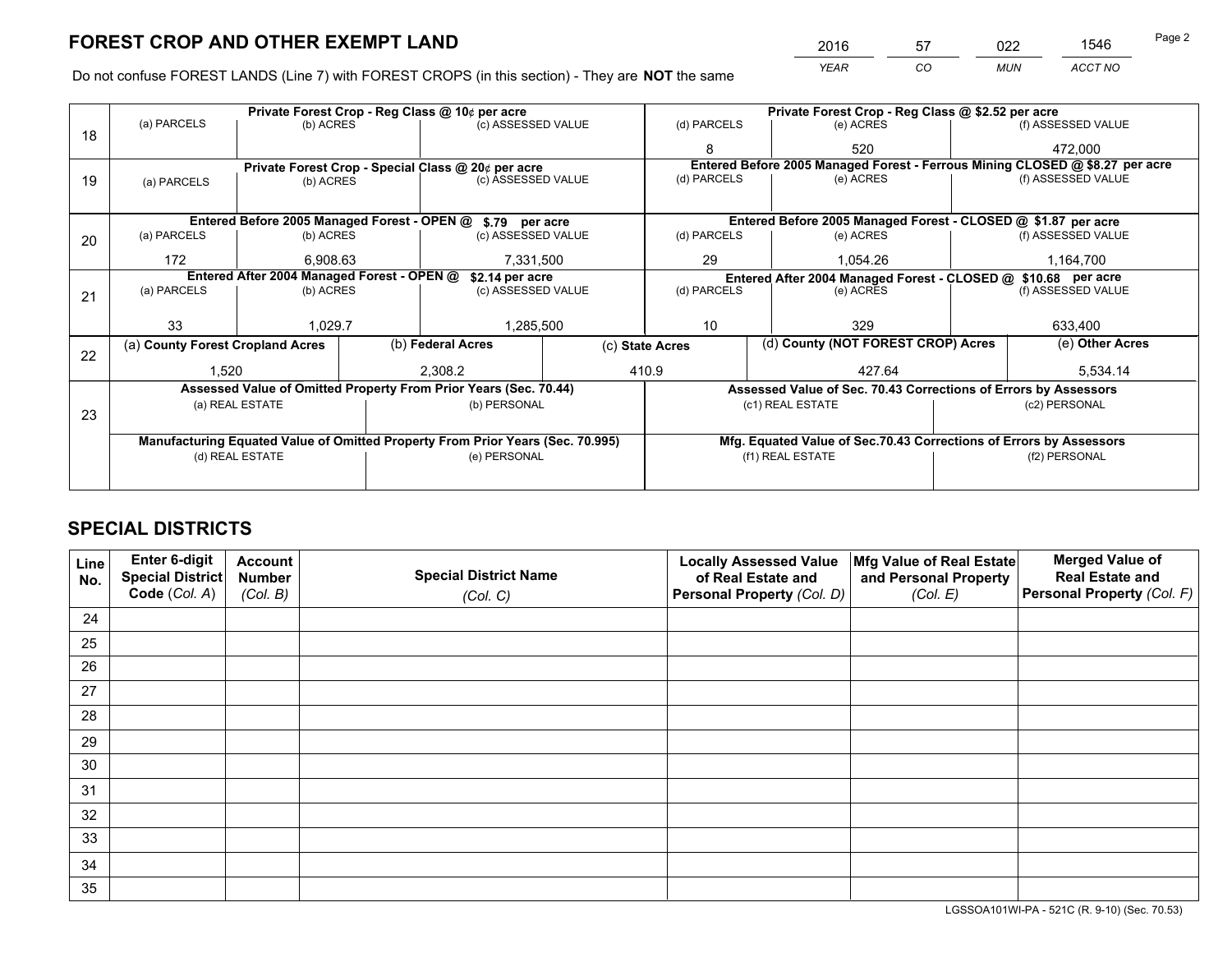# FOREST CROP AND OTHER EXEMPT LAND

| 2016 | 57 | 022 | 1546 |
|---|---|---|---|
| *YEAR* | *CO* | *MUN* | *ACCT NO* |

Do not confuse FOREST LANDS (Line 7) with FOREST CROPS (in this section) - They are **NOT** the same

| Line | Private Forest Crop - Reg Class @ 10¢ per acre | | | Private Forest Crop - Reg Class @ $2.52 per acre | | |
|---|---|---|---|---|---|---|
| 18 | (a) PARCELS | (b) ACRES | (c) ASSESSED VALUE | (d) PARCELS | (e) ACRES | (f) ASSESSED VALUE |
| | | | | 8 | 520 | 472,000 |
| | **Private Forest Crop - Special Class @ 20¢ per acre** | | | **Entered Before 2005 Managed Forest - Ferrous Mining CLOSED @ $8.27 per acre** | | |
| 19 | (a) PARCELS | (b) ACRES | (c) ASSESSED VALUE | (d) PARCELS | (e) ACRES | (f) ASSESSED VALUE |
| | | | | | | |
| | **Entered Before 2005 Managed Forest - OPEN @ $.79 per acre** | | | **Entered Before 2005 Managed Forest - CLOSED @ $1.87 per acre** | | |
| 20 | (a) PARCELS | (b) ACRES | (c) ASSESSED VALUE | (d) PARCELS | (e) ACRES | (f) ASSESSED VALUE |
| | 172 | 6,908.63 | 7,331,500 | 29 | 1,054.26 | 1,164,700 |
| | **Entered After 2004 Managed Forest - OPEN @ $2.14 per acre** | | | **Entered After 2004 Managed Forest - CLOSED @ $10.68 per acre** | | |
| 21 | (a) PARCELS | (b) ACRES | (c) ASSESSED VALUE | (d) PARCELS | (e) ACRES | (f) ASSESSED VALUE |
| | 33 | 1,029.7 | 1,285,500 | 10 | 329 | 633,400 |

| Line | (a) County Forest Cropland Acres | (b) Federal Acres | (c) State Acres | (d) County (NOT FOREST CROP) Acres | (e) Other Acres |
|---|---|---|---|---|---|
| 22 | 1,520 | 2,308.2 | 410.9 | 427.64 | 5,534.14 |

| Line | Assessed Value of Omitted Property From Prior Years (Sec. 70.44) | | Assessed Value of Sec. 70.43 Corrections of Errors by Assessors | |
|---|---|---|---|---|
| 23 | (a) REAL ESTATE | (b) PERSONAL | (c1) REAL ESTATE | (c2) PERSONAL |
| | | | | |
| | **Manufacturing Equated Value of Omitted Property From Prior Years (Sec. 70.995)** | | **Mfg. Equated Value of Sec.70.43 Corrections of Errors by Assessors** | |
| | (d) REAL ESTATE | (e) PERSONAL | (f1) REAL ESTATE | (f2) PERSONAL |
| | | | | |

# SPECIAL DISTRICTS

| Line No. | Enter 6-digit Special District Code (*Col. A*) | Account Number (*Col. B*) | Special District Name (*Col. C*) | Locally Assessed Value of Real Estate and Personal Property (*Col. D*) | Mfg Value of Real Estate and Personal Property (*Col. E*) | Merged Value of Real Estate and Personal Property (*Col. F*) |
|---|---|---|---|---|---|---|
| 24 | | | | | | |
| 25 | | | | | | |
| 26 | | | | | | |
| 27 | | | | | | |
| 28 | | | | | | |
| 29 | | | | | | |
| 30 | | | | | | |
| 31 | | | | | | |
| 32 | | | | | | |
| 33 | | | | | | |
| 34 | | | | | | |
| 35 | | | | | | |

LGSSOA101WI-PA - 521C (R. 9-10) (Sec. 70.53)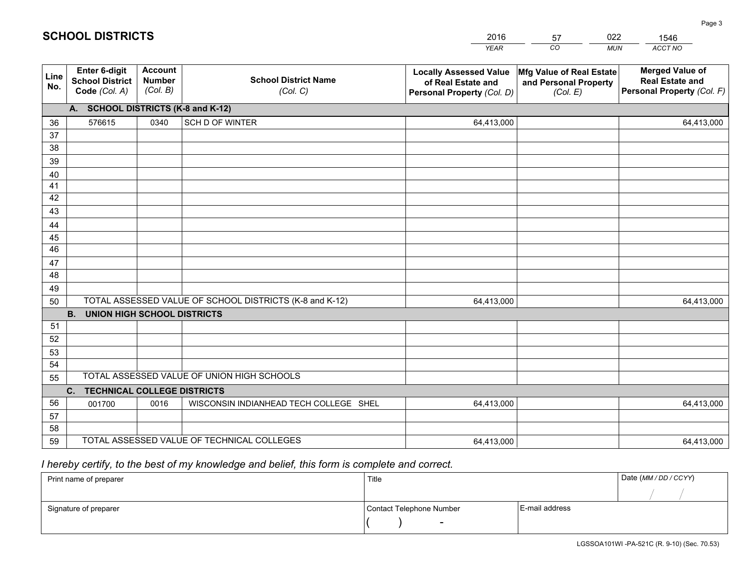# SCHOOL DISTRICTS

| 2016 | 57 | 022 | 1546 |
|---|---|---|---|
| YEAR | CO | MUN | ACCT NO |

| Line No. | Enter 6-digit School District Code (Col. A) | Account Number (Col. B) | School District Name (Col. C) | Locally Assessed Value of Real Estate and Personal Property (Col. D) | Mfg Value of Real Estate and Personal Property (Col. E) | Merged Value of Real Estate and Personal Property (Col. F) |
|---|---|---|---|---|---|---|
| **A. SCHOOL DISTRICTS (K-8 and K-12)** | | | | | | |
| 36 | 576615 | 0340 | SCH D OF WINTER | 64,413,000 | | 64,413,000 |
| 37 | | | | | | |
| 38 | | | | | | |
| 39 | | | | | | |
| 40 | | | | | | |
| 41 | | | | | | |
| 42 | | | | | | |
| 43 | | | | | | |
| 44 | | | | | | |
| 45 | | | | | | |
| 46 | | | | | | |
| 47 | | | | | | |
| 48 | | | | | | |
| 49 | | | | | | |
| 50 | TOTAL ASSESSED VALUE OF SCHOOL DISTRICTS (K-8 and K-12) | | | 64,413,000 | | 64,413,000 |
| **B. UNION HIGH SCHOOL DISTRICTS** | | | | | | |
| 51 | | | | | | |
| 52 | | | | | | |
| 53 | | | | | | |
| 54 | | | | | | |
| 55 | TOTAL ASSESSED VALUE OF UNION HIGH SCHOOLS | | | | | |
| **C. TECHNICAL COLLEGE DISTRICTS** | | | | | | |
| 56 | 001700 | 0016 | WISCONSIN INDIANHEAD TECH COLLEGE SHEL | 64,413,000 | | 64,413,000 |
| 57 | | | | | | |
| 58 | | | | | | |
| 59 | TOTAL ASSESSED VALUE OF TECHNICAL COLLEGES | | | 64,413,000 | | 64,413,000 |

*I hereby certify, to the best of my knowledge and belief, this form is complete and correct.*

| Print name of preparer | Title | | Date (MM / DD / CCYY) |
|---|---|---|---|
| | | | / / |
| Signature of preparer | Contact Telephone Number | E-mail address | |
| | ( ) - | | |

LGSSOA101WI -PA-521C (R. 9-10) (Sec. 70.53)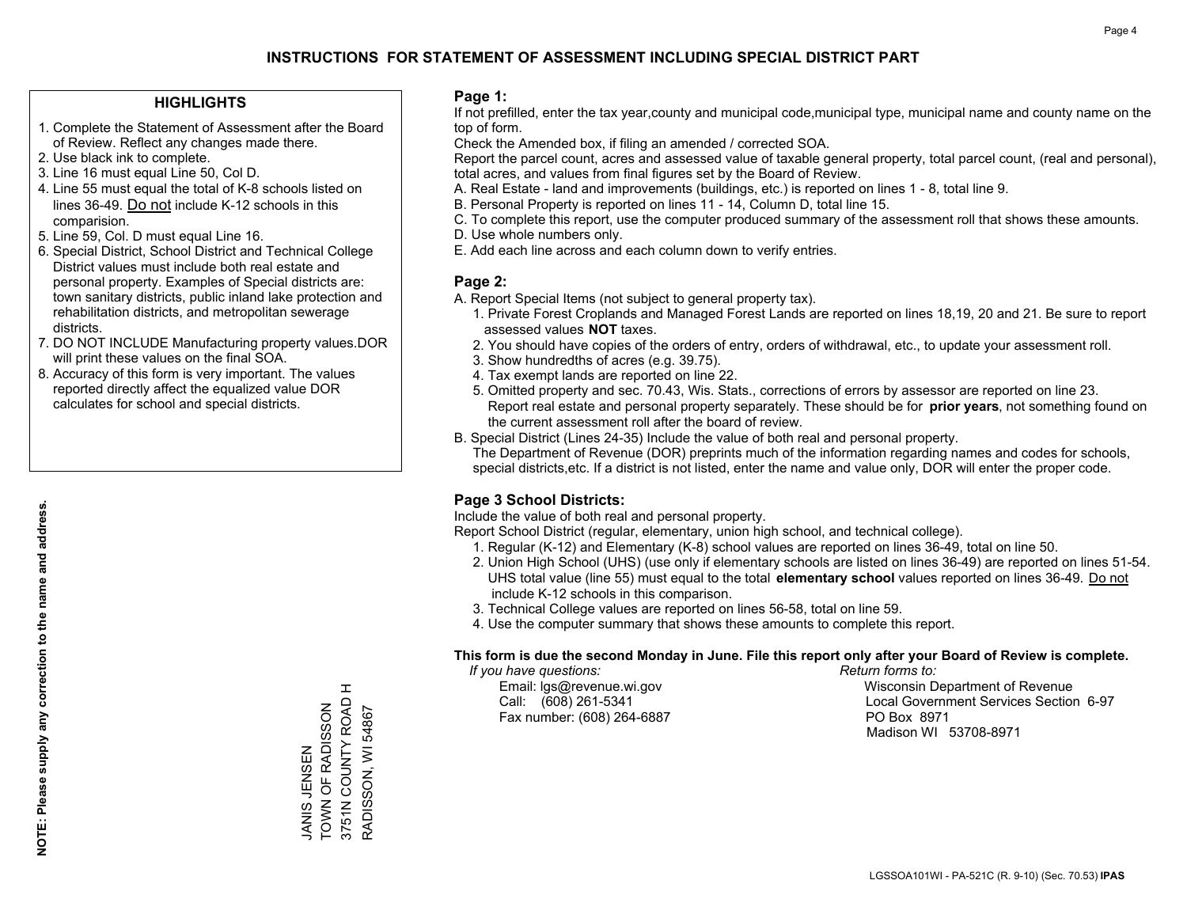# INSTRUCTIONS FOR STATEMENT OF ASSESSMENT INCLUDING SPECIAL DISTRICT PART

## HIGHLIGHTS

1. Complete the Statement of Assessment after the Board of Review. Reflect any changes made there.
2. Use black ink to complete.
3. Line 16 must equal Line 50, Col D.
4. Line 55 must equal the total of K-8 schools listed on lines 36-49. Do not include K-12 schools in this comparision.
5. Line 59, Col. D must equal Line 16.
6. Special District, School District and Technical College District values must include both real estate and personal property. Examples of Special districts are: town sanitary districts, public inland lake protection and rehabilitation districts, and metropolitan sewerage districts.
7. DO NOT INCLUDE Manufacturing property values.DOR will print these values on the final SOA.
8. Accuracy of this form is very important. The values reported directly affect the equalized value DOR calculates for school and special districts.

**NOTE: Please supply any correction to the name and address.**

JANIS JENSEN
TOWN OF RADISSON
3751N COUNTY ROAD H
RADISSON, WI 54867

## Page 1:

If not prefilled, enter the tax year,county and municipal code,municipal type, municipal name and county name on the top of form.

Check the Amended box, if filing an amended / corrected SOA.

Report the parcel count, acres and assessed value of taxable general property, total parcel count, (real and personal), total acres, and values from final figures set by the Board of Review.

A. Real Estate - land and improvements (buildings, etc.) is reported on lines 1 - 8, total line 9.
B. Personal Property is reported on lines 11 - 14, Column D, total line 15.
C. To complete this report, use the computer produced summary of the assessment roll that shows these amounts.
D. Use whole numbers only.
E. Add each line across and each column down to verify entries.

## Page 2:

A. Report Special Items (not subject to general property tax).
   1. Private Forest Croplands and Managed Forest Lands are reported on lines 18,19, 20 and 21. Be sure to report assessed values **NOT** taxes.
   2. You should have copies of the orders of entry, orders of withdrawal, etc., to update your assessment roll.
   3. Show hundredths of acres (e.g. 39.75).
   4. Tax exempt lands are reported on line 22.
   5. Omitted property and sec. 70.43, Wis. Stats., corrections of errors by assessor are reported on line 23. Report real estate and personal property separately. These should be for **prior years**, not something found on the current assessment roll after the board of review.
B. Special District (Lines 24-35) Include the value of both real and personal property.
   The Department of Revenue (DOR) preprints much of the information regarding names and codes for schools, special districts,etc. If a district is not listed, enter the name and value only, DOR will enter the proper code.

## Page 3 School Districts:

Include the value of both real and personal property.

Report School District (regular, elementary, union high school, and technical college).

1. Regular (K-12) and Elementary (K-8) school values are reported on lines 36-49, total on line 50.
2. Union High School (UHS) (use only if elementary schools are listed on lines 36-49) are reported on lines 51-54. UHS total value (line 55) must equal to the total **elementary school** values reported on lines 36-49. Do not include K-12 schools in this comparison.
3. Technical College values are reported on lines 56-58, total on line 59.
4. Use the computer summary that shows these amounts to complete this report.

**This form is due the second Monday in June. File this report only after your Board of Review is complete.**

*If you have questions:*
Email: lgs@revenue.wi.gov
Call: (608) 261-5341
Fax number: (608) 264-6887

*Return forms to:*
Wisconsin Department of Revenue
Local Government Services Section 6-97
PO Box 8971
Madison WI 53708-8971

LGSSOA101WI - PA-521C (R. 9-10) (Sec. 70.53) **IPAS**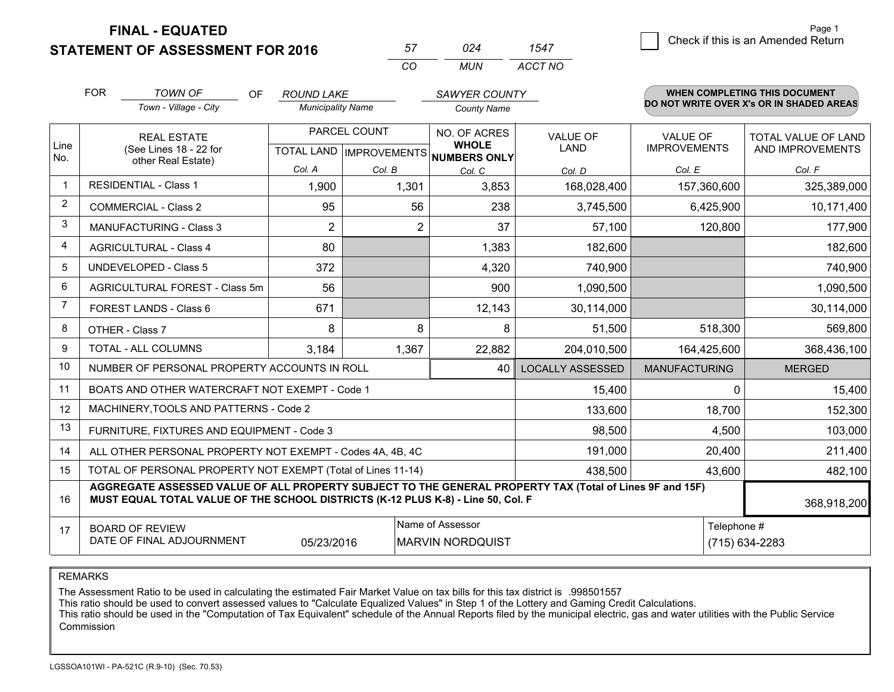**FINAL - EQUATED**
**STATEMENT OF ASSESSMENT FOR 2016**

| 57 | 024 | 1547 |
|---|---|---|
| CO | MUN | ACCT NO |

Page 1

☐ Check if this is an Amended Return

FOR *TOWN OF* (Town - Village - City) OF *ROUND LAKE* (Municipality Name) *SAWYER COUNTY* (County Name)

**WHEN COMPLETING THIS DOCUMENT DO NOT WRITE OVER X's OR IN SHADED AREAS**

| Line No. | REAL ESTATE (See Lines 18 - 22 for other Real Estate) | PARCEL COUNT | | NO. OF ACRES WHOLE NUMBERS ONLY | VALUE OF LAND | VALUE OF IMPROVEMENTS | TOTAL VALUE OF LAND AND IMPROVEMENTS |
|---|---|---|---|---|---|---|---|
| | | TOTAL LAND | IMPROVEMENTS | | | | |
| | | Col. A | Col. B | Col. C | Col. D | Col. E | Col. F |
| 1 | RESIDENTIAL - Class 1 | 1,900 | 1,301 | 3,853 | 168,028,400 | 157,360,600 | 325,389,000 |
| 2 | COMMERCIAL - Class 2 | 95 | 56 | 238 | 3,745,500 | 6,425,900 | 10,171,400 |
| 3 | MANUFACTURING - Class 3 | 2 | 2 | 37 | 57,100 | 120,800 | 177,900 |
| 4 | AGRICULTURAL - Class 4 | 80 | | 1,383 | 182,600 | | 182,600 |
| 5 | UNDEVELOPED - Class 5 | 372 | | 4,320 | 740,900 | | 740,900 |
| 6 | AGRICULTURAL FOREST - Class 5m | 56 | | 900 | 1,090,500 | | 1,090,500 |
| 7 | FOREST LANDS - Class 6 | 671 | | 12,143 | 30,114,000 | | 30,114,000 |
| 8 | OTHER - Class 7 | 8 | 8 | 8 | 51,500 | 518,300 | 569,800 |
| 9 | TOTAL - ALL COLUMNS | 3,184 | 1,367 | 22,882 | 204,010,500 | 164,425,600 | 368,436,100 |
| 10 | NUMBER OF PERSONAL PROPERTY ACCOUNTS IN ROLL | | | 40 | LOCALLY ASSESSED | MANUFACTURING | MERGED |
| 11 | BOATS AND OTHER WATERCRAFT NOT EXEMPT - Code 1 | | | | 15,400 | 0 | 15,400 |
| 12 | MACHINERY,TOOLS AND PATTERNS - Code 2 | | | | 133,600 | 18,700 | 152,300 |
| 13 | FURNITURE, FIXTURES AND EQUIPMENT - Code 3 | | | | 98,500 | 4,500 | 103,000 |
| 14 | ALL OTHER PERSONAL PROPERTY NOT EXEMPT - Codes 4A, 4B, 4C | | | | 191,000 | 20,400 | 211,400 |
| 15 | TOTAL OF PERSONAL PROPERTY NOT EXEMPT (Total of Lines 11-14) | | | | 438,500 | 43,600 | 482,100 |
| 16 | **AGGREGATE ASSESSED VALUE OF ALL PROPERTY SUBJECT TO THE GENERAL PROPERTY TAX (Total of Lines 9F and 15F) MUST EQUAL TOTAL VALUE OF THE SCHOOL DISTRICTS (K-12 PLUS K-8) - Line 50, Col. F** | | | | | | 368,918,200 |
| 17 | BOARD OF REVIEW DATE OF FINAL ADJOURNMENT | 05/23/2016 | Name of Assessor: MARVIN NORDQUIST | | | Telephone #: (715) 634-2283 | |

REMARKS

The Assessment Ratio to be used in calculating the estimated Fair Market Value on tax bills for this tax district is .998501557
This ratio should be used to convert assessed values to "Calculate Equalized Values" in Step 1 of the Lottery and Gaming Credit Calculations.
This ratio should be used in the "Computation of Tax Equivalent" schedule of the Annual Reports filed by the municipal electric, gas and water utilities with the Public Service Commission

LGSSOA101WI - PA-521C (R.9-10) (Sec. 70.53)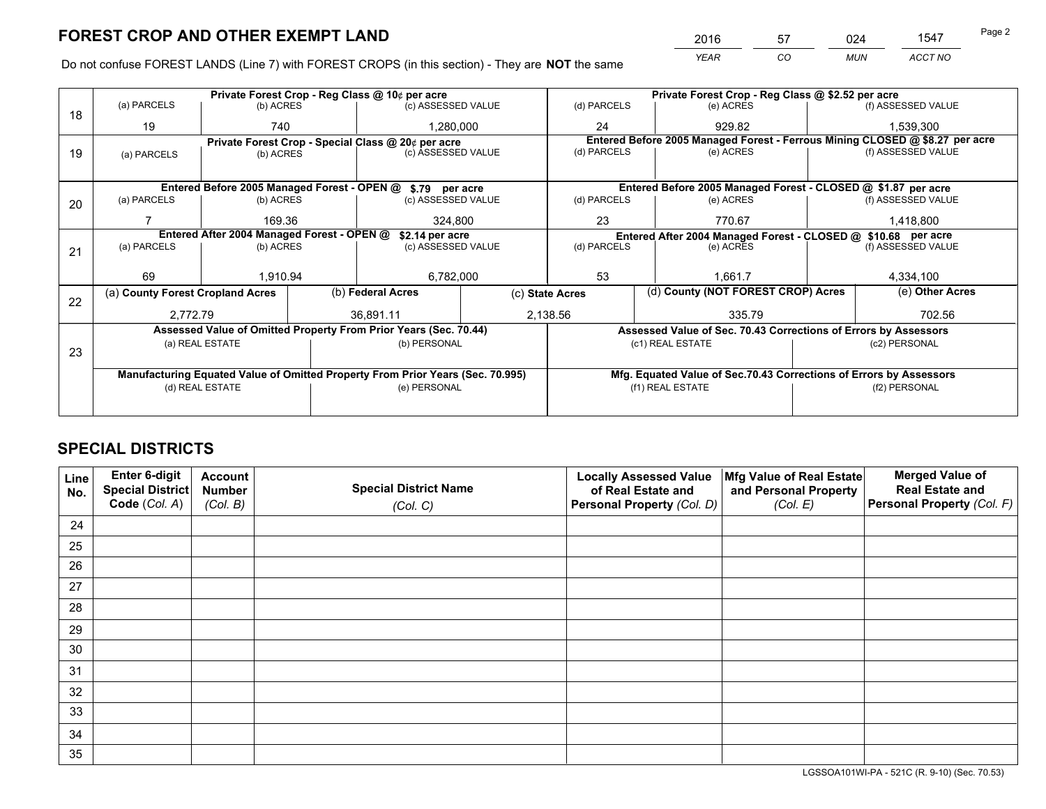# FOREST CROP AND OTHER EXEMPT LAND

| 2016 | 57 | 024 | 1547 |
|---|---|---|---|
| *YEAR* | *CO* | *MUN* | *ACCT NO* |

Do not confuse FOREST LANDS (Line 7) with FOREST CROPS (in this section) - They are **NOT** the same

| Line | Private Forest Crop - Reg Class @ 10¢ per acre | | | Private Forest Crop - Reg Class @ $2.52 per acre | | |
|---|---|---|---|---|---|---|
| | (a) PARCELS | (b) ACRES | (c) ASSESSED VALUE | (d) PARCELS | (e) ACRES | (f) ASSESSED VALUE |
| 18 | 19 | 740 | 1,280,000 | 24 | 929.82 | 1,539,300 |
| | **Private Forest Crop - Special Class @ 20¢ per acre** | | | **Entered Before 2005 Managed Forest - Ferrous Mining CLOSED @ $8.27 per acre** | | |
| | (a) PARCELS | (b) ACRES | (c) ASSESSED VALUE | (d) PARCELS | (e) ACRES | (f) ASSESSED VALUE |
| 19 | | | | | | |
| | **Entered Before 2005 Managed Forest - OPEN @ $.79 per acre** | | | **Entered Before 2005 Managed Forest - CLOSED @ $1.87 per acre** | | |
| | (a) PARCELS | (b) ACRES | (c) ASSESSED VALUE | (d) PARCELS | (e) ACRES | (f) ASSESSED VALUE |
| 20 | 7 | 169.36 | 324,800 | 23 | 770.67 | 1,418,800 |
| | **Entered After 2004 Managed Forest - OPEN @ $2.14 per acre** | | | **Entered After 2004 Managed Forest - CLOSED @ $10.68 per acre** | | |
| | (a) PARCELS | (b) ACRES | (c) ASSESSED VALUE | (d) PARCELS | (e) ACRES | (f) ASSESSED VALUE |
| 21 | 69 | 1,910.94 | 6,782,000 | 53 | 1,661.7 | 4,334,100 |

| Line | (a) County Forest Cropland Acres | (b) Federal Acres | (c) State Acres | (d) County (NOT FOREST CROP) Acres | (e) Other Acres |
|---|---|---|---|---|---|
| 22 | 2,772.79 | 36,891.11 | 2,138.56 | 335.79 | 702.56 |

| Line | Assessed Value of Omitted Property From Prior Years (Sec. 70.44) | | Assessed Value of Sec. 70.43 Corrections of Errors by Assessors | |
|---|---|---|---|---|
| | (a) REAL ESTATE | (b) PERSONAL | (c1) REAL ESTATE | (c2) PERSONAL |
| 23 | | | | |
| | **Manufacturing Equated Value of Omitted Property From Prior Years (Sec. 70.995)** | | **Mfg. Equated Value of Sec.70.43 Corrections of Errors by Assessors** | |
| | (d) REAL ESTATE | (e) PERSONAL | (f1) REAL ESTATE | (f2) PERSONAL |
| | | | | |

# SPECIAL DISTRICTS

| Line No. | Enter 6-digit Special District Code (*Col. A*) | Account Number (*Col. B*) | Special District Name (*Col. C*) | Locally Assessed Value of Real Estate and Personal Property (*Col. D*) | Mfg Value of Real Estate and Personal Property (*Col. E*) | Merged Value of Real Estate and Personal Property (*Col. F*) |
|---|---|---|---|---|---|---|
| 24 | | | | | | |
| 25 | | | | | | |
| 26 | | | | | | |
| 27 | | | | | | |
| 28 | | | | | | |
| 29 | | | | | | |
| 30 | | | | | | |
| 31 | | | | | | |
| 32 | | | | | | |
| 33 | | | | | | |
| 34 | | | | | | |
| 35 | | | | | | |

LGSSOA101WI-PA - 521C (R. 9-10) (Sec. 70.53)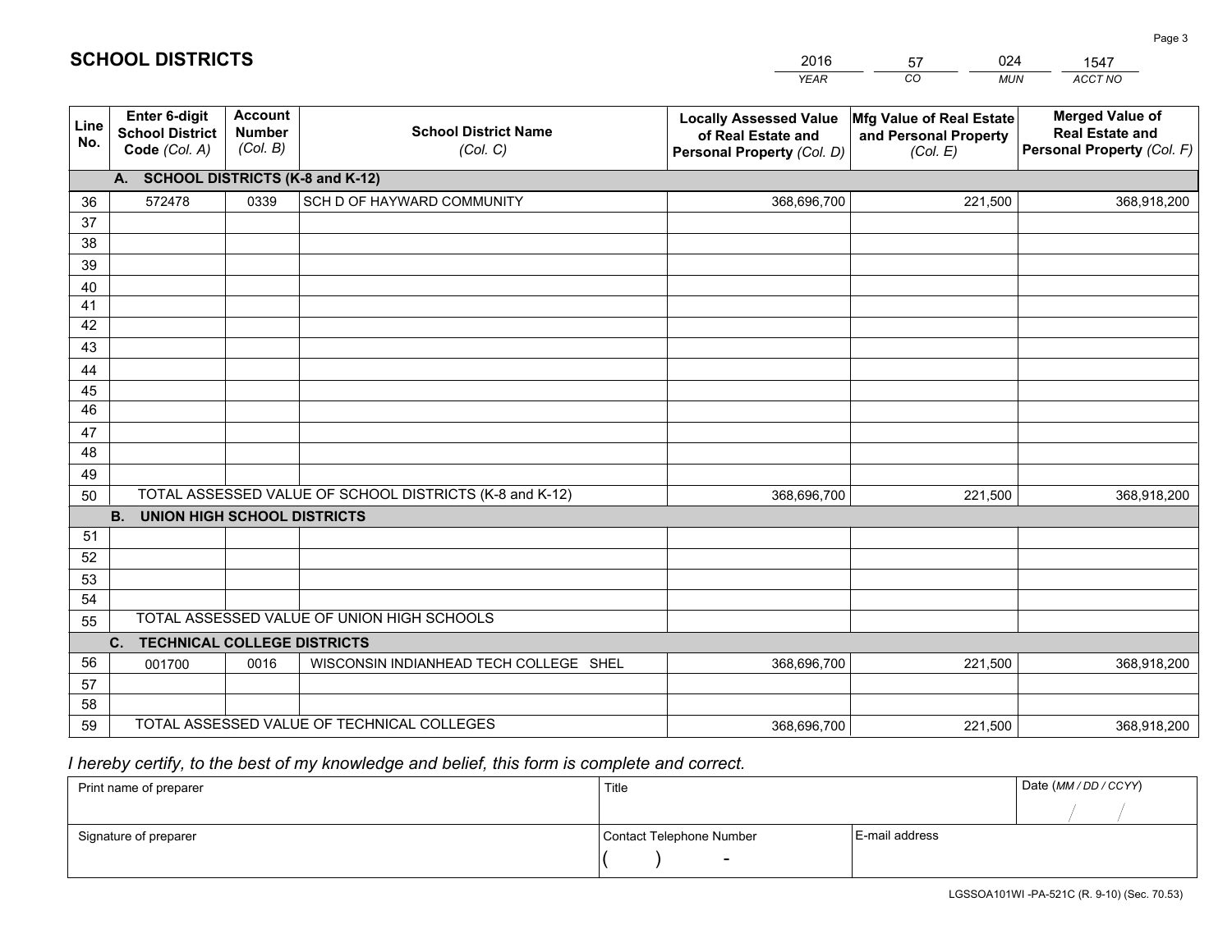## SCHOOL DISTRICTS

| 2016 | 57 | 024 | 1547 |
|---|---|---|---|
| YEAR | CO | MUN | ACCT NO |

| Line No. | Enter 6-digit School District Code (Col. A) | Account Number (Col. B) | School District Name (Col. C) | Locally Assessed Value of Real Estate and Personal Property (Col. D) | Mfg Value of Real Estate and Personal Property (Col. E) | Merged Value of Real Estate and Personal Property (Col. F) |
|---|---|---|---|---|---|---|
| | **A. SCHOOL DISTRICTS (K-8 and K-12)** | | | | | |
| 36 | 572478 | 0339 | SCH D OF HAYWARD COMMUNITY | 368,696,700 | 221,500 | 368,918,200 |
| 37 | | | | | | |
| 38 | | | | | | |
| 39 | | | | | | |
| 40 | | | | | | |
| 41 | | | | | | |
| 42 | | | | | | |
| 43 | | | | | | |
| 44 | | | | | | |
| 45 | | | | | | |
| 46 | | | | | | |
| 47 | | | | | | |
| 48 | | | | | | |
| 49 | | | | | | |
| 50 | TOTAL ASSESSED VALUE OF SCHOOL DISTRICTS (K-8 and K-12) | | | 368,696,700 | 221,500 | 368,918,200 |
| | **B. UNION HIGH SCHOOL DISTRICTS** | | | | | |
| 51 | | | | | | |
| 52 | | | | | | |
| 53 | | | | | | |
| 54 | | | | | | |
| 55 | TOTAL ASSESSED VALUE OF UNION HIGH SCHOOLS | | | | | |
| | **C. TECHNICAL COLLEGE DISTRICTS** | | | | | |
| 56 | 001700 | 0016 | WISCONSIN INDIANHEAD TECH COLLEGE SHEL | 368,696,700 | 221,500 | 368,918,200 |
| 57 | | | | | | |
| 58 | | | | | | |
| 59 | TOTAL ASSESSED VALUE OF TECHNICAL COLLEGES | | | 368,696,700 | 221,500 | 368,918,200 |

*I hereby certify, to the best of my knowledge and belief, this form is complete and correct.*

| Print name of preparer | Title | | Date (MM / DD / CCYY) |
|---|---|---|---|
| | | | / / |
| Signature of preparer | Contact Telephone Number | E-mail address | |
| | ( ) - | | |

LGSSOA101WI -PA-521C (R. 9-10) (Sec. 70.53)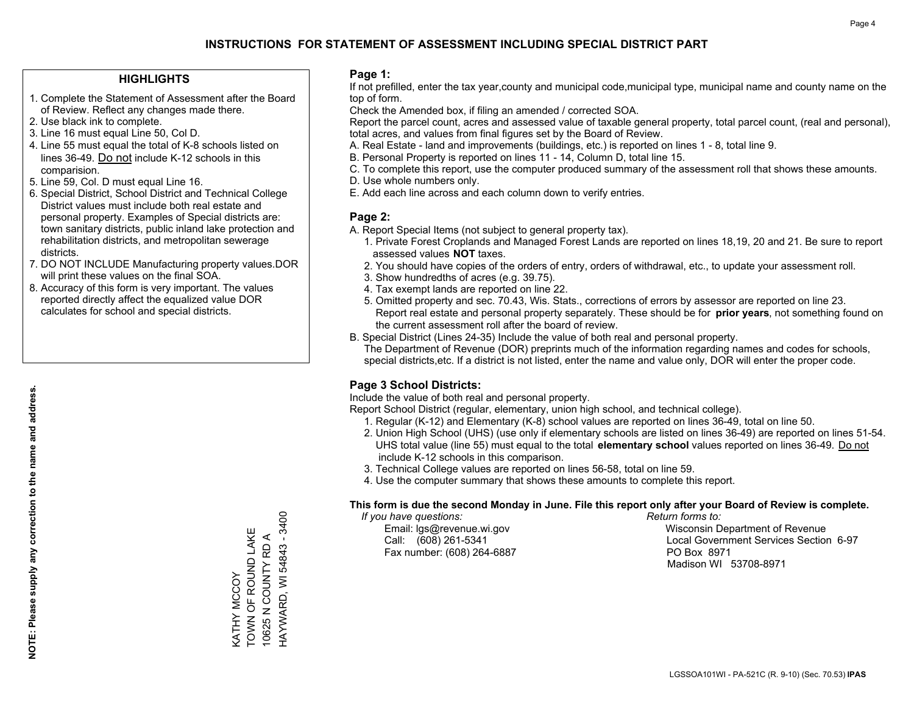# INSTRUCTIONS FOR STATEMENT OF ASSESSMENT INCLUDING SPECIAL DISTRICT PART

## HIGHLIGHTS

1. Complete the Statement of Assessment after the Board of Review. Reflect any changes made there.
2. Use black ink to complete.
3. Line 16 must equal Line 50, Col D.
4. Line 55 must equal the total of K-8 schools listed on lines 36-49. Do not include K-12 schools in this comparision.
5. Line 59, Col. D must equal Line 16.
6. Special District, School District and Technical College District values must include both real estate and personal property. Examples of Special districts are: town sanitary districts, public inland lake protection and rehabilitation districts, and metropolitan sewerage districts.
7. DO NOT INCLUDE Manufacturing property values.DOR will print these values on the final SOA.
8. Accuracy of this form is very important. The values reported directly affect the equalized value DOR calculates for school and special districts.

**NOTE: Please supply any correction to the name and address.**

KATHY MCCOY
TOWN OF ROUND LAKE
10625 N COUNTY RD A
HAYWARD, WI 54843 - 3400

## Page 1:

If not prefilled, enter the tax year,county and municipal code,municipal type, municipal name and county name on the top of form.

Check the Amended box, if filing an amended / corrected SOA.

Report the parcel count, acres and assessed value of taxable general property, total parcel count, (real and personal), total acres, and values from final figures set by the Board of Review.

A. Real Estate - land and improvements (buildings, etc.) is reported on lines 1 - 8, total line 9.
B. Personal Property is reported on lines 11 - 14, Column D, total line 15.
C. To complete this report, use the computer produced summary of the assessment roll that shows these amounts.
D. Use whole numbers only.
E. Add each line across and each column down to verify entries.

## Page 2:

A. Report Special Items (not subject to general property tax).
   1. Private Forest Croplands and Managed Forest Lands are reported on lines 18,19, 20 and 21. Be sure to report assessed values **NOT** taxes.
   2. You should have copies of the orders of entry, orders of withdrawal, etc., to update your assessment roll.
   3. Show hundredths of acres (e.g. 39.75).
   4. Tax exempt lands are reported on line 22.
   5. Omitted property and sec. 70.43, Wis. Stats., corrections of errors by assessor are reported on line 23. Report real estate and personal property separately. These should be for **prior years**, not something found on the current assessment roll after the board of review.
B. Special District (Lines 24-35) Include the value of both real and personal property.
   The Department of Revenue (DOR) preprints much of the information regarding names and codes for schools, special districts,etc. If a district is not listed, enter the name and value only, DOR will enter the proper code.

## Page 3 School Districts:

Include the value of both real and personal property.

Report School District (regular, elementary, union high school, and technical college).

1. Regular (K-12) and Elementary (K-8) school values are reported on lines 36-49, total on line 50.
2. Union High School (UHS) (use only if elementary schools are listed on lines 36-49) are reported on lines 51-54. UHS total value (line 55) must equal to the total **elementary school** values reported on lines 36-49. Do not include K-12 schools in this comparison.
3. Technical College values are reported on lines 56-58, total on line 59.
4. Use the computer summary that shows these amounts to complete this report.

**This form is due the second Monday in June. File this report only after your Board of Review is complete.**

*If you have questions:*
Email: lgs@revenue.wi.gov
Call: (608) 261-5341
Fax number: (608) 264-6887

*Return forms to:*
Wisconsin Department of Revenue
Local Government Services Section 6-97
PO Box 8971
Madison WI 53708-8971

LGSSOA101WI - PA-521C (R. 9-10) (Sec. 70.53) **IPAS**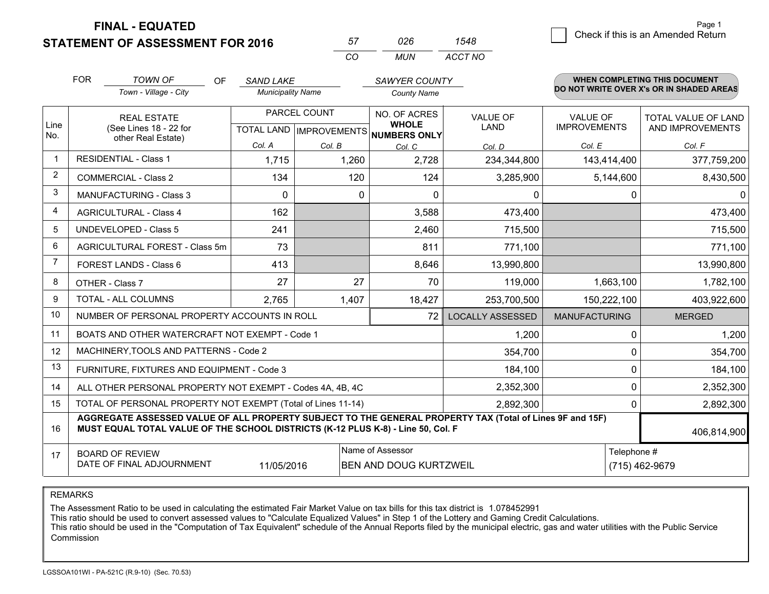# FINAL - EQUATED
## STATEMENT OF ASSESSMENT FOR 2016

| 57 | 026 | 1548 |
|---|---|---|
| CO | MUN | ACCT NO |

Page 1

☐ Check if this is an Amended Return

FOR *TOWN OF* (Town - Village - City) OF *SAND LAKE* (Municipality Name) *SAWYER COUNTY* (County Name)

**WHEN COMPLETING THIS DOCUMENT DO NOT WRITE OVER X's OR IN SHADED AREAS**

| Line No. | REAL ESTATE (See Lines 18 - 22 for other Real Estate) | PARCEL COUNT TOTAL LAND Col. A | PARCEL COUNT IMPROVEMENTS Col. B | NO. OF ACRES WHOLE NUMBERS ONLY Col. C | VALUE OF LAND Col. D | VALUE OF IMPROVEMENTS Col. E | TOTAL VALUE OF LAND AND IMPROVEMENTS Col. F |
|---|---|---|---|---|---|---|---|
| 1 | RESIDENTIAL - Class 1 | 1,715 | 1,260 | 2,728 | 234,344,800 | 143,414,400 | 377,759,200 |
| 2 | COMMERCIAL - Class 2 | 134 | 120 | 124 | 3,285,900 | 5,144,600 | 8,430,500 |
| 3 | MANUFACTURING - Class 3 | 0 | 0 | 0 | 0 | 0 | 0 |
| 4 | AGRICULTURAL - Class 4 | 162 | | 3,588 | 473,400 | | 473,400 |
| 5 | UNDEVELOPED - Class 5 | 241 | | 2,460 | 715,500 | | 715,500 |
| 6 | AGRICULTURAL FOREST - Class 5m | 73 | | 811 | 771,100 | | 771,100 |
| 7 | FOREST LANDS - Class 6 | 413 | | 8,646 | 13,990,800 | | 13,990,800 |
| 8 | OTHER - Class 7 | 27 | 27 | 70 | 119,000 | 1,663,100 | 1,782,100 |
| 9 | TOTAL - ALL COLUMNS | 2,765 | 1,407 | 18,427 | 253,700,500 | 150,222,100 | 403,922,600 |
| 10 | NUMBER OF PERSONAL PROPERTY ACCOUNTS IN ROLL | | | 72 | LOCALLY ASSESSED | MANUFACTURING | MERGED |
| 11 | BOATS AND OTHER WATERCRAFT NOT EXEMPT - Code 1 | | | | 1,200 | 0 | 1,200 |
| 12 | MACHINERY,TOOLS AND PATTERNS - Code 2 | | | | 354,700 | 0 | 354,700 |
| 13 | FURNITURE, FIXTURES AND EQUIPMENT - Code 3 | | | | 184,100 | 0 | 184,100 |
| 14 | ALL OTHER PERSONAL PROPERTY NOT EXEMPT - Codes 4A, 4B, 4C | | | | 2,352,300 | 0 | 2,352,300 |
| 15 | TOTAL OF PERSONAL PROPERTY NOT EXEMPT (Total of Lines 11-14) | | | | 2,892,300 | 0 | 2,892,300 |
| 16 | **AGGREGATE ASSESSED VALUE OF ALL PROPERTY SUBJECT TO THE GENERAL PROPERTY TAX (Total of Lines 9F and 15F) MUST EQUAL TOTAL VALUE OF THE SCHOOL DISTRICTS (K-12 PLUS K-8) - Line 50, Col. F** | | | | | | 406,814,900 |
| 17 | BOARD OF REVIEW DATE OF FINAL ADJOURNMENT | 11/05/2016 | | Name of Assessor: BEN AND DOUG KURTZWEIL | | | Telephone #: (715) 462-9679 |

REMARKS

The Assessment Ratio to be used in calculating the estimated Fair Market Value on tax bills for this tax district is 1.078452991
This ratio should be used to convert assessed values to "Calculate Equalized Values" in Step 1 of the Lottery and Gaming Credit Calculations.
This ratio should be used in the "Computation of Tax Equivalent" schedule of the Annual Reports filed by the municipal electric, gas and water utilities with the Public Service Commission

LGSSOA101WI - PA-521C (R.9-10) (Sec. 70.53)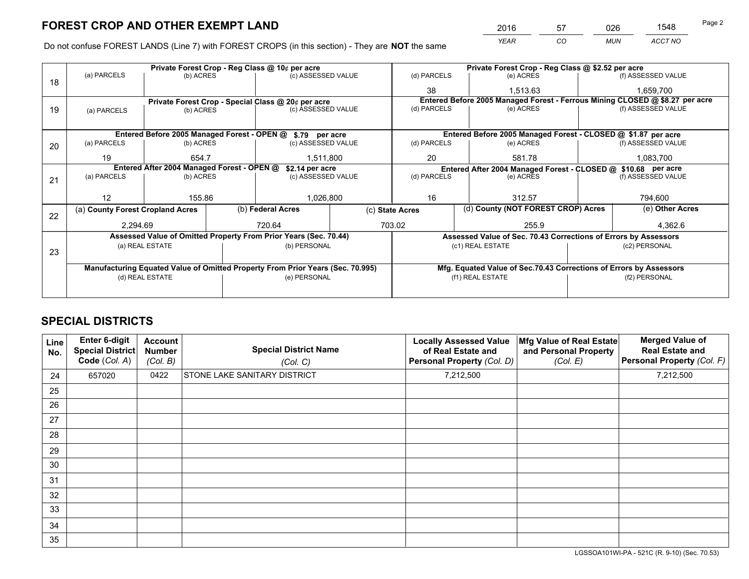# FOREST CROP AND OTHER EXEMPT LAND

| 2016 | 57 | 026 | 1548 |
|---|---|---|---|
| YEAR | CO | MUN | ACCT NO |

Do not confuse FOREST LANDS (Line 7) with FOREST CROPS (in this section) - They are **NOT** the same

| Line | Private Forest Crop - Reg Class @ 10¢ per acre | | | Private Forest Crop - Reg Class @ $2.52 per acre | | |
|---|---|---|---|---|---|---|
| 18 | (a) PARCELS | (b) ACRES | (c) ASSESSED VALUE | (d) PARCELS | (e) ACRES | (f) ASSESSED VALUE |
| | | | | 38 | 1,513.63 | 1,659,700 |
| | **Private Forest Crop - Special Class @ 20¢ per acre** | | | **Entered Before 2005 Managed Forest - Ferrous Mining CLOSED @ $8.27 per acre** | | |
| 19 | (a) PARCELS | (b) ACRES | (c) ASSESSED VALUE | (d) PARCELS | (e) ACRES | (f) ASSESSED VALUE |
| | | | | | | |
| | **Entered Before 2005 Managed Forest - OPEN @ $.79 per acre** | | | **Entered Before 2005 Managed Forest - CLOSED @ $1.87 per acre** | | |
| 20 | (a) PARCELS | (b) ACRES | (c) ASSESSED VALUE | (d) PARCELS | (e) ACRES | (f) ASSESSED VALUE |
| | 19 | 654.7 | 1,511,800 | 20 | 581.78 | 1,083,700 |
| | **Entered After 2004 Managed Forest - OPEN @ $2.14 per acre** | | | **Entered After 2004 Managed Forest - CLOSED @ $10.68 per acre** | | |
| 21 | (a) PARCELS | (b) ACRES | (c) ASSESSED VALUE | (d) PARCELS | (e) ACRES | (f) ASSESSED VALUE |
| | 12 | 155.86 | 1,026,800 | 16 | 312.57 | 794,600 |

| Line | (a) County Forest Cropland Acres | (b) Federal Acres | (c) State Acres | (d) County (NOT FOREST CROP) Acres | (e) Other Acres |
|---|---|---|---|---|---|
| 22 | 2,294.69 | 720.64 | 703.02 | 255.9 | 4,362.6 |

| Line | Assessed Value of Omitted Property From Prior Years (Sec. 70.44) | | Assessed Value of Sec. 70.43 Corrections of Errors by Assessors | |
|---|---|---|---|---|
| 23 | (a) REAL ESTATE | (b) PERSONAL | (c1) REAL ESTATE | (c2) PERSONAL |
| | | | | |
| | **Manufacturing Equated Value of Omitted Property From Prior Years (Sec. 70.995)** | | **Mfg. Equated Value of Sec.70.43 Corrections of Errors by Assessors** | |
| | (d) REAL ESTATE | (e) PERSONAL | (f1) REAL ESTATE | (f2) PERSONAL |
| | | | | |

# SPECIAL DISTRICTS

| Line No. | Enter 6-digit Special District Code (Col. A) | Account Number (Col. B) | Special District Name (Col. C) | Locally Assessed Value of Real Estate and Personal Property (Col. D) | Mfg Value of Real Estate and Personal Property (Col. E) | Merged Value of Real Estate and Personal Property (Col. F) |
|---|---|---|---|---|---|---|
| 24 | 657020 | 0422 | STONE LAKE SANITARY DISTRICT | 7,212,500 | | 7,212,500 |
| 25 | | | | | | |
| 26 | | | | | | |
| 27 | | | | | | |
| 28 | | | | | | |
| 29 | | | | | | |
| 30 | | | | | | |
| 31 | | | | | | |
| 32 | | | | | | |
| 33 | | | | | | |
| 34 | | | | | | |
| 35 | | | | | | |

LGSSOA101WI-PA - 521C (R. 9-10) (Sec. 70.53)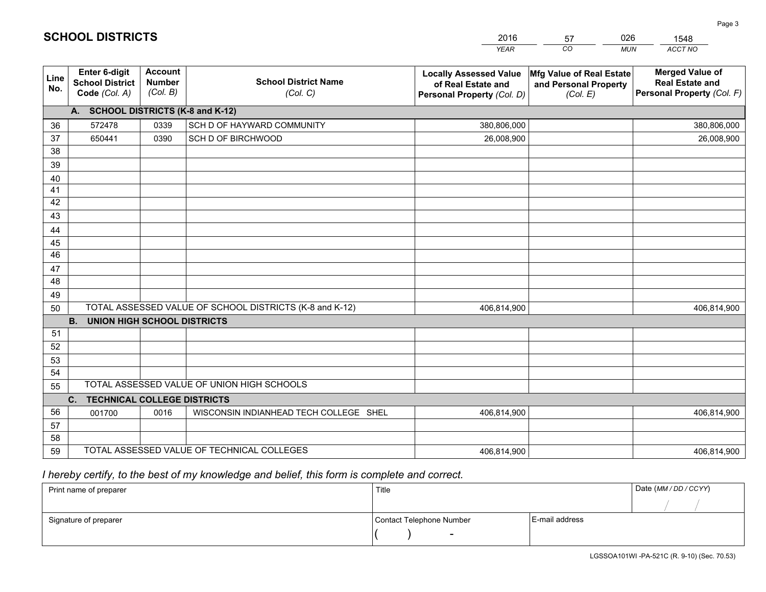# SCHOOL DISTRICTS

| 2016 | 57 | 026 | 1548 |
|---|---|---|---|
| *YEAR* | *CO* | *MUN* | *ACCT NO* |

| Line No. | Enter 6-digit School District Code *(Col. A)* | Account Number *(Col. B)* | School District Name *(Col. C)* | Locally Assessed Value of Real Estate and Personal Property *(Col. D)* | Mfg Value of Real Estate and Personal Property *(Col. E)* | Merged Value of Real Estate and Personal Property *(Col. F)* |
|---|---|---|---|---|---|---|
| | **A. SCHOOL DISTRICTS (K-8 and K-12)** | | | | | |
| 36 | 572478 | 0339 | SCH D OF HAYWARD COMMUNITY | 380,806,000 | | 380,806,000 |
| 37 | 650441 | 0390 | SCH D OF BIRCHWOOD | 26,008,900 | | 26,008,900 |
| 38 | | | | | | |
| 39 | | | | | | |
| 40 | | | | | | |
| 41 | | | | | | |
| 42 | | | | | | |
| 43 | | | | | | |
| 44 | | | | | | |
| 45 | | | | | | |
| 46 | | | | | | |
| 47 | | | | | | |
| 48 | | | | | | |
| 49 | | | | | | |
| 50 | TOTAL ASSESSED VALUE OF SCHOOL DISTRICTS (K-8 and K-12) | | | 406,814,900 | | 406,814,900 |
| | **B. UNION HIGH SCHOOL DISTRICTS** | | | | | |
| 51 | | | | | | |
| 52 | | | | | | |
| 53 | | | | | | |
| 54 | | | | | | |
| 55 | TOTAL ASSESSED VALUE OF UNION HIGH SCHOOLS | | | | | |
| | **C. TECHNICAL COLLEGE DISTRICTS** | | | | | |
| 56 | 001700 | 0016 | WISCONSIN INDIANHEAD TECH COLLEGE SHEL | 406,814,900 | | 406,814,900 |
| 57 | | | | | | |
| 58 | | | | | | |
| 59 | TOTAL ASSESSED VALUE OF TECHNICAL COLLEGES | | | 406,814,900 | | 406,814,900 |

*I hereby certify, to the best of my knowledge and belief, this form is complete and correct.*

| Print name of preparer | Title | | Date *(MM / DD / CCYY)* |
|---|---|---|---|
| | | | / / |
| Signature of preparer | Contact Telephone Number | E-mail address | |
| | ( ) - | | |

LGSSOA101WI -PA-521C (R. 9-10) (Sec. 70.53)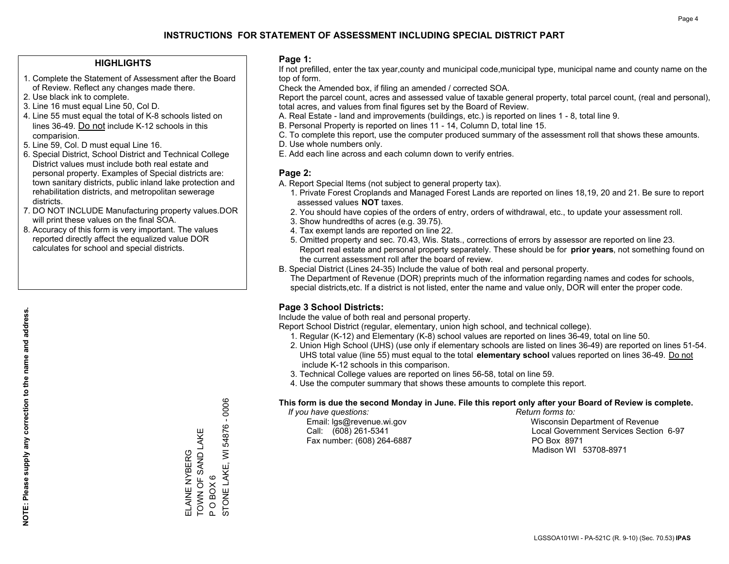# INSTRUCTIONS FOR STATEMENT OF ASSESSMENT INCLUDING SPECIAL DISTRICT PART

## HIGHLIGHTS

1. Complete the Statement of Assessment after the Board of Review. Reflect any changes made there.
2. Use black ink to complete.
3. Line 16 must equal Line 50, Col D.
4. Line 55 must equal the total of K-8 schools listed on lines 36-49. Do not include K-12 schools in this comparision.
5. Line 59, Col. D must equal Line 16.
6. Special District, School District and Technical College District values must include both real estate and personal property. Examples of Special districts are: town sanitary districts, public inland lake protection and rehabilitation districts, and metropolitan sewerage districts.
7. DO NOT INCLUDE Manufacturing property values.DOR will print these values on the final SOA.
8. Accuracy of this form is very important. The values reported directly affect the equalized value DOR calculates for school and special districts.

**NOTE: Please supply any correction to the name and address.**

ELAINE NYBERG
TOWN OF SAND LAKE
P O BOX 6
STONE LAKE, WI 54876 - 0006

## Page 1:

If not prefilled, enter the tax year,county and municipal code,municipal type, municipal name and county name on the top of form.

Check the Amended box, if filing an amended / corrected SOA.

Report the parcel count, acres and assessed value of taxable general property, total parcel count, (real and personal), total acres, and values from final figures set by the Board of Review.

A. Real Estate - land and improvements (buildings, etc.) is reported on lines 1 - 8, total line 9.
B. Personal Property is reported on lines 11 - 14, Column D, total line 15.
C. To complete this report, use the computer produced summary of the assessment roll that shows these amounts.
D. Use whole numbers only.
E. Add each line across and each column down to verify entries.

## Page 2:

A. Report Special Items (not subject to general property tax).
   1. Private Forest Croplands and Managed Forest Lands are reported on lines 18,19, 20 and 21. Be sure to report assessed values **NOT** taxes.
   2. You should have copies of the orders of entry, orders of withdrawal, etc., to update your assessment roll.
   3. Show hundredths of acres (e.g. 39.75).
   4. Tax exempt lands are reported on line 22.
   5. Omitted property and sec. 70.43, Wis. Stats., corrections of errors by assessor are reported on line 23. Report real estate and personal property separately. These should be for **prior years**, not something found on the current assessment roll after the board of review.
B. Special District (Lines 24-35) Include the value of both real and personal property.
   The Department of Revenue (DOR) preprints much of the information regarding names and codes for schools, special districts,etc. If a district is not listed, enter the name and value only, DOR will enter the proper code.

## Page 3 School Districts:

Include the value of both real and personal property.

Report School District (regular, elementary, union high school, and technical college).

1. Regular (K-12) and Elementary (K-8) school values are reported on lines 36-49, total on line 50.
2. Union High School (UHS) (use only if elementary schools are listed on lines 36-49) are reported on lines 51-54. UHS total value (line 55) must equal to the total **elementary school** values reported on lines 36-49. Do not include K-12 schools in this comparison.
3. Technical College values are reported on lines 56-58, total on line 59.
4. Use the computer summary that shows these amounts to complete this report.

**This form is due the second Monday in June. File this report only after your Board of Review is complete.**

*If you have questions:*
Email: lgs@revenue.wi.gov
Call: (608) 261-5341
Fax number: (608) 264-6887

*Return forms to:*
Wisconsin Department of Revenue
Local Government Services Section 6-97
PO Box 8971
Madison WI 53708-8971

LGSSOA101WI - PA-521C (R. 9-10) (Sec. 70.53) **IPAS**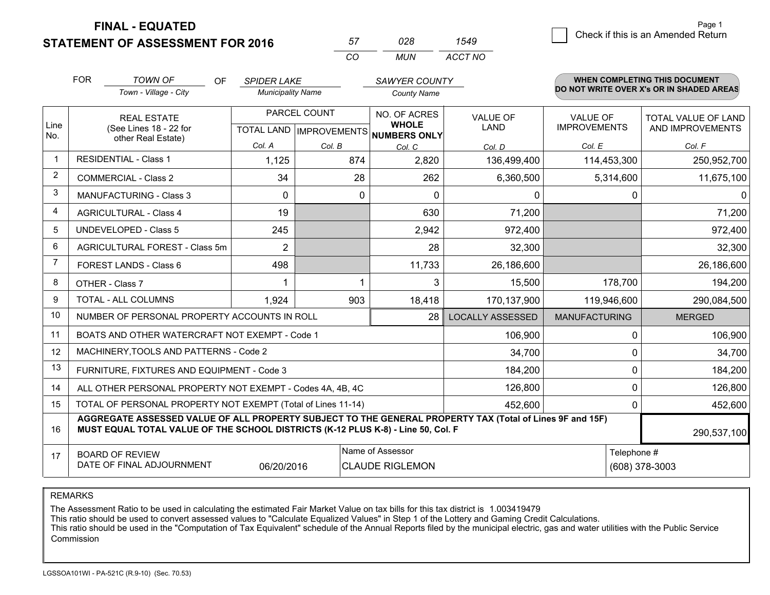# FINAL - EQUATED
## STATEMENT OF ASSESSMENT FOR 2016

| 57 | 028 | 1549 |
|---|---|---|
| CO | MUN | ACCT NO |

Page 1

☐ Check if this is an Amended Return

FOR *TOWN OF* (Town - Village - City) OF *SPIDER LAKE* (Municipality Name) *SAWYER COUNTY* (County Name)

**WHEN COMPLETING THIS DOCUMENT DO NOT WRITE OVER X's OR IN SHADED AREAS**

| Line No. | REAL ESTATE (See Lines 18 - 22 for other Real Estate) | PARCEL COUNT TOTAL LAND Col. A | IMPROVEMENTS Col. B | NO. OF ACRES WHOLE NUMBERS ONLY Col. C | VALUE OF LAND Col. D | VALUE OF IMPROVEMENTS Col. E | TOTAL VALUE OF LAND AND IMPROVEMENTS Col. F |
|---|---|---|---|---|---|---|---|
| 1 | RESIDENTIAL - Class 1 | 1,125 | 874 | 2,820 | 136,499,400 | 114,453,300 | 250,952,700 |
| 2 | COMMERCIAL - Class 2 | 34 | 28 | 262 | 6,360,500 | 5,314,600 | 11,675,100 |
| 3 | MANUFACTURING - Class 3 | 0 | 0 | 0 | 0 | 0 | 0 |
| 4 | AGRICULTURAL - Class 4 | 19 | | 630 | 71,200 | | 71,200 |
| 5 | UNDEVELOPED - Class 5 | 245 | | 2,942 | 972,400 | | 972,400 |
| 6 | AGRICULTURAL FOREST - Class 5m | 2 | | 28 | 32,300 | | 32,300 |
| 7 | FOREST LANDS - Class 6 | 498 | | 11,733 | 26,186,600 | | 26,186,600 |
| 8 | OTHER - Class 7 | 1 | 1 | 3 | 15,500 | 178,700 | 194,200 |
| 9 | TOTAL - ALL COLUMNS | 1,924 | 903 | 18,418 | 170,137,900 | 119,946,600 | 290,084,500 |
| 10 | NUMBER OF PERSONAL PROPERTY ACCOUNTS IN ROLL | | | 28 | LOCALLY ASSESSED | MANUFACTURING | MERGED |
| 11 | BOATS AND OTHER WATERCRAFT NOT EXEMPT - Code 1 | | | | 106,900 | 0 | 106,900 |
| 12 | MACHINERY,TOOLS AND PATTERNS - Code 2 | | | | 34,700 | 0 | 34,700 |
| 13 | FURNITURE, FIXTURES AND EQUIPMENT - Code 3 | | | | 184,200 | 0 | 184,200 |
| 14 | ALL OTHER PERSONAL PROPERTY NOT EXEMPT - Codes 4A, 4B, 4C | | | | 126,800 | 0 | 126,800 |
| 15 | TOTAL OF PERSONAL PROPERTY NOT EXEMPT (Total of Lines 11-14) | | | | 452,600 | 0 | 452,600 |
| 16 | **AGGREGATE ASSESSED VALUE OF ALL PROPERTY SUBJECT TO THE GENERAL PROPERTY TAX (Total of Lines 9F and 15F) MUST EQUAL TOTAL VALUE OF THE SCHOOL DISTRICTS (K-12 PLUS K-8) - Line 50, Col. F** | | | | | | 290,537,100 |
| 17 | BOARD OF REVIEW DATE OF FINAL ADJOURNMENT | 06/20/2016 | Name of Assessor | CLAUDE RIGLEMON | | Telephone # | (608) 378-3003 |

REMARKS

The Assessment Ratio to be used in calculating the estimated Fair Market Value on tax bills for this tax district is 1.003419479
This ratio should be used to convert assessed values to "Calculate Equalized Values" in Step 1 of the Lottery and Gaming Credit Calculations.
This ratio should be used in the "Computation of Tax Equivalent" schedule of the Annual Reports filed by the municipal electric, gas and water utilities with the Public Service Commission

LGSSOA101WI - PA-521C (R.9-10) (Sec. 70.53)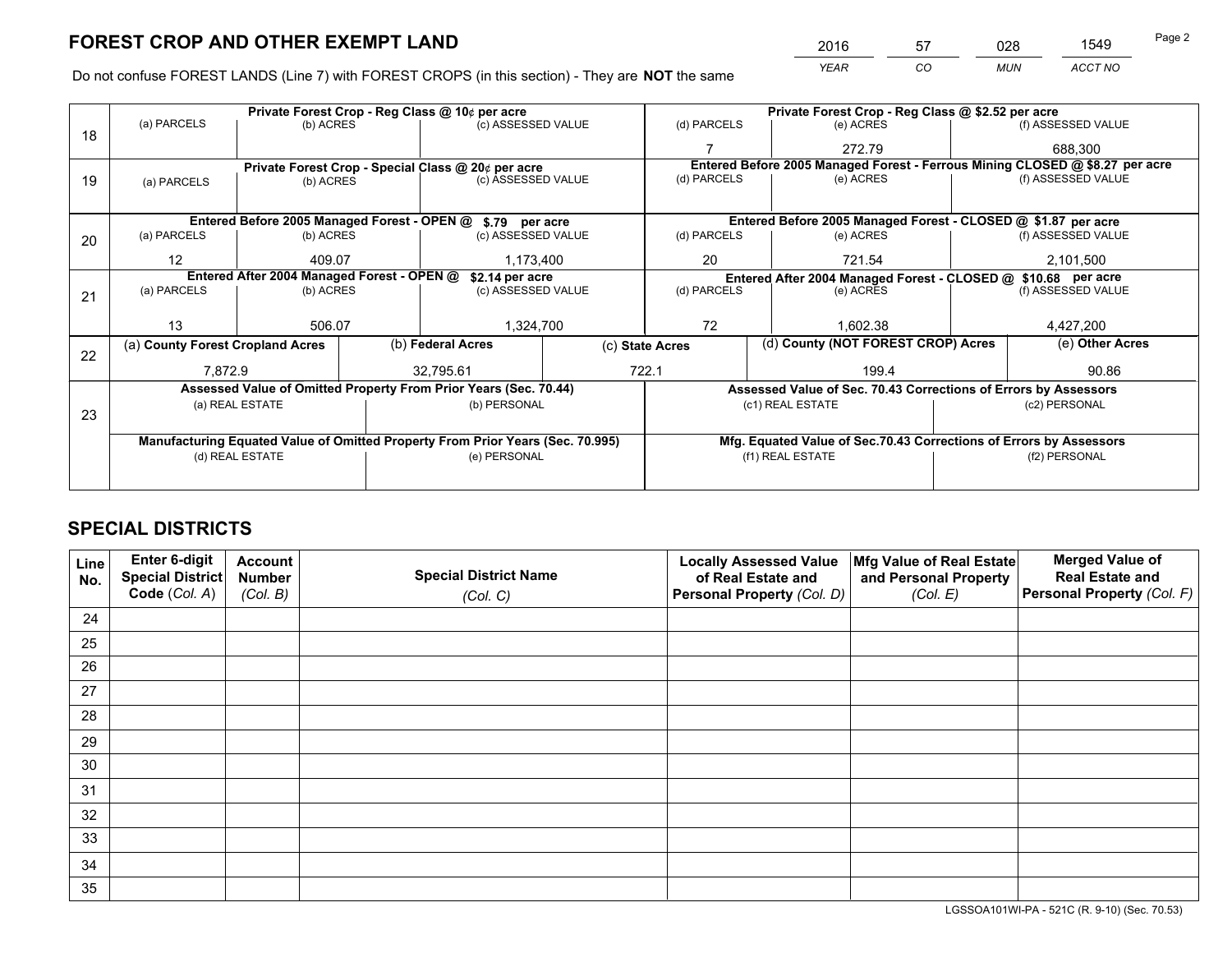# FOREST CROP AND OTHER EXEMPT LAND

| 2016 | 57 | 028 | 1549 |
|---|---|---|---|
| *YEAR* | *CO* | *MUN* | *ACCT NO* |

Do not confuse FOREST LANDS (Line 7) with FOREST CROPS (in this section) - They are **NOT** the same

| Line | Private Forest Crop - Reg Class @ 10¢ per acre | | | Private Forest Crop - Reg Class @ $2.52 per acre | | |
|---|---|---|---|---|---|---|
| 18 | (a) PARCELS | (b) ACRES | (c) ASSESSED VALUE | (d) PARCELS | (e) ACRES | (f) ASSESSED VALUE |
| | | | | 7 | 272.79 | 688,300 |
| | **Private Forest Crop - Special Class @ 20¢ per acre** | | | **Entered Before 2005 Managed Forest - Ferrous Mining CLOSED @ $8.27 per acre** | | |
| 19 | (a) PARCELS | (b) ACRES | (c) ASSESSED VALUE | (d) PARCELS | (e) ACRES | (f) ASSESSED VALUE |
| | | | | | | |
| | **Entered Before 2005 Managed Forest - OPEN @ $.79 per acre** | | | **Entered Before 2005 Managed Forest - CLOSED @ $1.87 per acre** | | |
| 20 | (a) PARCELS | (b) ACRES | (c) ASSESSED VALUE | (d) PARCELS | (e) ACRES | (f) ASSESSED VALUE |
| | 12 | 409.07 | 1,173,400 | 20 | 721.54 | 2,101,500 |
| | **Entered After 2004 Managed Forest - OPEN @ $2.14 per acre** | | | **Entered After 2004 Managed Forest - CLOSED @ $10.68 per acre** | | |
| 21 | (a) PARCELS | (b) ACRES | (c) ASSESSED VALUE | (d) PARCELS | (e) ACRES | (f) ASSESSED VALUE |
| | 13 | 506.07 | 1,324,700 | 72 | 1,602.38 | 4,427,200 |

| Line | (a) County Forest Cropland Acres | (b) Federal Acres | (c) State Acres | (d) County (NOT FOREST CROP) Acres | (e) Other Acres |
|---|---|---|---|---|---|
| 22 | 7,872.9 | 32,795.61 | 722.1 | 199.4 | 90.86 |

| Line | Assessed Value of Omitted Property From Prior Years (Sec. 70.44) | | Assessed Value of Sec. 70.43 Corrections of Errors by Assessors | |
|---|---|---|---|---|
| 23 | (a) REAL ESTATE | (b) PERSONAL | (c1) REAL ESTATE | (c2) PERSONAL |
| | | | | |
| | **Manufacturing Equated Value of Omitted Property From Prior Years (Sec. 70.995)** | | **Mfg. Equated Value of Sec.70.43 Corrections of Errors by Assessors** | |
| | (d) REAL ESTATE | (e) PERSONAL | (f1) REAL ESTATE | (f2) PERSONAL |
| | | | | |

# SPECIAL DISTRICTS

| Line No. | Enter 6-digit Special District Code (*Col. A*) | Account Number (*Col. B*) | Special District Name (*Col. C*) | Locally Assessed Value of Real Estate and Personal Property (*Col. D*) | Mfg Value of Real Estate and Personal Property (*Col. E*) | Merged Value of Real Estate and Personal Property (*Col. F*) |
|---|---|---|---|---|---|---|
| 24 | | | | | | |
| 25 | | | | | | |
| 26 | | | | | | |
| 27 | | | | | | |
| 28 | | | | | | |
| 29 | | | | | | |
| 30 | | | | | | |
| 31 | | | | | | |
| 32 | | | | | | |
| 33 | | | | | | |
| 34 | | | | | | |
| 35 | | | | | | |

LGSSOA101WI-PA - 521C (R. 9-10) (Sec. 70.53)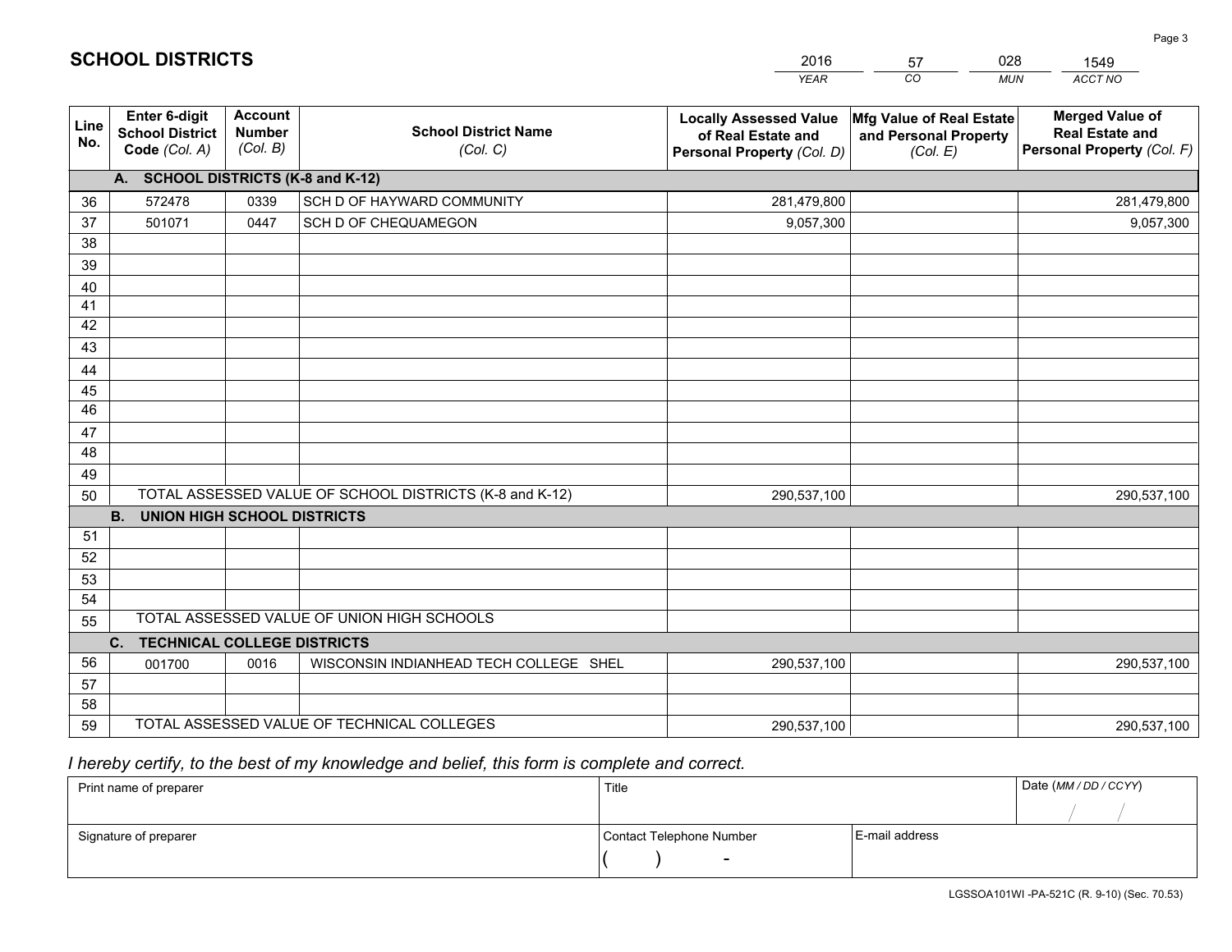# SCHOOL DISTRICTS

| 2016 | 57 | 028 | 1549 |
|---|---|---|---|
| *YEAR* | *CO* | *MUN* | *ACCT NO* |

| Line No. | Enter 6-digit School District Code *(Col. A)* | Account Number *(Col. B)* | School District Name *(Col. C)* | Locally Assessed Value of Real Estate and Personal Property *(Col. D)* | Mfg Value of Real Estate and Personal Property *(Col. E)* | Merged Value of Real Estate and Personal Property *(Col. F)* |
|---|---|---|---|---|---|---|
| | **A. SCHOOL DISTRICTS (K-8 and K-12)** | | | | | |
| 36 | 572478 | 0339 | SCH D OF HAYWARD COMMUNITY | 281,479,800 | | 281,479,800 |
| 37 | 501071 | 0447 | SCH D OF CHEQUAMEGON | 9,057,300 | | 9,057,300 |
| 38 | | | | | | |
| 39 | | | | | | |
| 40 | | | | | | |
| 41 | | | | | | |
| 42 | | | | | | |
| 43 | | | | | | |
| 44 | | | | | | |
| 45 | | | | | | |
| 46 | | | | | | |
| 47 | | | | | | |
| 48 | | | | | | |
| 49 | | | | | | |
| 50 | TOTAL ASSESSED VALUE OF SCHOOL DISTRICTS (K-8 and K-12) | | | 290,537,100 | | 290,537,100 |
| | **B. UNION HIGH SCHOOL DISTRICTS** | | | | | |
| 51 | | | | | | |
| 52 | | | | | | |
| 53 | | | | | | |
| 54 | | | | | | |
| 55 | TOTAL ASSESSED VALUE OF UNION HIGH SCHOOLS | | | | | |
| | **C. TECHNICAL COLLEGE DISTRICTS** | | | | | |
| 56 | 001700 | 0016 | WISCONSIN INDIANHEAD TECH COLLEGE SHEL | 290,537,100 | | 290,537,100 |
| 57 | | | | | | |
| 58 | | | | | | |
| 59 | TOTAL ASSESSED VALUE OF TECHNICAL COLLEGES | | | 290,537,100 | | 290,537,100 |

*I hereby certify, to the best of my knowledge and belief, this form is complete and correct.*

| Print name of preparer | Title | | Date *(MM / DD / CCYY)* |
|---|---|---|---|
| | | | / / |
| Signature of preparer | Contact Telephone Number | E-mail address | |
| | ( ) - | | |

LGSSOA101WI -PA-521C (R. 9-10) (Sec. 70.53)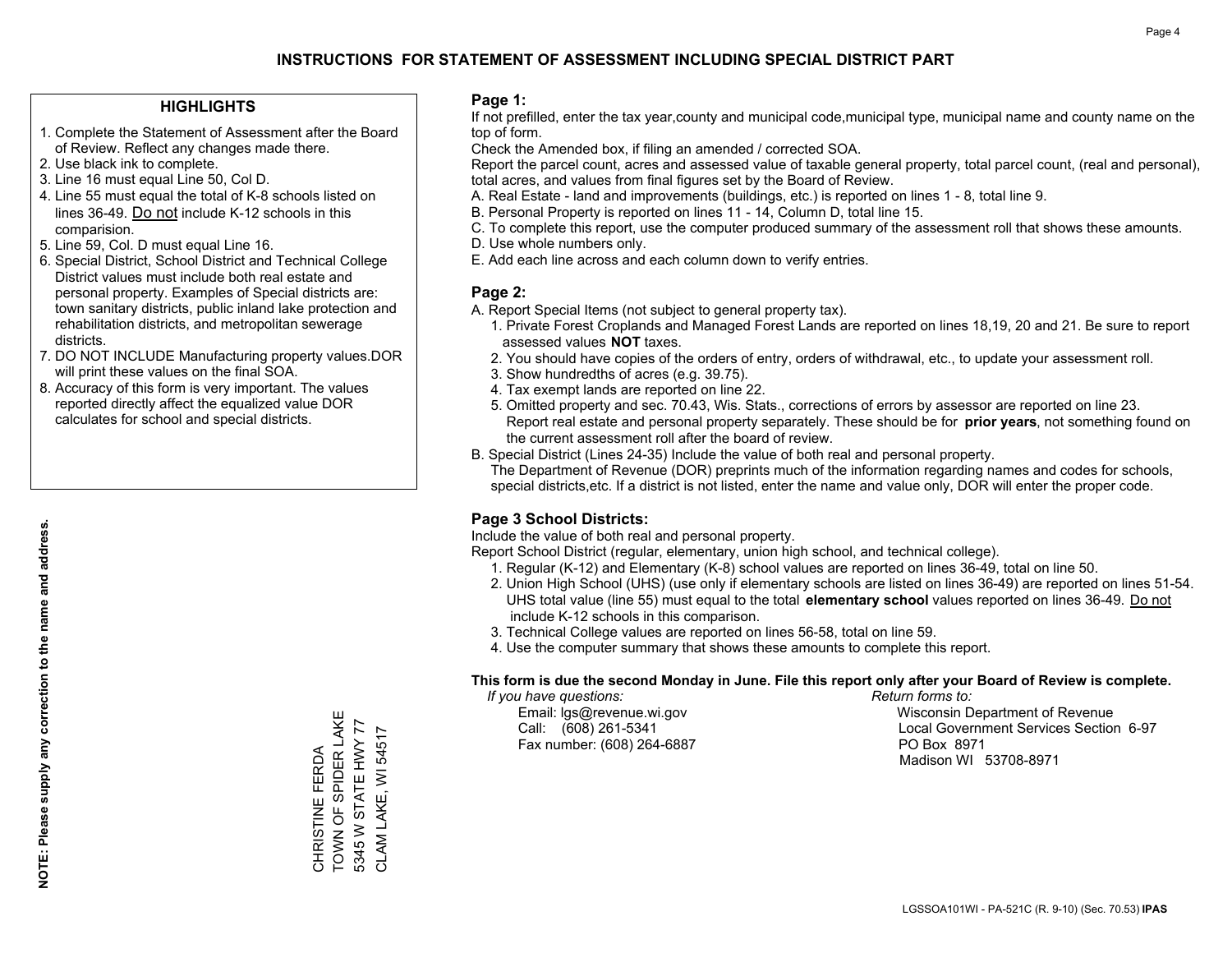# INSTRUCTIONS FOR STATEMENT OF ASSESSMENT INCLUDING SPECIAL DISTRICT PART

## HIGHLIGHTS

1. Complete the Statement of Assessment after the Board of Review. Reflect any changes made there.
2. Use black ink to complete.
3. Line 16 must equal Line 50, Col D.
4. Line 55 must equal the total of K-8 schools listed on lines 36-49. Do not include K-12 schools in this comparision.
5. Line 59, Col. D must equal Line 16.
6. Special District, School District and Technical College District values must include both real estate and personal property. Examples of Special districts are: town sanitary districts, public inland lake protection and rehabilitation districts, and metropolitan sewerage districts.
7. DO NOT INCLUDE Manufacturing property values.DOR will print these values on the final SOA.
8. Accuracy of this form is very important. The values reported directly affect the equalized value DOR calculates for school and special districts.

**NOTE: Please supply any correction to the name and address.**

CHRISTINE FERDA
TOWN OF SPIDER LAKE
5345 W STATE HWY 77
CLAM LAKE, WI 54517

## Page 1:

If not prefilled, enter the tax year,county and municipal code,municipal type, municipal name and county name on the top of form.

Check the Amended box, if filing an amended / corrected SOA.

Report the parcel count, acres and assessed value of taxable general property, total parcel count, (real and personal), total acres, and values from final figures set by the Board of Review.

A. Real Estate - land and improvements (buildings, etc.) is reported on lines 1 - 8, total line 9.
B. Personal Property is reported on lines 11 - 14, Column D, total line 15.
C. To complete this report, use the computer produced summary of the assessment roll that shows these amounts.
D. Use whole numbers only.
E. Add each line across and each column down to verify entries.

## Page 2:

A. Report Special Items (not subject to general property tax).
   1. Private Forest Croplands and Managed Forest Lands are reported on lines 18,19, 20 and 21. Be sure to report assessed values **NOT** taxes.
   2. You should have copies of the orders of entry, orders of withdrawal, etc., to update your assessment roll.
   3. Show hundredths of acres (e.g. 39.75).
   4. Tax exempt lands are reported on line 22.
   5. Omitted property and sec. 70.43, Wis. Stats., corrections of errors by assessor are reported on line 23. Report real estate and personal property separately. These should be for **prior years**, not something found on the current assessment roll after the board of review.
B. Special District (Lines 24-35) Include the value of both real and personal property.
   The Department of Revenue (DOR) preprints much of the information regarding names and codes for schools, special districts,etc. If a district is not listed, enter the name and value only, DOR will enter the proper code.

## Page 3 School Districts:

Include the value of both real and personal property.

Report School District (regular, elementary, union high school, and technical college).

1. Regular (K-12) and Elementary (K-8) school values are reported on lines 36-49, total on line 50.
2. Union High School (UHS) (use only if elementary schools are listed on lines 36-49) are reported on lines 51-54. UHS total value (line 55) must equal to the total **elementary school** values reported on lines 36-49. Do not include K-12 schools in this comparison.
3. Technical College values are reported on lines 56-58, total on line 59.
4. Use the computer summary that shows these amounts to complete this report.

**This form is due the second Monday in June. File this report only after your Board of Review is complete.**

*If you have questions:*
Email: lgs@revenue.wi.gov
Call: (608) 261-5341
Fax number: (608) 264-6887

*Return forms to:*
Wisconsin Department of Revenue
Local Government Services Section 6-97
PO Box 8971
Madison WI 53708-8971

LGSSOA101WI - PA-521C (R. 9-10) (Sec. 70.53) **IPAS**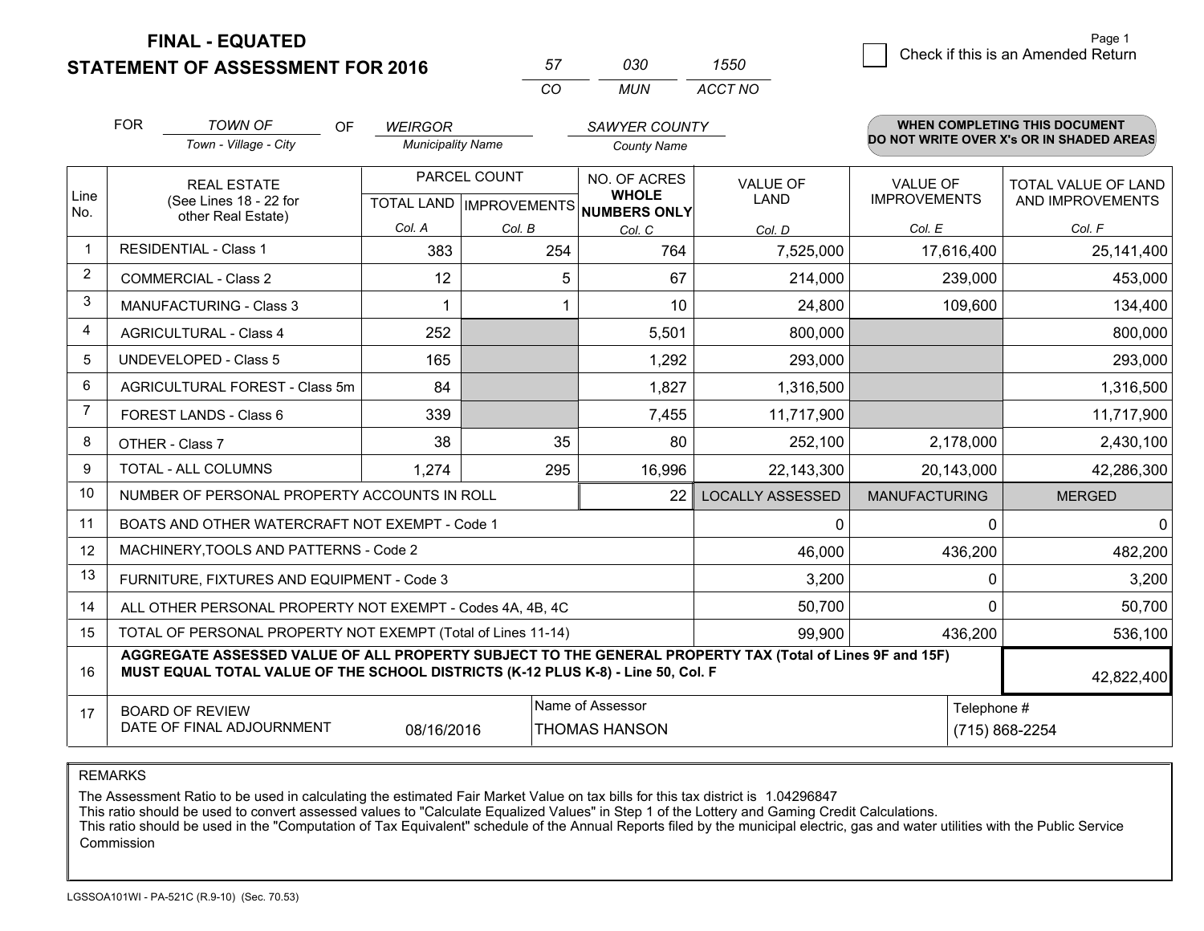# FINAL - EQUATED
## STATEMENT OF ASSESSMENT FOR 2016

| 57 | 030 | 1550 |
|---|---|---|
| CO | MUN | ACCT NO |

Page 1

☐ Check if this is an Amended Return

FOR *TOWN OF* (Town - Village - City) OF *WEIRGOR* (Municipality Name) *SAWYER COUNTY* (County Name)

**WHEN COMPLETING THIS DOCUMENT DO NOT WRITE OVER X's OR IN SHADED AREAS**

| Line No. | REAL ESTATE (See Lines 18 - 22 for other Real Estate) | PARCEL COUNT TOTAL LAND Col. A | PARCEL COUNT IMPROVEMENTS Col. B | NO. OF ACRES WHOLE NUMBERS ONLY Col. C | VALUE OF LAND Col. D | VALUE OF IMPROVEMENTS Col. E | TOTAL VALUE OF LAND AND IMPROVEMENTS Col. F |
|---|---|---|---|---|---|---|---|
| 1 | RESIDENTIAL - Class 1 | 383 | 254 | 764 | 7,525,000 | 17,616,400 | 25,141,400 |
| 2 | COMMERCIAL - Class 2 | 12 | 5 | 67 | 214,000 | 239,000 | 453,000 |
| 3 | MANUFACTURING - Class 3 | 1 | 1 | 10 | 24,800 | 109,600 | 134,400 |
| 4 | AGRICULTURAL - Class 4 | 252 | | 5,501 | 800,000 | | 800,000 |
| 5 | UNDEVELOPED - Class 5 | 165 | | 1,292 | 293,000 | | 293,000 |
| 6 | AGRICULTURAL FOREST - Class 5m | 84 | | 1,827 | 1,316,500 | | 1,316,500 |
| 7 | FOREST LANDS - Class 6 | 339 | | 7,455 | 11,717,900 | | 11,717,900 |
| 8 | OTHER - Class 7 | 38 | 35 | 80 | 252,100 | 2,178,000 | 2,430,100 |
| 9 | TOTAL - ALL COLUMNS | 1,274 | 295 | 16,996 | 22,143,300 | 20,143,000 | 42,286,300 |
| 10 | NUMBER OF PERSONAL PROPERTY ACCOUNTS IN ROLL | | | 22 | LOCALLY ASSESSED | MANUFACTURING | MERGED |
| 11 | BOATS AND OTHER WATERCRAFT NOT EXEMPT - Code 1 | | | | 0 | 0 | 0 |
| 12 | MACHINERY,TOOLS AND PATTERNS - Code 2 | | | | 46,000 | 436,200 | 482,200 |
| 13 | FURNITURE, FIXTURES AND EQUIPMENT - Code 3 | | | | 3,200 | 0 | 3,200 |
| 14 | ALL OTHER PERSONAL PROPERTY NOT EXEMPT - Codes 4A, 4B, 4C | | | | 50,700 | 0 | 50,700 |
| 15 | TOTAL OF PERSONAL PROPERTY NOT EXEMPT (Total of Lines 11-14) | | | | 99,900 | 436,200 | 536,100 |
| 16 | **AGGREGATE ASSESSED VALUE OF ALL PROPERTY SUBJECT TO THE GENERAL PROPERTY TAX (Total of Lines 9F and 15F) MUST EQUAL TOTAL VALUE OF THE SCHOOL DISTRICTS (K-12 PLUS K-8) - Line 50, Col. F** | | | | | | 42,822,400 |
| 17 | BOARD OF REVIEW DATE OF FINAL ADJOURNMENT | 08/16/2016 | Name of Assessor: THOMAS HANSON | | | Telephone #: (715) 868-2254 | |

REMARKS

The Assessment Ratio to be used in calculating the estimated Fair Market Value on tax bills for this tax district is 1.04296847
This ratio should be used to convert assessed values to "Calculate Equalized Values" in Step 1 of the Lottery and Gaming Credit Calculations.
This ratio should be used in the "Computation of Tax Equivalent" schedule of the Annual Reports filed by the municipal electric, gas and water utilities with the Public Service Commission

LGSSOA101WI - PA-521C (R.9-10) (Sec. 70.53)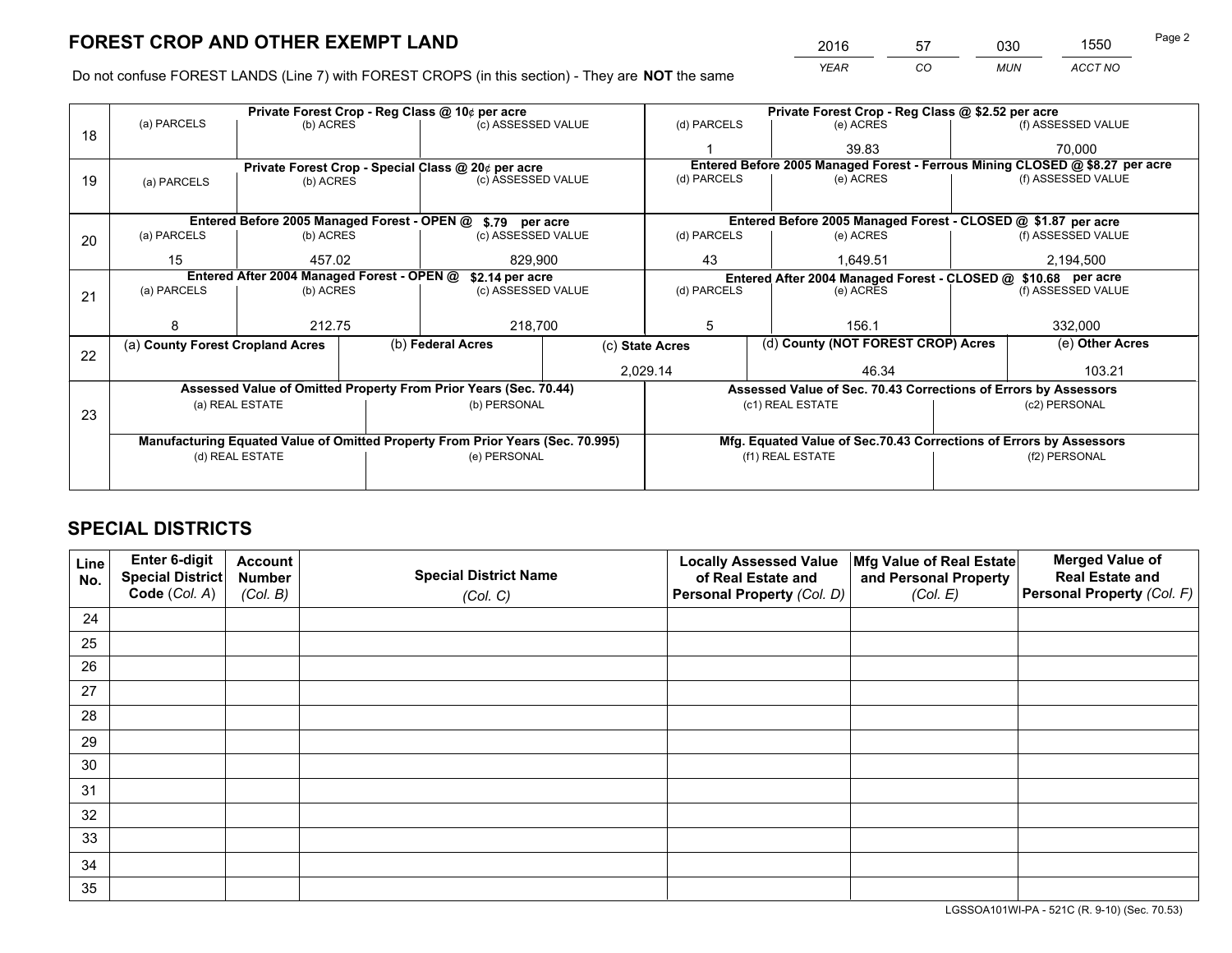# FOREST CROP AND OTHER EXEMPT LAND

| 2016 | 57 | 030 | 1550 |
|---|---|---|---|
| *YEAR* | *CO* | *MUN* | *ACCT NO* |

Do not confuse FOREST LANDS (Line 7) with FOREST CROPS (in this section) - They are **NOT** the same

| Line | Private Forest Crop - Reg Class @ 10¢ per acre | | | Private Forest Crop - Reg Class @ $2.52 per acre | | |
|---|---|---|---|---|---|---|
| 18 | (a) PARCELS | (b) ACRES | (c) ASSESSED VALUE | (d) PARCELS | (e) ACRES | (f) ASSESSED VALUE |
| | | | | 1 | 39.83 | 70,000 |
| | **Private Forest Crop - Special Class @ 20¢ per acre** | | | **Entered Before 2005 Managed Forest - Ferrous Mining CLOSED @ $8.27 per acre** | | |
| 19 | (a) PARCELS | (b) ACRES | (c) ASSESSED VALUE | (d) PARCELS | (e) ACRES | (f) ASSESSED VALUE |
| | | | | | | |
| | **Entered Before 2005 Managed Forest - OPEN @ $.79 per acre** | | | **Entered Before 2005 Managed Forest - CLOSED @ $1.87 per acre** | | |
| 20 | (a) PARCELS | (b) ACRES | (c) ASSESSED VALUE | (d) PARCELS | (e) ACRES | (f) ASSESSED VALUE |
| | 15 | 457.02 | 829,900 | 43 | 1,649.51 | 2,194,500 |
| | **Entered After 2004 Managed Forest - OPEN @ $2.14 per acre** | | | **Entered After 2004 Managed Forest - CLOSED @ $10.68 per acre** | | |
| 21 | (a) PARCELS | (b) ACRES | (c) ASSESSED VALUE | (d) PARCELS | (e) ACRES | (f) ASSESSED VALUE |
| | 8 | 212.75 | 218,700 | 5 | 156.1 | 332,000 |

| Line | (a) County Forest Cropland Acres | (b) Federal Acres | (c) State Acres | (d) County (NOT FOREST CROP) Acres | (e) Other Acres |
|---|---|---|---|---|---|
| 22 | | | 2,029.14 | 46.34 | 103.21 |

| Line | Assessed Value of Omitted Property From Prior Years (Sec. 70.44) | | Assessed Value of Sec. 70.43 Corrections of Errors by Assessors | |
|---|---|---|---|---|
| 23 | (a) REAL ESTATE | (b) PERSONAL | (c1) REAL ESTATE | (c2) PERSONAL |
| | | | | |
| | **Manufacturing Equated Value of Omitted Property From Prior Years (Sec. 70.995)** | | **Mfg. Equated Value of Sec.70.43 Corrections of Errors by Assessors** | |
| | (d) REAL ESTATE | (e) PERSONAL | (f1) REAL ESTATE | (f2) PERSONAL |
| | | | | |

# SPECIAL DISTRICTS

| Line No. | Enter 6-digit Special District Code (Col. A) | Account Number (Col. B) | Special District Name (Col. C) | Locally Assessed Value of Real Estate and Personal Property (Col. D) | Mfg Value of Real Estate and Personal Property (Col. E) | Merged Value of Real Estate and Personal Property (Col. F) |
|---|---|---|---|---|---|---|
| 24 | | | | | | |
| 25 | | | | | | |
| 26 | | | | | | |
| 27 | | | | | | |
| 28 | | | | | | |
| 29 | | | | | | |
| 30 | | | | | | |
| 31 | | | | | | |
| 32 | | | | | | |
| 33 | | | | | | |
| 34 | | | | | | |
| 35 | | | | | | |

LGSSOA101WI-PA - 521C (R. 9-10) (Sec. 70.53)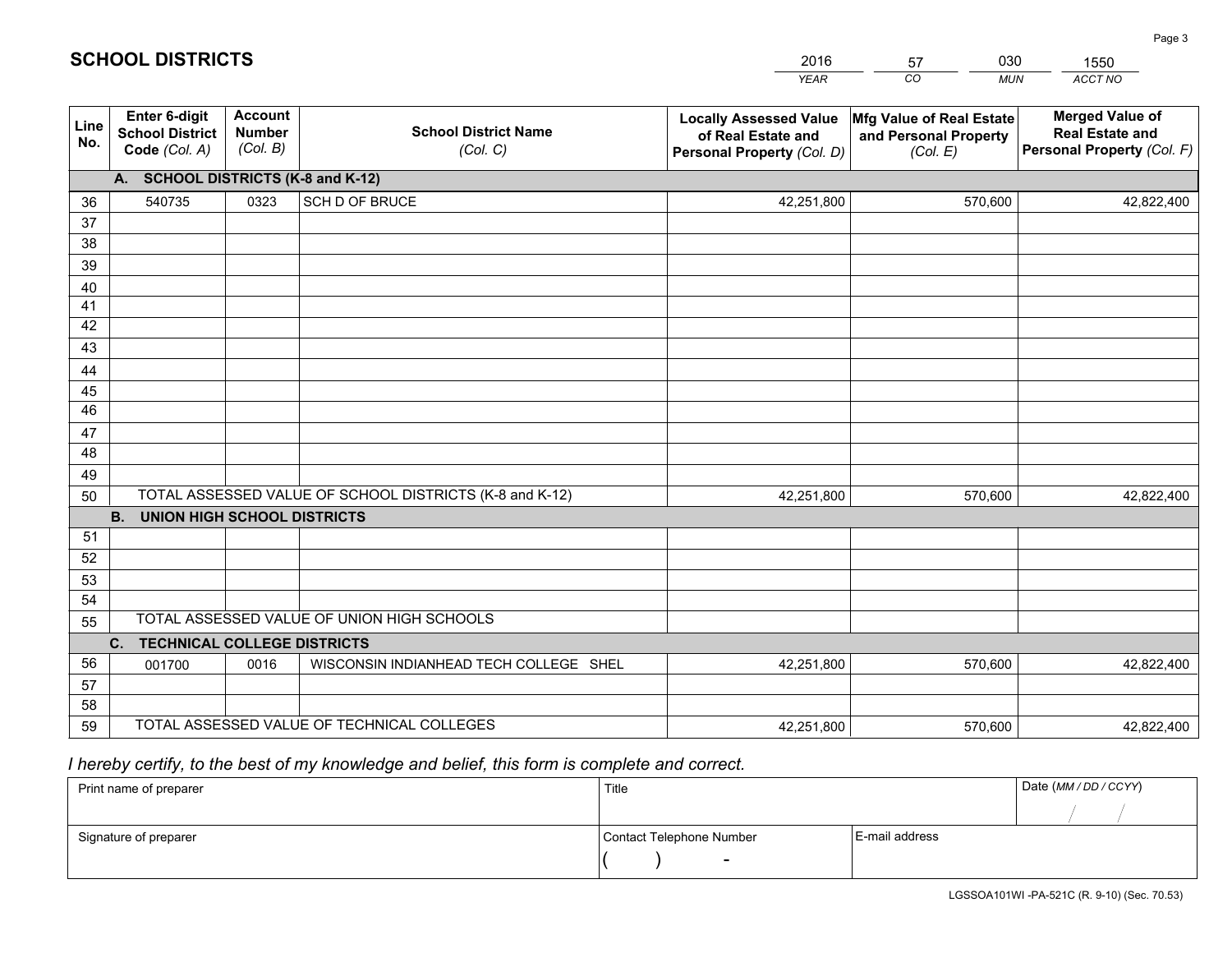# SCHOOL DISTRICTS

| 2016 | 57 | 030 | 1550 |
|---|---|---|---|
| *YEAR* | *CO* | *MUN* | *ACCT NO* |

| Line No. | Enter 6-digit School District Code (Col. A) | Account Number (Col. B) | School District Name (Col. C) | Locally Assessed Value of Real Estate and Personal Property (Col. D) | Mfg Value of Real Estate and Personal Property (Col. E) | Merged Value of Real Estate and Personal Property (Col. F) |
|---|---|---|---|---|---|---|
| | **A. SCHOOL DISTRICTS (K-8 and K-12)** | | | | | |
| 36 | 540735 | 0323 | SCH D OF BRUCE | 42,251,800 | 570,600 | 42,822,400 |
| 37 | | | | | | |
| 38 | | | | | | |
| 39 | | | | | | |
| 40 | | | | | | |
| 41 | | | | | | |
| 42 | | | | | | |
| 43 | | | | | | |
| 44 | | | | | | |
| 45 | | | | | | |
| 46 | | | | | | |
| 47 | | | | | | |
| 48 | | | | | | |
| 49 | | | | | | |
| 50 | TOTAL ASSESSED VALUE OF SCHOOL DISTRICTS (K-8 and K-12) | | | 42,251,800 | 570,600 | 42,822,400 |
| | **B. UNION HIGH SCHOOL DISTRICTS** | | | | | |
| 51 | | | | | | |
| 52 | | | | | | |
| 53 | | | | | | |
| 54 | | | | | | |
| 55 | TOTAL ASSESSED VALUE OF UNION HIGH SCHOOLS | | | | | |
| | **C. TECHNICAL COLLEGE DISTRICTS** | | | | | |
| 56 | 001700 | 0016 | WISCONSIN INDIANHEAD TECH COLLEGE SHEL | 42,251,800 | 570,600 | 42,822,400 |
| 57 | | | | | | |
| 58 | | | | | | |
| 59 | TOTAL ASSESSED VALUE OF TECHNICAL COLLEGES | | | 42,251,800 | 570,600 | 42,822,400 |

*I hereby certify, to the best of my knowledge and belief, this form is complete and correct.*

| Print name of preparer | Title | | Date (MM / DD / CCYY) |
|---|---|---|---|
| | | | / / |
| **Signature of preparer** | **Contact Telephone Number** | **E-mail address** | |
| | ( ) - | | |

LGSSOA101WI -PA-521C (R. 9-10) (Sec. 70.53)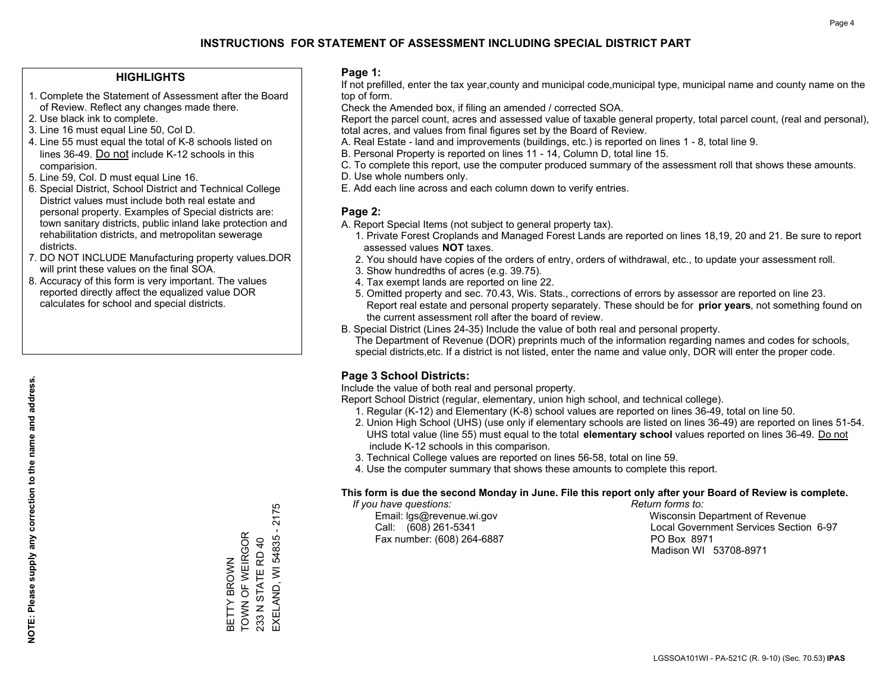# INSTRUCTIONS FOR STATEMENT OF ASSESSMENT INCLUDING SPECIAL DISTRICT PART

## HIGHLIGHTS

1. Complete the Statement of Assessment after the Board of Review. Reflect any changes made there.
2. Use black ink to complete.
3. Line 16 must equal Line 50, Col D.
4. Line 55 must equal the total of K-8 schools listed on lines 36-49. Do not include K-12 schools in this comparision.
5. Line 59, Col. D must equal Line 16.
6. Special District, School District and Technical College District values must include both real estate and personal property. Examples of Special districts are: town sanitary districts, public inland lake protection and rehabilitation districts, and metropolitan sewerage districts.
7. DO NOT INCLUDE Manufacturing property values.DOR will print these values on the final SOA.
8. Accuracy of this form is very important. The values reported directly affect the equalized value DOR calculates for school and special districts.

**NOTE: Please supply any correction to the name and address.**

BETTY BROWN
TOWN OF WEIRGOR
233 N STATE RD 40
EXELAND, WI 54835 - 2175

## Page 1:

If not prefilled, enter the tax year,county and municipal code,municipal type, municipal name and county name on the top of form.

Check the Amended box, if filing an amended / corrected SOA.

Report the parcel count, acres and assessed value of taxable general property, total parcel count, (real and personal), total acres, and values from final figures set by the Board of Review.

A. Real Estate - land and improvements (buildings, etc.) is reported on lines 1 - 8, total line 9.
B. Personal Property is reported on lines 11 - 14, Column D, total line 15.
C. To complete this report, use the computer produced summary of the assessment roll that shows these amounts.
D. Use whole numbers only.
E. Add each line across and each column down to verify entries.

## Page 2:

A. Report Special Items (not subject to general property tax).
   1. Private Forest Croplands and Managed Forest Lands are reported on lines 18,19, 20 and 21. Be sure to report assessed values **NOT** taxes.
   2. You should have copies of the orders of entry, orders of withdrawal, etc., to update your assessment roll.
   3. Show hundredths of acres (e.g. 39.75).
   4. Tax exempt lands are reported on line 22.
   5. Omitted property and sec. 70.43, Wis. Stats., corrections of errors by assessor are reported on line 23. Report real estate and personal property separately. These should be for **prior years**, not something found on the current assessment roll after the board of review.
B. Special District (Lines 24-35) Include the value of both real and personal property.
   The Department of Revenue (DOR) preprints much of the information regarding names and codes for schools, special districts,etc. If a district is not listed, enter the name and value only, DOR will enter the proper code.

## Page 3 School Districts:

Include the value of both real and personal property.

Report School District (regular, elementary, union high school, and technical college).

1. Regular (K-12) and Elementary (K-8) school values are reported on lines 36-49, total on line 50.
2. Union High School (UHS) (use only if elementary schools are listed on lines 36-49) are reported on lines 51-54. UHS total value (line 55) must equal to the total **elementary school** values reported on lines 36-49. Do not include K-12 schools in this comparison.
3. Technical College values are reported on lines 56-58, total on line 59.
4. Use the computer summary that shows these amounts to complete this report.

**This form is due the second Monday in June. File this report only after your Board of Review is complete.**

*If you have questions:*
Email: lgs@revenue.wi.gov
Call: (608) 261-5341
Fax number: (608) 264-6887

*Return forms to:*
Wisconsin Department of Revenue
Local Government Services Section 6-97
PO Box 8971
Madison WI 53708-8971

LGSSOA101WI - PA-521C (R. 9-10) (Sec. 70.53) **IPAS**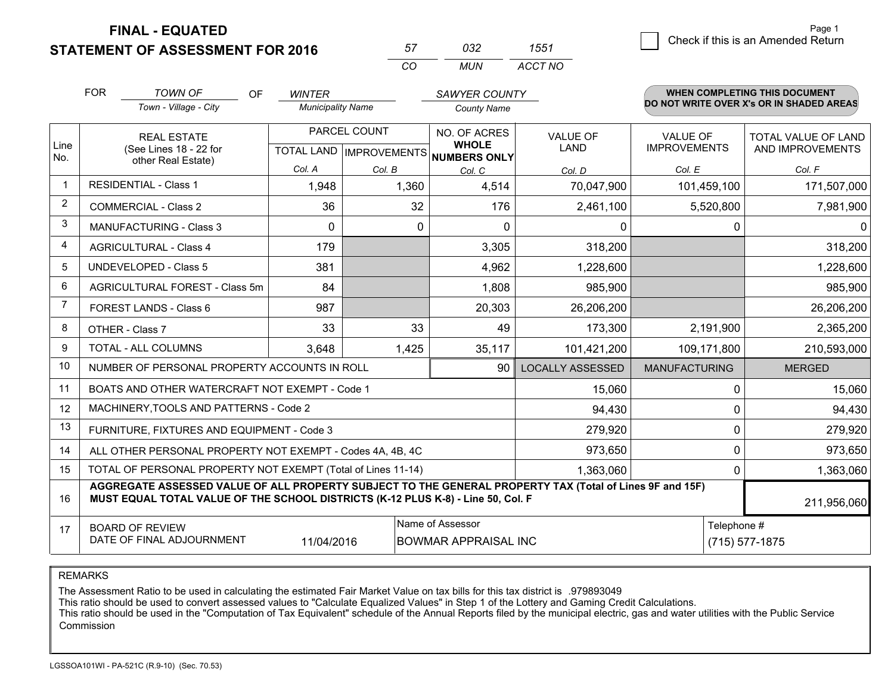# FINAL - EQUATED
## STATEMENT OF ASSESSMENT FOR 2016

| 57 | 032 | 1551 |
|---|---|---|
| CO | MUN | ACCT NO |

Page 1

☐ Check if this is an Amended Return

FOR *TOWN OF* (Town - Village - City) OF *WINTER* (Municipality Name) *SAWYER COUNTY* (County Name)

**WHEN COMPLETING THIS DOCUMENT DO NOT WRITE OVER X's OR IN SHADED AREAS**

| Line No. | REAL ESTATE (See Lines 18 - 22 for other Real Estate) | PARCEL COUNT | | NO. OF ACRES WHOLE NUMBERS ONLY | VALUE OF LAND | VALUE OF IMPROVEMENTS | TOTAL VALUE OF LAND AND IMPROVEMENTS |
|---|---|---|---|---|---|---|---|
| | | TOTAL LAND | IMPROVEMENTS | | | | |
| | | Col. A | Col. B | Col. C | Col. D | Col. E | Col. F |
| 1 | RESIDENTIAL - Class 1 | 1,948 | 1,360 | 4,514 | 70,047,900 | 101,459,100 | 171,507,000 |
| 2 | COMMERCIAL - Class 2 | 36 | 32 | 176 | 2,461,100 | 5,520,800 | 7,981,900 |
| 3 | MANUFACTURING - Class 3 | 0 | 0 | 0 | 0 | 0 | 0 |
| 4 | AGRICULTURAL - Class 4 | 179 | | 3,305 | 318,200 | | 318,200 |
| 5 | UNDEVELOPED - Class 5 | 381 | | 4,962 | 1,228,600 | | 1,228,600 |
| 6 | AGRICULTURAL FOREST - Class 5m | 84 | | 1,808 | 985,900 | | 985,900 |
| 7 | FOREST LANDS - Class 6 | 987 | | 20,303 | 26,206,200 | | 26,206,200 |
| 8 | OTHER - Class 7 | 33 | 33 | 49 | 173,300 | 2,191,900 | 2,365,200 |
| 9 | TOTAL - ALL COLUMNS | 3,648 | 1,425 | 35,117 | 101,421,200 | 109,171,800 | 210,593,000 |
| 10 | NUMBER OF PERSONAL PROPERTY ACCOUNTS IN ROLL | | | 90 | LOCALLY ASSESSED | MANUFACTURING | MERGED |
| 11 | BOATS AND OTHER WATERCRAFT NOT EXEMPT - Code 1 | | | | 15,060 | 0 | 15,060 |
| 12 | MACHINERY,TOOLS AND PATTERNS - Code 2 | | | | 94,430 | 0 | 94,430 |
| 13 | FURNITURE, FIXTURES AND EQUIPMENT - Code 3 | | | | 279,920 | 0 | 279,920 |
| 14 | ALL OTHER PERSONAL PROPERTY NOT EXEMPT - Codes 4A, 4B, 4C | | | | 973,650 | 0 | 973,650 |
| 15 | TOTAL OF PERSONAL PROPERTY NOT EXEMPT (Total of Lines 11-14) | | | | 1,363,060 | 0 | 1,363,060 |
| 16 | **AGGREGATE ASSESSED VALUE OF ALL PROPERTY SUBJECT TO THE GENERAL PROPERTY TAX (Total of Lines 9F and 15F) MUST EQUAL TOTAL VALUE OF THE SCHOOL DISTRICTS (K-12 PLUS K-8) - Line 50, Col. F** | | | | | | 211,956,060 |
| 17 | BOARD OF REVIEW DATE OF FINAL ADJOURNMENT | 11/04/2016 | Name of Assessor: BOWMAR APPRAISAL INC | | | Telephone #: (715) 577-1875 | |

REMARKS

The Assessment Ratio to be used in calculating the estimated Fair Market Value on tax bills for this tax district is .979893049
This ratio should be used to convert assessed values to "Calculate Equalized Values" in Step 1 of the Lottery and Gaming Credit Calculations.
This ratio should be used in the "Computation of Tax Equivalent" schedule of the Annual Reports filed by the municipal electric, gas and water utilities with the Public Service Commission

LGSSOA101WI - PA-521C (R.9-10) (Sec. 70.53)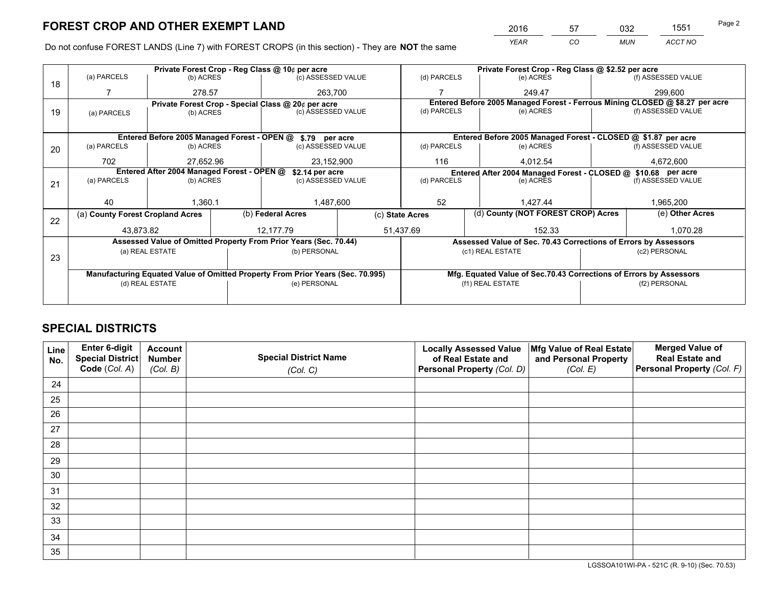# FOREST CROP AND OTHER EXEMPT LAND

| 2016 | 57 | 032 | 1551 |
|---|---|---|---|
| *YEAR* | *CO* | *MUN* | *ACCT NO* |

Do not confuse FOREST LANDS (Line 7) with FOREST CROPS (in this section) - They are **NOT** the same

| Line | Private Forest Crop - Reg Class @ 10¢ per acre | | | Private Forest Crop - Reg Class @ $2.52 per acre | | |
|---|---|---|---|---|---|---|
| | (a) PARCELS | (b) ACRES | (c) ASSESSED VALUE | (d) PARCELS | (e) ACRES | (f) ASSESSED VALUE |
| 18 | 7 | 278.57 | 263,700 | 7 | 249.47 | 299,600 |
| | **Private Forest Crop - Special Class @ 20¢ per acre** | | | **Entered Before 2005 Managed Forest - Ferrous Mining CLOSED @ $8.27 per acre** | | |
| 19 | (a) PARCELS | (b) ACRES | (c) ASSESSED VALUE | (d) PARCELS | (e) ACRES | (f) ASSESSED VALUE |
| | | | | | | |
| | **Entered Before 2005 Managed Forest - OPEN @ $.79 per acre** | | | **Entered Before 2005 Managed Forest - CLOSED @ $1.87 per acre** | | |
| | (a) PARCELS | (b) ACRES | (c) ASSESSED VALUE | (d) PARCELS | (e) ACRES | (f) ASSESSED VALUE |
| 20 | 702 | 27,652.96 | 23,152,900 | 116 | 4,012.54 | 4,672,600 |
| | **Entered After 2004 Managed Forest - OPEN @ $2.14 per acre** | | | **Entered After 2004 Managed Forest - CLOSED @ $10.68 per acre** | | |
| | (a) PARCELS | (b) ACRES | (c) ASSESSED VALUE | (d) PARCELS | (e) ACRES | (f) ASSESSED VALUE |
| 21 | 40 | 1,360.1 | 1,487,600 | 52 | 1,427.44 | 1,965,200 |

| Line | (a) County Forest Cropland Acres | (b) Federal Acres | (c) State Acres | (d) County (NOT FOREST CROP) Acres | (e) Other Acres |
|---|---|---|---|---|---|
| 22 | 43,873.82 | 12,177.79 | 51,437.69 | 152.33 | 1,070.28 |

| Line | Assessed Value of Omitted Property From Prior Years (Sec. 70.44) | | Assessed Value of Sec. 70.43 Corrections of Errors by Assessors | |
|---|---|---|---|---|
| 23 | (a) REAL ESTATE | (b) PERSONAL | (c1) REAL ESTATE | (c2) PERSONAL |
| | | | | |
| | **Manufacturing Equated Value of Omitted Property From Prior Years (Sec. 70.995)** | | **Mfg. Equated Value of Sec.70.43 Corrections of Errors by Assessors** | |
| | (d) REAL ESTATE | (e) PERSONAL | (f1) REAL ESTATE | (f2) PERSONAL |
| | | | | |

# SPECIAL DISTRICTS

| Line No. | Enter 6-digit Special District Code (*Col. A*) | Account Number (*Col. B*) | Special District Name (*Col. C*) | Locally Assessed Value of Real Estate and Personal Property (*Col. D*) | Mfg Value of Real Estate and Personal Property (*Col. E*) | Merged Value of Real Estate and Personal Property (*Col. F*) |
|---|---|---|---|---|---|---|
| 24 | | | | | | |
| 25 | | | | | | |
| 26 | | | | | | |
| 27 | | | | | | |
| 28 | | | | | | |
| 29 | | | | | | |
| 30 | | | | | | |
| 31 | | | | | | |
| 32 | | | | | | |
| 33 | | | | | | |
| 34 | | | | | | |
| 35 | | | | | | |

LGSSOA101WI-PA - 521C (R. 9-10) (Sec. 70.53)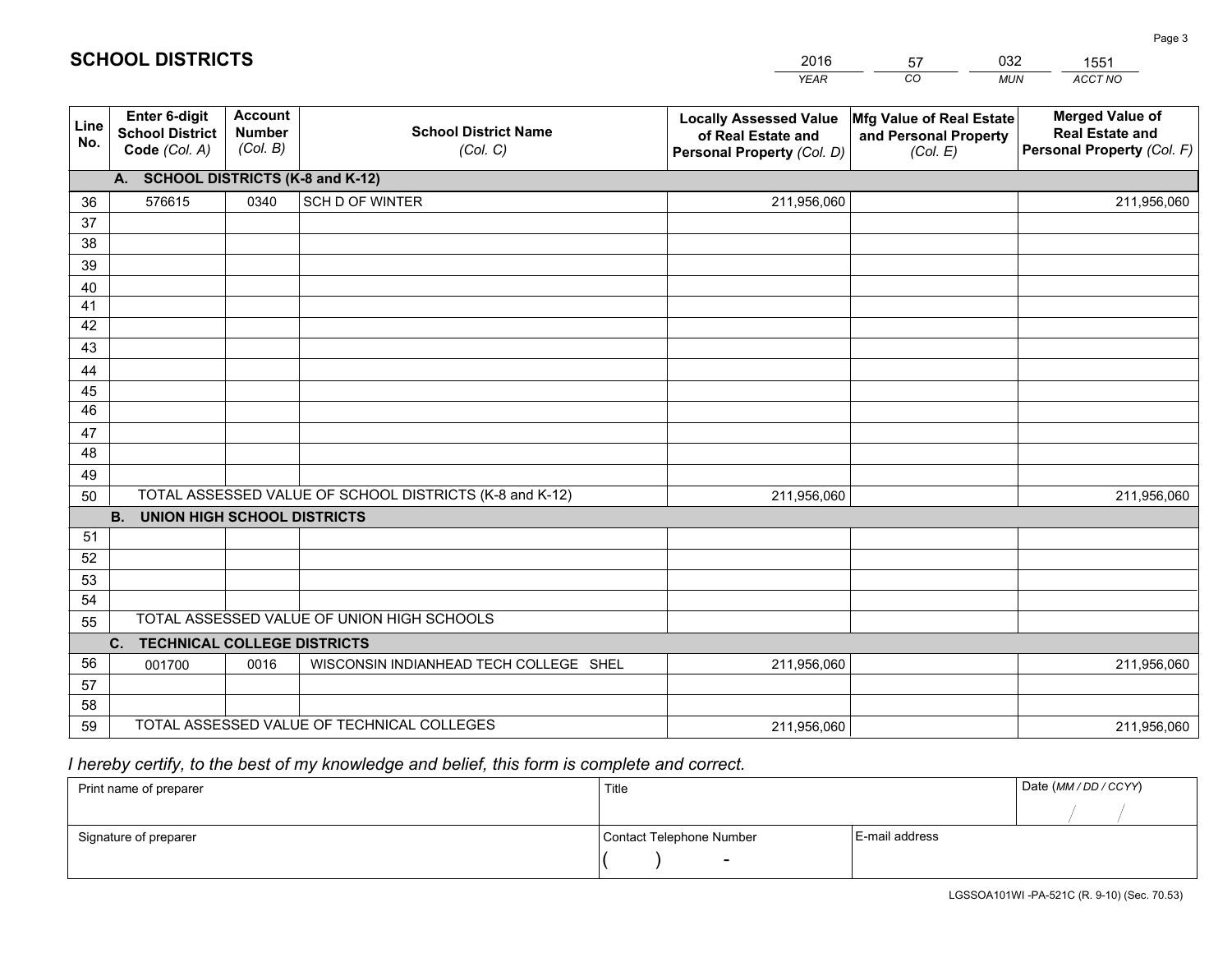# SCHOOL DISTRICTS

| 2016 | 57 | 032 | 1551 |
|---|---|---|---|
| YEAR | CO | MUN | ACCT NO |

| Line No. | Enter 6-digit School District Code (Col. A) | Account Number (Col. B) | School District Name (Col. C) | Locally Assessed Value of Real Estate and Personal Property (Col. D) | Mfg Value of Real Estate and Personal Property (Col. E) | Merged Value of Real Estate and Personal Property (Col. F) |
|---|---|---|---|---|---|---|
| | **A. SCHOOL DISTRICTS (K-8 and K-12)** | | | | | |
| 36 | 576615 | 0340 | SCH D OF WINTER | 211,956,060 | | 211,956,060 |
| 37 | | | | | | |
| 38 | | | | | | |
| 39 | | | | | | |
| 40 | | | | | | |
| 41 | | | | | | |
| 42 | | | | | | |
| 43 | | | | | | |
| 44 | | | | | | |
| 45 | | | | | | |
| 46 | | | | | | |
| 47 | | | | | | |
| 48 | | | | | | |
| 49 | | | | | | |
| 50 | TOTAL ASSESSED VALUE OF SCHOOL DISTRICTS (K-8 and K-12) | | | 211,956,060 | | 211,956,060 |
| | **B. UNION HIGH SCHOOL DISTRICTS** | | | | | |
| 51 | | | | | | |
| 52 | | | | | | |
| 53 | | | | | | |
| 54 | | | | | | |
| 55 | TOTAL ASSESSED VALUE OF UNION HIGH SCHOOLS | | | | | |
| | **C. TECHNICAL COLLEGE DISTRICTS** | | | | | |
| 56 | 001700 | 0016 | WISCONSIN INDIANHEAD TECH COLLEGE SHEL | 211,956,060 | | 211,956,060 |
| 57 | | | | | | |
| 58 | | | | | | |
| 59 | TOTAL ASSESSED VALUE OF TECHNICAL COLLEGES | | | 211,956,060 | | 211,956,060 |

*I hereby certify, to the best of my knowledge and belief, this form is complete and correct.*

| Print name of preparer | Title | | Date (MM / DD / CCYY) |
|---|---|---|---|
| | | | / / |
| Signature of preparer | Contact Telephone Number | E-mail address | |
| | ( ) - | | |

LGSSOA101WI -PA-521C (R. 9-10) (Sec. 70.53)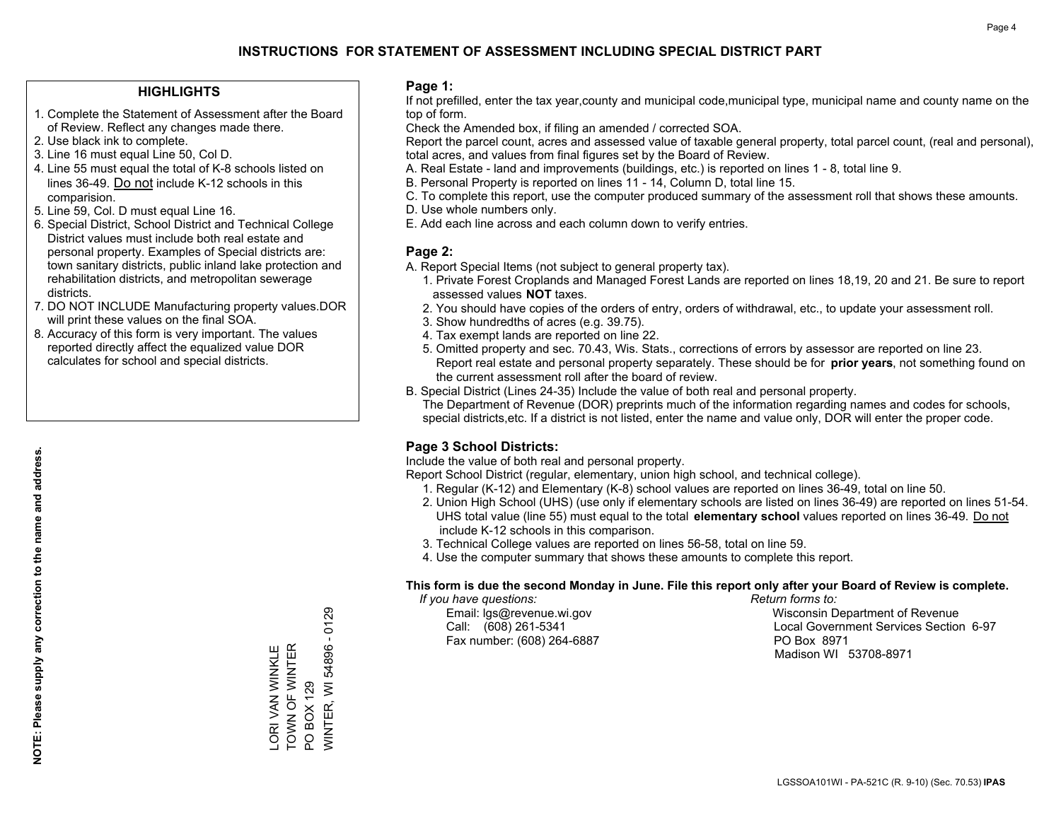# INSTRUCTIONS FOR STATEMENT OF ASSESSMENT INCLUDING SPECIAL DISTRICT PART

## HIGHLIGHTS

1. Complete the Statement of Assessment after the Board of Review. Reflect any changes made there.
2. Use black ink to complete.
3. Line 16 must equal Line 50, Col D.
4. Line 55 must equal the total of K-8 schools listed on lines 36-49. Do not include K-12 schools in this comparision.
5. Line 59, Col. D must equal Line 16.
6. Special District, School District and Technical College District values must include both real estate and personal property. Examples of Special districts are: town sanitary districts, public inland lake protection and rehabilitation districts, and metropolitan sewerage districts.
7. DO NOT INCLUDE Manufacturing property values.DOR will print these values on the final SOA.
8. Accuracy of this form is very important. The values reported directly affect the equalized value DOR calculates for school and special districts.

**NOTE: Please supply any correction to the name and address.**

LORI VAN WINKLE
TOWN OF WINTER
PO BOX 129
WINTER, WI 54896 - 0129

## Page 1:

If not prefilled, enter the tax year,county and municipal code,municipal type, municipal name and county name on the top of form.

Check the Amended box, if filing an amended / corrected SOA.

Report the parcel count, acres and assessed value of taxable general property, total parcel count, (real and personal), total acres, and values from final figures set by the Board of Review.

A. Real Estate - land and improvements (buildings, etc.) is reported on lines 1 - 8, total line 9.
B. Personal Property is reported on lines 11 - 14, Column D, total line 15.
C. To complete this report, use the computer produced summary of the assessment roll that shows these amounts.
D. Use whole numbers only.
E. Add each line across and each column down to verify entries.

## Page 2:

A. Report Special Items (not subject to general property tax).
1. Private Forest Croplands and Managed Forest Lands are reported on lines 18,19, 20 and 21. Be sure to report assessed values **NOT** taxes.
2. You should have copies of the orders of entry, orders of withdrawal, etc., to update your assessment roll.
3. Show hundredths of acres (e.g. 39.75).
4. Tax exempt lands are reported on line 22.
5. Omitted property and sec. 70.43, Wis. Stats., corrections of errors by assessor are reported on line 23. Report real estate and personal property separately. These should be for **prior years**, not something found on the current assessment roll after the board of review.

B. Special District (Lines 24-35) Include the value of both real and personal property.
The Department of Revenue (DOR) preprints much of the information regarding names and codes for schools, special districts,etc. If a district is not listed, enter the name and value only, DOR will enter the proper code.

## Page 3 School Districts:

Include the value of both real and personal property.

Report School District (regular, elementary, union high school, and technical college).

1. Regular (K-12) and Elementary (K-8) school values are reported on lines 36-49, total on line 50.
2. Union High School (UHS) (use only if elementary schools are listed on lines 36-49) are reported on lines 51-54. UHS total value (line 55) must equal to the total **elementary school** values reported on lines 36-49. Do not include K-12 schools in this comparison.
3. Technical College values are reported on lines 56-58, total on line 59.
4. Use the computer summary that shows these amounts to complete this report.

**This form is due the second Monday in June. File this report only after your Board of Review is complete.**

*If you have questions:*
Email: lgs@revenue.wi.gov
Call: (608) 261-5341
Fax number: (608) 264-6887

*Return forms to:*
Wisconsin Department of Revenue
Local Government Services Section 6-97
PO Box 8971
Madison WI 53708-8971

LGSSOA101WI - PA-521C (R. 9-10) (Sec. 70.53) **IPAS**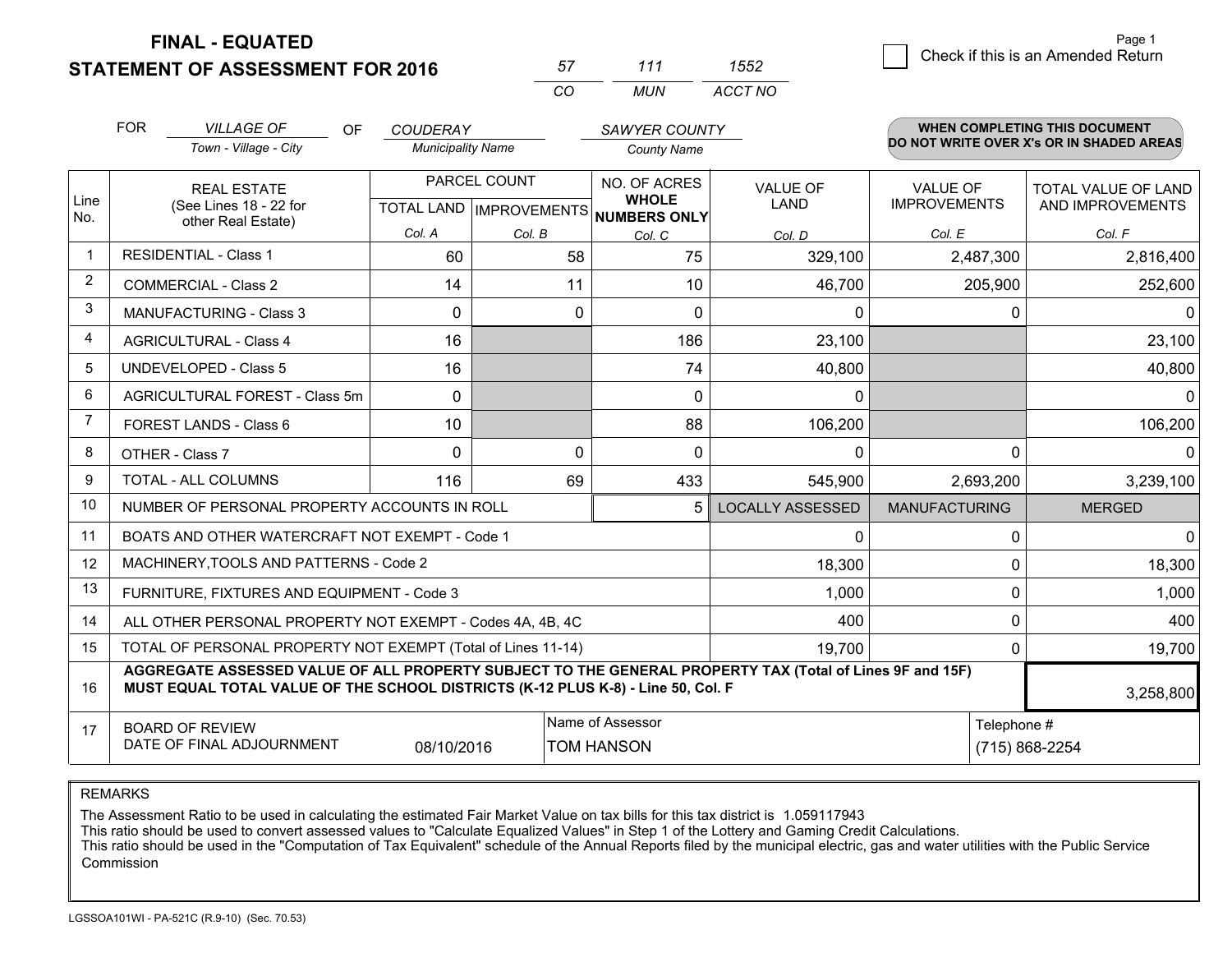**FINAL - EQUATED**

**STATEMENT OF ASSESSMENT FOR 2016**

| 57 | 111 | 1552 |
|---|---|---|
| CO | MUN | ACCT NO |

Page 1

☐ Check if this is an Amended Return

FOR *VILLAGE OF* (Town - Village - City) OF *COUDERAY* (Municipality Name) *SAWYER COUNTY* (County Name)

**WHEN COMPLETING THIS DOCUMENT DO NOT WRITE OVER X's OR IN SHADED AREAS**

| Line No. | REAL ESTATE (See Lines 18 - 22 for other Real Estate) | PARCEL COUNT TOTAL LAND Col. A | PARCEL COUNT IMPROVEMENTS Col. B | NO. OF ACRES WHOLE NUMBERS ONLY Col. C | VALUE OF LAND Col. D | VALUE OF IMPROVEMENTS Col. E | TOTAL VALUE OF LAND AND IMPROVEMENTS Col. F |
|---|---|---|---|---|---|---|---|
| 1 | RESIDENTIAL - Class 1 | 60 | 58 | 75 | 329,100 | 2,487,300 | 2,816,400 |
| 2 | COMMERCIAL - Class 2 | 14 | 11 | 10 | 46,700 | 205,900 | 252,600 |
| 3 | MANUFACTURING - Class 3 | 0 | 0 | 0 | 0 | 0 | 0 |
| 4 | AGRICULTURAL - Class 4 | 16 | | 186 | 23,100 | | 23,100 |
| 5 | UNDEVELOPED - Class 5 | 16 | | 74 | 40,800 | | 40,800 |
| 6 | AGRICULTURAL FOREST - Class 5m | 0 | | 0 | 0 | | 0 |
| 7 | FOREST LANDS - Class 6 | 10 | | 88 | 106,200 | | 106,200 |
| 8 | OTHER - Class 7 | 0 | 0 | 0 | 0 | 0 | 0 |
| 9 | TOTAL - ALL COLUMNS | 116 | 69 | 433 | 545,900 | 2,693,200 | 3,239,100 |
| 10 | NUMBER OF PERSONAL PROPERTY ACCOUNTS IN ROLL | | | 5 | LOCALLY ASSESSED | MANUFACTURING | MERGED |
| 11 | BOATS AND OTHER WATERCRAFT NOT EXEMPT - Code 1 | | | | 0 | 0 | 0 |
| 12 | MACHINERY,TOOLS AND PATTERNS - Code 2 | | | | 18,300 | 0 | 18,300 |
| 13 | FURNITURE, FIXTURES AND EQUIPMENT - Code 3 | | | | 1,000 | 0 | 1,000 |
| 14 | ALL OTHER PERSONAL PROPERTY NOT EXEMPT - Codes 4A, 4B, 4C | | | | 400 | 0 | 400 |
| 15 | TOTAL OF PERSONAL PROPERTY NOT EXEMPT (Total of Lines 11-14) | | | | 19,700 | 0 | 19,700 |
| 16 | **AGGREGATE ASSESSED VALUE OF ALL PROPERTY SUBJECT TO THE GENERAL PROPERTY TAX (Total of Lines 9F and 15F) MUST EQUAL TOTAL VALUE OF THE SCHOOL DISTRICTS (K-12 PLUS K-8) - Line 50, Col. F** | | | | | | 3,258,800 |
| 17 | BOARD OF REVIEW DATE OF FINAL ADJOURNMENT | 08/10/2016 | Name of Assessor: TOM HANSON | | | Telephone #: (715) 868-2254 | |

REMARKS

The Assessment Ratio to be used in calculating the estimated Fair Market Value on tax bills for this tax district is 1.059117943
This ratio should be used to convert assessed values to "Calculate Equalized Values" in Step 1 of the Lottery and Gaming Credit Calculations.
This ratio should be used in the "Computation of Tax Equivalent" schedule of the Annual Reports filed by the municipal electric, gas and water utilities with the Public Service Commission

LGSSOA101WI - PA-521C (R.9-10) (Sec. 70.53)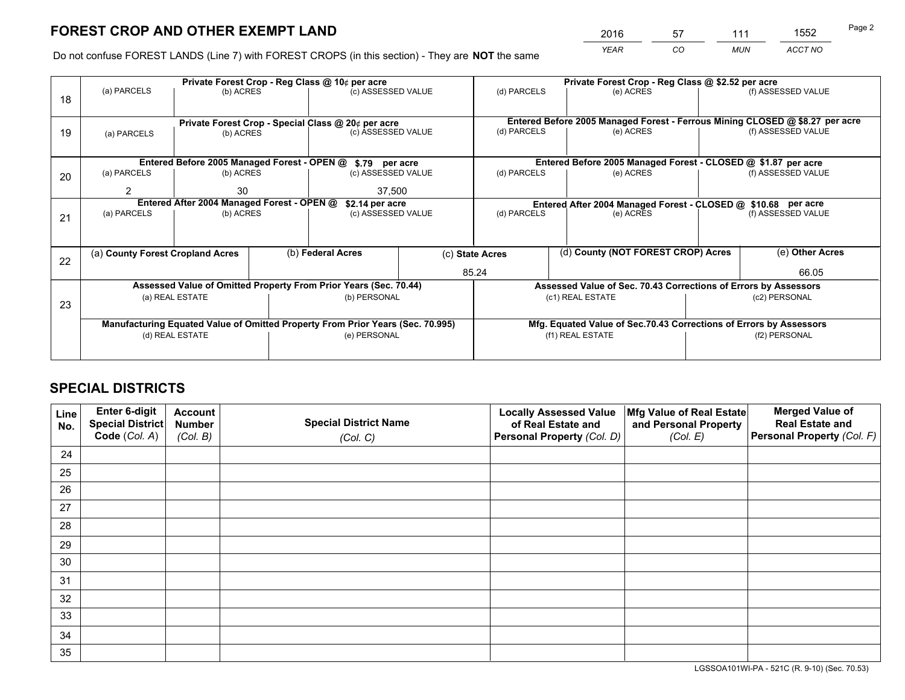# FOREST CROP AND OTHER EXEMPT LAND

| 2016 | 57 | 111 | 1552 |
|---|---|---|---|
| *YEAR* | *CO* | *MUN* | *ACCT NO* |

Page 2

Do not confuse FOREST LANDS (Line 7) with FOREST CROPS (in this section) - They are **NOT** the same

| Line | Private Forest Crop - Reg Class @ 10¢ per acre | | | Private Forest Crop - Reg Class @ $2.52 per acre | | |
|---|---|---|---|---|---|---|
| 18 | (a) PARCELS | (b) ACRES | (c) ASSESSED VALUE | (d) PARCELS | (e) ACRES | (f) ASSESSED VALUE |
| | | | | | | |
| | **Private Forest Crop - Special Class @ 20¢ per acre** | | | **Entered Before 2005 Managed Forest - Ferrous Mining CLOSED @ $8.27 per acre** | | |
| 19 | (a) PARCELS | (b) ACRES | (c) ASSESSED VALUE | (d) PARCELS | (e) ACRES | (f) ASSESSED VALUE |
| | | | | | | |
| | **Entered Before 2005 Managed Forest - OPEN @ $.79 per acre** | | | **Entered Before 2005 Managed Forest - CLOSED @ $1.87 per acre** | | |
| 20 | (a) PARCELS | (b) ACRES | (c) ASSESSED VALUE | (d) PARCELS | (e) ACRES | (f) ASSESSED VALUE |
| | 2 | 30 | 37,500 | | | |
| | **Entered After 2004 Managed Forest - OPEN @ $2.14 per acre** | | | **Entered After 2004 Managed Forest - CLOSED @ $10.68 per acre** | | |
| 21 | (a) PARCELS | (b) ACRES | (c) ASSESSED VALUE | (d) PARCELS | (e) ACRES | (f) ASSESSED VALUE |
| | | | | | | |

| Line | (a) **County Forest Cropland Acres** | (b) **Federal Acres** | (c) **State Acres** | (d) **County (NOT FOREST CROP) Acres** | (e) **Other Acres** |
|---|---|---|---|---|---|
| 22 | | | 85.24 | | 66.05 |

| Line | Assessed Value of Omitted Property From Prior Years (Sec. 70.44) | | Assessed Value of Sec. 70.43 Corrections of Errors by Assessors | |
|---|---|---|---|---|
| 23 | (a) REAL ESTATE | (b) PERSONAL | (c1) REAL ESTATE | (c2) PERSONAL |
| | | | | |
| | **Manufacturing Equated Value of Omitted Property From Prior Years (Sec. 70.995)** | | **Mfg. Equated Value of Sec.70.43 Corrections of Errors by Assessors** | |
| | (d) REAL ESTATE | (e) PERSONAL | (f1) REAL ESTATE | (f2) PERSONAL |
| | | | | |

# SPECIAL DISTRICTS

| Line No. | Enter 6-digit Special District Code (*Col. A*) | Account Number (*Col. B*) | Special District Name (*Col. C*) | Locally Assessed Value of Real Estate and Personal Property (*Col. D*) | Mfg Value of Real Estate and Personal Property (*Col. E*) | Merged Value of Real Estate and Personal Property (*Col. F*) |
|---|---|---|---|---|---|---|
| 24 | | | | | | |
| 25 | | | | | | |
| 26 | | | | | | |
| 27 | | | | | | |
| 28 | | | | | | |
| 29 | | | | | | |
| 30 | | | | | | |
| 31 | | | | | | |
| 32 | | | | | | |
| 33 | | | | | | |
| 34 | | | | | | |
| 35 | | | | | | |

LGSSOA101WI-PA - 521C (R. 9-10) (Sec. 70.53)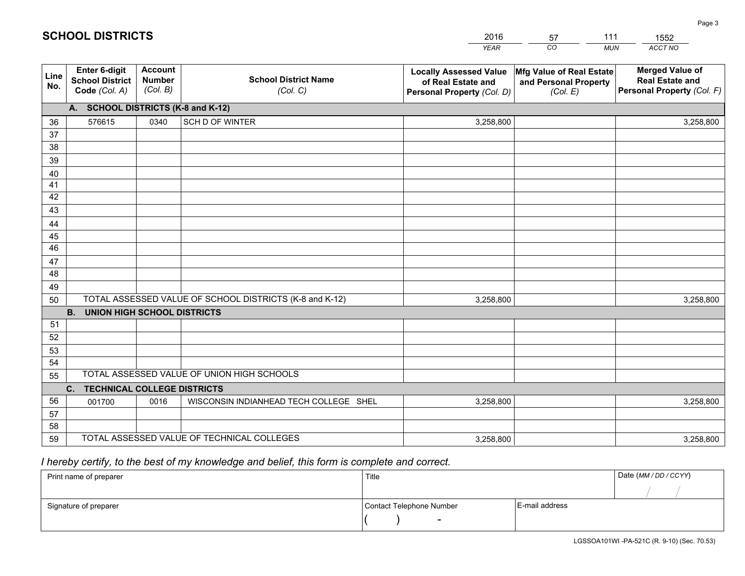## SCHOOL DISTRICTS

| 2016 | 57 | 111 | 1552 |
|---|---|---|---|
| *YEAR* | *CO* | *MUN* | *ACCT NO* |

| Line No. | Enter 6-digit School District Code *(Col. A)* | Account Number *(Col. B)* | School District Name *(Col. C)* | Locally Assessed Value of Real Estate and Personal Property *(Col. D)* | Mfg Value of Real Estate and Personal Property *(Col. E)* | Merged Value of Real Estate and Personal Property *(Col. F)* |
|---|---|---|---|---|---|---|
| **A. SCHOOL DISTRICTS (K-8 and K-12)** | | | | | | |
| 36 | 576615 | 0340 | SCH D OF WINTER | 3,258,800 | | 3,258,800 |
| 37 | | | | | | |
| 38 | | | | | | |
| 39 | | | | | | |
| 40 | | | | | | |
| 41 | | | | | | |
| 42 | | | | | | |
| 43 | | | | | | |
| 44 | | | | | | |
| 45 | | | | | | |
| 46 | | | | | | |
| 47 | | | | | | |
| 48 | | | | | | |
| 49 | | | | | | |
| 50 | TOTAL ASSESSED VALUE OF SCHOOL DISTRICTS (K-8 and K-12) | | | 3,258,800 | | 3,258,800 |
| **B. UNION HIGH SCHOOL DISTRICTS** | | | | | | |
| 51 | | | | | | |
| 52 | | | | | | |
| 53 | | | | | | |
| 54 | | | | | | |
| 55 | TOTAL ASSESSED VALUE OF UNION HIGH SCHOOLS | | | | | |
| **C. TECHNICAL COLLEGE DISTRICTS** | | | | | | |
| 56 | 001700 | 0016 | WISCONSIN INDIANHEAD TECH COLLEGE SHEL | 3,258,800 | | 3,258,800 |
| 57 | | | | | | |
| 58 | | | | | | |
| 59 | TOTAL ASSESSED VALUE OF TECHNICAL COLLEGES | | | 3,258,800 | | 3,258,800 |

*I hereby certify, to the best of my knowledge and belief, this form is complete and correct.*

| Print name of preparer | Title | | Date *(MM / DD / CCYY)* |
|---|---|---|---|
| | | | / / |
| Signature of preparer | Contact Telephone Number | E-mail address | |
| | ( ) - | | |

LGSSOA101WI -PA-521C (R. 9-10) (Sec. 70.53)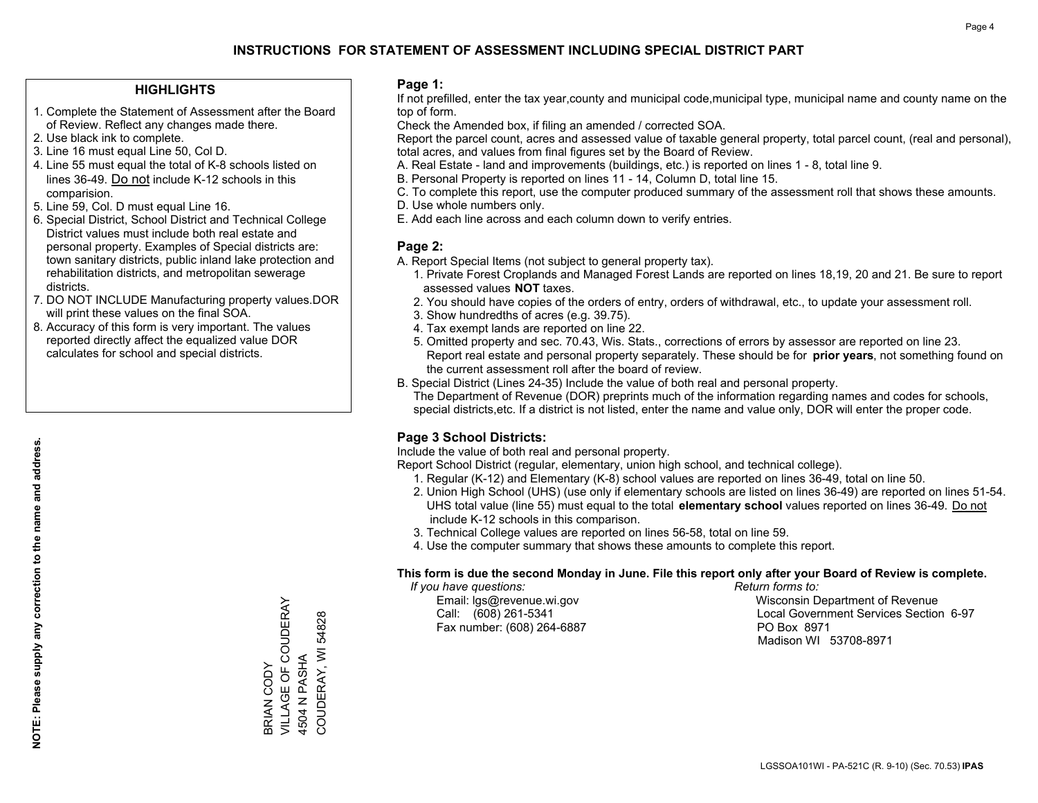# INSTRUCTIONS FOR STATEMENT OF ASSESSMENT INCLUDING SPECIAL DISTRICT PART

## HIGHLIGHTS

1. Complete the Statement of Assessment after the Board of Review. Reflect any changes made there.
2. Use black ink to complete.
3. Line 16 must equal Line 50, Col D.
4. Line 55 must equal the total of K-8 schools listed on lines 36-49. Do not include K-12 schools in this comparision.
5. Line 59, Col. D must equal Line 16.
6. Special District, School District and Technical College District values must include both real estate and personal property. Examples of Special districts are: town sanitary districts, public inland lake protection and rehabilitation districts, and metropolitan sewerage districts.
7. DO NOT INCLUDE Manufacturing property values.DOR will print these values on the final SOA.
8. Accuracy of this form is very important. The values reported directly affect the equalized value DOR calculates for school and special districts.

**NOTE: Please supply any correction to the name and address.**

BRIAN CODY
VILLAGE OF COUDERAY
4504 N PASHA
COUDERAY, WI 54828

## Page 1:

If not prefilled, enter the tax year,county and municipal code,municipal type, municipal name and county name on the top of form.

Check the Amended box, if filing an amended / corrected SOA.

Report the parcel count, acres and assessed value of taxable general property, total parcel count, (real and personal), total acres, and values from final figures set by the Board of Review.

A. Real Estate - land and improvements (buildings, etc.) is reported on lines 1 - 8, total line 9.
B. Personal Property is reported on lines 11 - 14, Column D, total line 15.
C. To complete this report, use the computer produced summary of the assessment roll that shows these amounts.
D. Use whole numbers only.
E. Add each line across and each column down to verify entries.

## Page 2:

A. Report Special Items (not subject to general property tax).
   1. Private Forest Croplands and Managed Forest Lands are reported on lines 18,19, 20 and 21. Be sure to report assessed values **NOT** taxes.
   2. You should have copies of the orders of entry, orders of withdrawal, etc., to update your assessment roll.
   3. Show hundredths of acres (e.g. 39.75).
   4. Tax exempt lands are reported on line 22.
   5. Omitted property and sec. 70.43, Wis. Stats., corrections of errors by assessor are reported on line 23. Report real estate and personal property separately. These should be for **prior years**, not something found on the current assessment roll after the board of review.
B. Special District (Lines 24-35) Include the value of both real and personal property.
   The Department of Revenue (DOR) preprints much of the information regarding names and codes for schools, special districts,etc. If a district is not listed, enter the name and value only, DOR will enter the proper code.

## Page 3 School Districts:

Include the value of both real and personal property.

Report School District (regular, elementary, union high school, and technical college).

1. Regular (K-12) and Elementary (K-8) school values are reported on lines 36-49, total on line 50.
2. Union High School (UHS) (use only if elementary schools are listed on lines 36-49) are reported on lines 51-54. UHS total value (line 55) must equal to the total **elementary school** values reported on lines 36-49. Do not include K-12 schools in this comparison.
3. Technical College values are reported on lines 56-58, total on line 59.
4. Use the computer summary that shows these amounts to complete this report.

**This form is due the second Monday in June. File this report only after your Board of Review is complete.**

*If you have questions:*
Email: lgs@revenue.wi.gov
Call: (608) 261-5341
Fax number: (608) 264-6887

*Return forms to:*
Wisconsin Department of Revenue
Local Government Services Section 6-97
PO Box 8971
Madison WI 53708-8971

LGSSOA101WI - PA-521C (R. 9-10) (Sec. 70.53) **IPAS**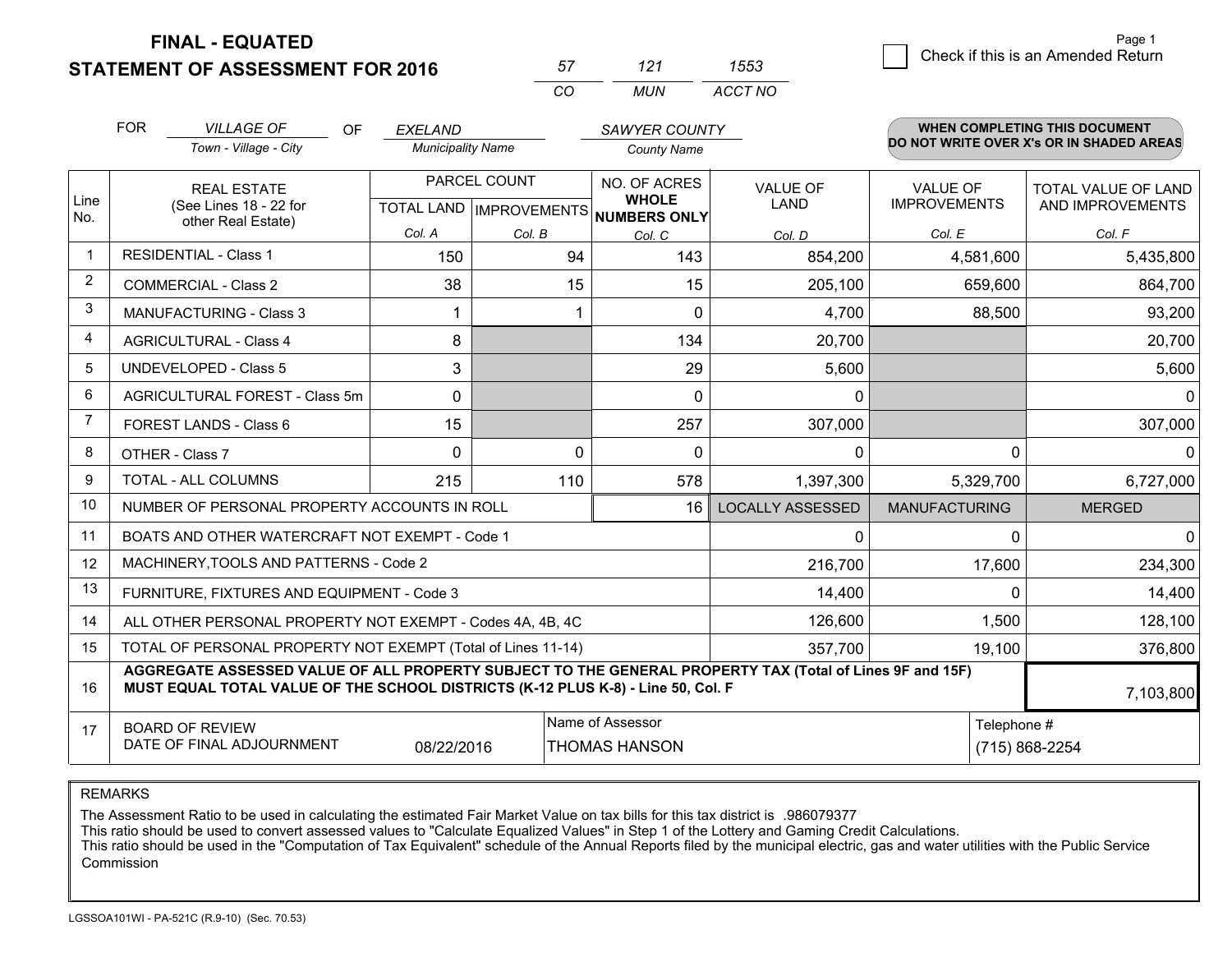**FINAL - EQUATED**

**STATEMENT OF ASSESSMENT FOR 2016**

| 57 | 121 | 1553 |
|---|---|---|
| CO | MUN | ACCT NO |

Page 1

☐ Check if this is an Amended Return

FOR *VILLAGE OF* (Town - Village - City) OF *EXELAND* (Municipality Name) *SAWYER COUNTY* (County Name)

**WHEN COMPLETING THIS DOCUMENT DO NOT WRITE OVER X's OR IN SHADED AREAS**

| Line No. | REAL ESTATE (See Lines 18 - 22 for other Real Estate) | PARCEL COUNT TOTAL LAND Col. A | PARCEL COUNT IMPROVEMENTS Col. B | NO. OF ACRES WHOLE NUMBERS ONLY Col. C | VALUE OF LAND Col. D | VALUE OF IMPROVEMENTS Col. E | TOTAL VALUE OF LAND AND IMPROVEMENTS Col. F |
|---|---|---|---|---|---|---|---|
| 1 | RESIDENTIAL - Class 1 | 150 | 94 | 143 | 854,200 | 4,581,600 | 5,435,800 |
| 2 | COMMERCIAL - Class 2 | 38 | 15 | 15 | 205,100 | 659,600 | 864,700 |
| 3 | MANUFACTURING - Class 3 | 1 | 1 | 0 | 4,700 | 88,500 | 93,200 |
| 4 | AGRICULTURAL - Class 4 | 8 | | 134 | 20,700 | | 20,700 |
| 5 | UNDEVELOPED - Class 5 | 3 | | 29 | 5,600 | | 5,600 |
| 6 | AGRICULTURAL FOREST - Class 5m | 0 | | 0 | 0 | | 0 |
| 7 | FOREST LANDS - Class 6 | 15 | | 257 | 307,000 | | 307,000 |
| 8 | OTHER - Class 7 | 0 | 0 | 0 | 0 | 0 | 0 |
| 9 | TOTAL - ALL COLUMNS | 215 | 110 | 578 | 1,397,300 | 5,329,700 | 6,727,000 |
| 10 | NUMBER OF PERSONAL PROPERTY ACCOUNTS IN ROLL | | | 16 | LOCALLY ASSESSED | MANUFACTURING | MERGED |
| 11 | BOATS AND OTHER WATERCRAFT NOT EXEMPT - Code 1 | | | | 0 | 0 | 0 |
| 12 | MACHINERY,TOOLS AND PATTERNS - Code 2 | | | | 216,700 | 17,600 | 234,300 |
| 13 | FURNITURE, FIXTURES AND EQUIPMENT - Code 3 | | | | 14,400 | 0 | 14,400 |
| 14 | ALL OTHER PERSONAL PROPERTY NOT EXEMPT - Codes 4A, 4B, 4C | | | | 126,600 | 1,500 | 128,100 |
| 15 | TOTAL OF PERSONAL PROPERTY NOT EXEMPT (Total of Lines 11-14) | | | | 357,700 | 19,100 | 376,800 |
| 16 | **AGGREGATE ASSESSED VALUE OF ALL PROPERTY SUBJECT TO THE GENERAL PROPERTY TAX (Total of Lines 9F and 15F) MUST EQUAL TOTAL VALUE OF THE SCHOOL DISTRICTS (K-12 PLUS K-8) - Line 50, Col. F** | | | | | | 7,103,800 |
| 17 | BOARD OF REVIEW DATE OF FINAL ADJOURNMENT | 08/22/2016 | | Name of Assessor: THOMAS HANSON | | Telephone #: (715) 868-2254 | |

REMARKS

The Assessment Ratio to be used in calculating the estimated Fair Market Value on tax bills for this tax district is .986079377
This ratio should be used to convert assessed values to "Calculate Equalized Values" in Step 1 of the Lottery and Gaming Credit Calculations.
This ratio should be used in the "Computation of Tax Equivalent" schedule of the Annual Reports filed by the municipal electric, gas and water utilities with the Public Service Commission

LGSSOA101WI - PA-521C (R.9-10) (Sec. 70.53)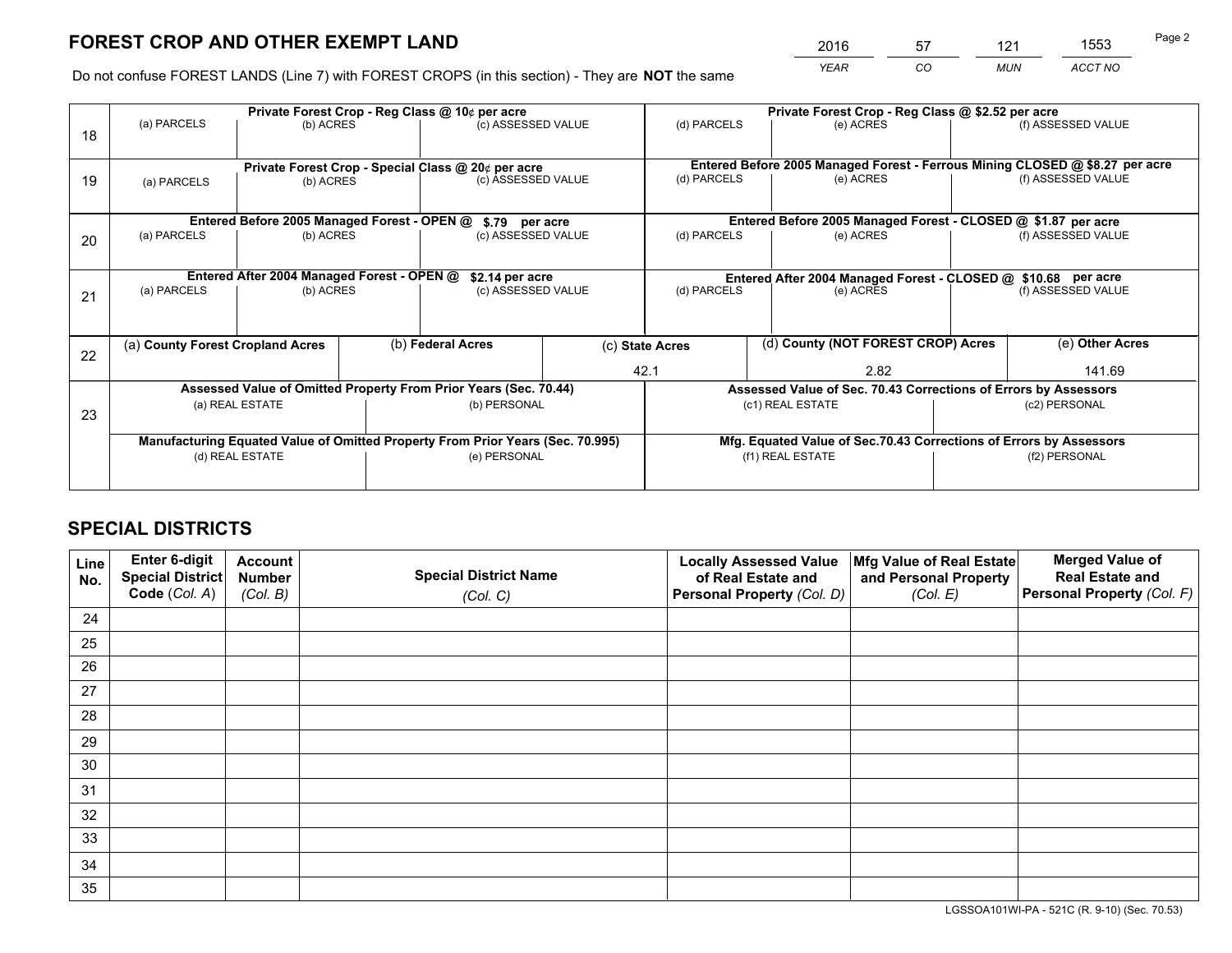# FOREST CROP AND OTHER EXEMPT LAND

| 2016 | 57 | 121 | 1553 |
|---|---|---|---|
| *YEAR* | *CO* | *MUN* | *ACCT NO* |

Do not confuse FOREST LANDS (Line 7) with FOREST CROPS (in this section) - They are **NOT** the same

| Line | Private Forest Crop - Reg Class @ 10¢ per acre | | | Private Forest Crop - Reg Class @ $2.52 per acre | | |
|---|---|---|---|---|---|---|
| 18 | (a) PARCELS | (b) ACRES | (c) ASSESSED VALUE | (d) PARCELS | (e) ACRES | (f) ASSESSED VALUE |
| | **Private Forest Crop - Special Class @ 20¢ per acre** | | | **Entered Before 2005 Managed Forest - Ferrous Mining CLOSED @ $8.27 per acre** | | |
| 19 | (a) PARCELS | (b) ACRES | (c) ASSESSED VALUE | (d) PARCELS | (e) ACRES | (f) ASSESSED VALUE |
| | **Entered Before 2005 Managed Forest - OPEN @ $.79 per acre** | | | **Entered Before 2005 Managed Forest - CLOSED @ $1.87 per acre** | | |
| 20 | (a) PARCELS | (b) ACRES | (c) ASSESSED VALUE | (d) PARCELS | (e) ACRES | (f) ASSESSED VALUE |
| | **Entered After 2004 Managed Forest - OPEN @ $2.14 per acre** | | | **Entered After 2004 Managed Forest - CLOSED @ $10.68 per acre** | | |
| 21 | (a) PARCELS | (b) ACRES | (c) ASSESSED VALUE | (d) PARCELS | (e) ACRES | (f) ASSESSED VALUE |

| Line | (a) **County Forest Cropland Acres** | (b) **Federal Acres** | (c) **State Acres** | (d) **County (NOT FOREST CROP) Acres** | (e) **Other Acres** |
|---|---|---|---|---|---|
| 22 | | | 42.1 | 2.82 | 141.69 |

| Line | Assessed Value of Omitted Property From Prior Years (Sec. 70.44) | | Assessed Value of Sec. 70.43 Corrections of Errors by Assessors | |
|---|---|---|---|---|
| 23 | (a) REAL ESTATE | (b) PERSONAL | (c1) REAL ESTATE | (c2) PERSONAL |
| | **Manufacturing Equated Value of Omitted Property From Prior Years (Sec. 70.995)** | | **Mfg. Equated Value of Sec.70.43 Corrections of Errors by Assessors** | |
| | (d) REAL ESTATE | (e) PERSONAL | (f1) REAL ESTATE | (f2) PERSONAL |

# SPECIAL DISTRICTS

| Line No. | Enter 6-digit Special District Code (*Col. A*) | Account Number (*Col. B*) | Special District Name (*Col. C*) | Locally Assessed Value of Real Estate and Personal Property (*Col. D*) | Mfg Value of Real Estate and Personal Property (*Col. E*) | Merged Value of Real Estate and Personal Property (*Col. F*) |
|---|---|---|---|---|---|---|
| 24 | | | | | | |
| 25 | | | | | | |
| 26 | | | | | | |
| 27 | | | | | | |
| 28 | | | | | | |
| 29 | | | | | | |
| 30 | | | | | | |
| 31 | | | | | | |
| 32 | | | | | | |
| 33 | | | | | | |
| 34 | | | | | | |
| 35 | | | | | | |

LGSSOA101WI-PA - 521C (R. 9-10) (Sec. 70.53)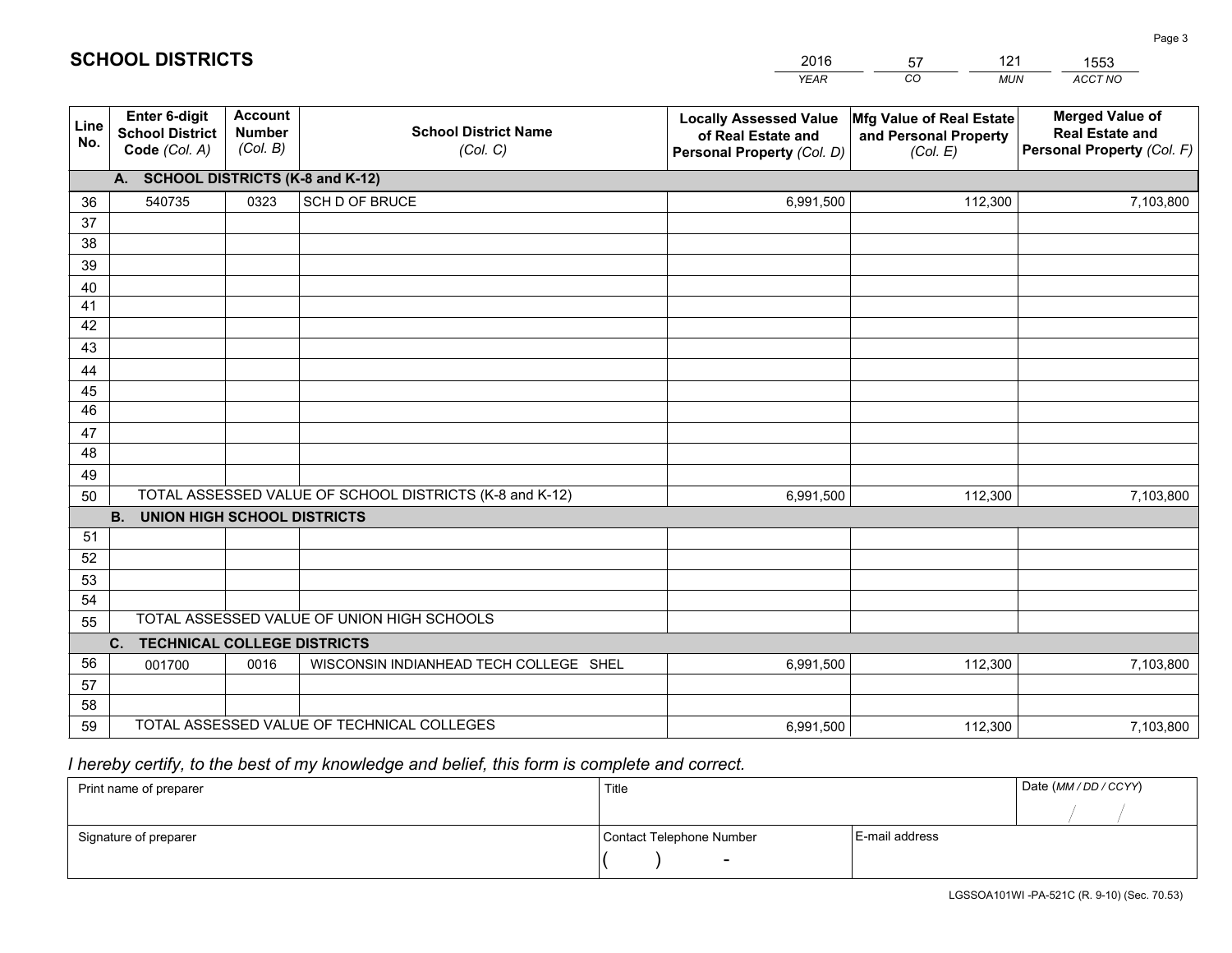# SCHOOL DISTRICTS

| 2016 | 57 | 121 | 1553 |
|---|---|---|---|
| *YEAR* | *CO* | *MUN* | *ACCT NO* |

| Line No. | Enter 6-digit School District Code *(Col. A)* | Account Number *(Col. B)* | School District Name *(Col. C)* | Locally Assessed Value of Real Estate and Personal Property *(Col. D)* | Mfg Value of Real Estate and Personal Property *(Col. E)* | Merged Value of Real Estate and Personal Property *(Col. F)* |
|---|---|---|---|---|---|---|
| | **A. SCHOOL DISTRICTS (K-8 and K-12)** | | | | | |
| 36 | 540735 | 0323 | SCH D OF BRUCE | 6,991,500 | 112,300 | 7,103,800 |
| 37 | | | | | | |
| 38 | | | | | | |
| 39 | | | | | | |
| 40 | | | | | | |
| 41 | | | | | | |
| 42 | | | | | | |
| 43 | | | | | | |
| 44 | | | | | | |
| 45 | | | | | | |
| 46 | | | | | | |
| 47 | | | | | | |
| 48 | | | | | | |
| 49 | | | | | | |
| 50 | TOTAL ASSESSED VALUE OF SCHOOL DISTRICTS (K-8 and K-12) | | | 6,991,500 | 112,300 | 7,103,800 |
| | **B. UNION HIGH SCHOOL DISTRICTS** | | | | | |
| 51 | | | | | | |
| 52 | | | | | | |
| 53 | | | | | | |
| 54 | | | | | | |
| 55 | TOTAL ASSESSED VALUE OF UNION HIGH SCHOOLS | | | | | |
| | **C. TECHNICAL COLLEGE DISTRICTS** | | | | | |
| 56 | 001700 | 0016 | WISCONSIN INDIANHEAD TECH COLLEGE SHEL | 6,991,500 | 112,300 | 7,103,800 |
| 57 | | | | | | |
| 58 | | | | | | |
| 59 | TOTAL ASSESSED VALUE OF TECHNICAL COLLEGES | | | 6,991,500 | 112,300 | 7,103,800 |

*I hereby certify, to the best of my knowledge and belief, this form is complete and correct.*

| Print name of preparer | Title | | Date *(MM / DD / CCYY)* |
|---|---|---|---|
| | | | / / |
| Signature of preparer | Contact Telephone Number | E-mail address | |
| | ( ) - | | |

LGSSOA101WI -PA-521C (R. 9-10) (Sec. 70.53)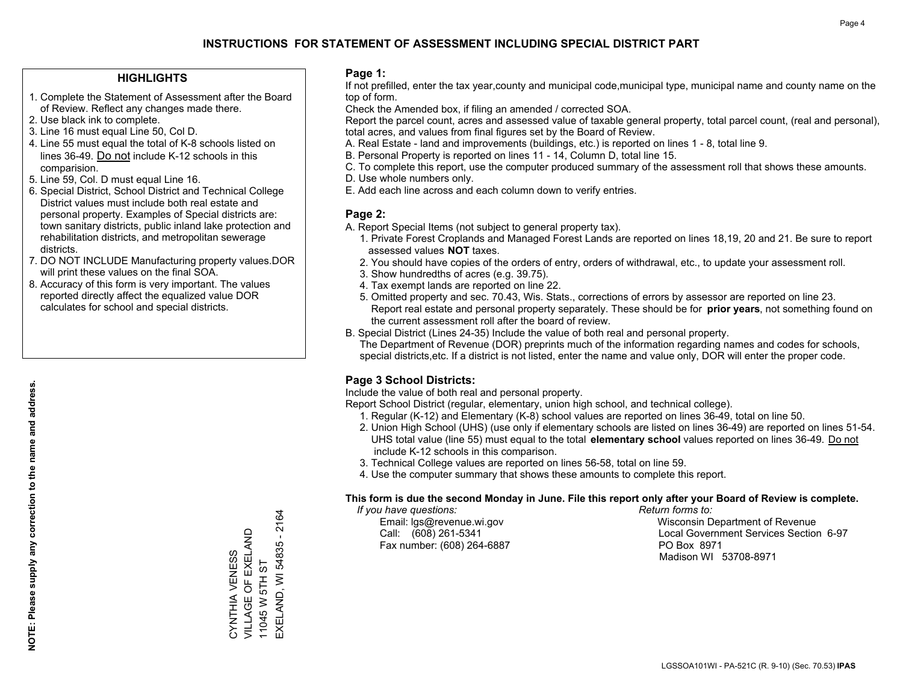# INSTRUCTIONS FOR STATEMENT OF ASSESSMENT INCLUDING SPECIAL DISTRICT PART

## HIGHLIGHTS

1. Complete the Statement of Assessment after the Board of Review. Reflect any changes made there.
2. Use black ink to complete.
3. Line 16 must equal Line 50, Col D.
4. Line 55 must equal the total of K-8 schools listed on lines 36-49. Do not include K-12 schools in this comparision.
5. Line 59, Col. D must equal Line 16.
6. Special District, School District and Technical College District values must include both real estate and personal property. Examples of Special districts are: town sanitary districts, public inland lake protection and rehabilitation districts, and metropolitan sewerage districts.
7. DO NOT INCLUDE Manufacturing property values.DOR will print these values on the final SOA.
8. Accuracy of this form is very important. The values reported directly affect the equalized value DOR calculates for school and special districts.

**NOTE: Please supply any correction to the name and address.**

CYNTHIA VENESS
VILLAGE OF EXELAND
11045 W 5TH ST
EXELAND, WI 54835 - 2164

## Page 1:

If not prefilled, enter the tax year,county and municipal code,municipal type, municipal name and county name on the top of form.

Check the Amended box, if filing an amended / corrected SOA.

Report the parcel count, acres and assessed value of taxable general property, total parcel count, (real and personal), total acres, and values from final figures set by the Board of Review.

A. Real Estate - land and improvements (buildings, etc.) is reported on lines 1 - 8, total line 9.
B. Personal Property is reported on lines 11 - 14, Column D, total line 15.
C. To complete this report, use the computer produced summary of the assessment roll that shows these amounts.
D. Use whole numbers only.
E. Add each line across and each column down to verify entries.

## Page 2:

A. Report Special Items (not subject to general property tax).
   1. Private Forest Croplands and Managed Forest Lands are reported on lines 18,19, 20 and 21. Be sure to report assessed values **NOT** taxes.
   2. You should have copies of the orders of entry, orders of withdrawal, etc., to update your assessment roll.
   3. Show hundredths of acres (e.g. 39.75).
   4. Tax exempt lands are reported on line 22.
   5. Omitted property and sec. 70.43, Wis. Stats., corrections of errors by assessor are reported on line 23. Report real estate and personal property separately. These should be for **prior years**, not something found on the current assessment roll after the board of review.
B. Special District (Lines 24-35) Include the value of both real and personal property.
   The Department of Revenue (DOR) preprints much of the information regarding names and codes for schools, special districts,etc. If a district is not listed, enter the name and value only, DOR will enter the proper code.

## Page 3 School Districts:

Include the value of both real and personal property.

Report School District (regular, elementary, union high school, and technical college).

1. Regular (K-12) and Elementary (K-8) school values are reported on lines 36-49, total on line 50.
2. Union High School (UHS) (use only if elementary schools are listed on lines 36-49) are reported on lines 51-54. UHS total value (line 55) must equal to the total **elementary school** values reported on lines 36-49. Do not include K-12 schools in this comparison.
3. Technical College values are reported on lines 56-58, total on line 59.
4. Use the computer summary that shows these amounts to complete this report.

**This form is due the second Monday in June. File this report only after your Board of Review is complete.**

*If you have questions:*
Email: lgs@revenue.wi.gov
Call: (608) 261-5341
Fax number: (608) 264-6887

*Return forms to:*
Wisconsin Department of Revenue
Local Government Services Section 6-97
PO Box 8971
Madison WI 53708-8971

LGSSOA101WI - PA-521C (R. 9-10) (Sec. 70.53) **IPAS**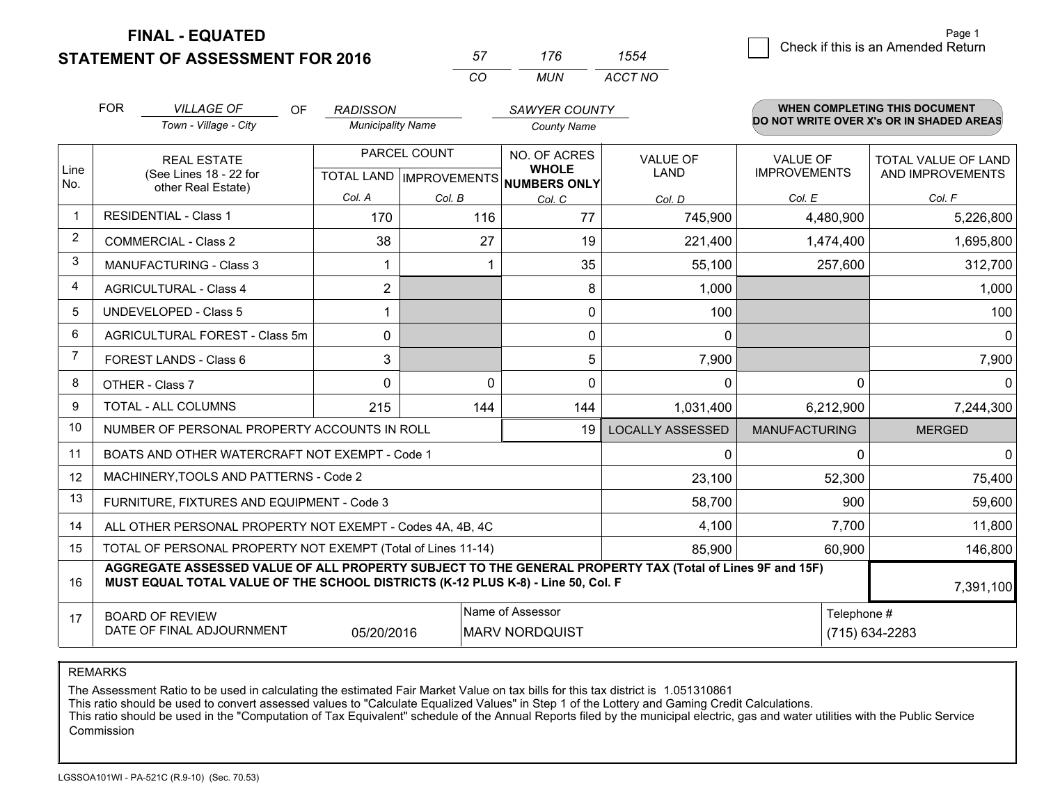# FINAL - EQUATED
## STATEMENT OF ASSESSMENT FOR 2016

| 57 | 176 | 1554 |
|---|---|---|
| CO | MUN | ACCT NO |

Page 1

☐ Check if this is an Amended Return

FOR *VILLAGE OF* (Town - Village - City) OF *RADISSON* (Municipality Name) *SAWYER COUNTY* (County Name)

**WHEN COMPLETING THIS DOCUMENT DO NOT WRITE OVER X's OR IN SHADED AREAS**

| Line No. | REAL ESTATE (See Lines 18 - 22 for other Real Estate) | PARCEL COUNT TOTAL LAND Col. A | PARCEL COUNT IMPROVEMENTS Col. B | NO. OF ACRES WHOLE NUMBERS ONLY Col. C | VALUE OF LAND Col. D | VALUE OF IMPROVEMENTS Col. E | TOTAL VALUE OF LAND AND IMPROVEMENTS Col. F |
|---|---|---|---|---|---|---|---|
| 1 | RESIDENTIAL - Class 1 | 170 | 116 | 77 | 745,900 | 4,480,900 | 5,226,800 |
| 2 | COMMERCIAL - Class 2 | 38 | 27 | 19 | 221,400 | 1,474,400 | 1,695,800 |
| 3 | MANUFACTURING - Class 3 | 1 | 1 | 35 | 55,100 | 257,600 | 312,700 |
| 4 | AGRICULTURAL - Class 4 | 2 | | 8 | 1,000 | | 1,000 |
| 5 | UNDEVELOPED - Class 5 | 1 | | 0 | 100 | | 100 |
| 6 | AGRICULTURAL FOREST - Class 5m | 0 | | 0 | 0 | | 0 |
| 7 | FOREST LANDS - Class 6 | 3 | | 5 | 7,900 | | 7,900 |
| 8 | OTHER - Class 7 | 0 | 0 | 0 | 0 | 0 | 0 |
| 9 | TOTAL - ALL COLUMNS | 215 | 144 | 144 | 1,031,400 | 6,212,900 | 7,244,300 |
| 10 | NUMBER OF PERSONAL PROPERTY ACCOUNTS IN ROLL | | | 19 | LOCALLY ASSESSED | MANUFACTURING | MERGED |
| 11 | BOATS AND OTHER WATERCRAFT NOT EXEMPT - Code 1 | | | | 0 | 0 | 0 |
| 12 | MACHINERY,TOOLS AND PATTERNS - Code 2 | | | | 23,100 | 52,300 | 75,400 |
| 13 | FURNITURE, FIXTURES AND EQUIPMENT - Code 3 | | | | 58,700 | 900 | 59,600 |
| 14 | ALL OTHER PERSONAL PROPERTY NOT EXEMPT - Codes 4A, 4B, 4C | | | | 4,100 | 7,700 | 11,800 |
| 15 | TOTAL OF PERSONAL PROPERTY NOT EXEMPT (Total of Lines 11-14) | | | | 85,900 | 60,900 | 146,800 |
| 16 | **AGGREGATE ASSESSED VALUE OF ALL PROPERTY SUBJECT TO THE GENERAL PROPERTY TAX (Total of Lines 9F and 15F) MUST EQUAL TOTAL VALUE OF THE SCHOOL DISTRICTS (K-12 PLUS K-8) - Line 50, Col. F** | | | | | | 7,391,100 |
| 17 | BOARD OF REVIEW DATE OF FINAL ADJOURNMENT | 05/20/2016 | | Name of Assessor: MARV NORDQUIST | | Telephone #: (715) 634-2283 | |

REMARKS

The Assessment Ratio to be used in calculating the estimated Fair Market Value on tax bills for this tax district is 1.051310861
This ratio should be used to convert assessed values to "Calculate Equalized Values" in Step 1 of the Lottery and Gaming Credit Calculations.
This ratio should be used in the "Computation of Tax Equivalent" schedule of the Annual Reports filed by the municipal electric, gas and water utilities with the Public Service Commission

LGSSOA101WI - PA-521C (R.9-10) (Sec. 70.53)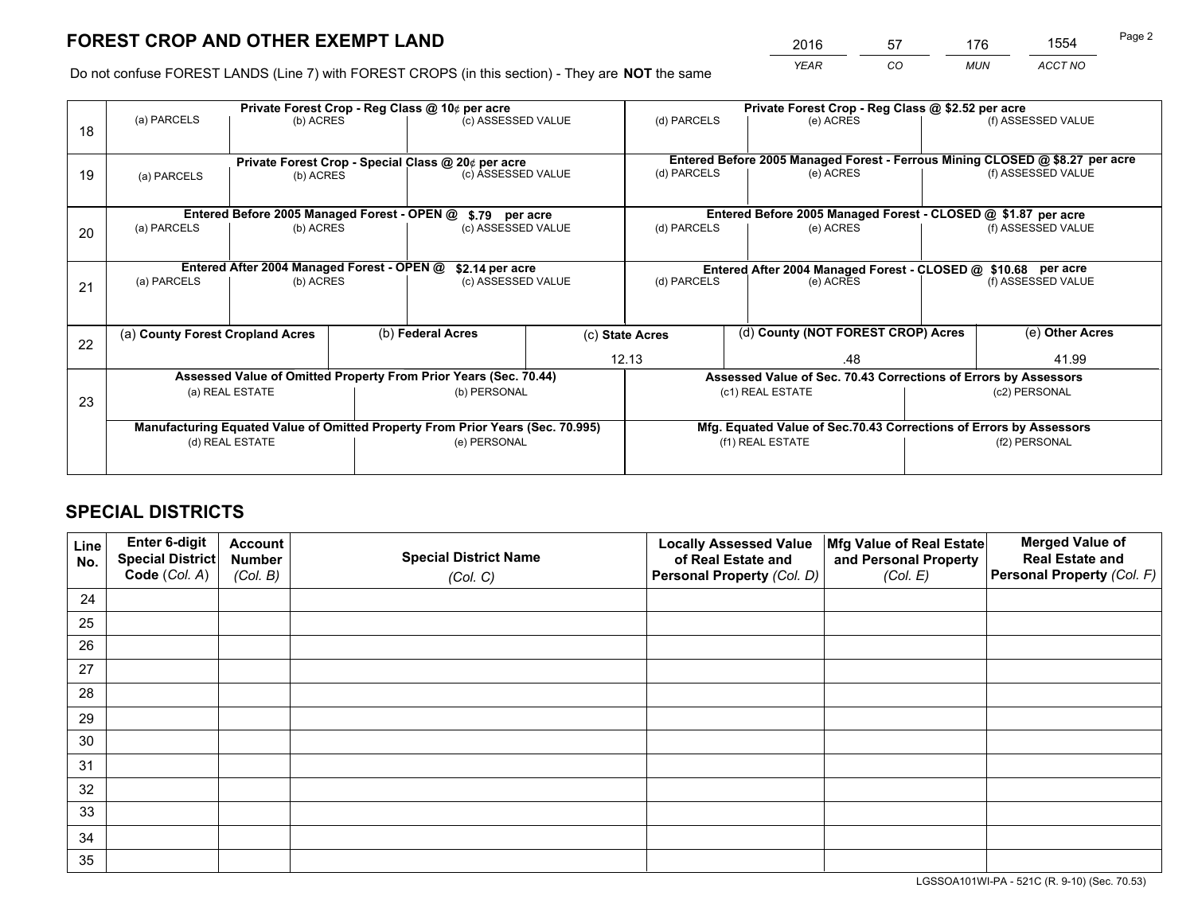# FOREST CROP AND OTHER EXEMPT LAND

| 2016 | 57 | 176 | 1554 |
|---|---|---|---|
| *YEAR* | *CO* | *MUN* | *ACCT NO* |

Do not confuse FOREST LANDS (Line 7) with FOREST CROPS (in this section) - They are **NOT** the same

| Line | Private Forest Crop - Reg Class @ 10¢ per acre | | | Private Forest Crop - Reg Class @ $2.52 per acre | | |
|---|---|---|---|---|---|---|
| 18 | (a) PARCELS | (b) ACRES | (c) ASSESSED VALUE | (d) PARCELS | (e) ACRES | (f) ASSESSED VALUE |
| | **Private Forest Crop - Special Class @ 20¢ per acre** | | | **Entered Before 2005 Managed Forest - Ferrous Mining CLOSED @ $8.27 per acre** | | |
| 19 | (a) PARCELS | (b) ACRES | (c) ASSESSED VALUE | (d) PARCELS | (e) ACRES | (f) ASSESSED VALUE |
| | **Entered Before 2005 Managed Forest - OPEN @ $.79 per acre** | | | **Entered Before 2005 Managed Forest - CLOSED @ $1.87 per acre** | | |
| 20 | (a) PARCELS | (b) ACRES | (c) ASSESSED VALUE | (d) PARCELS | (e) ACRES | (f) ASSESSED VALUE |
| | **Entered After 2004 Managed Forest - OPEN @ $2.14 per acre** | | | **Entered After 2004 Managed Forest - CLOSED @ $10.68 per acre** | | |
| 21 | (a) PARCELS | (b) ACRES | (c) ASSESSED VALUE | (d) PARCELS | (e) ACRES | (f) ASSESSED VALUE |

| Line | (a) County Forest Cropland Acres | (b) Federal Acres | (c) State Acres | (d) County (NOT FOREST CROP) Acres | (e) Other Acres |
|---|---|---|---|---|---|
| 22 | | | 12.13 | .48 | 41.99 |

| Line | Assessed Value of Omitted Property From Prior Years (Sec. 70.44) | | Assessed Value of Sec. 70.43 Corrections of Errors by Assessors | |
|---|---|---|---|---|
| 23 | (a) REAL ESTATE | (b) PERSONAL | (c1) REAL ESTATE | (c2) PERSONAL |
| | **Manufacturing Equated Value of Omitted Property From Prior Years (Sec. 70.995)** | | **Mfg. Equated Value of Sec.70.43 Corrections of Errors by Assessors** | |
| | (d) REAL ESTATE | (e) PERSONAL | (f1) REAL ESTATE | (f2) PERSONAL |

# SPECIAL DISTRICTS

| Line No. | Enter 6-digit Special District Code (*Col. A*) | Account Number (*Col. B*) | Special District Name (*Col. C*) | Locally Assessed Value of Real Estate and Personal Property (*Col. D*) | Mfg Value of Real Estate and Personal Property (*Col. E*) | Merged Value of Real Estate and Personal Property (*Col. F*) |
|---|---|---|---|---|---|---|
| 24 | | | | | | |
| 25 | | | | | | |
| 26 | | | | | | |
| 27 | | | | | | |
| 28 | | | | | | |
| 29 | | | | | | |
| 30 | | | | | | |
| 31 | | | | | | |
| 32 | | | | | | |
| 33 | | | | | | |
| 34 | | | | | | |
| 35 | | | | | | |

LGSSOA101WI-PA - 521C (R. 9-10) (Sec. 70.53)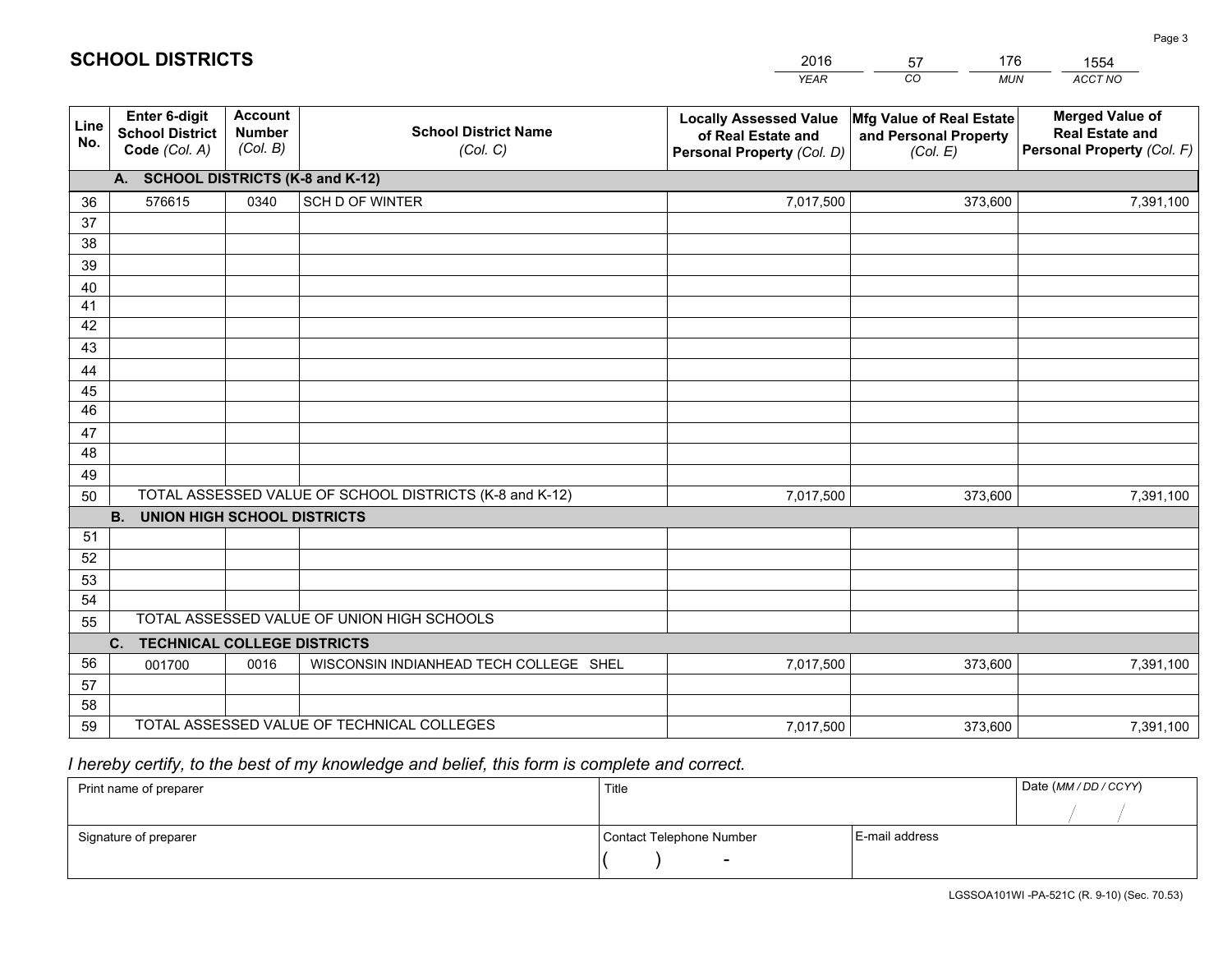# SCHOOL DISTRICTS

| 2016 | 57 | 176 | 1554 |
|---|---|---|---|
| *YEAR* | *CO* | *MUN* | *ACCT NO* |

| Line No. | Enter 6-digit School District Code *(Col. A)* | Account Number *(Col. B)* | School District Name *(Col. C)* | Locally Assessed Value of Real Estate and Personal Property *(Col. D)* | Mfg Value of Real Estate and Personal Property *(Col. E)* | Merged Value of Real Estate and Personal Property *(Col. F)* |
|---|---|---|---|---|---|---|
| **A. SCHOOL DISTRICTS (K-8 and K-12)** | | | | | | |
| 36 | 576615 | 0340 | SCH D OF WINTER | 7,017,500 | 373,600 | 7,391,100 |
| 37 | | | | | | |
| 38 | | | | | | |
| 39 | | | | | | |
| 40 | | | | | | |
| 41 | | | | | | |
| 42 | | | | | | |
| 43 | | | | | | |
| 44 | | | | | | |
| 45 | | | | | | |
| 46 | | | | | | |
| 47 | | | | | | |
| 48 | | | | | | |
| 49 | | | | | | |
| 50 | TOTAL ASSESSED VALUE OF SCHOOL DISTRICTS (K-8 and K-12) | | | 7,017,500 | 373,600 | 7,391,100 |
| **B. UNION HIGH SCHOOL DISTRICTS** | | | | | | |
| 51 | | | | | | |
| 52 | | | | | | |
| 53 | | | | | | |
| 54 | | | | | | |
| 55 | TOTAL ASSESSED VALUE OF UNION HIGH SCHOOLS | | | | | |
| **C. TECHNICAL COLLEGE DISTRICTS** | | | | | | |
| 56 | 001700 | 0016 | WISCONSIN INDIANHEAD TECH COLLEGE SHEL | 7,017,500 | 373,600 | 7,391,100 |
| 57 | | | | | | |
| 58 | | | | | | |
| 59 | TOTAL ASSESSED VALUE OF TECHNICAL COLLEGES | | | 7,017,500 | 373,600 | 7,391,100 |

*I hereby certify, to the best of my knowledge and belief, this form is complete and correct.*

| Print name of preparer | Title | | Date *(MM / DD / CCYY)* |
|---|---|---|---|
| | | | / / |
| Signature of preparer | Contact Telephone Number | E-mail address | |
| | ( ) - | | |

LGSSOA101WI -PA-521C (R. 9-10) (Sec. 70.53)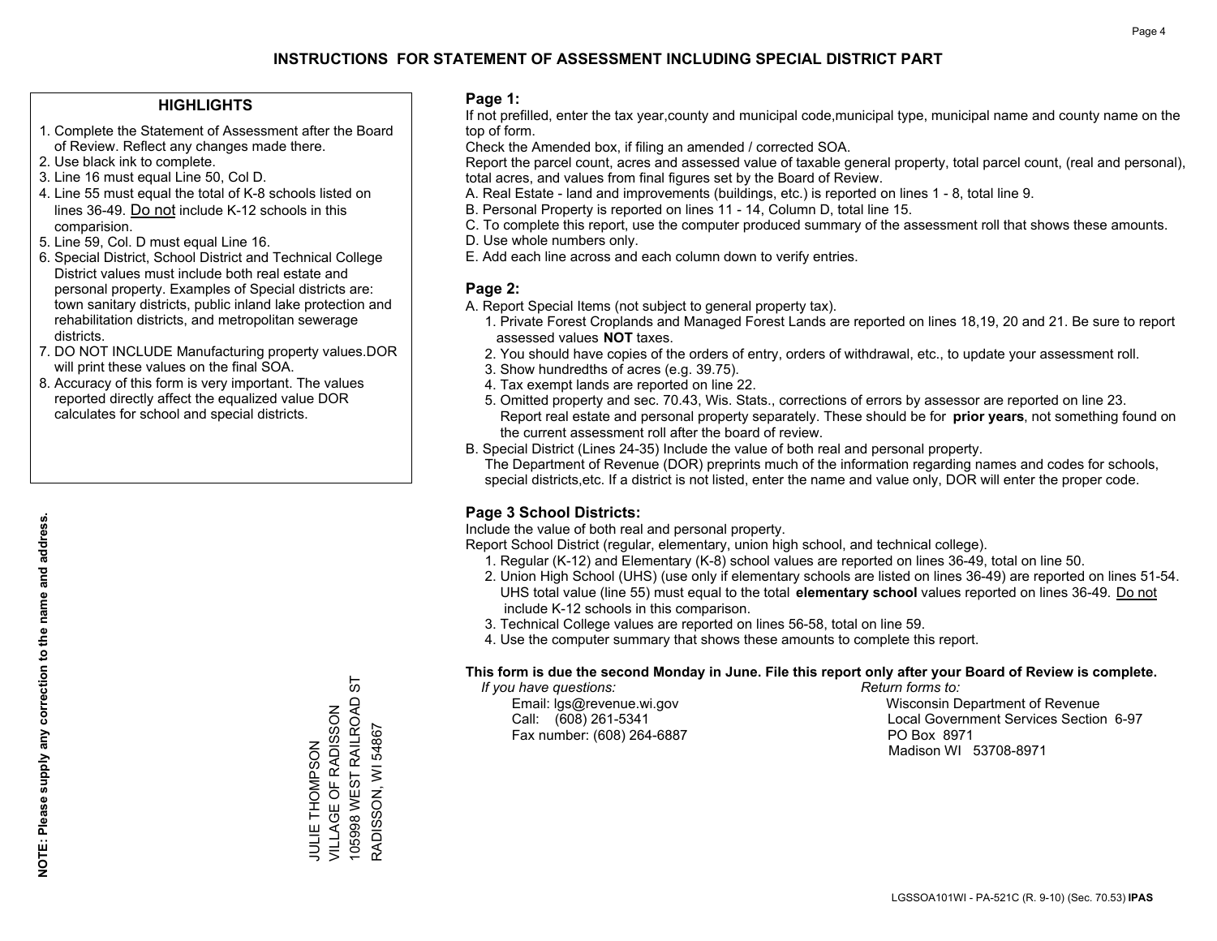# INSTRUCTIONS FOR STATEMENT OF ASSESSMENT INCLUDING SPECIAL DISTRICT PART

## HIGHLIGHTS

1. Complete the Statement of Assessment after the Board of Review. Reflect any changes made there.
2. Use black ink to complete.
3. Line 16 must equal Line 50, Col D.
4. Line 55 must equal the total of K-8 schools listed on lines 36-49. Do not include K-12 schools in this comparision.
5. Line 59, Col. D must equal Line 16.
6. Special District, School District and Technical College District values must include both real estate and personal property. Examples of Special districts are: town sanitary districts, public inland lake protection and rehabilitation districts, and metropolitan sewerage districts.
7. DO NOT INCLUDE Manufacturing property values.DOR will print these values on the final SOA.
8. Accuracy of this form is very important. The values reported directly affect the equalized value DOR calculates for school and special districts.

**NOTE: Please supply any correction to the name and address.**

JULIE THOMPSON
VILLAGE OF RADISSON
105998 WEST RAILROAD ST
RADISSON, WI 54867

## Page 1:

If not prefilled, enter the tax year,county and municipal code,municipal type, municipal name and county name on the top of form.

Check the Amended box, if filing an amended / corrected SOA.

Report the parcel count, acres and assessed value of taxable general property, total parcel count, (real and personal), total acres, and values from final figures set by the Board of Review.

A. Real Estate - land and improvements (buildings, etc.) is reported on lines 1 - 8, total line 9.
B. Personal Property is reported on lines 11 - 14, Column D, total line 15.
C. To complete this report, use the computer produced summary of the assessment roll that shows these amounts.
D. Use whole numbers only.
E. Add each line across and each column down to verify entries.

## Page 2:

A. Report Special Items (not subject to general property tax).
   1. Private Forest Croplands and Managed Forest Lands are reported on lines 18,19, 20 and 21. Be sure to report assessed values **NOT** taxes.
   2. You should have copies of the orders of entry, orders of withdrawal, etc., to update your assessment roll.
   3. Show hundredths of acres (e.g. 39.75).
   4. Tax exempt lands are reported on line 22.
   5. Omitted property and sec. 70.43, Wis. Stats., corrections of errors by assessor are reported on line 23. Report real estate and personal property separately. These should be for **prior years**, not something found on the current assessment roll after the board of review.
B. Special District (Lines 24-35) Include the value of both real and personal property.
   The Department of Revenue (DOR) preprints much of the information regarding names and codes for schools, special districts,etc. If a district is not listed, enter the name and value only, DOR will enter the proper code.

## Page 3 School Districts:

Include the value of both real and personal property.

Report School District (regular, elementary, union high school, and technical college).

1. Regular (K-12) and Elementary (K-8) school values are reported on lines 36-49, total on line 50.
2. Union High School (UHS) (use only if elementary schools are listed on lines 36-49) are reported on lines 51-54. UHS total value (line 55) must equal to the total **elementary school** values reported on lines 36-49. Do not include K-12 schools in this comparison.
3. Technical College values are reported on lines 56-58, total on line 59.
4. Use the computer summary that shows these amounts to complete this report.

**This form is due the second Monday in June. File this report only after your Board of Review is complete.**

*If you have questions:*
Email: lgs@revenue.wi.gov
Call: (608) 261-5341
Fax number: (608) 264-6887

*Return forms to:*
Wisconsin Department of Revenue
Local Government Services Section 6-97
PO Box 8971
Madison WI 53708-8971

LGSSOA101WI - PA-521C (R. 9-10) (Sec. 70.53) **IPAS**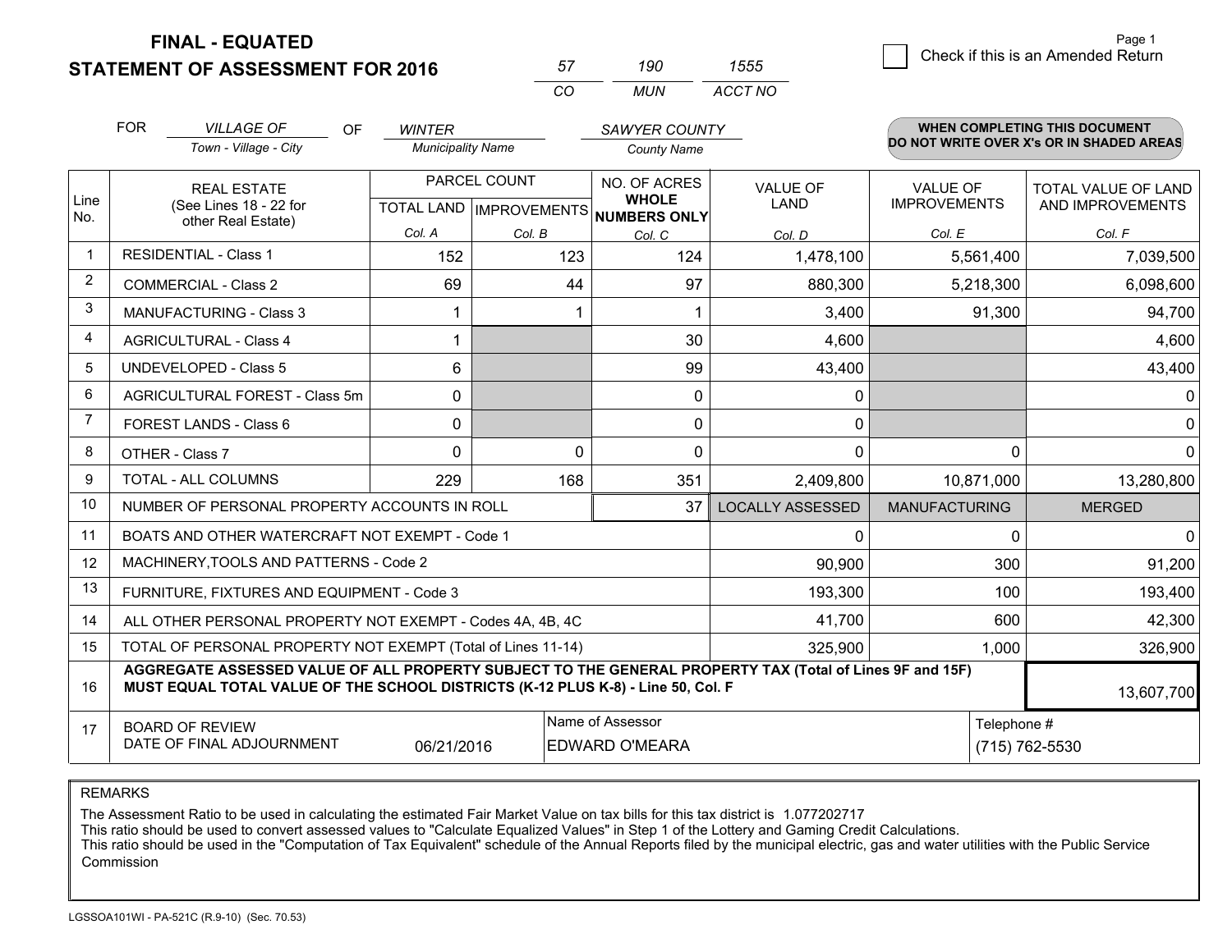**FINAL - EQUATED**
**STATEMENT OF ASSESSMENT FOR 2016**

| 57 | 190 | 1555 |
|---|---|---|
| CO | MUN | ACCT NO |

☐ Check if this is an Amended Return

Page 1

FOR *VILLAGE OF* (Town - Village - City) OF *WINTER* (Municipality Name) *SAWYER COUNTY* (County Name)

**WHEN COMPLETING THIS DOCUMENT DO NOT WRITE OVER X's OR IN SHADED AREAS**

| Line No. | REAL ESTATE (See Lines 18 - 22 for other Real Estate) | PARCEL COUNT TOTAL LAND Col. A | PARCEL COUNT IMPROVEMENTS Col. B | NO. OF ACRES WHOLE NUMBERS ONLY Col. C | VALUE OF LAND Col. D | VALUE OF IMPROVEMENTS Col. E | TOTAL VALUE OF LAND AND IMPROVEMENTS Col. F |
|---|---|---|---|---|---|---|---|
| 1 | RESIDENTIAL - Class 1 | 152 | 123 | 124 | 1,478,100 | 5,561,400 | 7,039,500 |
| 2 | COMMERCIAL - Class 2 | 69 | 44 | 97 | 880,300 | 5,218,300 | 6,098,600 |
| 3 | MANUFACTURING - Class 3 | 1 | 1 | 1 | 3,400 | 91,300 | 94,700 |
| 4 | AGRICULTURAL - Class 4 | 1 | | 30 | 4,600 | | 4,600 |
| 5 | UNDEVELOPED - Class 5 | 6 | | 99 | 43,400 | | 43,400 |
| 6 | AGRICULTURAL FOREST - Class 5m | 0 | | 0 | 0 | | 0 |
| 7 | FOREST LANDS - Class 6 | 0 | | 0 | 0 | | 0 |
| 8 | OTHER - Class 7 | 0 | 0 | 0 | 0 | 0 | 0 |
| 9 | TOTAL - ALL COLUMNS | 229 | 168 | 351 | 2,409,800 | 10,871,000 | 13,280,800 |
| 10 | NUMBER OF PERSONAL PROPERTY ACCOUNTS IN ROLL | | | 37 | LOCALLY ASSESSED | MANUFACTURING | MERGED |
| 11 | BOATS AND OTHER WATERCRAFT NOT EXEMPT - Code 1 | | | | 0 | 0 | 0 |
| 12 | MACHINERY,TOOLS AND PATTERNS - Code 2 | | | | 90,900 | 300 | 91,200 |
| 13 | FURNITURE, FIXTURES AND EQUIPMENT - Code 3 | | | | 193,300 | 100 | 193,400 |
| 14 | ALL OTHER PERSONAL PROPERTY NOT EXEMPT - Codes 4A, 4B, 4C | | | | 41,700 | 600 | 42,300 |
| 15 | TOTAL OF PERSONAL PROPERTY NOT EXEMPT (Total of Lines 11-14) | | | | 325,900 | 1,000 | 326,900 |
| 16 | **AGGREGATE ASSESSED VALUE OF ALL PROPERTY SUBJECT TO THE GENERAL PROPERTY TAX (Total of Lines 9F and 15F) MUST EQUAL TOTAL VALUE OF THE SCHOOL DISTRICTS (K-12 PLUS K-8) - Line 50, Col. F** | | | | | | 13,607,700 |
| 17 | BOARD OF REVIEW DATE OF FINAL ADJOURNMENT | 06/21/2016 | Name of Assessor: EDWARD O'MEARA | | | Telephone #: (715) 762-5530 | |

REMARKS

The Assessment Ratio to be used in calculating the estimated Fair Market Value on tax bills for this tax district is 1.077202717
This ratio should be used to convert assessed values to "Calculate Equalized Values" in Step 1 of the Lottery and Gaming Credit Calculations.
This ratio should be used in the "Computation of Tax Equivalent" schedule of the Annual Reports filed by the municipal electric, gas and water utilities with the Public Service Commission

LGSSOA101WI - PA-521C (R.9-10) (Sec. 70.53)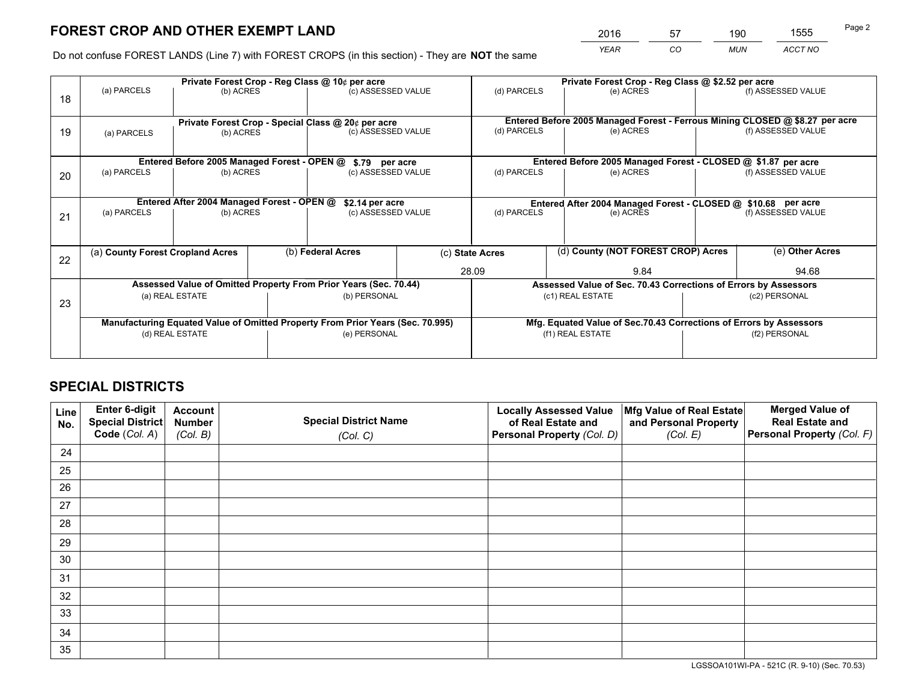# FOREST CROP AND OTHER EXEMPT LAND

| 2016 | 57 | 190 | 1555 |
|---|---|---|---|
| *YEAR* | *CO* | *MUN* | *ACCT NO* |

Do not confuse FOREST LANDS (Line 7) with FOREST CROPS (in this section) - They are **NOT** the same

| Line | Private Forest Crop - Reg Class @ 10¢ per acre | | | Private Forest Crop - Reg Class @ $2.52 per acre | | |
|---|---|---|---|---|---|---|
| 18 | (a) PARCELS | (b) ACRES | (c) ASSESSED VALUE | (d) PARCELS | (e) ACRES | (f) ASSESSED VALUE |
| | **Private Forest Crop - Special Class @ 20¢ per acre** | | | **Entered Before 2005 Managed Forest - Ferrous Mining CLOSED @ $8.27 per acre** | | |
| 19 | (a) PARCELS | (b) ACRES | (c) ASSESSED VALUE | (d) PARCELS | (e) ACRES | (f) ASSESSED VALUE |
| | **Entered Before 2005 Managed Forest - OPEN @ $.79 per acre** | | | **Entered Before 2005 Managed Forest - CLOSED @ $1.87 per acre** | | |
| 20 | (a) PARCELS | (b) ACRES | (c) ASSESSED VALUE | (d) PARCELS | (e) ACRES | (f) ASSESSED VALUE |
| | **Entered After 2004 Managed Forest - OPEN @ $2.14 per acre** | | | **Entered After 2004 Managed Forest - CLOSED @ $10.68 per acre** | | |
| 21 | (a) PARCELS | (b) ACRES | (c) ASSESSED VALUE | (d) PARCELS | (e) ACRES | (f) ASSESSED VALUE |

| Line | (a) County Forest Cropland Acres | (b) Federal Acres | (c) State Acres | (d) County (NOT FOREST CROP) Acres | (e) Other Acres |
|---|---|---|---|---|---|
| 22 | | | 28.09 | 9.84 | 94.68 |

| Line | Assessed Value of Omitted Property From Prior Years (Sec. 70.44) | | Assessed Value of Sec. 70.43 Corrections of Errors by Assessors | |
|---|---|---|---|---|
| 23 | (a) REAL ESTATE | (b) PERSONAL | (c1) REAL ESTATE | (c2) PERSONAL |
| | **Manufacturing Equated Value of Omitted Property From Prior Years (Sec. 70.995)** | | **Mfg. Equated Value of Sec.70.43 Corrections of Errors by Assessors** | |
| | (d) REAL ESTATE | (e) PERSONAL | (f1) REAL ESTATE | (f2) PERSONAL |

# SPECIAL DISTRICTS

| Line No. | Enter 6-digit Special District Code (Col. A) | Account Number (Col. B) | Special District Name (Col. C) | Locally Assessed Value of Real Estate and Personal Property (Col. D) | Mfg Value of Real Estate and Personal Property (Col. E) | Merged Value of Real Estate and Personal Property (Col. F) |
|---|---|---|---|---|---|---|
| 24 | | | | | | |
| 25 | | | | | | |
| 26 | | | | | | |
| 27 | | | | | | |
| 28 | | | | | | |
| 29 | | | | | | |
| 30 | | | | | | |
| 31 | | | | | | |
| 32 | | | | | | |
| 33 | | | | | | |
| 34 | | | | | | |
| 35 | | | | | | |

LGSSOA101WI-PA - 521C (R. 9-10) (Sec. 70.53)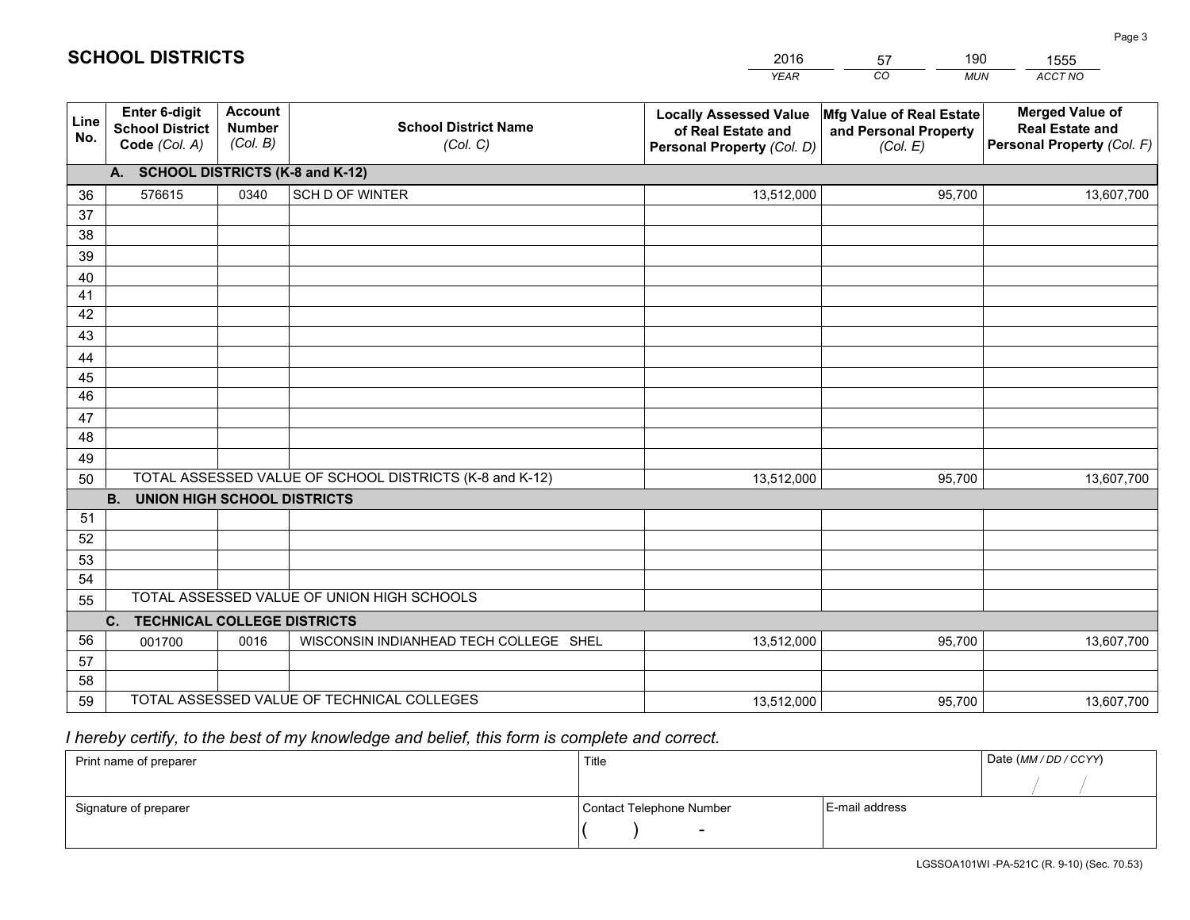## SCHOOL DISTRICTS

| 2016 | 57 | 190 | 1555 |
|---|---|---|---|
| *YEAR* | *CO* | *MUN* | *ACCT NO* |

| Line No. | Enter 6-digit School District Code *(Col. A)* | Account Number *(Col. B)* | School District Name *(Col. C)* | Locally Assessed Value of Real Estate and Personal Property *(Col. D)* | Mfg Value of Real Estate and Personal Property *(Col. E)* | Merged Value of Real Estate and Personal Property *(Col. F)* |
|---|---|---|---|---|---|---|
| | **A. SCHOOL DISTRICTS (K-8 and K-12)** | | | | | |
| 36 | 576615 | 0340 | SCH D OF WINTER | 13,512,000 | 95,700 | 13,607,700 |
| 37 | | | | | | |
| 38 | | | | | | |
| 39 | | | | | | |
| 40 | | | | | | |
| 41 | | | | | | |
| 42 | | | | | | |
| 43 | | | | | | |
| 44 | | | | | | |
| 45 | | | | | | |
| 46 | | | | | | |
| 47 | | | | | | |
| 48 | | | | | | |
| 49 | | | | | | |
| 50 | TOTAL ASSESSED VALUE OF SCHOOL DISTRICTS (K-8 and K-12) | | | 13,512,000 | 95,700 | 13,607,700 |
| | **B. UNION HIGH SCHOOL DISTRICTS** | | | | | |
| 51 | | | | | | |
| 52 | | | | | | |
| 53 | | | | | | |
| 54 | | | | | | |
| 55 | TOTAL ASSESSED VALUE OF UNION HIGH SCHOOLS | | | | | |
| | **C. TECHNICAL COLLEGE DISTRICTS** | | | | | |
| 56 | 001700 | 0016 | WISCONSIN INDIANHEAD TECH COLLEGE SHEL | 13,512,000 | 95,700 | 13,607,700 |
| 57 | | | | | | |
| 58 | | | | | | |
| 59 | TOTAL ASSESSED VALUE OF TECHNICAL COLLEGES | | | 13,512,000 | 95,700 | 13,607,700 |

*I hereby certify, to the best of my knowledge and belief, this form is complete and correct.*

| Print name of preparer | Title | | Date *(MM / DD / CCYY)* |
|---|---|---|---|
| | | | / / |
| Signature of preparer | Contact Telephone Number | E-mail address | |
| | ( ) - | | |

LGSSOA101WI -PA-521C (R. 9-10) (Sec. 70.53)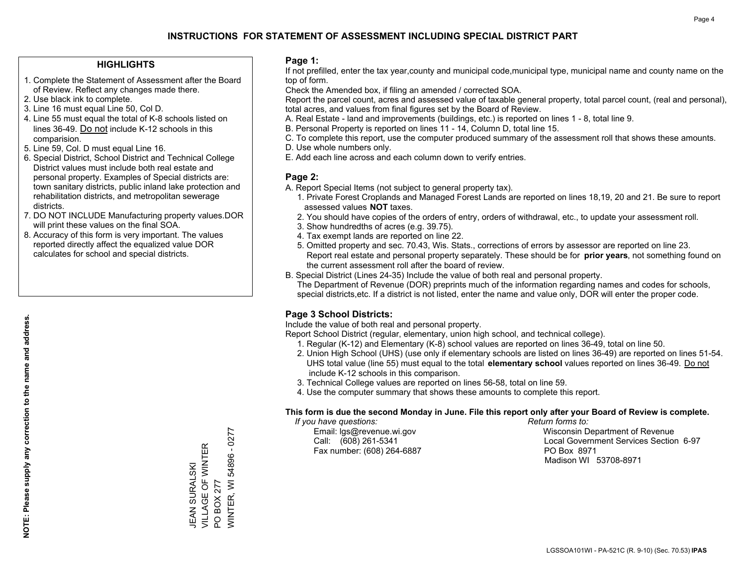# INSTRUCTIONS FOR STATEMENT OF ASSESSMENT INCLUDING SPECIAL DISTRICT PART

## HIGHLIGHTS

1. Complete the Statement of Assessment after the Board of Review. Reflect any changes made there.
2. Use black ink to complete.
3. Line 16 must equal Line 50, Col D.
4. Line 55 must equal the total of K-8 schools listed on lines 36-49. Do not include K-12 schools in this comparision.
5. Line 59, Col. D must equal Line 16.
6. Special District, School District and Technical College District values must include both real estate and personal property. Examples of Special districts are: town sanitary districts, public inland lake protection and rehabilitation districts, and metropolitan sewerage districts.
7. DO NOT INCLUDE Manufacturing property values.DOR will print these values on the final SOA.
8. Accuracy of this form is very important. The values reported directly affect the equalized value DOR calculates for school and special districts.

**NOTE: Please supply any correction to the name and address.**

JEAN SURALSKI
VILLAGE OF WINTER
PO BOX 277
WINTER, WI 54896 - 0277

## Page 1:

If not prefilled, enter the tax year,county and municipal code,municipal type, municipal name and county name on the top of form.

Check the Amended box, if filing an amended / corrected SOA.

Report the parcel count, acres and assessed value of taxable general property, total parcel count, (real and personal), total acres, and values from final figures set by the Board of Review.

A. Real Estate - land and improvements (buildings, etc.) is reported on lines 1 - 8, total line 9.
B. Personal Property is reported on lines 11 - 14, Column D, total line 15.
C. To complete this report, use the computer produced summary of the assessment roll that shows these amounts.
D. Use whole numbers only.
E. Add each line across and each column down to verify entries.

## Page 2:

A. Report Special Items (not subject to general property tax).
1. Private Forest Croplands and Managed Forest Lands are reported on lines 18,19, 20 and 21. Be sure to report assessed values **NOT** taxes.
2. You should have copies of the orders of entry, orders of withdrawal, etc., to update your assessment roll.
3. Show hundredths of acres (e.g. 39.75).
4. Tax exempt lands are reported on line 22.
5. Omitted property and sec. 70.43, Wis. Stats., corrections of errors by assessor are reported on line 23. Report real estate and personal property separately. These should be for **prior years**, not something found on the current assessment roll after the board of review.

B. Special District (Lines 24-35) Include the value of both real and personal property.
The Department of Revenue (DOR) preprints much of the information regarding names and codes for schools, special districts,etc. If a district is not listed, enter the name and value only, DOR will enter the proper code.

## Page 3 School Districts:

Include the value of both real and personal property.

Report School District (regular, elementary, union high school, and technical college).

1. Regular (K-12) and Elementary (K-8) school values are reported on lines 36-49, total on line 50.
2. Union High School (UHS) (use only if elementary schools are listed on lines 36-49) are reported on lines 51-54. UHS total value (line 55) must equal to the total **elementary school** values reported on lines 36-49. Do not include K-12 schools in this comparison.
3. Technical College values are reported on lines 56-58, total on line 59.
4. Use the computer summary that shows these amounts to complete this report.

**This form is due the second Monday in June. File this report only after your Board of Review is complete.**

*If you have questions:*
Email: lgs@revenue.wi.gov
Call: (608) 261-5341
Fax number: (608) 264-6887

*Return forms to:*
Wisconsin Department of Revenue
Local Government Services Section 6-97
PO Box 8971
Madison WI 53708-8971

LGSSOA101WI - PA-521C (R. 9-10) (Sec. 70.53) **IPAS**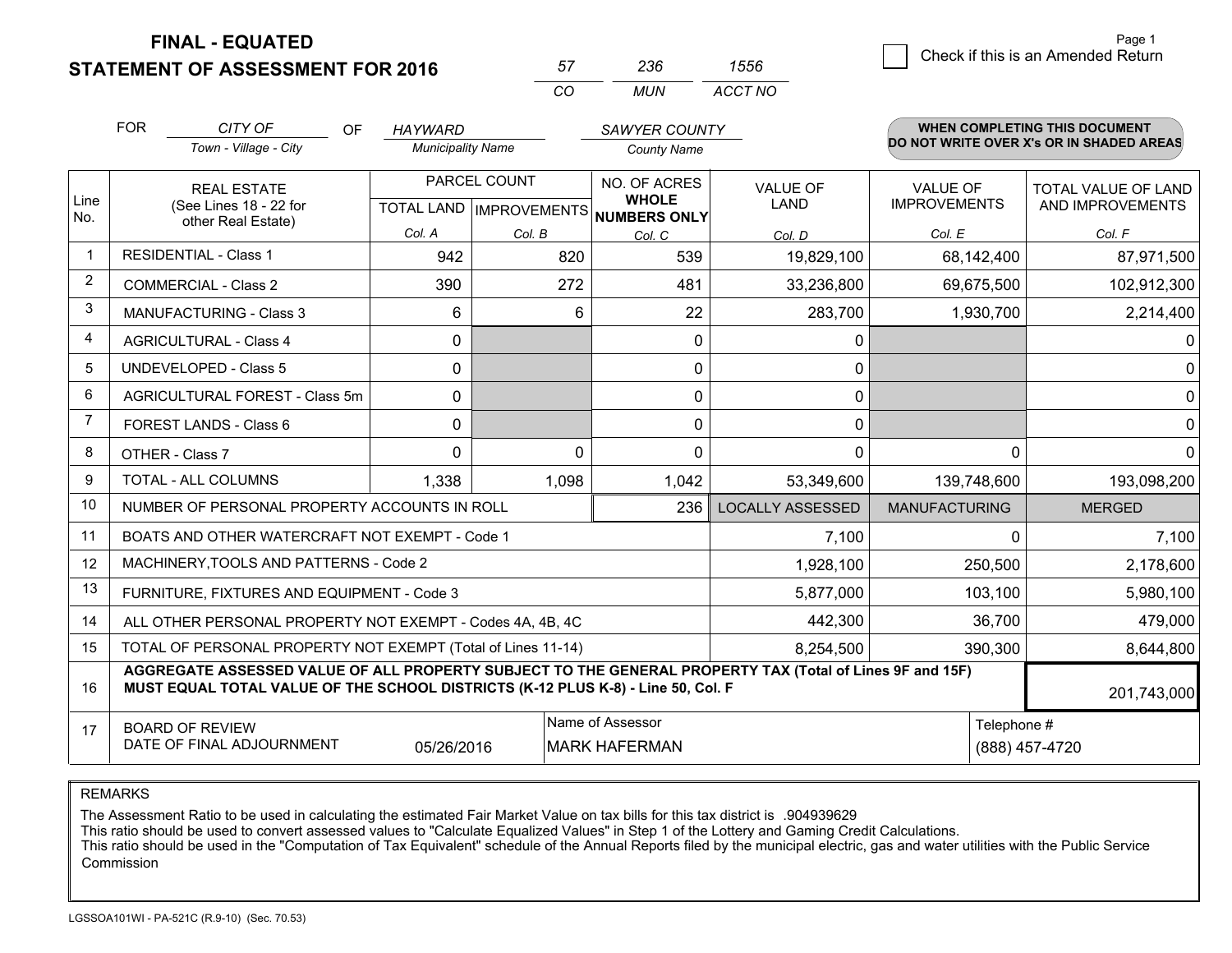**FINAL - EQUATED**
**STATEMENT OF ASSESSMENT FOR 2016**

| 57 | 236 | 1556 |
|---|---|---|
| CO | MUN | ACCT NO |

☐ Check if this is an Amended Return

Page 1

FOR *CITY OF* (Town - Village - City) OF *HAYWARD* (Municipality Name) *SAWYER COUNTY* (County Name)

**WHEN COMPLETING THIS DOCUMENT DO NOT WRITE OVER X's OR IN SHADED AREAS**

| Line No. | REAL ESTATE (See Lines 18 - 22 for other Real Estate) | PARCEL COUNT TOTAL LAND Col. A | PARCEL COUNT IMPROVEMENTS Col. B | NO. OF ACRES WHOLE NUMBERS ONLY Col. C | VALUE OF LAND Col. D | VALUE OF IMPROVEMENTS Col. E | TOTAL VALUE OF LAND AND IMPROVEMENTS Col. F |
|---|---|---|---|---|---|---|---|
| 1 | RESIDENTIAL - Class 1 | 942 | 820 | 539 | 19,829,100 | 68,142,400 | 87,971,500 |
| 2 | COMMERCIAL - Class 2 | 390 | 272 | 481 | 33,236,800 | 69,675,500 | 102,912,300 |
| 3 | MANUFACTURING - Class 3 | 6 | 6 | 22 | 283,700 | 1,930,700 | 2,214,400 |
| 4 | AGRICULTURAL - Class 4 | 0 | | 0 | 0 | | 0 |
| 5 | UNDEVELOPED - Class 5 | 0 | | 0 | 0 | | 0 |
| 6 | AGRICULTURAL FOREST - Class 5m | 0 | | 0 | 0 | | 0 |
| 7 | FOREST LANDS - Class 6 | 0 | | 0 | 0 | | 0 |
| 8 | OTHER - Class 7 | 0 | 0 | 0 | 0 | 0 | 0 |
| 9 | TOTAL - ALL COLUMNS | 1,338 | 1,098 | 1,042 | 53,349,600 | 139,748,600 | 193,098,200 |
| 10 | NUMBER OF PERSONAL PROPERTY ACCOUNTS IN ROLL | | | 236 | LOCALLY ASSESSED | MANUFACTURING | MERGED |
| 11 | BOATS AND OTHER WATERCRAFT NOT EXEMPT - Code 1 | | | | 7,100 | 0 | 7,100 |
| 12 | MACHINERY,TOOLS AND PATTERNS - Code 2 | | | | 1,928,100 | 250,500 | 2,178,600 |
| 13 | FURNITURE, FIXTURES AND EQUIPMENT - Code 3 | | | | 5,877,000 | 103,100 | 5,980,100 |
| 14 | ALL OTHER PERSONAL PROPERTY NOT EXEMPT - Codes 4A, 4B, 4C | | | | 442,300 | 36,700 | 479,000 |
| 15 | TOTAL OF PERSONAL PROPERTY NOT EXEMPT (Total of Lines 11-14) | | | | 8,254,500 | 390,300 | 8,644,800 |
| 16 | **AGGREGATE ASSESSED VALUE OF ALL PROPERTY SUBJECT TO THE GENERAL PROPERTY TAX (Total of Lines 9F and 15F) MUST EQUAL TOTAL VALUE OF THE SCHOOL DISTRICTS (K-12 PLUS K-8) - Line 50, Col. F** | | | | | | 201,743,000 |
| 17 | BOARD OF REVIEW DATE OF FINAL ADJOURNMENT | 05/26/2016 | Name of Assessor: MARK HAFERMAN | | | Telephone #: (888) 457-4720 | |

REMARKS

The Assessment Ratio to be used in calculating the estimated Fair Market Value on tax bills for this tax district is .904939629
This ratio should be used to convert assessed values to "Calculate Equalized Values" in Step 1 of the Lottery and Gaming Credit Calculations.
This ratio should be used in the "Computation of Tax Equivalent" schedule of the Annual Reports filed by the municipal electric, gas and water utilities with the Public Service Commission

LGSSOA101WI - PA-521C (R.9-10) (Sec. 70.53)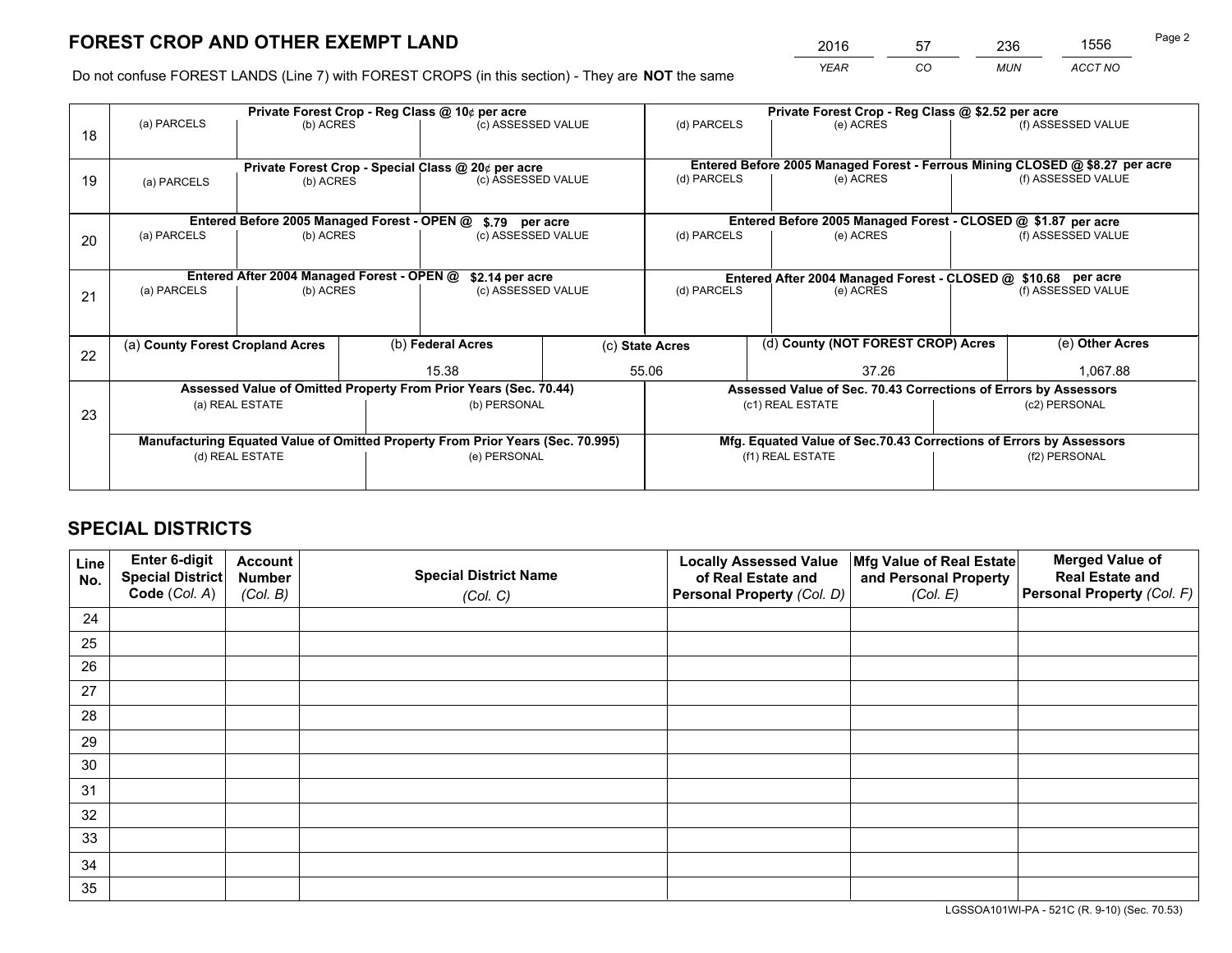## FOREST CROP AND OTHER EXEMPT LAND

| 2016 | 57 | 236 | 1556 |
|---|---|---|---|
| *YEAR* | *CO* | *MUN* | *ACCT NO* |

Do not confuse FOREST LANDS (Line 7) with FOREST CROPS (in this section) - They are **NOT** the same

| Line | Private Forest Crop - Reg Class @ 10¢ per acre | | | Private Forest Crop - Reg Class @ $2.52 per acre | | |
|---|---|---|---|---|---|---|
| 18 | (a) PARCELS | (b) ACRES | (c) ASSESSED VALUE | (d) PARCELS | (e) ACRES | (f) ASSESSED VALUE |
| | **Private Forest Crop - Special Class @ 20¢ per acre** | | | **Entered Before 2005 Managed Forest - Ferrous Mining CLOSED @ $8.27 per acre** | | |
| 19 | (a) PARCELS | (b) ACRES | (c) ASSESSED VALUE | (d) PARCELS | (e) ACRES | (f) ASSESSED VALUE |
| | **Entered Before 2005 Managed Forest - OPEN @ $.79 per acre** | | | **Entered Before 2005 Managed Forest - CLOSED @ $1.87 per acre** | | |
| 20 | (a) PARCELS | (b) ACRES | (c) ASSESSED VALUE | (d) PARCELS | (e) ACRES | (f) ASSESSED VALUE |
| | **Entered After 2004 Managed Forest - OPEN @ $2.14 per acre** | | | **Entered After 2004 Managed Forest - CLOSED @ $10.68 per acre** | | |
| 21 | (a) PARCELS | (b) ACRES | (c) ASSESSED VALUE | (d) PARCELS | (e) ACRES | (f) ASSESSED VALUE |

| Line | (a) County Forest Cropland Acres | (b) Federal Acres | (c) State Acres | (d) County (NOT FOREST CROP) Acres | (e) Other Acres |
|---|---|---|---|---|---|
| 22 | | 15.38 | 55.06 | 37.26 | 1,067.88 |

| Line | Assessed Value of Omitted Property From Prior Years (Sec. 70.44) | | Assessed Value of Sec. 70.43 Corrections of Errors by Assessors | |
|---|---|---|---|---|
| 23 | (a) REAL ESTATE | (b) PERSONAL | (c1) REAL ESTATE | (c2) PERSONAL |
| | **Manufacturing Equated Value of Omitted Property From Prior Years (Sec. 70.995)** | | **Mfg. Equated Value of Sec.70.43 Corrections of Errors by Assessors** | |
| | (d) REAL ESTATE | (e) PERSONAL | (f1) REAL ESTATE | (f2) PERSONAL |

## SPECIAL DISTRICTS

| Line No. | Enter 6-digit Special District Code (*Col. A*) | Account Number (*Col. B*) | Special District Name (*Col. C*) | Locally Assessed Value of Real Estate and Personal Property (*Col. D*) | Mfg Value of Real Estate and Personal Property (*Col. E*) | Merged Value of Real Estate and Personal Property (*Col. F*) |
|---|---|---|---|---|---|---|
| 24 | | | | | | |
| 25 | | | | | | |
| 26 | | | | | | |
| 27 | | | | | | |
| 28 | | | | | | |
| 29 | | | | | | |
| 30 | | | | | | |
| 31 | | | | | | |
| 32 | | | | | | |
| 33 | | | | | | |
| 34 | | | | | | |
| 35 | | | | | | |

LGSSOA101WI-PA - 521C (R. 9-10) (Sec. 70.53)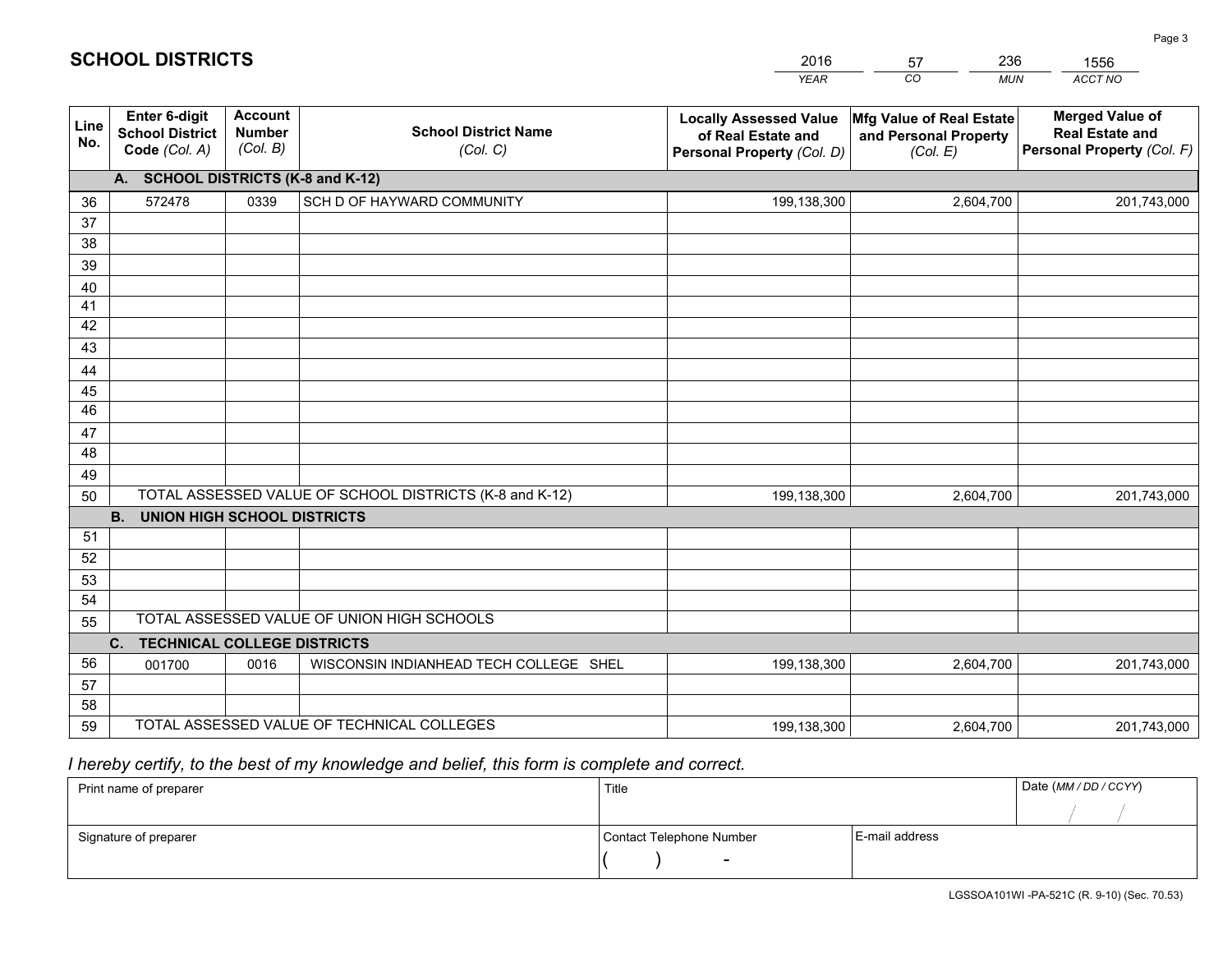## SCHOOL DISTRICTS

| 2016 | 57 | 236 | 1556 |
|---|---|---|---|
| *YEAR* | *CO* | *MUN* | *ACCT NO* |

| Line No. | Enter 6-digit School District Code *(Col. A)* | Account Number *(Col. B)* | School District Name *(Col. C)* | Locally Assessed Value of Real Estate and Personal Property *(Col. D)* | Mfg Value of Real Estate and Personal Property *(Col. E)* | Merged Value of Real Estate and Personal Property *(Col. F)* |
|---|---|---|---|---|---|---|
| | **A. SCHOOL DISTRICTS (K-8 and K-12)** | | | | | |
| 36 | 572478 | 0339 | SCH D OF HAYWARD COMMUNITY | 199,138,300 | 2,604,700 | 201,743,000 |
| 37 | | | | | | |
| 38 | | | | | | |
| 39 | | | | | | |
| 40 | | | | | | |
| 41 | | | | | | |
| 42 | | | | | | |
| 43 | | | | | | |
| 44 | | | | | | |
| 45 | | | | | | |
| 46 | | | | | | |
| 47 | | | | | | |
| 48 | | | | | | |
| 49 | | | | | | |
| 50 | TOTAL ASSESSED VALUE OF SCHOOL DISTRICTS (K-8 and K-12) | | | 199,138,300 | 2,604,700 | 201,743,000 |
| | **B. UNION HIGH SCHOOL DISTRICTS** | | | | | |
| 51 | | | | | | |
| 52 | | | | | | |
| 53 | | | | | | |
| 54 | | | | | | |
| 55 | TOTAL ASSESSED VALUE OF UNION HIGH SCHOOLS | | | | | |
| | **C. TECHNICAL COLLEGE DISTRICTS** | | | | | |
| 56 | 001700 | 0016 | WISCONSIN INDIANHEAD TECH COLLEGE SHEL | 199,138,300 | 2,604,700 | 201,743,000 |
| 57 | | | | | | |
| 58 | | | | | | |
| 59 | TOTAL ASSESSED VALUE OF TECHNICAL COLLEGES | | | 199,138,300 | 2,604,700 | 201,743,000 |

*I hereby certify, to the best of my knowledge and belief, this form is complete and correct.*

| Print name of preparer | Title | | Date *(MM / DD / CCYY)* |
|---|---|---|---|
| | | | / / |
| Signature of preparer | Contact Telephone Number | E-mail address | |
| | ( ) - | | |

LGSSOA101WI -PA-521C (R. 9-10) (Sec. 70.53)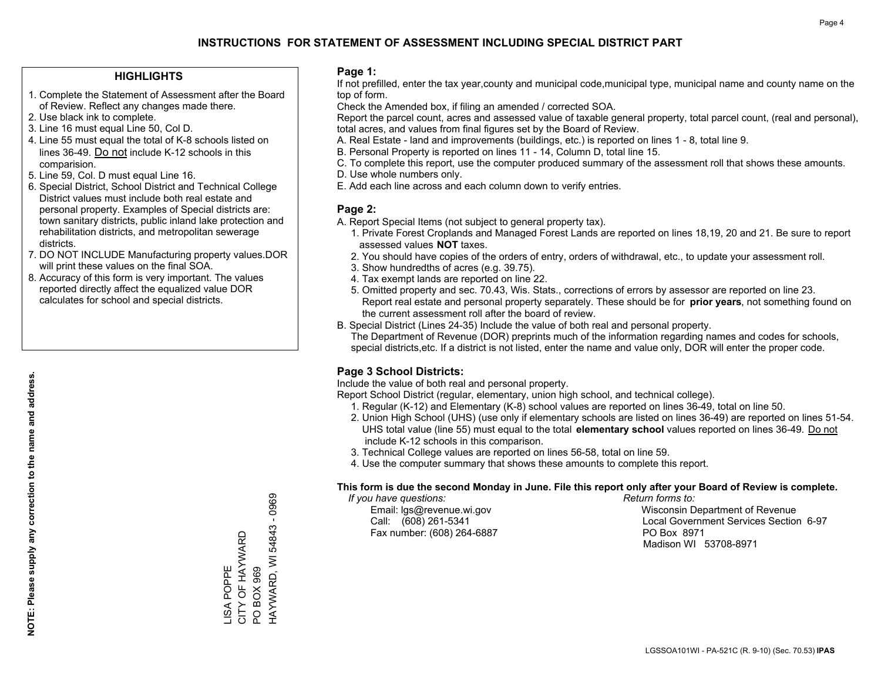# INSTRUCTIONS FOR STATEMENT OF ASSESSMENT INCLUDING SPECIAL DISTRICT PART

## HIGHLIGHTS

1. Complete the Statement of Assessment after the Board of Review. Reflect any changes made there.
2. Use black ink to complete.
3. Line 16 must equal Line 50, Col D.
4. Line 55 must equal the total of K-8 schools listed on lines 36-49. Do not include K-12 schools in this comparision.
5. Line 59, Col. D must equal Line 16.
6. Special District, School District and Technical College District values must include both real estate and personal property. Examples of Special districts are: town sanitary districts, public inland lake protection and rehabilitation districts, and metropolitan sewerage districts.
7. DO NOT INCLUDE Manufacturing property values.DOR will print these values on the final SOA.
8. Accuracy of this form is very important. The values reported directly affect the equalized value DOR calculates for school and special districts.

**NOTE: Please supply any correction to the name and address.**

LISA POPPE
CITY OF HAYWARD
PO BOX 969
HAYWARD, WI 54843 - 0969

## Page 1:

If not prefilled, enter the tax year,county and municipal code,municipal type, municipal name and county name on the top of form.

Check the Amended box, if filing an amended / corrected SOA.

Report the parcel count, acres and assessed value of taxable general property, total parcel count, (real and personal), total acres, and values from final figures set by the Board of Review.

A. Real Estate - land and improvements (buildings, etc.) is reported on lines 1 - 8, total line 9.
B. Personal Property is reported on lines 11 - 14, Column D, total line 15.
C. To complete this report, use the computer produced summary of the assessment roll that shows these amounts.
D. Use whole numbers only.
E. Add each line across and each column down to verify entries.

## Page 2:

A. Report Special Items (not subject to general property tax).
   1. Private Forest Croplands and Managed Forest Lands are reported on lines 18,19, 20 and 21. Be sure to report assessed values **NOT** taxes.
   2. You should have copies of the orders of entry, orders of withdrawal, etc., to update your assessment roll.
   3. Show hundredths of acres (e.g. 39.75).
   4. Tax exempt lands are reported on line 22.
   5. Omitted property and sec. 70.43, Wis. Stats., corrections of errors by assessor are reported on line 23. Report real estate and personal property separately. These should be for **prior years**, not something found on the current assessment roll after the board of review.
B. Special District (Lines 24-35) Include the value of both real and personal property.
   The Department of Revenue (DOR) preprints much of the information regarding names and codes for schools, special districts,etc. If a district is not listed, enter the name and value only, DOR will enter the proper code.

## Page 3 School Districts:

Include the value of both real and personal property.

Report School District (regular, elementary, union high school, and technical college).

1. Regular (K-12) and Elementary (K-8) school values are reported on lines 36-49, total on line 50.
2. Union High School (UHS) (use only if elementary schools are listed on lines 36-49) are reported on lines 51-54. UHS total value (line 55) must equal to the total **elementary school** values reported on lines 36-49. Do not include K-12 schools in this comparison.
3. Technical College values are reported on lines 56-58, total on line 59.
4. Use the computer summary that shows these amounts to complete this report.

**This form is due the second Monday in June. File this report only after your Board of Review is complete.**

*If you have questions:*
Email: lgs@revenue.wi.gov
Call: (608) 261-5341
Fax number: (608) 264-6887

*Return forms to:*
Wisconsin Department of Revenue
Local Government Services Section 6-97
PO Box 8971
Madison WI 53708-8971

LGSSOA101WI - PA-521C (R. 9-10) (Sec. 70.53) **IPAS**